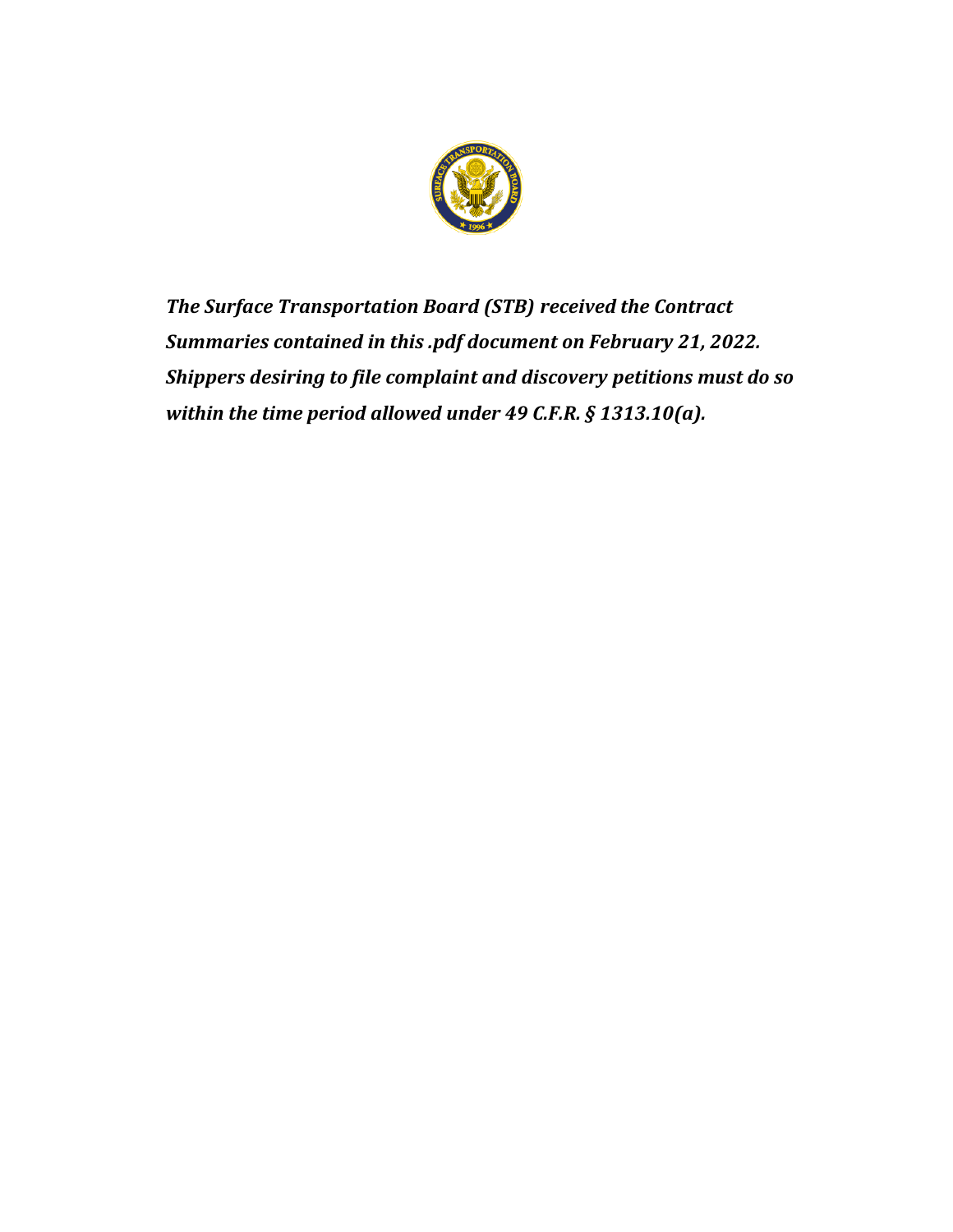***The Surface Transportation Board (STB) received the Contract Summaries contained in this .pdf document on February 21, 2022. Shippers desiring to file complaint and discovery petitions must do so within the time period allowed under 49 C.F.R. § 1313.10(a).***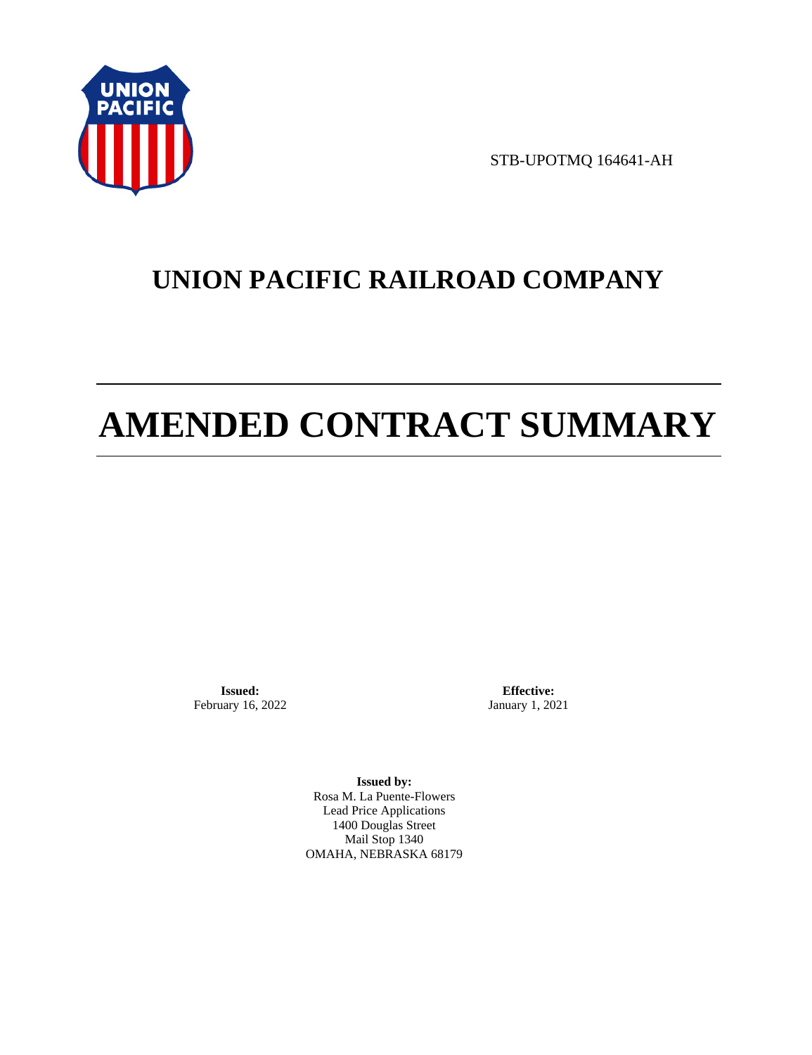STB-UPOTMQ 164641-AH

# UNION PACIFIC RAILROAD COMPANY

# AMENDED CONTRACT SUMMARY

**Issued:**
February 16, 2022

**Effective:**
January 1, 2021

**Issued by:**
Rosa M. La Puente-Flowers
Lead Price Applications
1400 Douglas Street
Mail Stop 1340
OMAHA, NEBRASKA 68179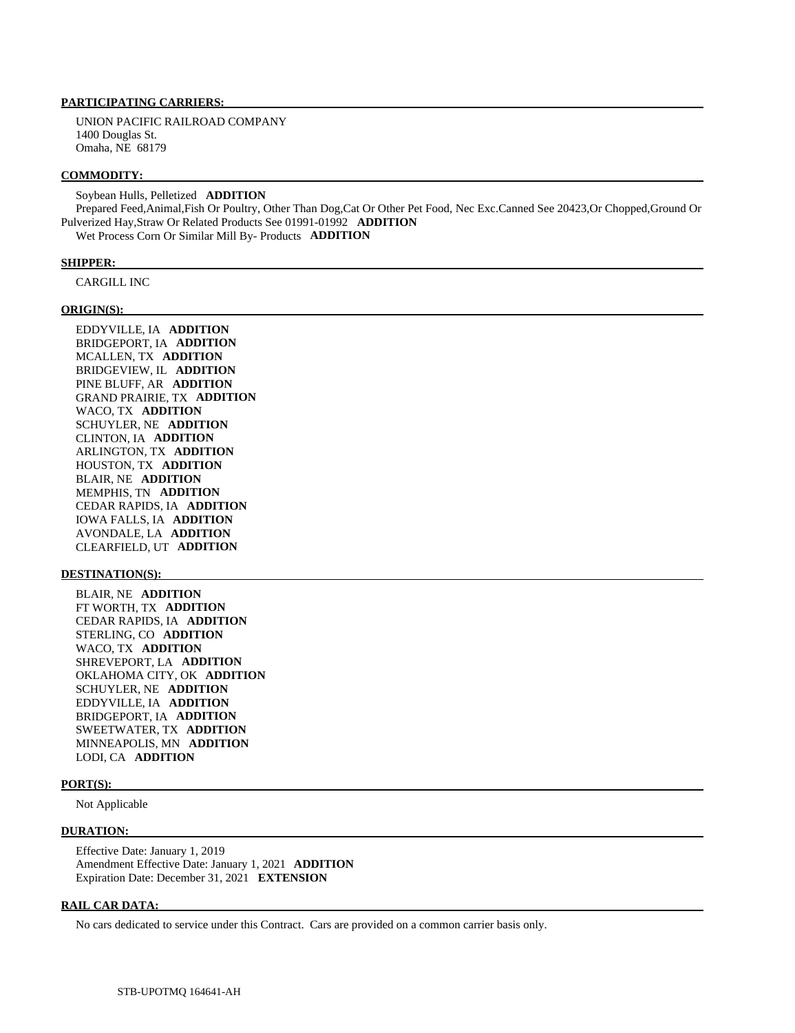**PARTICIPATING CARRIERS:**

UNION PACIFIC RAILROAD COMPANY
1400 Douglas St.
Omaha, NE 68179

**COMMODITY:**

Soybean Hulls, Pelletized **ADDITION**
Prepared Feed,Animal,Fish Or Poultry, Other Than Dog,Cat Or Other Pet Food, Nec Exc.Canned See 20423,Or Chopped,Ground Or Pulverized Hay,Straw Or Related Products See 01991-01992 **ADDITION**
Wet Process Corn Or Similar Mill By- Products **ADDITION**

**SHIPPER:**

CARGILL INC

**ORIGIN(S):**

EDDYVILLE, IA **ADDITION**
BRIDGEPORT, IA **ADDITION**
MCALLEN, TX **ADDITION**
BRIDGEVIEW, IL **ADDITION**
PINE BLUFF, AR **ADDITION**
GRAND PRAIRIE, TX **ADDITION**
WACO, TX **ADDITION**
SCHUYLER, NE **ADDITION**
CLINTON, IA **ADDITION**
ARLINGTON, TX **ADDITION**
HOUSTON, TX **ADDITION**
BLAIR, NE **ADDITION**
MEMPHIS, TN **ADDITION**
CEDAR RAPIDS, IA **ADDITION**
IOWA FALLS, IA **ADDITION**
AVONDALE, LA **ADDITION**
CLEARFIELD, UT **ADDITION**

**DESTINATION(S):**

BLAIR, NE **ADDITION**
FT WORTH, TX **ADDITION**
CEDAR RAPIDS, IA **ADDITION**
STERLING, CO **ADDITION**
WACO, TX **ADDITION**
SHREVEPORT, LA **ADDITION**
OKLAHOMA CITY, OK **ADDITION**
SCHUYLER, NE **ADDITION**
EDDYVILLE, IA **ADDITION**
BRIDGEPORT, IA **ADDITION**
SWEETWATER, TX **ADDITION**
MINNEAPOLIS, MN **ADDITION**
LODI, CA **ADDITION**

**PORT(S):**

Not Applicable

**DURATION:**

Effective Date: January 1, 2019
Amendment Effective Date: January 1, 2021 **ADDITION**
Expiration Date: December 31, 2021 **EXTENSION**

**RAIL CAR DATA:**

No cars dedicated to service under this Contract. Cars are provided on a common carrier basis only.

STB-UPOTMQ 164641-AH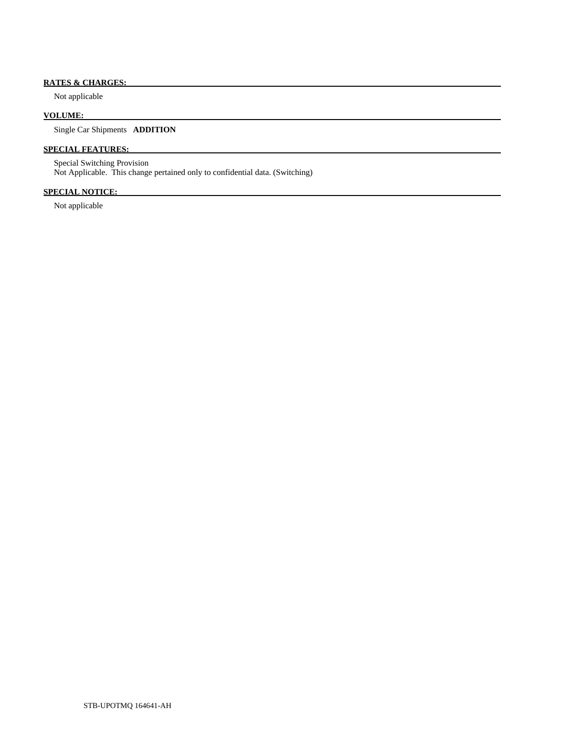**RATES & CHARGES:**

Not applicable

**VOLUME:**

Single Car Shipments **ADDITION**

**SPECIAL FEATURES:**

Special Switching Provision
Not Applicable. This change pertained only to confidential data. (Switching)

**SPECIAL NOTICE:**

Not applicable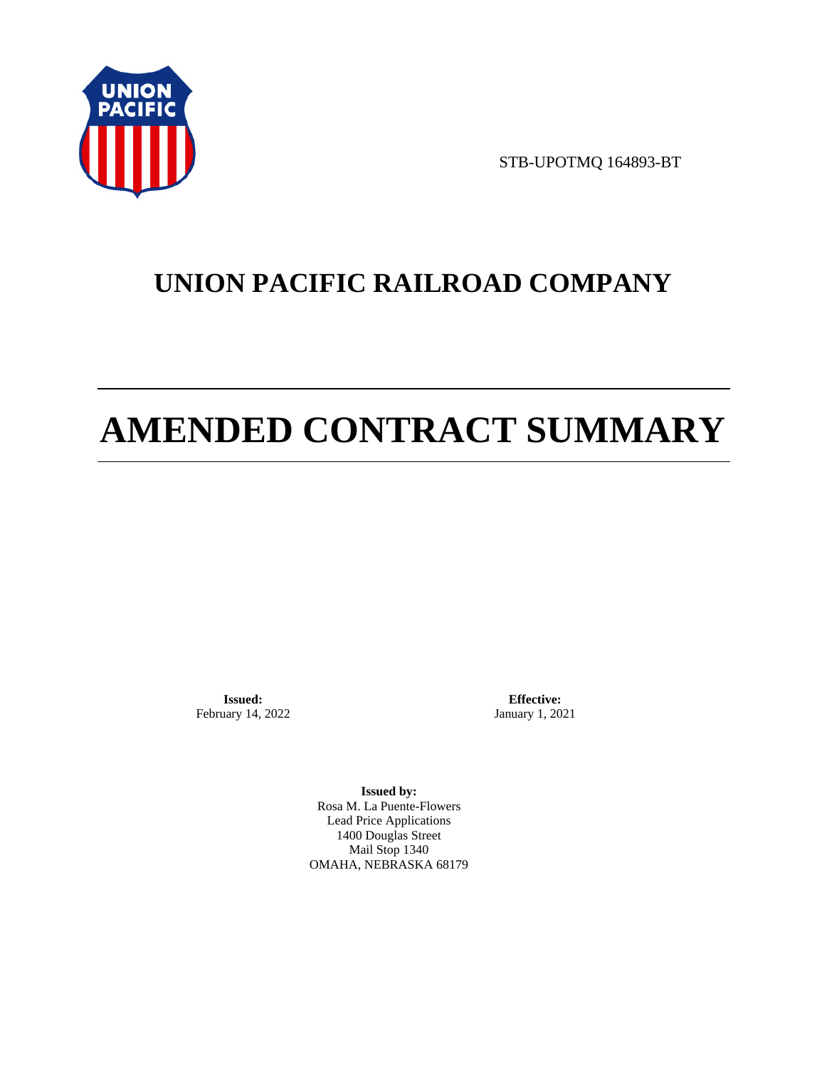STB-UPOTMQ 164893-BT

# UNION PACIFIC RAILROAD COMPANY

# AMENDED CONTRACT SUMMARY

**Issued:**
February 14, 2022

**Effective:**
January 1, 2021

**Issued by:**
Rosa M. La Puente-Flowers
Lead Price Applications
1400 Douglas Street
Mail Stop 1340
OMAHA, NEBRASKA 68179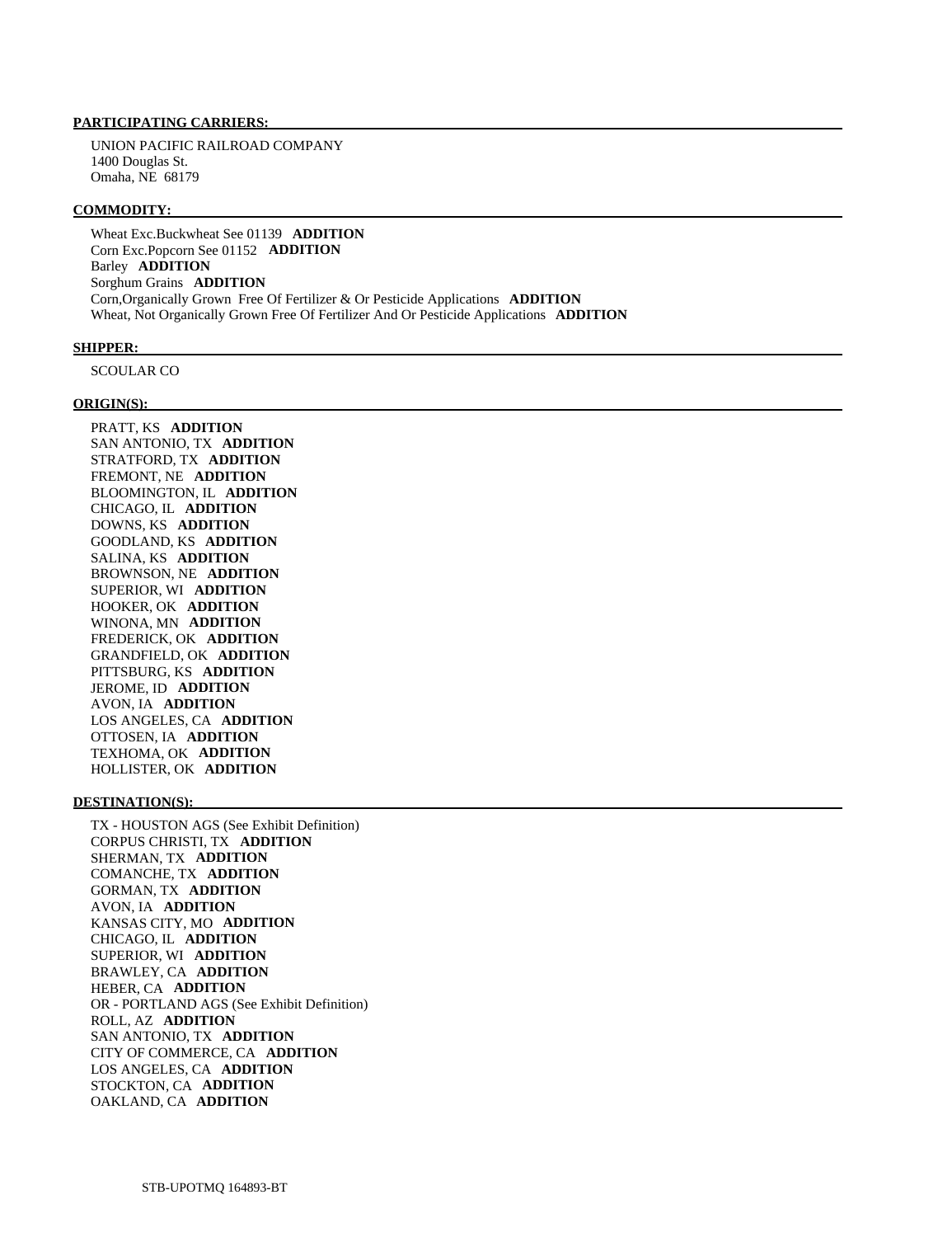**PARTICIPATING CARRIERS:**

UNION PACIFIC RAILROAD COMPANY
1400 Douglas St.
Omaha, NE 68179

**COMMODITY:**

Wheat Exc.Buckwheat See 01139 **ADDITION**
Corn Exc.Popcorn See 01152 **ADDITION**
Barley **ADDITION**
Sorghum Grains **ADDITION**
Corn,Organically Grown Free Of Fertilizer & Or Pesticide Applications **ADDITION**
Wheat, Not Organically Grown Free Of Fertilizer And Or Pesticide Applications **ADDITION**

**SHIPPER:**

SCOULAR CO

**ORIGIN(S):**

PRATT, KS **ADDITION**
SAN ANTONIO, TX **ADDITION**
STRATFORD, TX **ADDITION**
FREMONT, NE **ADDITION**
BLOOMINGTON, IL **ADDITION**
CHICAGO, IL **ADDITION**
DOWNS, KS **ADDITION**
GOODLAND, KS **ADDITION**
SALINA, KS **ADDITION**
BROWNSON, NE **ADDITION**
SUPERIOR, WI **ADDITION**
HOOKER, OK **ADDITION**
WINONA, MN **ADDITION**
FREDERICK, OK **ADDITION**
GRANDFIELD, OK **ADDITION**
PITTSBURG, KS **ADDITION**
JEROME, ID **ADDITION**
AVON, IA **ADDITION**
LOS ANGELES, CA **ADDITION**
OTTOSEN, IA **ADDITION**
TEXHOMA, OK **ADDITION**
HOLLISTER, OK **ADDITION**

**DESTINATION(S):**

TX - HOUSTON AGS (See Exhibit Definition)
CORPUS CHRISTI, TX **ADDITION**
SHERMAN, TX **ADDITION**
COMANCHE, TX **ADDITION**
GORMAN, TX **ADDITION**
AVON, IA **ADDITION**
KANSAS CITY, MO **ADDITION**
CHICAGO, IL **ADDITION**
SUPERIOR, WI **ADDITION**
BRAWLEY, CA **ADDITION**
HEBER, CA **ADDITION**
OR - PORTLAND AGS (See Exhibit Definition)
ROLL, AZ **ADDITION**
SAN ANTONIO, TX **ADDITION**
CITY OF COMMERCE, CA **ADDITION**
LOS ANGELES, CA **ADDITION**
STOCKTON, CA **ADDITION**
OAKLAND, CA **ADDITION**

STB-UPOTMQ 164893-BT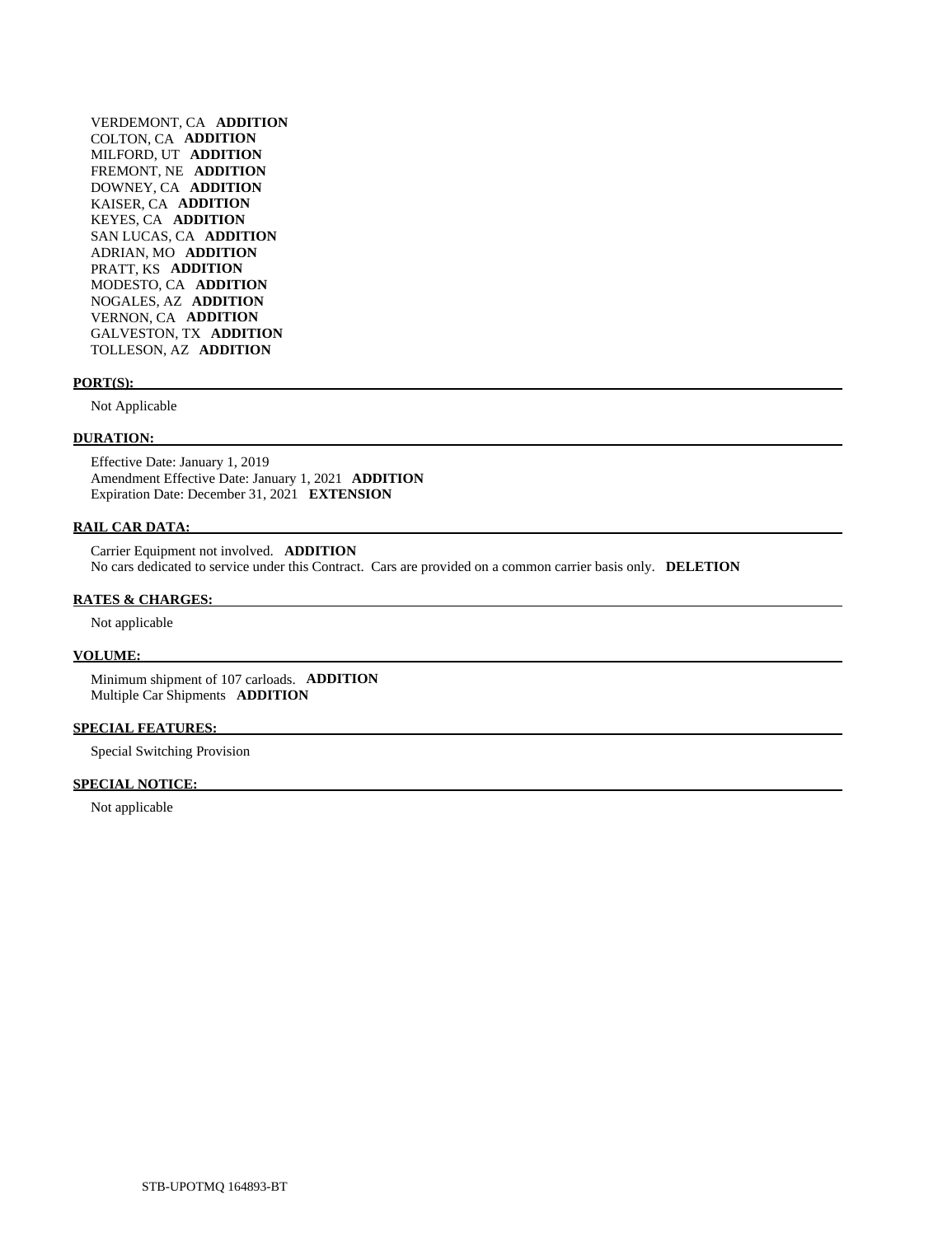VERDEMONT, CA **ADDITION**
COLTON, CA **ADDITION**
MILFORD, UT **ADDITION**
FREMONT, NE **ADDITION**
DOWNEY, CA **ADDITION**
KAISER, CA **ADDITION**
KEYES, CA **ADDITION**
SAN LUCAS, CA **ADDITION**
ADRIAN, MO **ADDITION**
PRATT, KS **ADDITION**
MODESTO, CA **ADDITION**
NOGALES, AZ **ADDITION**
VERNON, CA **ADDITION**
GALVESTON, TX **ADDITION**
TOLLESON, AZ **ADDITION**

**PORT(S):**

Not Applicable

**DURATION:**

Effective Date: January 1, 2019
Amendment Effective Date: January 1, 2021 **ADDITION**
Expiration Date: December 31, 2021 **EXTENSION**

**RAIL CAR DATA:**

Carrier Equipment not involved. **ADDITION**
No cars dedicated to service under this Contract. Cars are provided on a common carrier basis only. **DELETION**

**RATES & CHARGES:**

Not applicable

**VOLUME:**

Minimum shipment of 107 carloads. **ADDITION**
Multiple Car Shipments **ADDITION**

**SPECIAL FEATURES:**

Special Switching Provision

**SPECIAL NOTICE:**

Not applicable

STB-UPOTMQ 164893-BT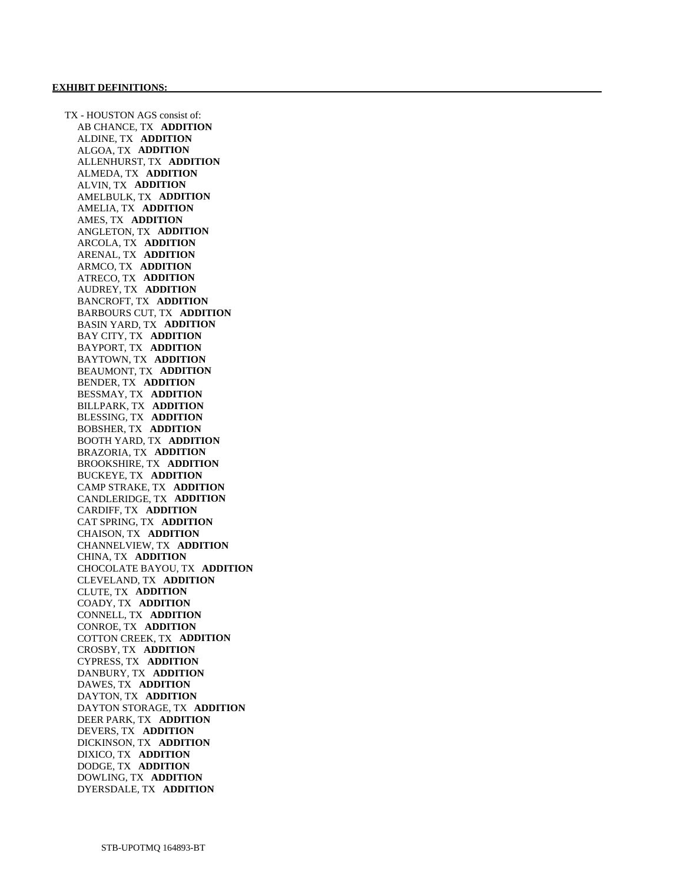**EXHIBIT DEFINITIONS:**

TX - HOUSTON AGS consist of:

AB CHANCE, TX **ADDITION**
ALDINE, TX **ADDITION**
ALGOA, TX **ADDITION**
ALLENHURST, TX **ADDITION**
ALMEDA, TX **ADDITION**
ALVIN, TX **ADDITION**
AMELBULK, TX **ADDITION**
AMELIA, TX **ADDITION**
AMES, TX **ADDITION**
ANGLETON, TX **ADDITION**
ARCOLA, TX **ADDITION**
ARENAL, TX **ADDITION**
ARMCO, TX **ADDITION**
ATRECO, TX **ADDITION**
AUDREY, TX **ADDITION**
BANCROFT, TX **ADDITION**
BARBOURS CUT, TX **ADDITION**
BASIN YARD, TX **ADDITION**
BAY CITY, TX **ADDITION**
BAYPORT, TX **ADDITION**
BAYTOWN, TX **ADDITION**
BEAUMONT, TX **ADDITION**
BENDER, TX **ADDITION**
BESSMAY, TX **ADDITION**
BILLPARK, TX **ADDITION**
BLESSING, TX **ADDITION**
BOBSHER, TX **ADDITION**
BOOTH YARD, TX **ADDITION**
BRAZORIA, TX **ADDITION**
BROOKSHIRE, TX **ADDITION**
BUCKEYE, TX **ADDITION**
CAMP STRAKE, TX **ADDITION**
CANDLERIDGE, TX **ADDITION**
CARDIFF, TX **ADDITION**
CAT SPRING, TX **ADDITION**
CHAISON, TX **ADDITION**
CHANNELVIEW, TX **ADDITION**
CHINA, TX **ADDITION**
CHOCOLATE BAYOU, TX **ADDITION**
CLEVELAND, TX **ADDITION**
CLUTE, TX **ADDITION**
COADY, TX **ADDITION**
CONNELL, TX **ADDITION**
CONROE, TX **ADDITION**
COTTON CREEK, TX **ADDITION**
CROSBY, TX **ADDITION**
CYPRESS, TX **ADDITION**
DANBURY, TX **ADDITION**
DAWES, TX **ADDITION**
DAYTON, TX **ADDITION**
DAYTON STORAGE, TX **ADDITION**
DEER PARK, TX **ADDITION**
DEVERS, TX **ADDITION**
DICKINSON, TX **ADDITION**
DIXICO, TX **ADDITION**
DODGE, TX **ADDITION**
DOWLING, TX **ADDITION**
DYERSDALE, TX **ADDITION**

STB-UPOTMQ 164893-BT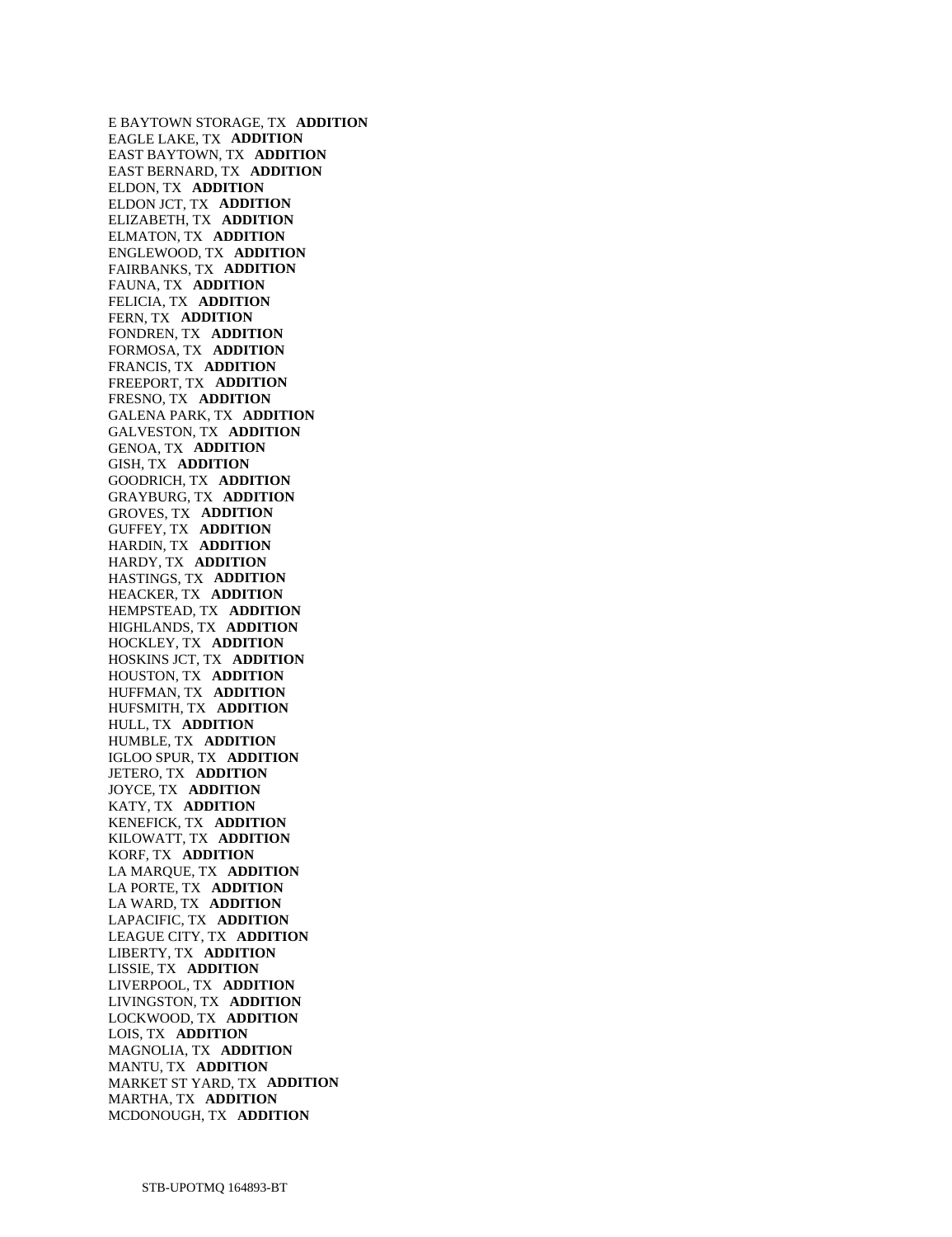E BAYTOWN STORAGE, TX **ADDITION**
EAGLE LAKE, TX **ADDITION**
EAST BAYTOWN, TX **ADDITION**
EAST BERNARD, TX **ADDITION**
ELDON, TX **ADDITION**
ELDON JCT, TX **ADDITION**
ELIZABETH, TX **ADDITION**
ELMATON, TX **ADDITION**
ENGLEWOOD, TX **ADDITION**
FAIRBANKS, TX **ADDITION**
FAUNA, TX **ADDITION**
FELICIA, TX **ADDITION**
FERN, TX **ADDITION**
FONDREN, TX **ADDITION**
FORMOSA, TX **ADDITION**
FRANCIS, TX **ADDITION**
FREEPORT, TX **ADDITION**
FRESNO, TX **ADDITION**
GALENA PARK, TX **ADDITION**
GALVESTON, TX **ADDITION**
GENOA, TX **ADDITION**
GISH, TX **ADDITION**
GOODRICH, TX **ADDITION**
GRAYBURG, TX **ADDITION**
GROVES, TX **ADDITION**
GUFFEY, TX **ADDITION**
HARDIN, TX **ADDITION**
HARDY, TX **ADDITION**
HASTINGS, TX **ADDITION**
HEACKER, TX **ADDITION**
HEMPSTEAD, TX **ADDITION**
HIGHLANDS, TX **ADDITION**
HOCKLEY, TX **ADDITION**
HOSKINS JCT, TX **ADDITION**
HOUSTON, TX **ADDITION**
HUFFMAN, TX **ADDITION**
HUFSMITH, TX **ADDITION**
HULL, TX **ADDITION**
HUMBLE, TX **ADDITION**
IGLOO SPUR, TX **ADDITION**
JETERO, TX **ADDITION**
JOYCE, TX **ADDITION**
KATY, TX **ADDITION**
KENEFICK, TX **ADDITION**
KILOWATT, TX **ADDITION**
KORF, TX **ADDITION**
LA MARQUE, TX **ADDITION**
LA PORTE, TX **ADDITION**
LA WARD, TX **ADDITION**
LAPACIFIC, TX **ADDITION**
LEAGUE CITY, TX **ADDITION**
LIBERTY, TX **ADDITION**
LISSIE, TX **ADDITION**
LIVERPOOL, TX **ADDITION**
LIVINGSTON, TX **ADDITION**
LOCKWOOD, TX **ADDITION**
LOIS, TX **ADDITION**
MAGNOLIA, TX **ADDITION**
MANTU, TX **ADDITION**
MARKET ST YARD, TX **ADDITION**
MARTHA, TX **ADDITION**
MCDONOUGH, TX **ADDITION**

STB-UPOTMQ 164893-BT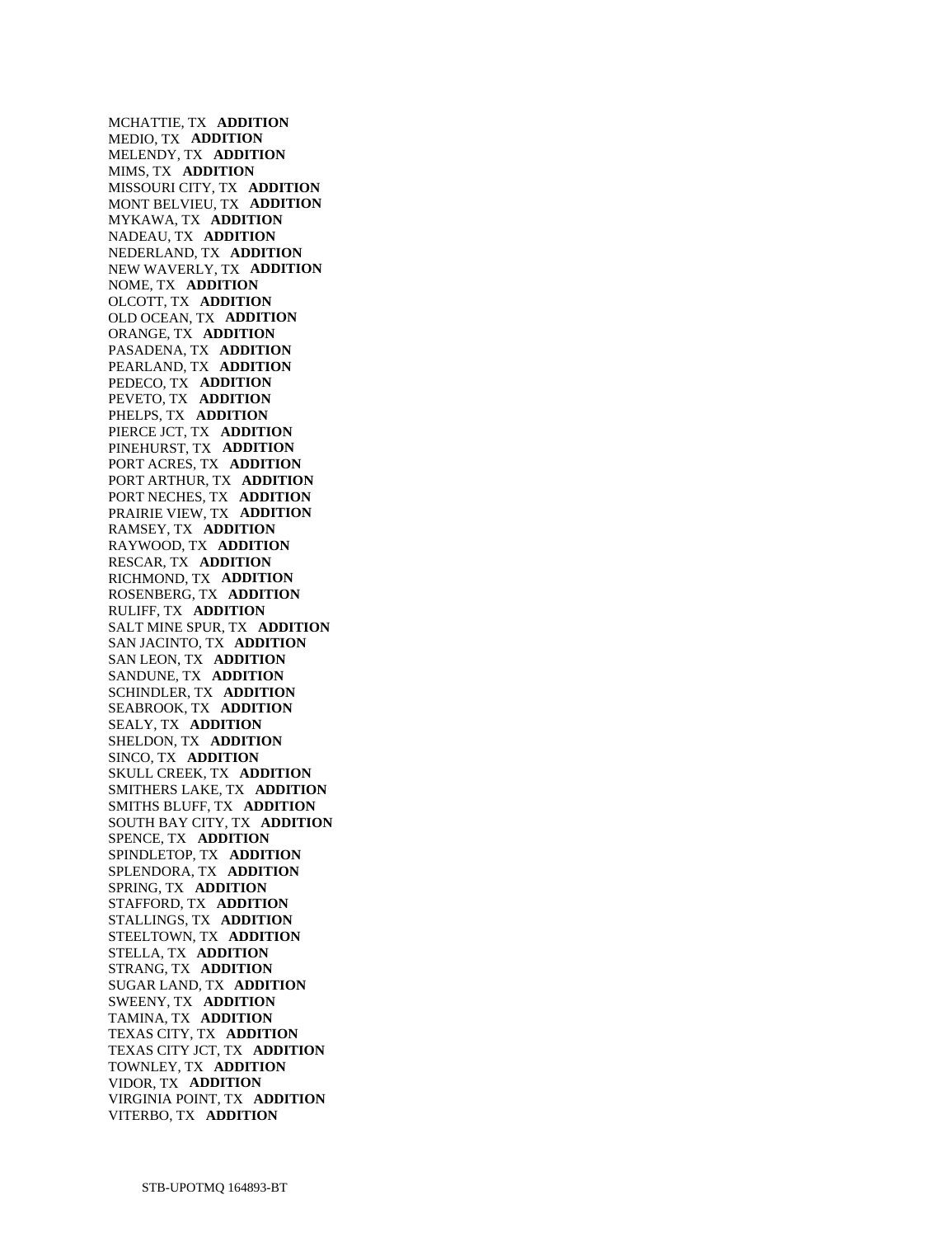MCHATTIE, TX **ADDITION**
MEDIO, TX **ADDITION**
MELENDY, TX **ADDITION**
MIMS, TX **ADDITION**
MISSOURI CITY, TX **ADDITION**
MONT BELVIEU, TX **ADDITION**
MYKAWA, TX **ADDITION**
NADEAU, TX **ADDITION**
NEDERLAND, TX **ADDITION**
NEW WAVERLY, TX **ADDITION**
NOME, TX **ADDITION**
OLCOTT, TX **ADDITION**
OLD OCEAN, TX **ADDITION**
ORANGE, TX **ADDITION**
PASADENA, TX **ADDITION**
PEARLAND, TX **ADDITION**
PEDECO, TX **ADDITION**
PEVETO, TX **ADDITION**
PHELPS, TX **ADDITION**
PIERCE JCT, TX **ADDITION**
PINEHURST, TX **ADDITION**
PORT ACRES, TX **ADDITION**
PORT ARTHUR, TX **ADDITION**
PORT NECHES, TX **ADDITION**
PRAIRIE VIEW, TX **ADDITION**
RAMSEY, TX **ADDITION**
RAYWOOD, TX **ADDITION**
RESCAR, TX **ADDITION**
RICHMOND, TX **ADDITION**
ROSENBERG, TX **ADDITION**
RULIFF, TX **ADDITION**
SALT MINE SPUR, TX **ADDITION**
SAN JACINTO, TX **ADDITION**
SAN LEON, TX **ADDITION**
SANDUNE, TX **ADDITION**
SCHINDLER, TX **ADDITION**
SEABROOK, TX **ADDITION**
SEALY, TX **ADDITION**
SHELDON, TX **ADDITION**
SINCO, TX **ADDITION**
SKULL CREEK, TX **ADDITION**
SMITHERS LAKE, TX **ADDITION**
SMITHS BLUFF, TX **ADDITION**
SOUTH BAY CITY, TX **ADDITION**
SPENCE, TX **ADDITION**
SPINDLETOP, TX **ADDITION**
SPLENDORA, TX **ADDITION**
SPRING, TX **ADDITION**
STAFFORD, TX **ADDITION**
STALLINGS, TX **ADDITION**
STEELTOWN, TX **ADDITION**
STELLA, TX **ADDITION**
STRANG, TX **ADDITION**
SUGAR LAND, TX **ADDITION**
SWEENY, TX **ADDITION**
TAMINA, TX **ADDITION**
TEXAS CITY, TX **ADDITION**
TEXAS CITY JCT, TX **ADDITION**
TOWNLEY, TX **ADDITION**
VIDOR, TX **ADDITION**
VIRGINIA POINT, TX **ADDITION**
VITERBO, TX **ADDITION**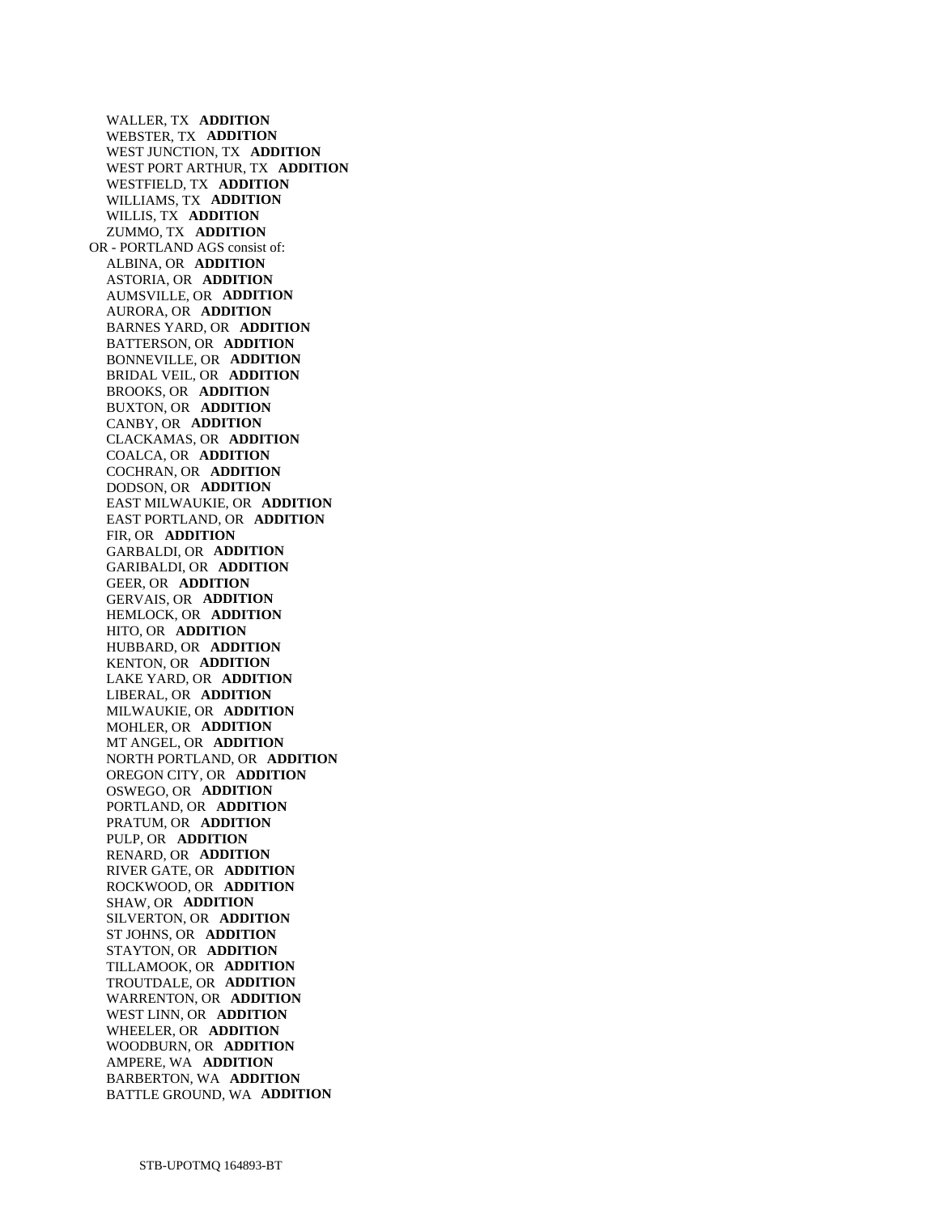WALLER, TX **ADDITION**
WEBSTER, TX **ADDITION**
WEST JUNCTION, TX **ADDITION**
WEST PORT ARTHUR, TX **ADDITION**
WESTFIELD, TX **ADDITION**
WILLIAMS, TX **ADDITION**
WILLIS, TX **ADDITION**
ZUMMO, TX **ADDITION**

OR - PORTLAND AGS consist of:

ALBINA, OR **ADDITION**
ASTORIA, OR **ADDITION**
AUMSVILLE, OR **ADDITION**
AURORA, OR **ADDITION**
BARNES YARD, OR **ADDITION**
BATTERSON, OR **ADDITION**
BONNEVILLE, OR **ADDITION**
BRIDAL VEIL, OR **ADDITION**
BROOKS, OR **ADDITION**
BUXTON, OR **ADDITION**
CANBY, OR **ADDITION**
CLACKAMAS, OR **ADDITION**
COALCA, OR **ADDITION**
COCHRAN, OR **ADDITION**
DODSON, OR **ADDITION**
EAST MILWAUKIE, OR **ADDITION**
EAST PORTLAND, OR **ADDITION**
FIR, OR **ADDITION**
GARBALDI, OR **ADDITION**
GARIBALDI, OR **ADDITION**
GEER, OR **ADDITION**
GERVAIS, OR **ADDITION**
HEMLOCK, OR **ADDITION**
HITO, OR **ADDITION**
HUBBARD, OR **ADDITION**
KENTON, OR **ADDITION**
LAKE YARD, OR **ADDITION**
LIBERAL, OR **ADDITION**
MILWAUKIE, OR **ADDITION**
MOHLER, OR **ADDITION**
MT ANGEL, OR **ADDITION**
NORTH PORTLAND, OR **ADDITION**
OREGON CITY, OR **ADDITION**
OSWEGO, OR **ADDITION**
PORTLAND, OR **ADDITION**
PRATUM, OR **ADDITION**
PULP, OR **ADDITION**
RENARD, OR **ADDITION**
RIVER GATE, OR **ADDITION**
ROCKWOOD, OR **ADDITION**
SHAW, OR **ADDITION**
SILVERTON, OR **ADDITION**
ST JOHNS, OR **ADDITION**
STAYTON, OR **ADDITION**
TILLAMOOK, OR **ADDITION**
TROUTDALE, OR **ADDITION**
WARRENTON, OR **ADDITION**
WEST LINN, OR **ADDITION**
WHEELER, OR **ADDITION**
WOODBURN, OR **ADDITION**
AMPERE, WA **ADDITION**
BARBERTON, WA **ADDITION**
BATTLE GROUND, WA **ADDITION**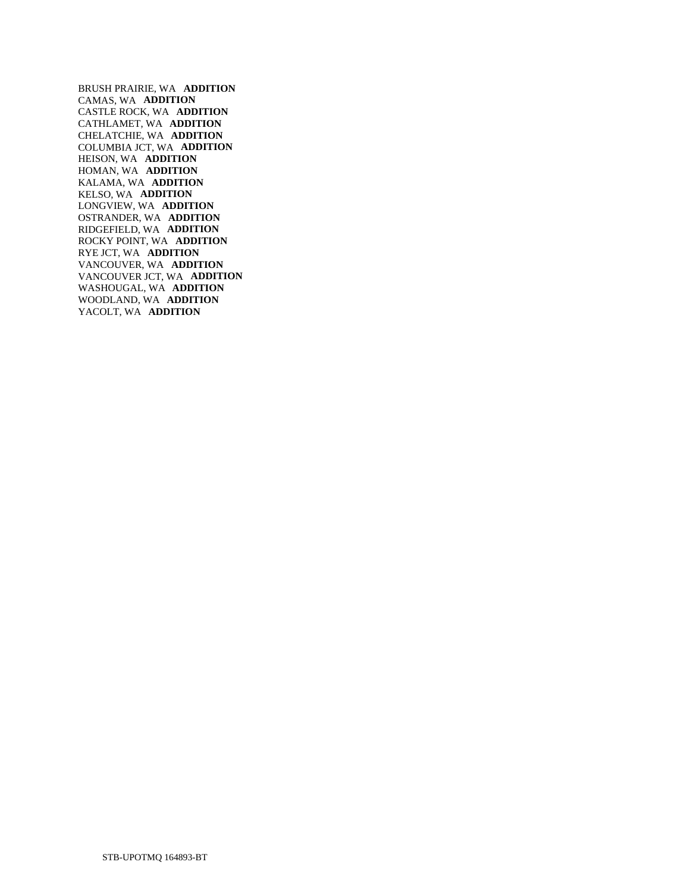BRUSH PRAIRIE, WA **ADDITION**
CAMAS, WA **ADDITION**
CASTLE ROCK, WA **ADDITION**
CATHLAMET, WA **ADDITION**
CHELATCHIE, WA **ADDITION**
COLUMBIA JCT, WA **ADDITION**
HEISON, WA **ADDITION**
HOMAN, WA **ADDITION**
KALAMA, WA **ADDITION**
KELSO, WA **ADDITION**
LONGVIEW, WA **ADDITION**
OSTRANDER, WA **ADDITION**
RIDGEFIELD, WA **ADDITION**
ROCKY POINT, WA **ADDITION**
RYE JCT, WA **ADDITION**
VANCOUVER, WA **ADDITION**
VANCOUVER JCT, WA **ADDITION**
WASHOUGAL, WA **ADDITION**
WOODLAND, WA **ADDITION**
YACOLT, WA **ADDITION**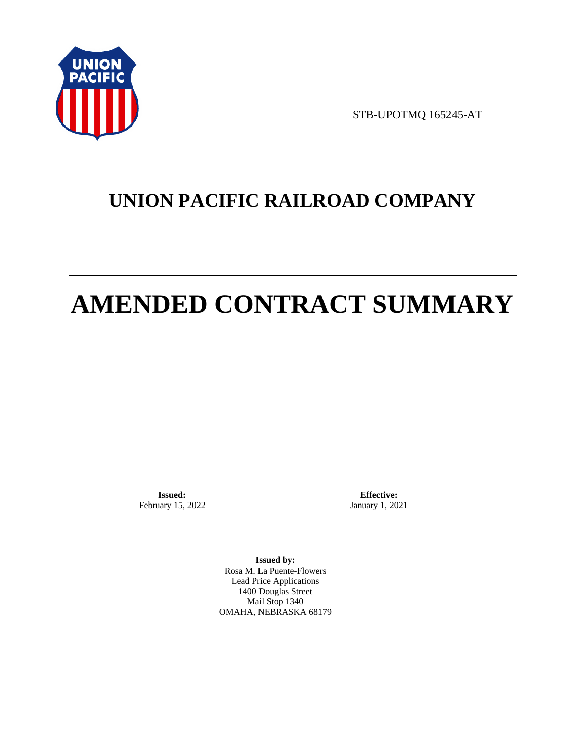STB-UPOTMQ 165245-AT

# UNION PACIFIC RAILROAD COMPANY

# AMENDED CONTRACT SUMMARY

**Issued:**
February 15, 2022

**Effective:**
January 1, 2021

**Issued by:**
Rosa M. La Puente-Flowers
Lead Price Applications
1400 Douglas Street
Mail Stop 1340
OMAHA, NEBRASKA 68179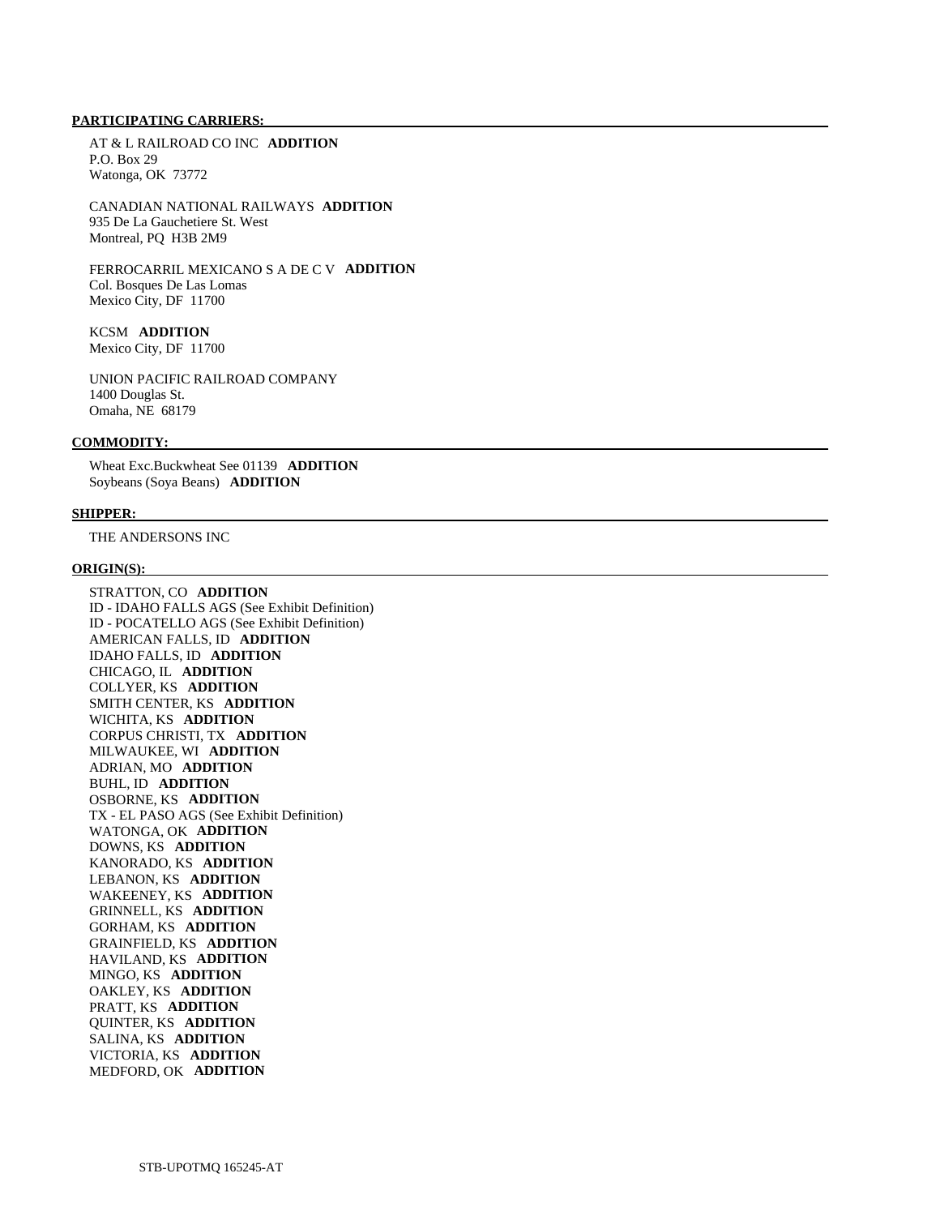**PARTICIPATING CARRIERS:**

AT & L RAILROAD CO INC **ADDITION**
P.O. Box 29
Watonga, OK 73772

CANADIAN NATIONAL RAILWAYS **ADDITION**
935 De La Gauchetiere St. West
Montreal, PQ H3B 2M9

FERROCARRIL MEXICANO S A DE C V **ADDITION**
Col. Bosques De Las Lomas
Mexico City, DF 11700

KCSM **ADDITION**
Mexico City, DF 11700

UNION PACIFIC RAILROAD COMPANY
1400 Douglas St.
Omaha, NE 68179

**COMMODITY:**

Wheat Exc.Buckwheat See 01139 **ADDITION**
Soybeans (Soya Beans) **ADDITION**

**SHIPPER:**

THE ANDERSONS INC

**ORIGIN(S):**

STRATTON, CO **ADDITION**
ID - IDAHO FALLS AGS (See Exhibit Definition)
ID - POCATELLO AGS (See Exhibit Definition)
AMERICAN FALLS, ID **ADDITION**
IDAHO FALLS, ID **ADDITION**
CHICAGO, IL **ADDITION**
COLLYER, KS **ADDITION**
SMITH CENTER, KS **ADDITION**
WICHITA, KS **ADDITION**
CORPUS CHRISTI, TX **ADDITION**
MILWAUKEE, WI **ADDITION**
ADRIAN, MO **ADDITION**
BUHL, ID **ADDITION**
OSBORNE, KS **ADDITION**
TX - EL PASO AGS (See Exhibit Definition)
WATONGA, OK **ADDITION**
DOWNS, KS **ADDITION**
KANORADO, KS **ADDITION**
LEBANON, KS **ADDITION**
WAKEENEY, KS **ADDITION**
GRINNELL, KS **ADDITION**
GORHAM, KS **ADDITION**
GRAINFIELD, KS **ADDITION**
HAVILAND, KS **ADDITION**
MINGO, KS **ADDITION**
OAKLEY, KS **ADDITION**
PRATT, KS **ADDITION**
QUINTER, KS **ADDITION**
SALINA, KS **ADDITION**
VICTORIA, KS **ADDITION**
MEDFORD, OK **ADDITION**

STB-UPOTMQ 165245-AT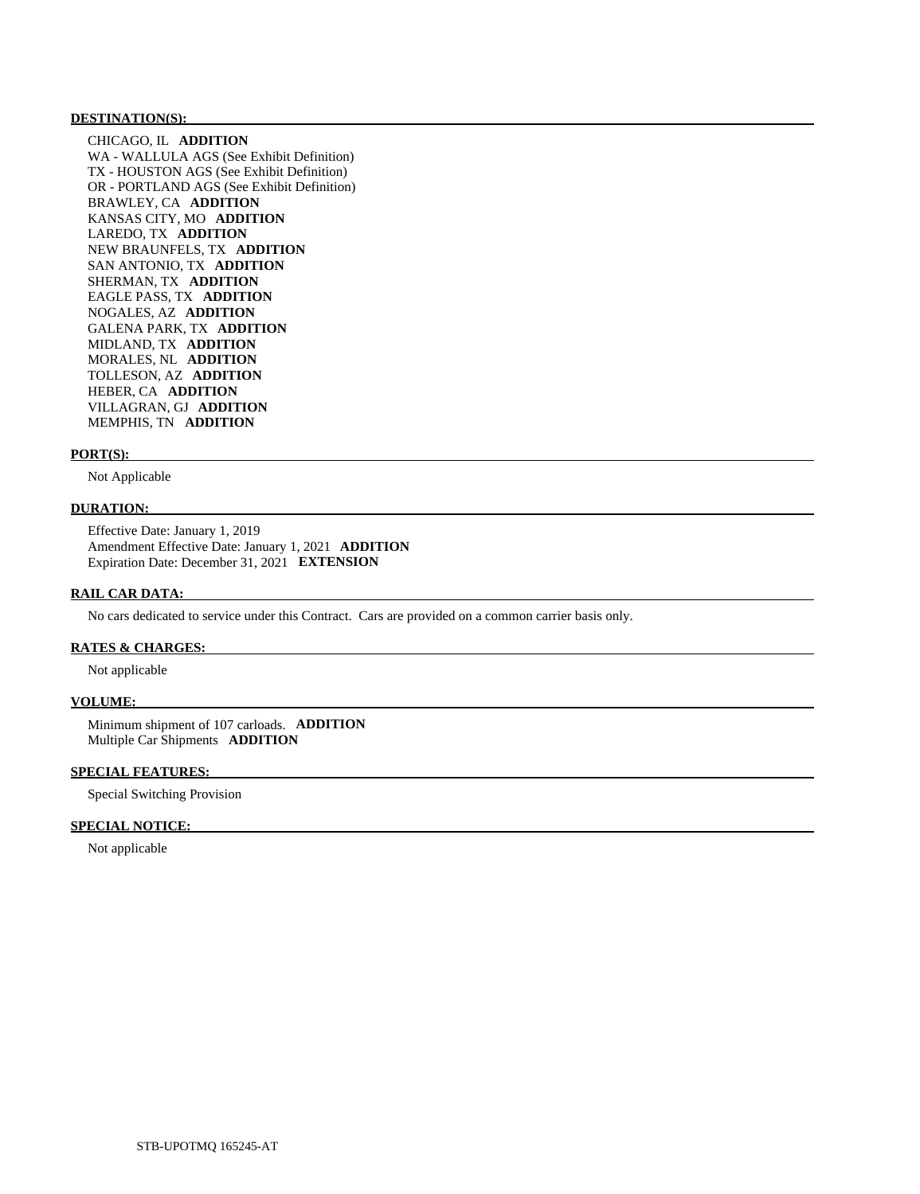**DESTINATION(S):**

CHICAGO, IL **ADDITION**
WA - WALLULA AGS (See Exhibit Definition)
TX - HOUSTON AGS (See Exhibit Definition)
OR - PORTLAND AGS (See Exhibit Definition)
BRAWLEY, CA **ADDITION**
KANSAS CITY, MO **ADDITION**
LAREDO, TX **ADDITION**
NEW BRAUNFELS, TX **ADDITION**
SAN ANTONIO, TX **ADDITION**
SHERMAN, TX **ADDITION**
EAGLE PASS, TX **ADDITION**
NOGALES, AZ **ADDITION**
GALENA PARK, TX **ADDITION**
MIDLAND, TX **ADDITION**
MORALES, NL **ADDITION**
TOLLESON, AZ **ADDITION**
HEBER, CA **ADDITION**
VILLAGRAN, GJ **ADDITION**
MEMPHIS, TN **ADDITION**

**PORT(S):**

Not Applicable

**DURATION:**

Effective Date: January 1, 2019
Amendment Effective Date: January 1, 2021 **ADDITION**
Expiration Date: December 31, 2021 **EXTENSION**

**RAIL CAR DATA:**

No cars dedicated to service under this Contract. Cars are provided on a common carrier basis only.

**RATES & CHARGES:**

Not applicable

**VOLUME:**

Minimum shipment of 107 carloads. **ADDITION**
Multiple Car Shipments **ADDITION**

**SPECIAL FEATURES:**

Special Switching Provision

**SPECIAL NOTICE:**

Not applicable

STB-UPOTMQ 165245-AT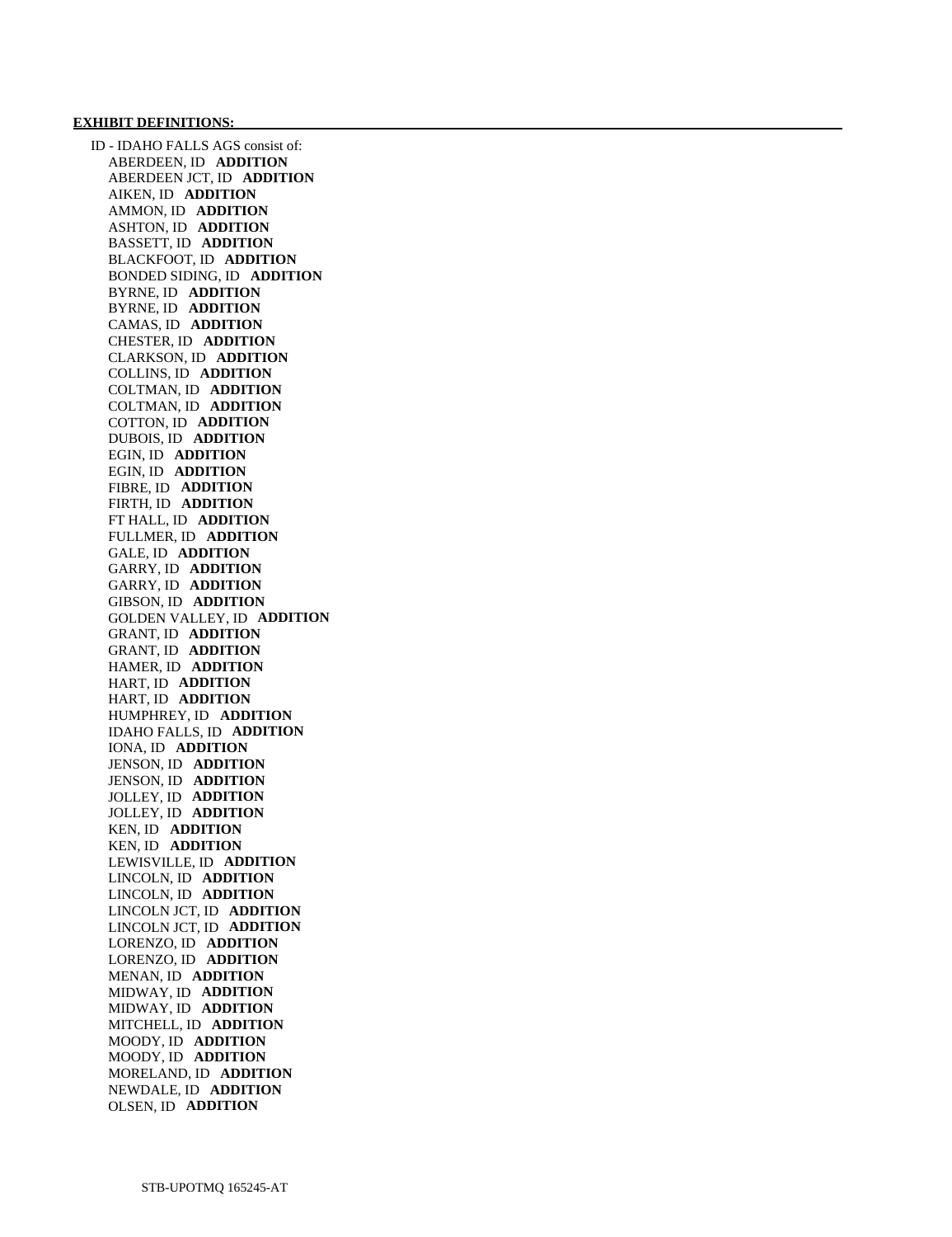**EXHIBIT DEFINITIONS:**

ID - IDAHO FALLS AGS consist of:

- ABERDEEN, ID **ADDITION**
- ABERDEEN JCT, ID **ADDITION**
- AIKEN, ID **ADDITION**
- AMMON, ID **ADDITION**
- ASHTON, ID **ADDITION**
- BASSETT, ID **ADDITION**
- BLACKFOOT, ID **ADDITION**
- BONDED SIDING, ID **ADDITION**
- BYRNE, ID **ADDITION**
- BYRNE, ID **ADDITION**
- CAMAS, ID **ADDITION**
- CHESTER, ID **ADDITION**
- CLARKSON, ID **ADDITION**
- COLLINS, ID **ADDITION**
- COLTMAN, ID **ADDITION**
- COLTMAN, ID **ADDITION**
- COTTON, ID **ADDITION**
- DUBOIS, ID **ADDITION**
- EGIN, ID **ADDITION**
- EGIN, ID **ADDITION**
- FIBRE, ID **ADDITION**
- FIRTH, ID **ADDITION**
- FT HALL, ID **ADDITION**
- FULLMER, ID **ADDITION**
- GALE, ID **ADDITION**
- GARRY, ID **ADDITION**
- GARRY, ID **ADDITION**
- GIBSON, ID **ADDITION**
- GOLDEN VALLEY, ID **ADDITION**
- GRANT, ID **ADDITION**
- GRANT, ID **ADDITION**
- HAMER, ID **ADDITION**
- HART, ID **ADDITION**
- HART, ID **ADDITION**
- HUMPHREY, ID **ADDITION**
- IDAHO FALLS, ID **ADDITION**
- IONA, ID **ADDITION**
- JENSON, ID **ADDITION**
- JENSON, ID **ADDITION**
- JOLLEY, ID **ADDITION**
- JOLLEY, ID **ADDITION**
- KEN, ID **ADDITION**
- KEN, ID **ADDITION**
- LEWISVILLE, ID **ADDITION**
- LINCOLN, ID **ADDITION**
- LINCOLN, ID **ADDITION**
- LINCOLN JCT, ID **ADDITION**
- LINCOLN JCT, ID **ADDITION**
- LORENZO, ID **ADDITION**
- LORENZO, ID **ADDITION**
- MENAN, ID **ADDITION**
- MIDWAY, ID **ADDITION**
- MIDWAY, ID **ADDITION**
- MITCHELL, ID **ADDITION**
- MOODY, ID **ADDITION**
- MOODY, ID **ADDITION**
- MORELAND, ID **ADDITION**
- NEWDALE, ID **ADDITION**
- OLSEN, ID **ADDITION**

STB-UPOTMQ 165245-AT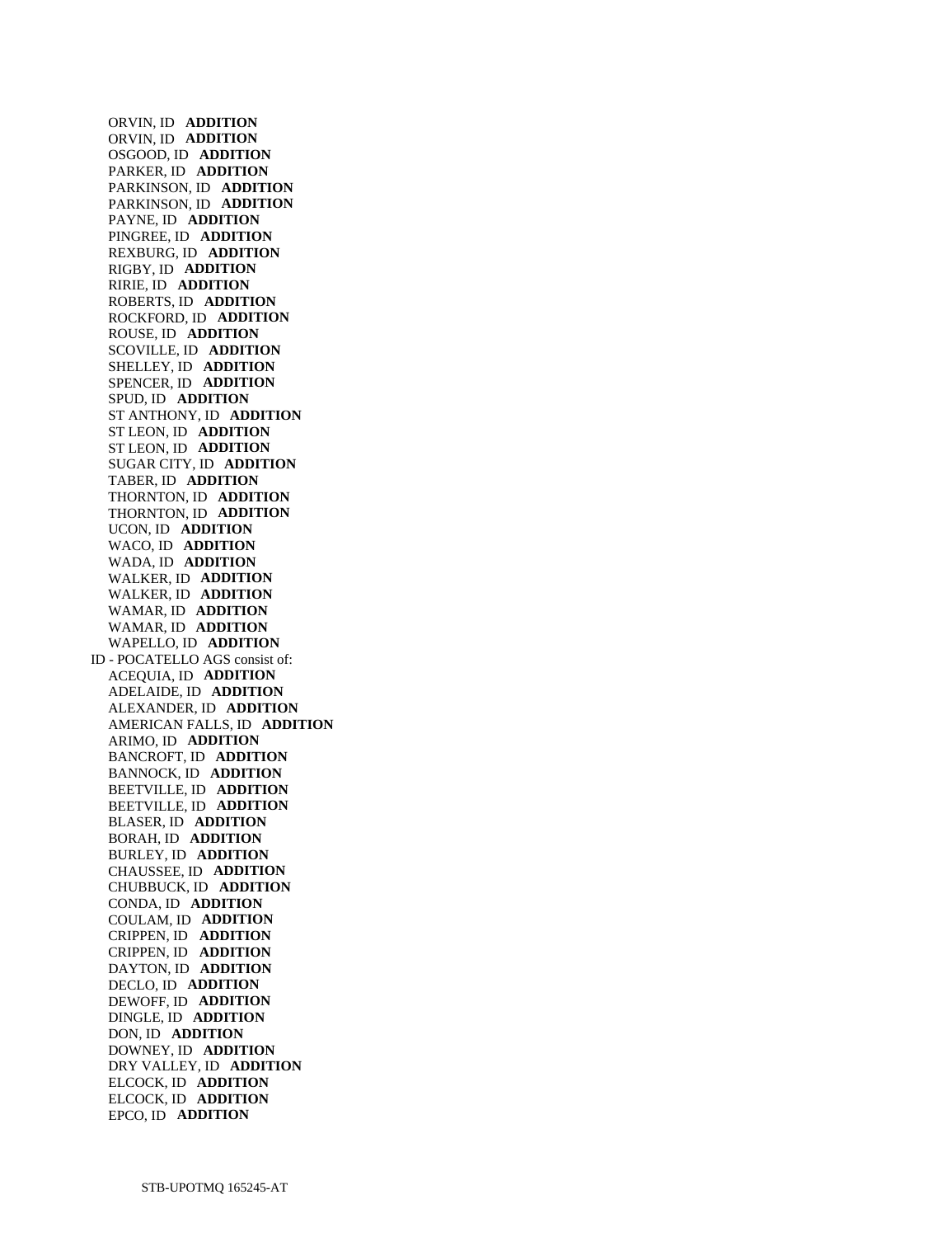ORVIN, ID **ADDITION**
ORVIN, ID **ADDITION**
OSGOOD, ID **ADDITION**
PARKER, ID **ADDITION**
PARKINSON, ID **ADDITION**
PARKINSON, ID **ADDITION**
PAYNE, ID **ADDITION**
PINGREE, ID **ADDITION**
REXBURG, ID **ADDITION**
RIGBY, ID **ADDITION**
RIRIE, ID **ADDITION**
ROBERTS, ID **ADDITION**
ROCKFORD, ID **ADDITION**
ROUSE, ID **ADDITION**
SCOVILLE, ID **ADDITION**
SHELLEY, ID **ADDITION**
SPENCER, ID **ADDITION**
SPUD, ID **ADDITION**
ST ANTHONY, ID **ADDITION**
ST LEON, ID **ADDITION**
ST LEON, ID **ADDITION**
SUGAR CITY, ID **ADDITION**
TABER, ID **ADDITION**
THORNTON, ID **ADDITION**
THORNTON, ID **ADDITION**
UCON, ID **ADDITION**
WACO, ID **ADDITION**
WADA, ID **ADDITION**
WALKER, ID **ADDITION**
WALKER, ID **ADDITION**
WAMAR, ID **ADDITION**
WAMAR, ID **ADDITION**
WAPELLO, ID **ADDITION**

ID - POCATELLO AGS consist of:

ACEQUIA, ID **ADDITION**
ADELAIDE, ID **ADDITION**
ALEXANDER, ID **ADDITION**
AMERICAN FALLS, ID **ADDITION**
ARIMO, ID **ADDITION**
BANCROFT, ID **ADDITION**
BANNOCK, ID **ADDITION**
BEETVILLE, ID **ADDITION**
BEETVILLE, ID **ADDITION**
BLASER, ID **ADDITION**
BORAH, ID **ADDITION**
BURLEY, ID **ADDITION**
CHAUSSEE, ID **ADDITION**
CHUBBUCK, ID **ADDITION**
CONDA, ID **ADDITION**
COULAM, ID **ADDITION**
CRIPPEN, ID **ADDITION**
CRIPPEN, ID **ADDITION**
DAYTON, ID **ADDITION**
DECLO, ID **ADDITION**
DEWOFF, ID **ADDITION**
DINGLE, ID **ADDITION**
DON, ID **ADDITION**
DOWNEY, ID **ADDITION**
DRY VALLEY, ID **ADDITION**
ELCOCK, ID **ADDITION**
ELCOCK, ID **ADDITION**
EPCO, ID **ADDITION**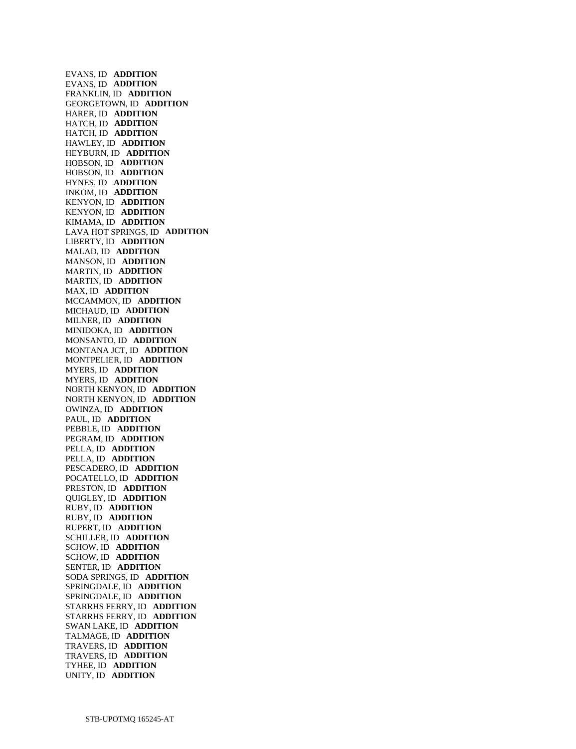EVANS, ID **ADDITION**
EVANS, ID **ADDITION**
FRANKLIN, ID **ADDITION**
GEORGETOWN, ID **ADDITION**
HARER, ID **ADDITION**
HATCH, ID **ADDITION**
HATCH, ID **ADDITION**
HAWLEY, ID **ADDITION**
HEYBURN, ID **ADDITION**
HOBSON, ID **ADDITION**
HOBSON, ID **ADDITION**
HYNES, ID **ADDITION**
INKOM, ID **ADDITION**
KENYON, ID **ADDITION**
KENYON, ID **ADDITION**
KIMAMA, ID **ADDITION**
LAVA HOT SPRINGS, ID **ADDITION**
LIBERTY, ID **ADDITION**
MALAD, ID **ADDITION**
MANSON, ID **ADDITION**
MARTIN, ID **ADDITION**
MARTIN, ID **ADDITION**
MAX, ID **ADDITION**
MCCAMMON, ID **ADDITION**
MICHAUD, ID **ADDITION**
MILNER, ID **ADDITION**
MINIDOKA, ID **ADDITION**
MONSANTO, ID **ADDITION**
MONTANA JCT, ID **ADDITION**
MONTPELIER, ID **ADDITION**
MYERS, ID **ADDITION**
MYERS, ID **ADDITION**
NORTH KENYON, ID **ADDITION**
NORTH KENYON, ID **ADDITION**
OWINZA, ID **ADDITION**
PAUL, ID **ADDITION**
PEBBLE, ID **ADDITION**
PEGRAM, ID **ADDITION**
PELLA, ID **ADDITION**
PELLA, ID **ADDITION**
PESCADERO, ID **ADDITION**
POCATELLO, ID **ADDITION**
PRESTON, ID **ADDITION**
QUIGLEY, ID **ADDITION**
RUBY, ID **ADDITION**
RUBY, ID **ADDITION**
RUPERT, ID **ADDITION**
SCHILLER, ID **ADDITION**
SCHOW, ID **ADDITION**
SCHOW, ID **ADDITION**
SENTER, ID **ADDITION**
SODA SPRINGS, ID **ADDITION**
SPRINGDALE, ID **ADDITION**
SPRINGDALE, ID **ADDITION**
STARRHS FERRY, ID **ADDITION**
STARRHS FERRY, ID **ADDITION**
SWAN LAKE, ID **ADDITION**
TALMAGE, ID **ADDITION**
TRAVERS, ID **ADDITION**
TRAVERS, ID **ADDITION**
TYHEE, ID **ADDITION**
UNITY, ID **ADDITION**

STB-UPOTMQ 165245-AT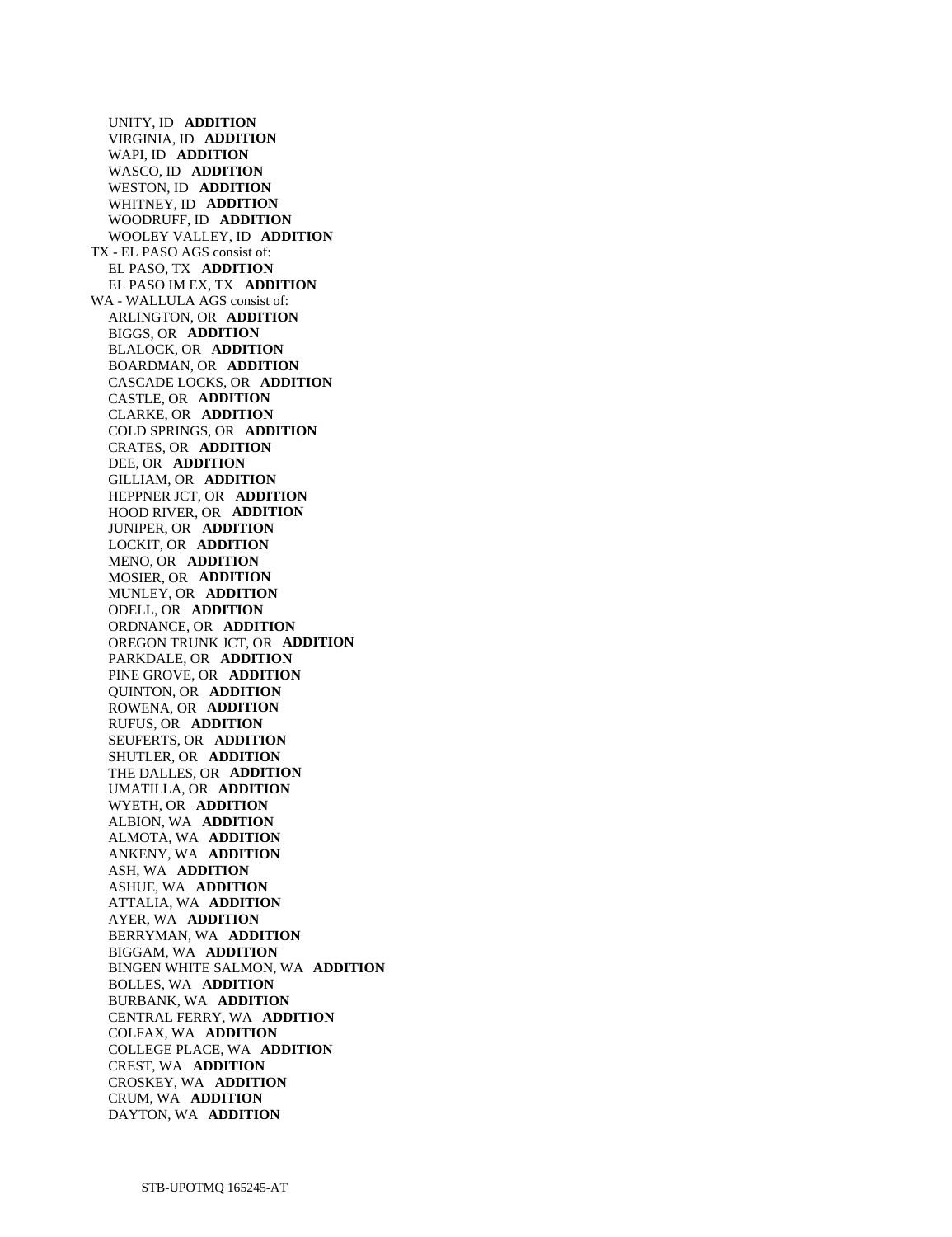UNITY, ID **ADDITION**
VIRGINIA, ID **ADDITION**
WAPI, ID **ADDITION**
WASCO, ID **ADDITION**
WESTON, ID **ADDITION**
WHITNEY, ID **ADDITION**
WOODRUFF, ID **ADDITION**
WOOLEY VALLEY, ID **ADDITION**

TX - EL PASO AGS consist of:
EL PASO, TX **ADDITION**
EL PASO IM EX, TX **ADDITION**

WA - WALLULA AGS consist of:
ARLINGTON, OR **ADDITION**
BIGGS, OR **ADDITION**
BLALOCK, OR **ADDITION**
BOARDMAN, OR **ADDITION**
CASCADE LOCKS, OR **ADDITION**
CASTLE, OR **ADDITION**
CLARKE, OR **ADDITION**
COLD SPRINGS, OR **ADDITION**
CRATES, OR **ADDITION**
DEE, OR **ADDITION**
GILLIAM, OR **ADDITION**
HEPPNER JCT, OR **ADDITION**
HOOD RIVER, OR **ADDITION**
JUNIPER, OR **ADDITION**
LOCKIT, OR **ADDITION**
MENO, OR **ADDITION**
MOSIER, OR **ADDITION**
MUNLEY, OR **ADDITION**
ODELL, OR **ADDITION**
ORDNANCE, OR **ADDITION**
OREGON TRUNK JCT, OR **ADDITION**
PARKDALE, OR **ADDITION**
PINE GROVE, OR **ADDITION**
QUINTON, OR **ADDITION**
ROWENA, OR **ADDITION**
RUFUS, OR **ADDITION**
SEUFERTS, OR **ADDITION**
SHUTLER, OR **ADDITION**
THE DALLES, OR **ADDITION**
UMATILLA, OR **ADDITION**
WYETH, OR **ADDITION**
ALBION, WA **ADDITION**
ALMOTA, WA **ADDITION**
ANKENY, WA **ADDITION**
ASH, WA **ADDITION**
ASHUE, WA **ADDITION**
ATTALIA, WA **ADDITION**
AYER, WA **ADDITION**
BERRYMAN, WA **ADDITION**
BIGGAM, WA **ADDITION**
BINGEN WHITE SALMON, WA **ADDITION**
BOLLES, WA **ADDITION**
BURBANK, WA **ADDITION**
CENTRAL FERRY, WA **ADDITION**
COLFAX, WA **ADDITION**
COLLEGE PLACE, WA **ADDITION**
CREST, WA **ADDITION**
CROSKEY, WA **ADDITION**
CRUM, WA **ADDITION**
DAYTON, WA **ADDITION**

STB-UPOTMQ 165245-AT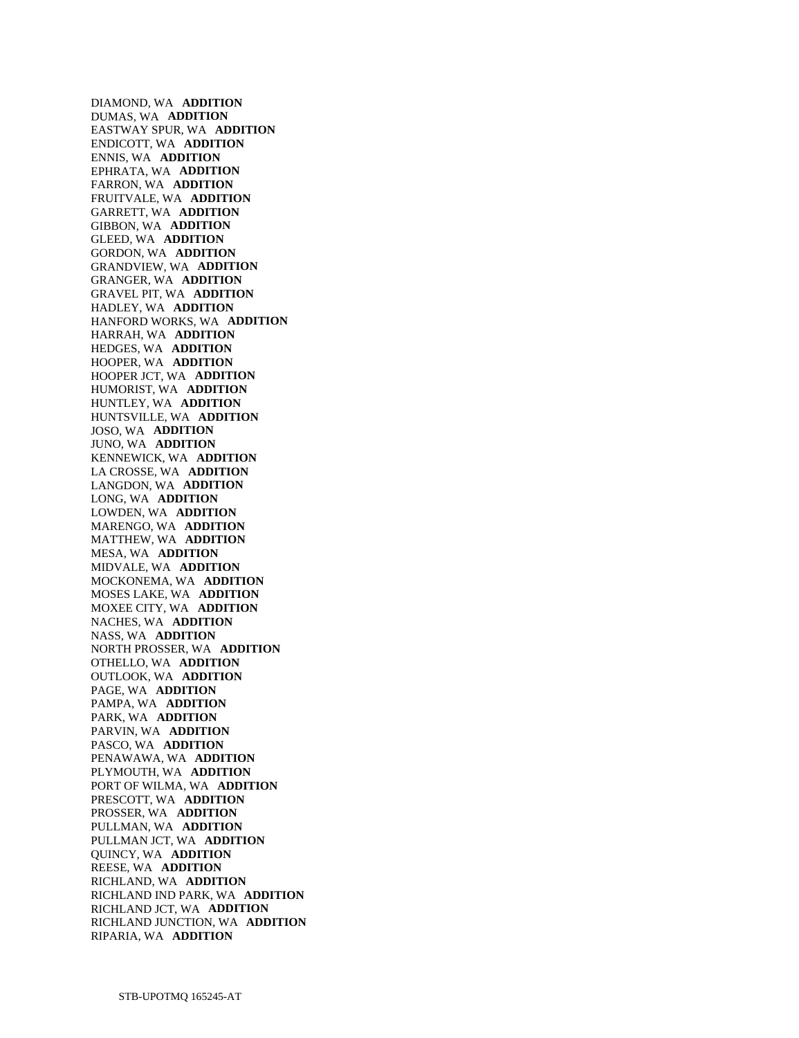DIAMOND, WA **ADDITION**
DUMAS, WA **ADDITION**
EASTWAY SPUR, WA **ADDITION**
ENDICOTT, WA **ADDITION**
ENNIS, WA **ADDITION**
EPHRATA, WA **ADDITION**
FARRON, WA **ADDITION**
FRUITVALE, WA **ADDITION**
GARRETT, WA **ADDITION**
GIBBON, WA **ADDITION**
GLEED, WA **ADDITION**
GORDON, WA **ADDITION**
GRANDVIEW, WA **ADDITION**
GRANGER, WA **ADDITION**
GRAVEL PIT, WA **ADDITION**
HADLEY, WA **ADDITION**
HANFORD WORKS, WA **ADDITION**
HARRAH, WA **ADDITION**
HEDGES, WA **ADDITION**
HOOPER, WA **ADDITION**
HOOPER JCT, WA **ADDITION**
HUMORIST, WA **ADDITION**
HUNTLEY, WA **ADDITION**
HUNTSVILLE, WA **ADDITION**
JOSO, WA **ADDITION**
JUNO, WA **ADDITION**
KENNEWICK, WA **ADDITION**
LA CROSSE, WA **ADDITION**
LANGDON, WA **ADDITION**
LONG, WA **ADDITION**
LOWDEN, WA **ADDITION**
MARENGO, WA **ADDITION**
MATTHEW, WA **ADDITION**
MESA, WA **ADDITION**
MIDVALE, WA **ADDITION**
MOCKONEMA, WA **ADDITION**
MOSES LAKE, WA **ADDITION**
MOXEE CITY, WA **ADDITION**
NACHES, WA **ADDITION**
NASS, WA **ADDITION**
NORTH PROSSER, WA **ADDITION**
OTHELLO, WA **ADDITION**
OUTLOOK, WA **ADDITION**
PAGE, WA **ADDITION**
PAMPA, WA **ADDITION**
PARK, WA **ADDITION**
PARVIN, WA **ADDITION**
PASCO, WA **ADDITION**
PENAWAWA, WA **ADDITION**
PLYMOUTH, WA **ADDITION**
PORT OF WILMA, WA **ADDITION**
PRESCOTT, WA **ADDITION**
PROSSER, WA **ADDITION**
PULLMAN, WA **ADDITION**
PULLMAN JCT, WA **ADDITION**
QUINCY, WA **ADDITION**
REESE, WA **ADDITION**
RICHLAND, WA **ADDITION**
RICHLAND IND PARK, WA **ADDITION**
RICHLAND JCT, WA **ADDITION**
RICHLAND JUNCTION, WA **ADDITION**
RIPARIA, WA **ADDITION**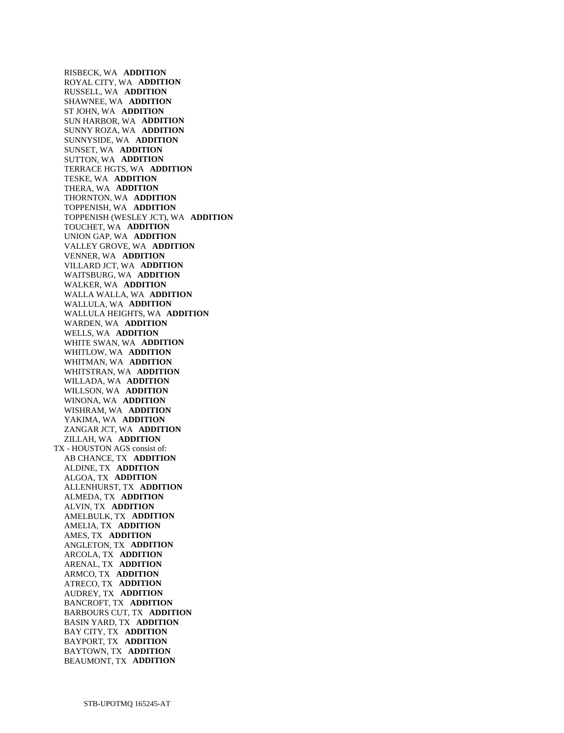RISBECK, WA **ADDITION**
ROYAL CITY, WA **ADDITION**
RUSSELL, WA **ADDITION**
SHAWNEE, WA **ADDITION**
ST JOHN, WA **ADDITION**
SUN HARBOR, WA **ADDITION**
SUNNY ROZA, WA **ADDITION**
SUNNYSIDE, WA **ADDITION**
SUNSET, WA **ADDITION**
SUTTON, WA **ADDITION**
TERRACE HGTS, WA **ADDITION**
TESKE, WA **ADDITION**
THERA, WA **ADDITION**
THORNTON, WA **ADDITION**
TOPPENISH, WA **ADDITION**
TOPPENISH (WESLEY JCT), WA **ADDITION**
TOUCHET, WA **ADDITION**
UNION GAP, WA **ADDITION**
VALLEY GROVE, WA **ADDITION**
VENNER, WA **ADDITION**
VILLARD JCT, WA **ADDITION**
WAITSBURG, WA **ADDITION**
WALKER, WA **ADDITION**
WALLA WALLA, WA **ADDITION**
WALLULA, WA **ADDITION**
WALLULA HEIGHTS, WA **ADDITION**
WARDEN, WA **ADDITION**
WELLS, WA **ADDITION**
WHITE SWAN, WA **ADDITION**
WHITLOW, WA **ADDITION**
WHITMAN, WA **ADDITION**
WHITSTRAN, WA **ADDITION**
WILLADA, WA **ADDITION**
WILLSON, WA **ADDITION**
WINONA, WA **ADDITION**
WISHRAM, WA **ADDITION**
YAKIMA, WA **ADDITION**
ZANGAR JCT, WA **ADDITION**
ZILLAH, WA **ADDITION**

TX - HOUSTON AGS consist of:

AB CHANCE, TX **ADDITION**
ALDINE, TX **ADDITION**
ALGOA, TX **ADDITION**
ALLENHURST, TX **ADDITION**
ALMEDA, TX **ADDITION**
ALVIN, TX **ADDITION**
AMELBULK, TX **ADDITION**
AMELIA, TX **ADDITION**
AMES, TX **ADDITION**
ANGLETON, TX **ADDITION**
ARCOLA, TX **ADDITION**
ARENAL, TX **ADDITION**
ARMCO, TX **ADDITION**
ATRECO, TX **ADDITION**
AUDREY, TX **ADDITION**
BANCROFT, TX **ADDITION**
BARBOURS CUT, TX **ADDITION**
BASIN YARD, TX **ADDITION**
BAY CITY, TX **ADDITION**
BAYPORT, TX **ADDITION**
BAYTOWN, TX **ADDITION**
BEAUMONT, TX **ADDITION**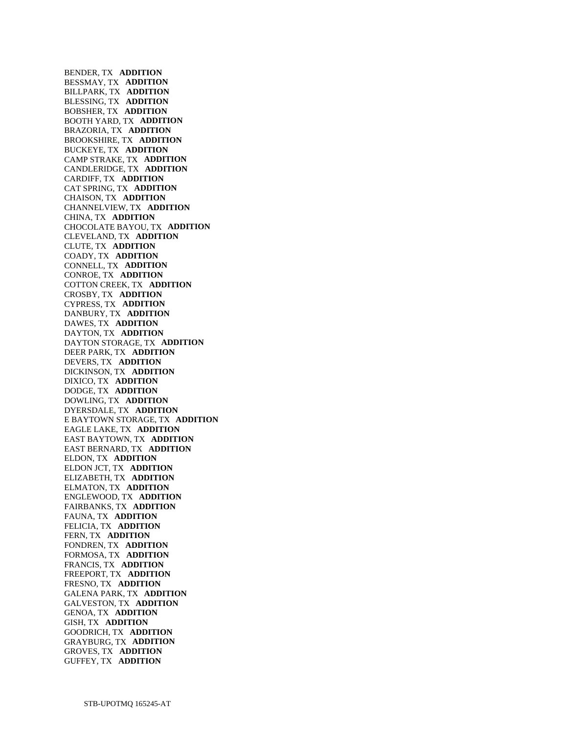BENDER, TX **ADDITION**
BESSMAY, TX **ADDITION**
BILLPARK, TX **ADDITION**
BLESSING, TX **ADDITION**
BOBSHER, TX **ADDITION**
BOOTH YARD, TX **ADDITION**
BRAZORIA, TX **ADDITION**
BROOKSHIRE, TX **ADDITION**
BUCKEYE, TX **ADDITION**
CAMP STRAKE, TX **ADDITION**
CANDLERIDGE, TX **ADDITION**
CARDIFF, TX **ADDITION**
CAT SPRING, TX **ADDITION**
CHAISON, TX **ADDITION**
CHANNELVIEW, TX **ADDITION**
CHINA, TX **ADDITION**
CHOCOLATE BAYOU, TX **ADDITION**
CLEVELAND, TX **ADDITION**
CLUTE, TX **ADDITION**
COADY, TX **ADDITION**
CONNELL, TX **ADDITION**
CONROE, TX **ADDITION**
COTTON CREEK, TX **ADDITION**
CROSBY, TX **ADDITION**
CYPRESS, TX **ADDITION**
DANBURY, TX **ADDITION**
DAWES, TX **ADDITION**
DAYTON, TX **ADDITION**
DAYTON STORAGE, TX **ADDITION**
DEER PARK, TX **ADDITION**
DEVERS, TX **ADDITION**
DICKINSON, TX **ADDITION**
DIXICO, TX **ADDITION**
DODGE, TX **ADDITION**
DOWLING, TX **ADDITION**
DYERSDALE, TX **ADDITION**
E BAYTOWN STORAGE, TX **ADDITION**
EAGLE LAKE, TX **ADDITION**
EAST BAYTOWN, TX **ADDITION**
EAST BERNARD, TX **ADDITION**
ELDON, TX **ADDITION**
ELDON JCT, TX **ADDITION**
ELIZABETH, TX **ADDITION**
ELMATON, TX **ADDITION**
ENGLEWOOD, TX **ADDITION**
FAIRBANKS, TX **ADDITION**
FAUNA, TX **ADDITION**
FELICIA, TX **ADDITION**
FERN, TX **ADDITION**
FONDREN, TX **ADDITION**
FORMOSA, TX **ADDITION**
FRANCIS, TX **ADDITION**
FREEPORT, TX **ADDITION**
FRESNO, TX **ADDITION**
GALENA PARK, TX **ADDITION**
GALVESTON, TX **ADDITION**
GENOA, TX **ADDITION**
GISH, TX **ADDITION**
GOODRICH, TX **ADDITION**
GRAYBURG, TX **ADDITION**
GROVES, TX **ADDITION**
GUFFEY, TX **ADDITION**

STB-UPOTMQ 165245-AT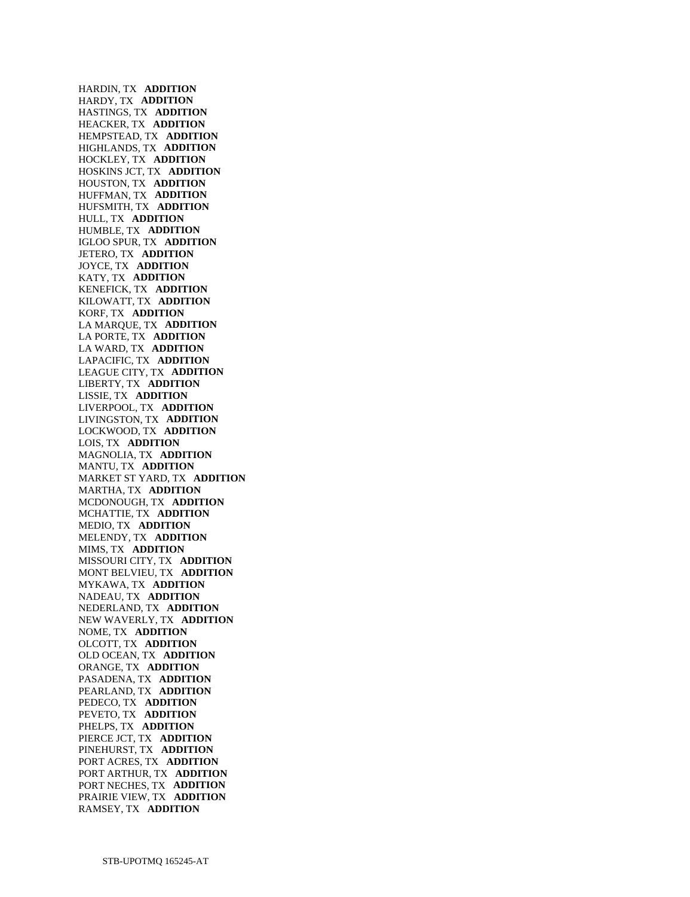HARDIN, TX **ADDITION**
HARDY, TX **ADDITION**
HASTINGS, TX **ADDITION**
HEACKER, TX **ADDITION**
HEMPSTEAD, TX **ADDITION**
HIGHLANDS, TX **ADDITION**
HOCKLEY, TX **ADDITION**
HOSKINS JCT, TX **ADDITION**
HOUSTON, TX **ADDITION**
HUFFMAN, TX **ADDITION**
HUFSMITH, TX **ADDITION**
HULL, TX **ADDITION**
HUMBLE, TX **ADDITION**
IGLOO SPUR, TX **ADDITION**
JETERO, TX **ADDITION**
JOYCE, TX **ADDITION**
KATY, TX **ADDITION**
KENEFICK, TX **ADDITION**
KILOWATT, TX **ADDITION**
KORF, TX **ADDITION**
LA MARQUE, TX **ADDITION**
LA PORTE, TX **ADDITION**
LA WARD, TX **ADDITION**
LAPACIFIC, TX **ADDITION**
LEAGUE CITY, TX **ADDITION**
LIBERTY, TX **ADDITION**
LISSIE, TX **ADDITION**
LIVERPOOL, TX **ADDITION**
LIVINGSTON, TX **ADDITION**
LOCKWOOD, TX **ADDITION**
LOIS, TX **ADDITION**
MAGNOLIA, TX **ADDITION**
MANTU, TX **ADDITION**
MARKET ST YARD, TX **ADDITION**
MARTHA, TX **ADDITION**
MCDONOUGH, TX **ADDITION**
MCHATTIE, TX **ADDITION**
MEDIO, TX **ADDITION**
MELENDY, TX **ADDITION**
MIMS, TX **ADDITION**
MISSOURI CITY, TX **ADDITION**
MONT BELVIEU, TX **ADDITION**
MYKAWA, TX **ADDITION**
NADEAU, TX **ADDITION**
NEDERLAND, TX **ADDITION**
NEW WAVERLY, TX **ADDITION**
NOME, TX **ADDITION**
OLCOTT, TX **ADDITION**
OLD OCEAN, TX **ADDITION**
ORANGE, TX **ADDITION**
PASADENA, TX **ADDITION**
PEARLAND, TX **ADDITION**
PEDECO, TX **ADDITION**
PEVETO, TX **ADDITION**
PHELPS, TX **ADDITION**
PIERCE JCT, TX **ADDITION**
PINEHURST, TX **ADDITION**
PORT ACRES, TX **ADDITION**
PORT ARTHUR, TX **ADDITION**
PORT NECHES, TX **ADDITION**
PRAIRIE VIEW, TX **ADDITION**
RAMSEY, TX **ADDITION**

STB-UPOTMQ 165245-AT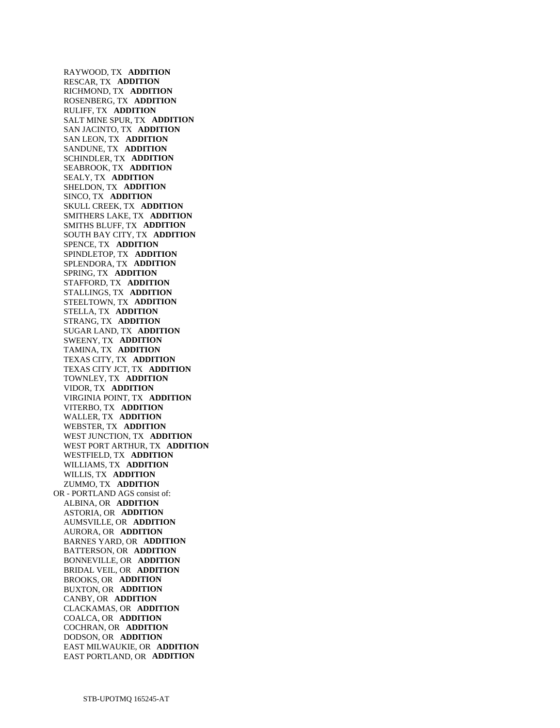RAYWOOD, TX **ADDITION**
RESCAR, TX **ADDITION**
RICHMOND, TX **ADDITION**
ROSENBERG, TX **ADDITION**
RULIFF, TX **ADDITION**
SALT MINE SPUR, TX **ADDITION**
SAN JACINTO, TX **ADDITION**
SAN LEON, TX **ADDITION**
SANDUNE, TX **ADDITION**
SCHINDLER, TX **ADDITION**
SEABROOK, TX **ADDITION**
SEALY, TX **ADDITION**
SHELDON, TX **ADDITION**
SINCO, TX **ADDITION**
SKULL CREEK, TX **ADDITION**
SMITHERS LAKE, TX **ADDITION**
SMITHS BLUFF, TX **ADDITION**
SOUTH BAY CITY, TX **ADDITION**
SPENCE, TX **ADDITION**
SPINDLETOP, TX **ADDITION**
SPLENDORA, TX **ADDITION**
SPRING, TX **ADDITION**
STAFFORD, TX **ADDITION**
STALLINGS, TX **ADDITION**
STEELTOWN, TX **ADDITION**
STELLA, TX **ADDITION**
STRANG, TX **ADDITION**
SUGAR LAND, TX **ADDITION**
SWEENY, TX **ADDITION**
TAMINA, TX **ADDITION**
TEXAS CITY, TX **ADDITION**
TEXAS CITY JCT, TX **ADDITION**
TOWNLEY, TX **ADDITION**
VIDOR, TX **ADDITION**
VIRGINIA POINT, TX **ADDITION**
VITERBO, TX **ADDITION**
WALLER, TX **ADDITION**
WEBSTER, TX **ADDITION**
WEST JUNCTION, TX **ADDITION**
WEST PORT ARTHUR, TX **ADDITION**
WESTFIELD, TX **ADDITION**
WILLIAMS, TX **ADDITION**
WILLIS, TX **ADDITION**
ZUMMO, TX **ADDITION**

OR - PORTLAND AGS consist of:

ALBINA, OR **ADDITION**
ASTORIA, OR **ADDITION**
AUMSVILLE, OR **ADDITION**
AURORA, OR **ADDITION**
BARNES YARD, OR **ADDITION**
BATTERSON, OR **ADDITION**
BONNEVILLE, OR **ADDITION**
BRIDAL VEIL, OR **ADDITION**
BROOKS, OR **ADDITION**
BUXTON, OR **ADDITION**
CANBY, OR **ADDITION**
CLACKAMAS, OR **ADDITION**
COALCA, OR **ADDITION**
COCHRAN, OR **ADDITION**
DODSON, OR **ADDITION**
EAST MILWAUKIE, OR **ADDITION**
EAST PORTLAND, OR **ADDITION**

STB-UPOTMQ 165245-AT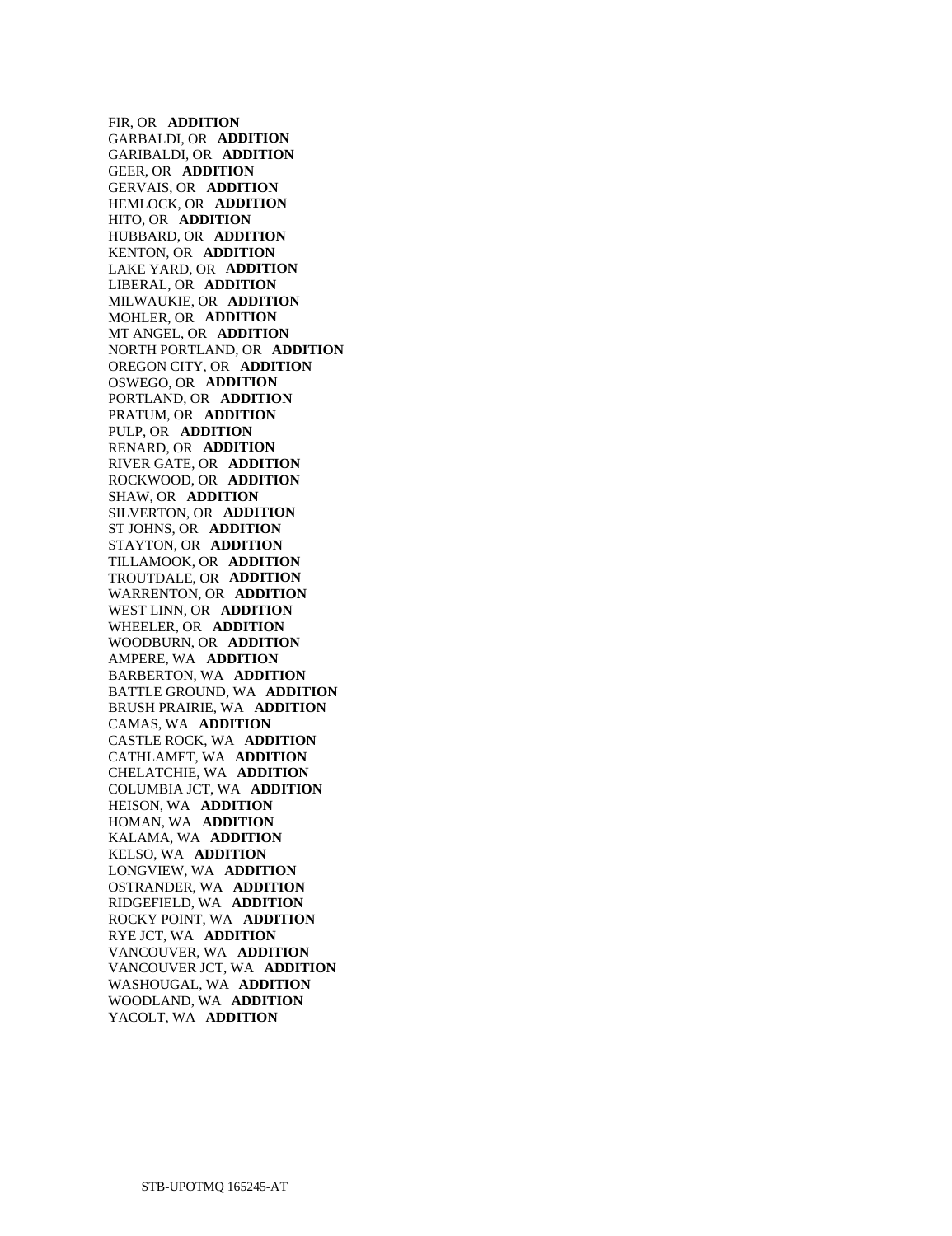FIR, OR **ADDITION**
GARBALDI, OR **ADDITION**
GARIBALDI, OR **ADDITION**
GEER, OR **ADDITION**
GERVAIS, OR **ADDITION**
HEMLOCK, OR **ADDITION**
HITO, OR **ADDITION**
HUBBARD, OR **ADDITION**
KENTON, OR **ADDITION**
LAKE YARD, OR **ADDITION**
LIBERAL, OR **ADDITION**
MILWAUKIE, OR **ADDITION**
MOHLER, OR **ADDITION**
MT ANGEL, OR **ADDITION**
NORTH PORTLAND, OR **ADDITION**
OREGON CITY, OR **ADDITION**
OSWEGO, OR **ADDITION**
PORTLAND, OR **ADDITION**
PRATUM, OR **ADDITION**
PULP, OR **ADDITION**
RENARD, OR **ADDITION**
RIVER GATE, OR **ADDITION**
ROCKWOOD, OR **ADDITION**
SHAW, OR **ADDITION**
SILVERTON, OR **ADDITION**
ST JOHNS, OR **ADDITION**
STAYTON, OR **ADDITION**
TILLAMOOK, OR **ADDITION**
TROUTDALE, OR **ADDITION**
WARRENTON, OR **ADDITION**
WEST LINN, OR **ADDITION**
WHEELER, OR **ADDITION**
WOODBURN, OR **ADDITION**
AMPERE, WA **ADDITION**
BARBERTON, WA **ADDITION**
BATTLE GROUND, WA **ADDITION**
BRUSH PRAIRIE, WA **ADDITION**
CAMAS, WA **ADDITION**
CASTLE ROCK, WA **ADDITION**
CATHLAMET, WA **ADDITION**
CHELATCHIE, WA **ADDITION**
COLUMBIA JCT, WA **ADDITION**
HEISON, WA **ADDITION**
HOMAN, WA **ADDITION**
KALAMA, WA **ADDITION**
KELSO, WA **ADDITION**
LONGVIEW, WA **ADDITION**
OSTRANDER, WA **ADDITION**
RIDGEFIELD, WA **ADDITION**
ROCKY POINT, WA **ADDITION**
RYE JCT, WA **ADDITION**
VANCOUVER, WA **ADDITION**
VANCOUVER JCT, WA **ADDITION**
WASHOUGAL, WA **ADDITION**
WOODLAND, WA **ADDITION**
YACOLT, WA **ADDITION**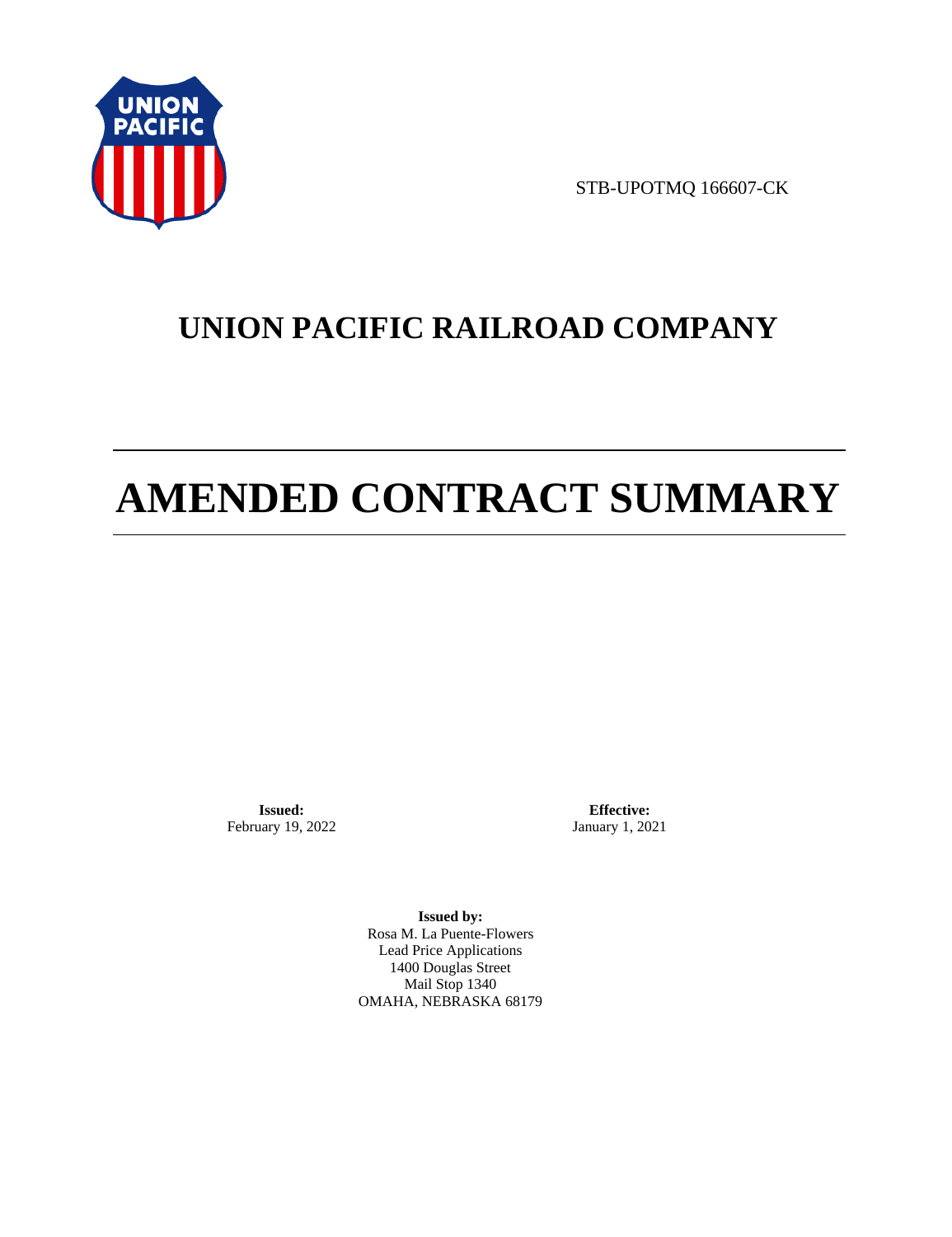STB-UPOTMQ 166607-CK

# UNION PACIFIC RAILROAD COMPANY

# AMENDED CONTRACT SUMMARY

**Issued:**
February 19, 2022

**Effective:**
January 1, 2021

**Issued by:**
Rosa M. La Puente-Flowers
Lead Price Applications
1400 Douglas Street
Mail Stop 1340
OMAHA, NEBRASKA 68179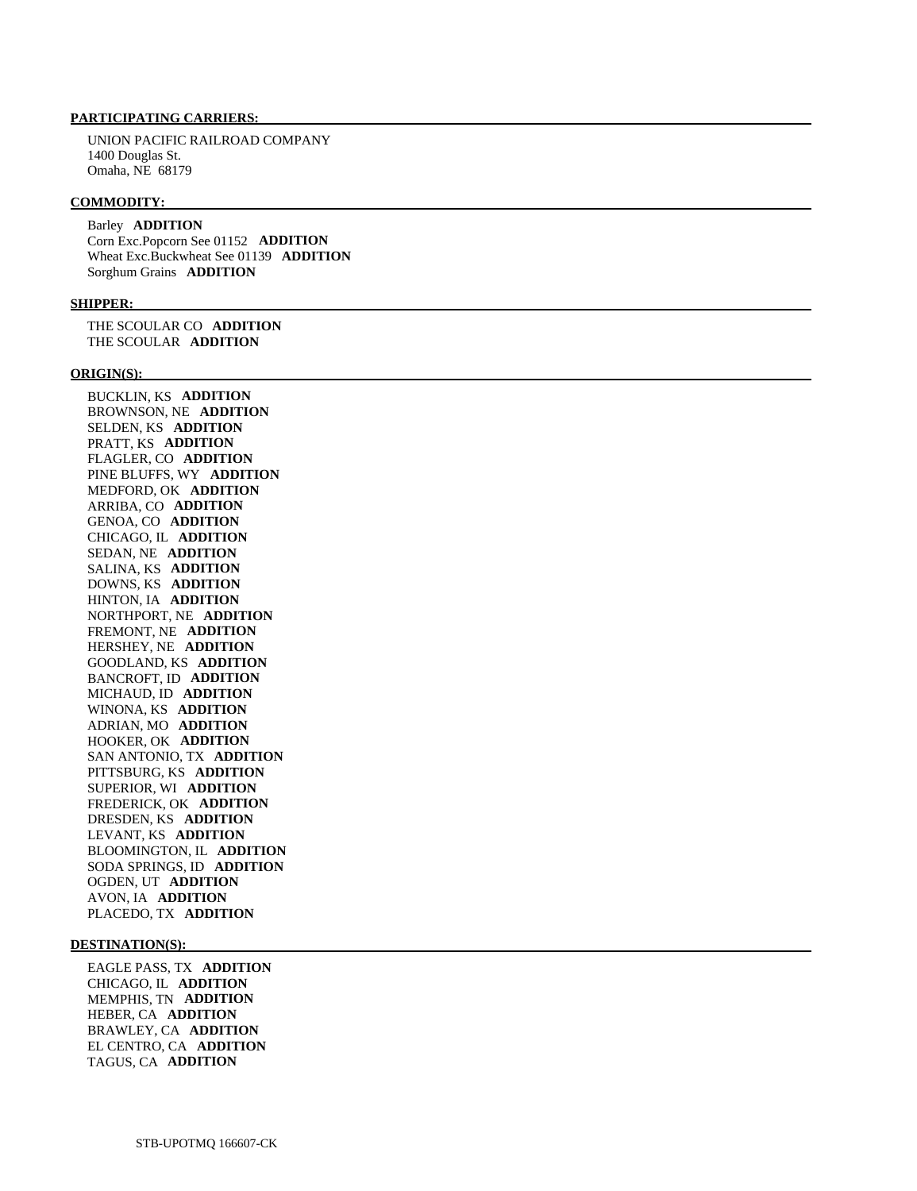**PARTICIPATING CARRIERS:**

UNION PACIFIC RAILROAD COMPANY
1400 Douglas St.
Omaha, NE 68179

**COMMODITY:**

Barley **ADDITION**
Corn Exc.Popcorn See 01152 **ADDITION**
Wheat Exc.Buckwheat See 01139 **ADDITION**
Sorghum Grains **ADDITION**

**SHIPPER:**

THE SCOULAR CO **ADDITION**
THE SCOULAR **ADDITION**

**ORIGIN(S):**

BUCKLIN, KS **ADDITION**
BROWNSON, NE **ADDITION**
SELDEN, KS **ADDITION**
PRATT, KS **ADDITION**
FLAGLER, CO **ADDITION**
PINE BLUFFS, WY **ADDITION**
MEDFORD, OK **ADDITION**
ARRIBA, CO **ADDITION**
GENOA, CO **ADDITION**
CHICAGO, IL **ADDITION**
SEDAN, NE **ADDITION**
SALINA, KS **ADDITION**
DOWNS, KS **ADDITION**
HINTON, IA **ADDITION**
NORTHPORT, NE **ADDITION**
FREMONT, NE **ADDITION**
HERSHEY, NE **ADDITION**
GOODLAND, KS **ADDITION**
BANCROFT, ID **ADDITION**
MICHAUD, ID **ADDITION**
WINONA, KS **ADDITION**
ADRIAN, MO **ADDITION**
HOOKER, OK **ADDITION**
SAN ANTONIO, TX **ADDITION**
PITTSBURG, KS **ADDITION**
SUPERIOR, WI **ADDITION**
FREDERICK, OK **ADDITION**
DRESDEN, KS **ADDITION**
LEVANT, KS **ADDITION**
BLOOMINGTON, IL **ADDITION**
SODA SPRINGS, ID **ADDITION**
OGDEN, UT **ADDITION**
AVON, IA **ADDITION**
PLACEDO, TX **ADDITION**

**DESTINATION(S):**

EAGLE PASS, TX **ADDITION**
CHICAGO, IL **ADDITION**
MEMPHIS, TN **ADDITION**
HEBER, CA **ADDITION**
BRAWLEY, CA **ADDITION**
EL CENTRO, CA **ADDITION**
TAGUS, CA **ADDITION**

STB-UPOTMQ 166607-CK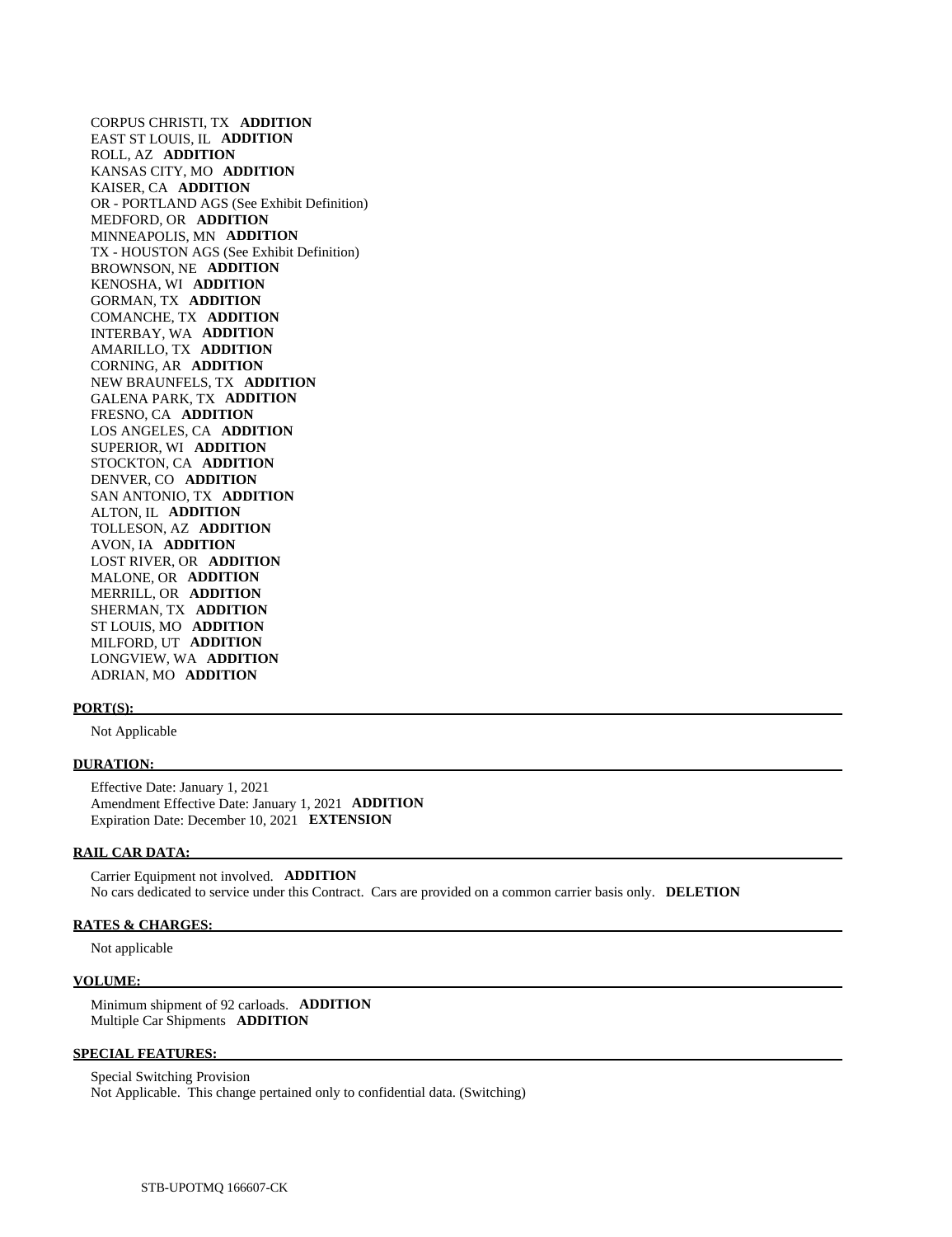CORPUS CHRISTI, TX **ADDITION**
EAST ST LOUIS, IL **ADDITION**
ROLL, AZ **ADDITION**
KANSAS CITY, MO **ADDITION**
KAISER, CA **ADDITION**
OR - PORTLAND AGS (See Exhibit Definition)
MEDFORD, OR **ADDITION**
MINNEAPOLIS, MN **ADDITION**
TX - HOUSTON AGS (See Exhibit Definition)
BROWNSON, NE **ADDITION**
KENOSHA, WI **ADDITION**
GORMAN, TX **ADDITION**
COMANCHE, TX **ADDITION**
INTERBAY, WA **ADDITION**
AMARILLO, TX **ADDITION**
CORNING, AR **ADDITION**
NEW BRAUNFELS, TX **ADDITION**
GALENA PARK, TX **ADDITION**
FRESNO, CA **ADDITION**
LOS ANGELES, CA **ADDITION**
SUPERIOR, WI **ADDITION**
STOCKTON, CA **ADDITION**
DENVER, CO **ADDITION**
SAN ANTONIO, TX **ADDITION**
ALTON, IL **ADDITION**
TOLLESON, AZ **ADDITION**
AVON, IA **ADDITION**
LOST RIVER, OR **ADDITION**
MALONE, OR **ADDITION**
MERRILL, OR **ADDITION**
SHERMAN, TX **ADDITION**
ST LOUIS, MO **ADDITION**
MILFORD, UT **ADDITION**
LONGVIEW, WA **ADDITION**
ADRIAN, MO **ADDITION**

**PORT(S):**

Not Applicable

**DURATION:**

Effective Date: January 1, 2021
Amendment Effective Date: January 1, 2021 **ADDITION**
Expiration Date: December 10, 2021 **EXTENSION**

**RAIL CAR DATA:**

Carrier Equipment not involved. **ADDITION**
No cars dedicated to service under this Contract. Cars are provided on a common carrier basis only. **DELETION**

**RATES & CHARGES:**

Not applicable

**VOLUME:**

Minimum shipment of 92 carloads. **ADDITION**
Multiple Car Shipments **ADDITION**

**SPECIAL FEATURES:**

Special Switching Provision
Not Applicable. This change pertained only to confidential data. (Switching)

STB-UPOTMQ 166607-CK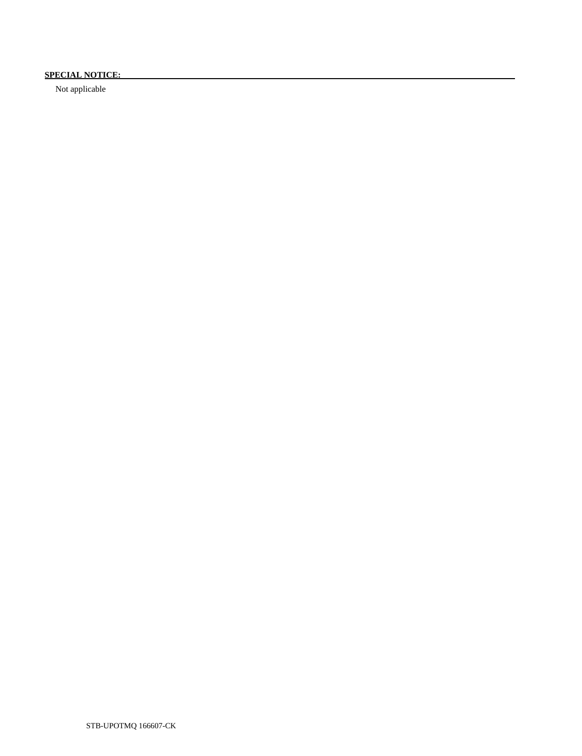**SPECIAL NOTICE:**

Not applicable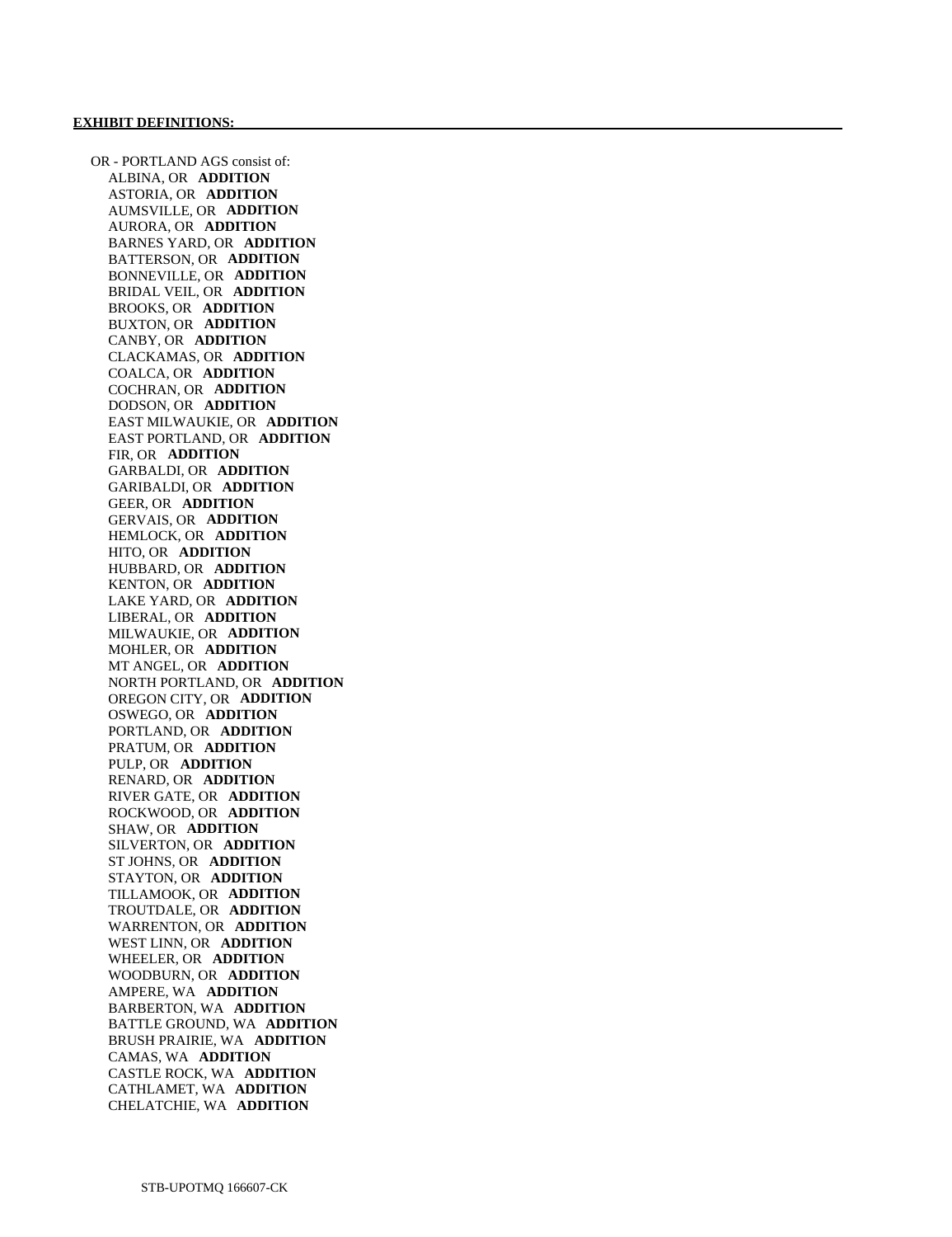**EXHIBIT DEFINITIONS:**

OR - PORTLAND AGS consist of:

- ALBINA, OR **ADDITION**
- ASTORIA, OR **ADDITION**
- AUMSVILLE, OR **ADDITION**
- AURORA, OR **ADDITION**
- BARNES YARD, OR **ADDITION**
- BATTERSON, OR **ADDITION**
- BONNEVILLE, OR **ADDITION**
- BRIDAL VEIL, OR **ADDITION**
- BROOKS, OR **ADDITION**
- BUXTON, OR **ADDITION**
- CANBY, OR **ADDITION**
- CLACKAMAS, OR **ADDITION**
- COALCA, OR **ADDITION**
- COCHRAN, OR **ADDITION**
- DODSON, OR **ADDITION**
- EAST MILWAUKIE, OR **ADDITION**
- EAST PORTLAND, OR **ADDITION**
- FIR, OR **ADDITION**
- GARBALDI, OR **ADDITION**
- GARIBALDI, OR **ADDITION**
- GEER, OR **ADDITION**
- GERVAIS, OR **ADDITION**
- HEMLOCK, OR **ADDITION**
- HITO, OR **ADDITION**
- HUBBARD, OR **ADDITION**
- KENTON, OR **ADDITION**
- LAKE YARD, OR **ADDITION**
- LIBERAL, OR **ADDITION**
- MILWAUKIE, OR **ADDITION**
- MOHLER, OR **ADDITION**
- MT ANGEL, OR **ADDITION**
- NORTH PORTLAND, OR **ADDITION**
- OREGON CITY, OR **ADDITION**
- OSWEGO, OR **ADDITION**
- PORTLAND, OR **ADDITION**
- PRATUM, OR **ADDITION**
- PULP, OR **ADDITION**
- RENARD, OR **ADDITION**
- RIVER GATE, OR **ADDITION**
- ROCKWOOD, OR **ADDITION**
- SHAW, OR **ADDITION**
- SILVERTON, OR **ADDITION**
- ST JOHNS, OR **ADDITION**
- STAYTON, OR **ADDITION**
- TILLAMOOK, OR **ADDITION**
- TROUTDALE, OR **ADDITION**
- WARRENTON, OR **ADDITION**
- WEST LINN, OR **ADDITION**
- WHEELER, OR **ADDITION**
- WOODBURN, OR **ADDITION**
- AMPERE, WA **ADDITION**
- BARBERTON, WA **ADDITION**
- BATTLE GROUND, WA **ADDITION**
- BRUSH PRAIRIE, WA **ADDITION**
- CAMAS, WA **ADDITION**
- CASTLE ROCK, WA **ADDITION**
- CATHLAMET, WA **ADDITION**
- CHELATCHIE, WA **ADDITION**

STB-UPOTMQ 166607-CK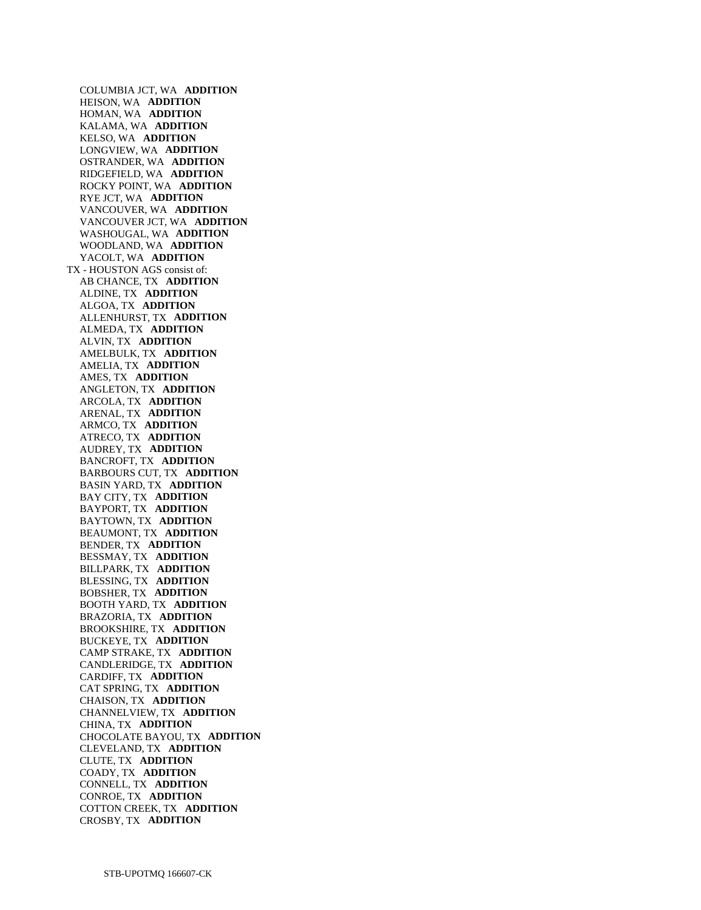COLUMBIA JCT, WA **ADDITION**
HEISON, WA **ADDITION**
HOMAN, WA **ADDITION**
KALAMA, WA **ADDITION**
KELSO, WA **ADDITION**
LONGVIEW, WA **ADDITION**
OSTRANDER, WA **ADDITION**
RIDGEFIELD, WA **ADDITION**
ROCKY POINT, WA **ADDITION**
RYE JCT, WA **ADDITION**
VANCOUVER, WA **ADDITION**
VANCOUVER JCT, WA **ADDITION**
WASHOUGAL, WA **ADDITION**
WOODLAND, WA **ADDITION**
YACOLT, WA **ADDITION**

TX - HOUSTON AGS consist of:

AB CHANCE, TX **ADDITION**
ALDINE, TX **ADDITION**
ALGOA, TX **ADDITION**
ALLENHURST, TX **ADDITION**
ALMEDA, TX **ADDITION**
ALVIN, TX **ADDITION**
AMELBULK, TX **ADDITION**
AMELIA, TX **ADDITION**
AMES, TX **ADDITION**
ANGLETON, TX **ADDITION**
ARCOLA, TX **ADDITION**
ARENAL, TX **ADDITION**
ARMCO, TX **ADDITION**
ATRECO, TX **ADDITION**
AUDREY, TX **ADDITION**
BANCROFT, TX **ADDITION**
BARBOURS CUT, TX **ADDITION**
BASIN YARD, TX **ADDITION**
BAY CITY, TX **ADDITION**
BAYPORT, TX **ADDITION**
BAYTOWN, TX **ADDITION**
BEAUMONT, TX **ADDITION**
BENDER, TX **ADDITION**
BESSMAY, TX **ADDITION**
BILLPARK, TX **ADDITION**
BLESSING, TX **ADDITION**
BOBSHER, TX **ADDITION**
BOOTH YARD, TX **ADDITION**
BRAZORIA, TX **ADDITION**
BROOKSHIRE, TX **ADDITION**
BUCKEYE, TX **ADDITION**
CAMP STRAKE, TX **ADDITION**
CANDLERIDGE, TX **ADDITION**
CARDIFF, TX **ADDITION**
CAT SPRING, TX **ADDITION**
CHAISON, TX **ADDITION**
CHANNELVIEW, TX **ADDITION**
CHINA, TX **ADDITION**
CHOCOLATE BAYOU, TX **ADDITION**
CLEVELAND, TX **ADDITION**
CLUTE, TX **ADDITION**
COADY, TX **ADDITION**
CONNELL, TX **ADDITION**
CONROE, TX **ADDITION**
COTTON CREEK, TX **ADDITION**
CROSBY, TX **ADDITION**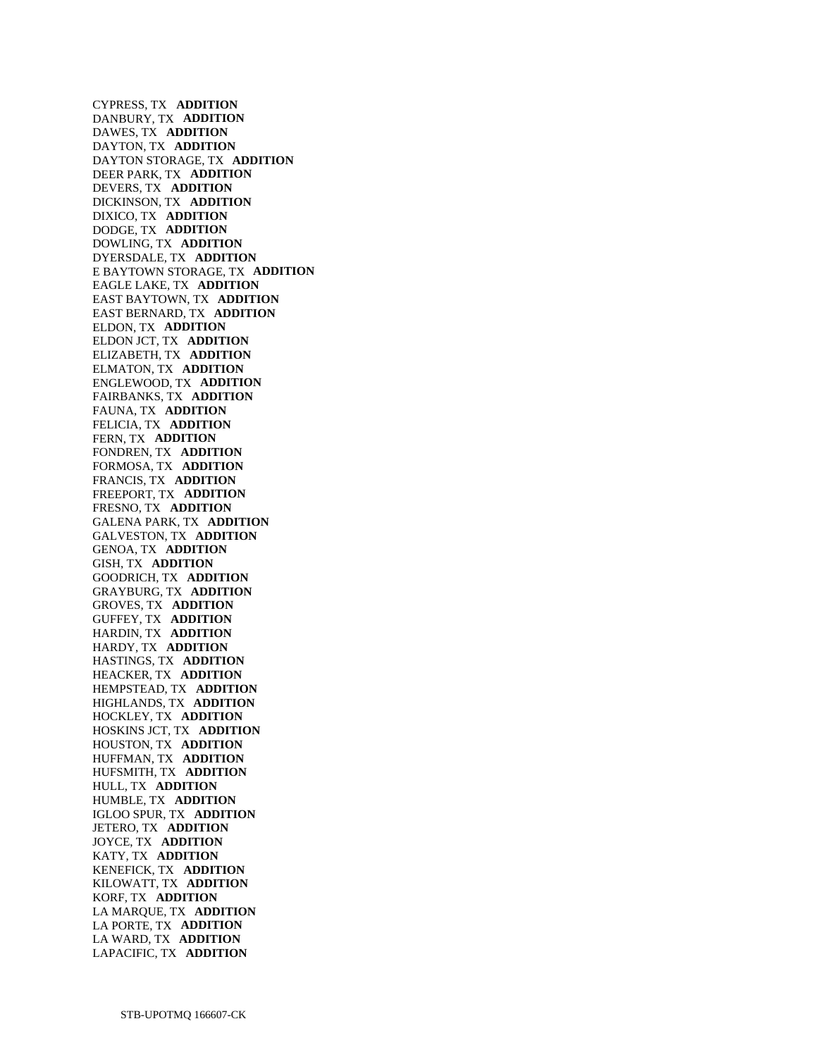CYPRESS, TX **ADDITION**
DANBURY, TX **ADDITION**
DAWES, TX **ADDITION**
DAYTON, TX **ADDITION**
DAYTON STORAGE, TX **ADDITION**
DEER PARK, TX **ADDITION**
DEVERS, TX **ADDITION**
DICKINSON, TX **ADDITION**
DIXICO, TX **ADDITION**
DODGE, TX **ADDITION**
DOWLING, TX **ADDITION**
DYERSDALE, TX **ADDITION**
E BAYTOWN STORAGE, TX **ADDITION**
EAGLE LAKE, TX **ADDITION**
EAST BAYTOWN, TX **ADDITION**
EAST BERNARD, TX **ADDITION**
ELDON, TX **ADDITION**
ELDON JCT, TX **ADDITION**
ELIZABETH, TX **ADDITION**
ELMATON, TX **ADDITION**
ENGLEWOOD, TX **ADDITION**
FAIRBANKS, TX **ADDITION**
FAUNA, TX **ADDITION**
FELICIA, TX **ADDITION**
FERN, TX **ADDITION**
FONDREN, TX **ADDITION**
FORMOSA, TX **ADDITION**
FRANCIS, TX **ADDITION**
FREEPORT, TX **ADDITION**
FRESNO, TX **ADDITION**
GALENA PARK, TX **ADDITION**
GALVESTON, TX **ADDITION**
GENOA, TX **ADDITION**
GISH, TX **ADDITION**
GOODRICH, TX **ADDITION**
GRAYBURG, TX **ADDITION**
GROVES, TX **ADDITION**
GUFFEY, TX **ADDITION**
HARDIN, TX **ADDITION**
HARDY, TX **ADDITION**
HASTINGS, TX **ADDITION**
HEACKER, TX **ADDITION**
HEMPSTEAD, TX **ADDITION**
HIGHLANDS, TX **ADDITION**
HOCKLEY, TX **ADDITION**
HOSKINS JCT, TX **ADDITION**
HOUSTON, TX **ADDITION**
HUFFMAN, TX **ADDITION**
HUFSMITH, TX **ADDITION**
HULL, TX **ADDITION**
HUMBLE, TX **ADDITION**
IGLOO SPUR, TX **ADDITION**
JETERO, TX **ADDITION**
JOYCE, TX **ADDITION**
KATY, TX **ADDITION**
KENEFICK, TX **ADDITION**
KILOWATT, TX **ADDITION**
KORF, TX **ADDITION**
LA MARQUE, TX **ADDITION**
LA PORTE, TX **ADDITION**
LA WARD, TX **ADDITION**
LAPACIFIC, TX **ADDITION**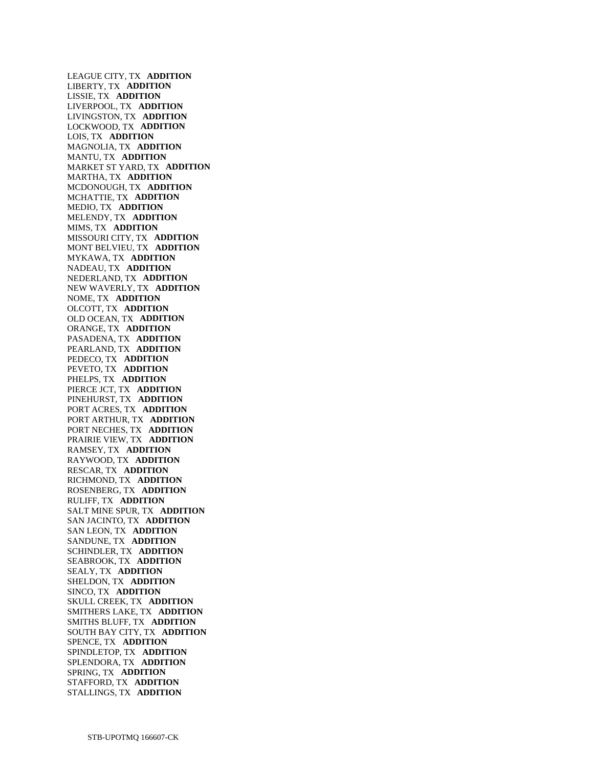LEAGUE CITY, TX **ADDITION**
LIBERTY, TX **ADDITION**
LISSIE, TX **ADDITION**
LIVERPOOL, TX **ADDITION**
LIVINGSTON, TX **ADDITION**
LOCKWOOD, TX **ADDITION**
LOIS, TX **ADDITION**
MAGNOLIA, TX **ADDITION**
MANTU, TX **ADDITION**
MARKET ST YARD, TX **ADDITION**
MARTHA, TX **ADDITION**
MCDONOUGH, TX **ADDITION**
MCHATTIE, TX **ADDITION**
MEDIO, TX **ADDITION**
MELENDY, TX **ADDITION**
MIMS, TX **ADDITION**
MISSOURI CITY, TX **ADDITION**
MONT BELVIEU, TX **ADDITION**
MYKAWA, TX **ADDITION**
NADEAU, TX **ADDITION**
NEDERLAND, TX **ADDITION**
NEW WAVERLY, TX **ADDITION**
NOME, TX **ADDITION**
OLCOTT, TX **ADDITION**
OLD OCEAN, TX **ADDITION**
ORANGE, TX **ADDITION**
PASADENA, TX **ADDITION**
PEARLAND, TX **ADDITION**
PEDECO, TX **ADDITION**
PEVETO, TX **ADDITION**
PHELPS, TX **ADDITION**
PIERCE JCT, TX **ADDITION**
PINEHURST, TX **ADDITION**
PORT ACRES, TX **ADDITION**
PORT ARTHUR, TX **ADDITION**
PORT NECHES, TX **ADDITION**
PRAIRIE VIEW, TX **ADDITION**
RAMSEY, TX **ADDITION**
RAYWOOD, TX **ADDITION**
RESCAR, TX **ADDITION**
RICHMOND, TX **ADDITION**
ROSENBERG, TX **ADDITION**
RULIFF, TX **ADDITION**
SALT MINE SPUR, TX **ADDITION**
SAN JACINTO, TX **ADDITION**
SAN LEON, TX **ADDITION**
SANDUNE, TX **ADDITION**
SCHINDLER, TX **ADDITION**
SEABROOK, TX **ADDITION**
SEALY, TX **ADDITION**
SHELDON, TX **ADDITION**
SINCO, TX **ADDITION**
SKULL CREEK, TX **ADDITION**
SMITHERS LAKE, TX **ADDITION**
SMITHS BLUFF, TX **ADDITION**
SOUTH BAY CITY, TX **ADDITION**
SPENCE, TX **ADDITION**
SPINDLETOP, TX **ADDITION**
SPLENDORA, TX **ADDITION**
SPRING, TX **ADDITION**
STAFFORD, TX **ADDITION**
STALLINGS, TX **ADDITION**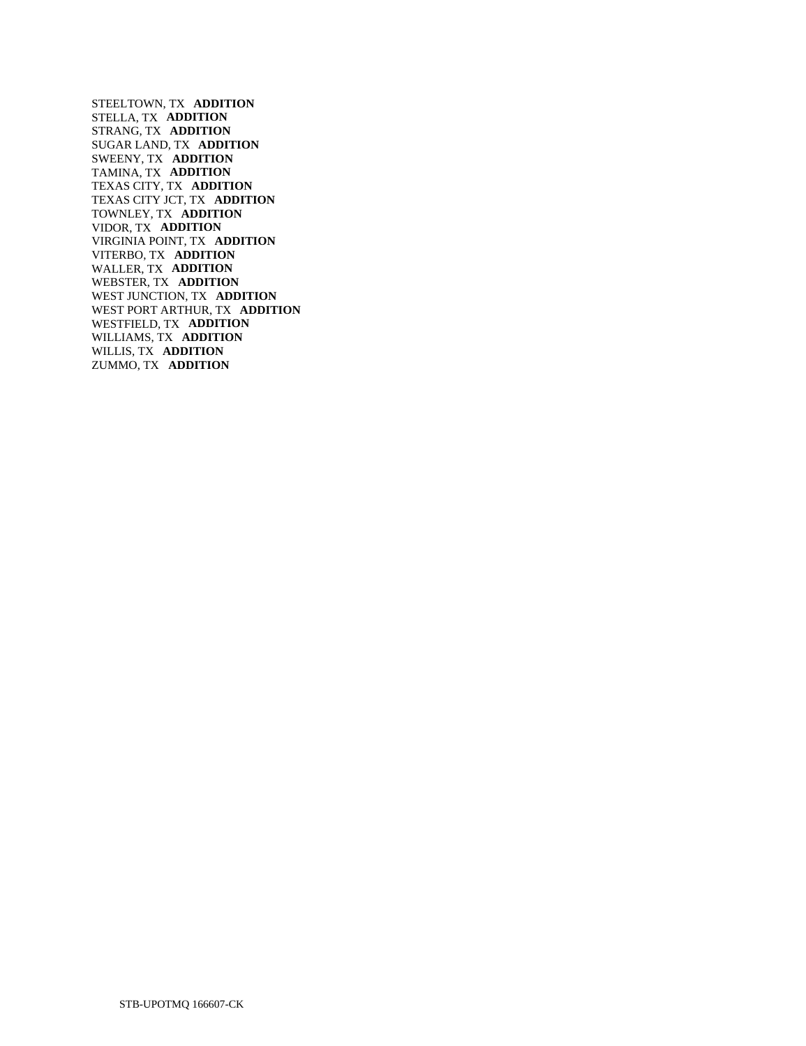STEELTOWN, TX **ADDITION**
STELLA, TX **ADDITION**
STRANG, TX **ADDITION**
SUGAR LAND, TX **ADDITION**
SWEENY, TX **ADDITION**
TAMINA, TX **ADDITION**
TEXAS CITY, TX **ADDITION**
TEXAS CITY JCT, TX **ADDITION**
TOWNLEY, TX **ADDITION**
VIDOR, TX **ADDITION**
VIRGINIA POINT, TX **ADDITION**
VITERBO, TX **ADDITION**
WALLER, TX **ADDITION**
WEBSTER, TX **ADDITION**
WEST JUNCTION, TX **ADDITION**
WEST PORT ARTHUR, TX **ADDITION**
WESTFIELD, TX **ADDITION**
WILLIAMS, TX **ADDITION**
WILLIS, TX **ADDITION**
ZUMMO, TX **ADDITION**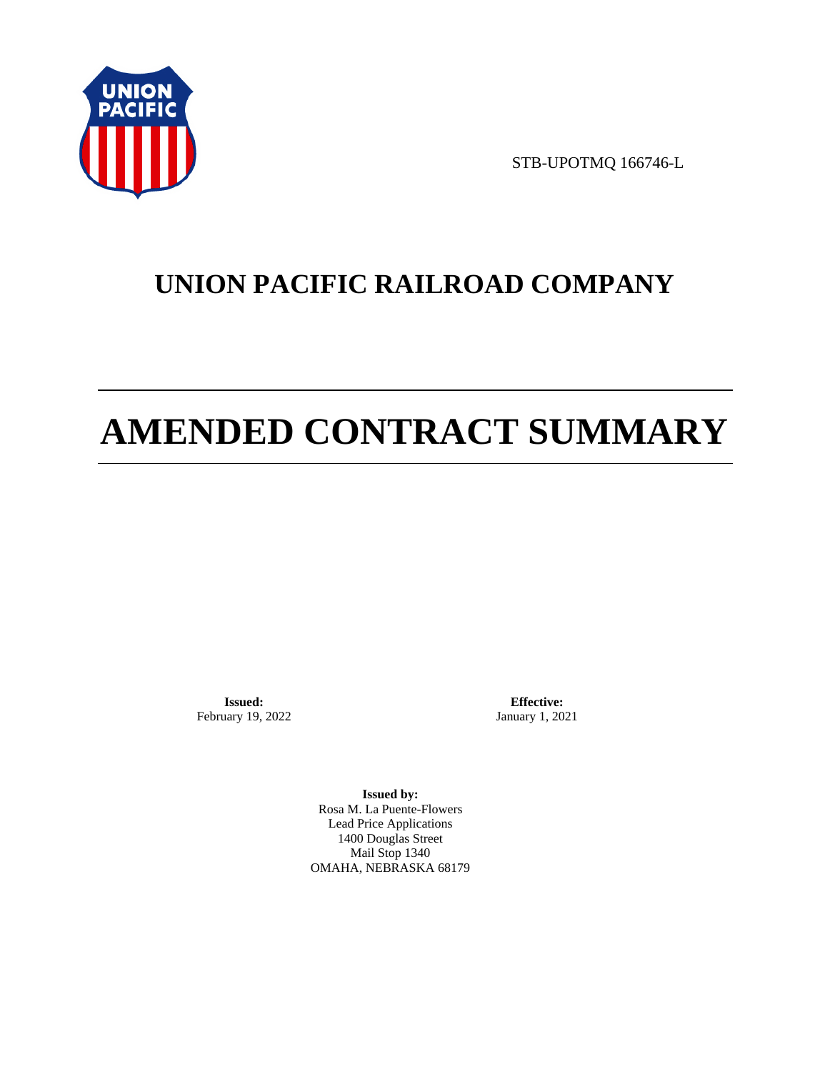STB-UPOTMQ 166746-L

# UNION PACIFIC RAILROAD COMPANY

# AMENDED CONTRACT SUMMARY

**Issued:**
February 19, 2022

**Effective:**
January 1, 2021

**Issued by:**
Rosa M. La Puente-Flowers
Lead Price Applications
1400 Douglas Street
Mail Stop 1340
OMAHA, NEBRASKA 68179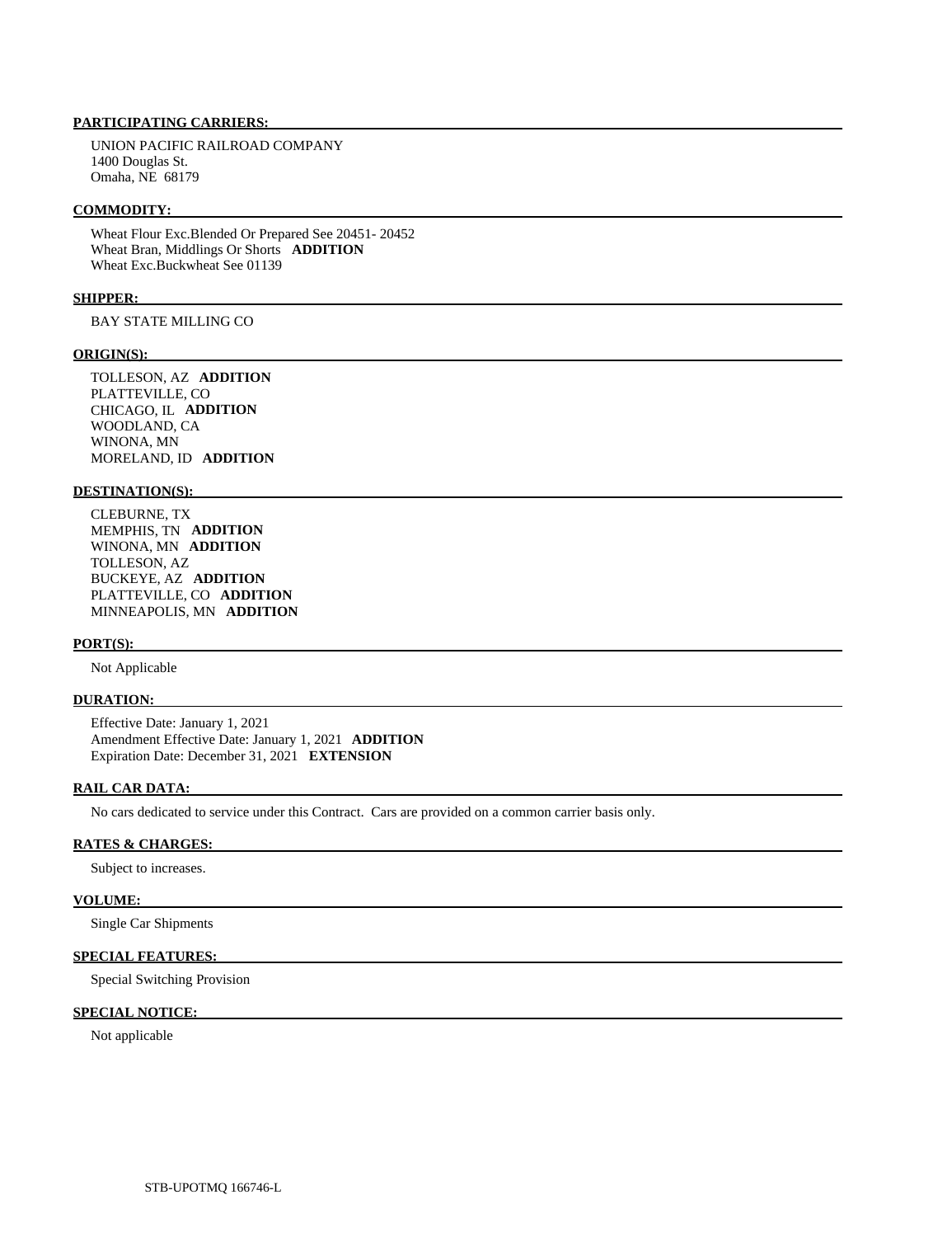**PARTICIPATING CARRIERS:**

UNION PACIFIC RAILROAD COMPANY
1400 Douglas St.
Omaha, NE 68179

**COMMODITY:**

Wheat Flour Exc.Blended Or Prepared See 20451- 20452
Wheat Bran, Middlings Or Shorts **ADDITION**
Wheat Exc.Buckwheat See 01139

**SHIPPER:**

BAY STATE MILLING CO

**ORIGIN(S):**

TOLLESON, AZ **ADDITION**
PLATTEVILLE, CO
CHICAGO, IL **ADDITION**
WOODLAND, CA
WINONA, MN
MORELAND, ID **ADDITION**

**DESTINATION(S):**

CLEBURNE, TX
MEMPHIS, TN **ADDITION**
WINONA, MN **ADDITION**
TOLLESON, AZ
BUCKEYE, AZ **ADDITION**
PLATTEVILLE, CO **ADDITION**
MINNEAPOLIS, MN **ADDITION**

**PORT(S):**

Not Applicable

**DURATION:**

Effective Date: January 1, 2021
Amendment Effective Date: January 1, 2021 **ADDITION**
Expiration Date: December 31, 2021 **EXTENSION**

**RAIL CAR DATA:**

No cars dedicated to service under this Contract. Cars are provided on a common carrier basis only.

**RATES & CHARGES:**

Subject to increases.

**VOLUME:**

Single Car Shipments

**SPECIAL FEATURES:**

Special Switching Provision

**SPECIAL NOTICE:**

Not applicable

STB-UPOTMQ 166746-L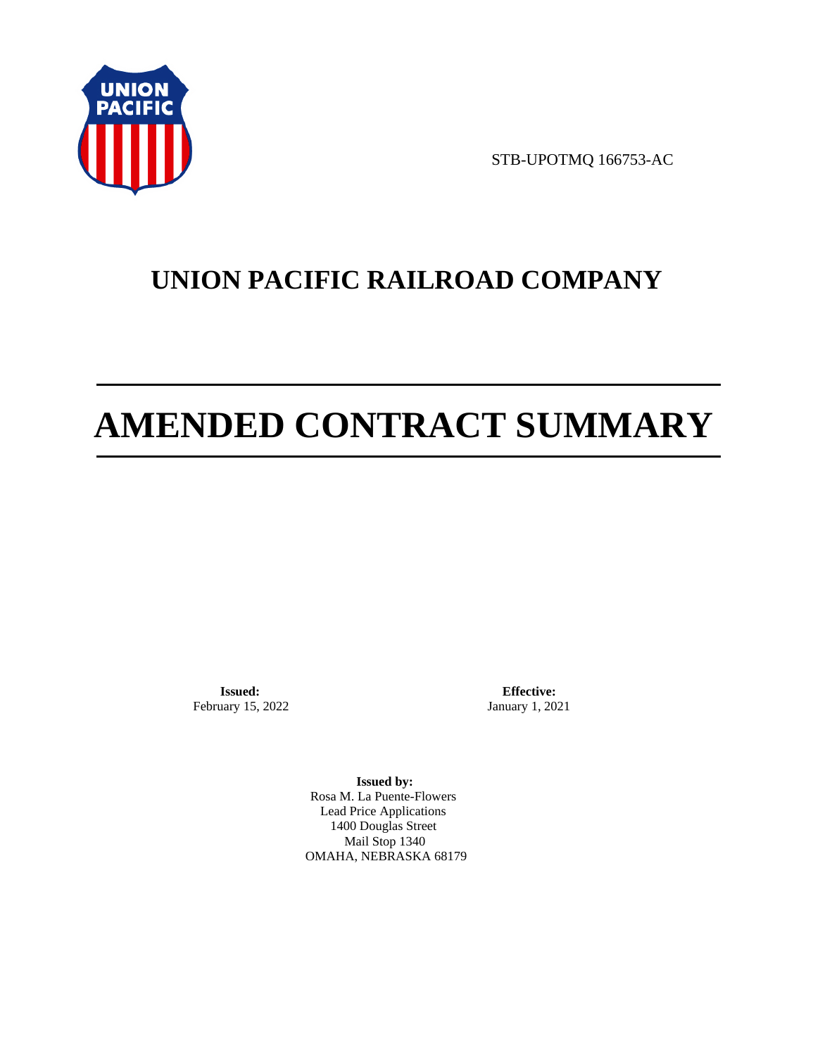STB-UPOTMQ 166753-AC

# UNION PACIFIC RAILROAD COMPANY

# AMENDED CONTRACT SUMMARY

**Issued:**
February 15, 2022

**Effective:**
January 1, 2021

**Issued by:**
Rosa M. La Puente-Flowers
Lead Price Applications
1400 Douglas Street
Mail Stop 1340
OMAHA, NEBRASKA 68179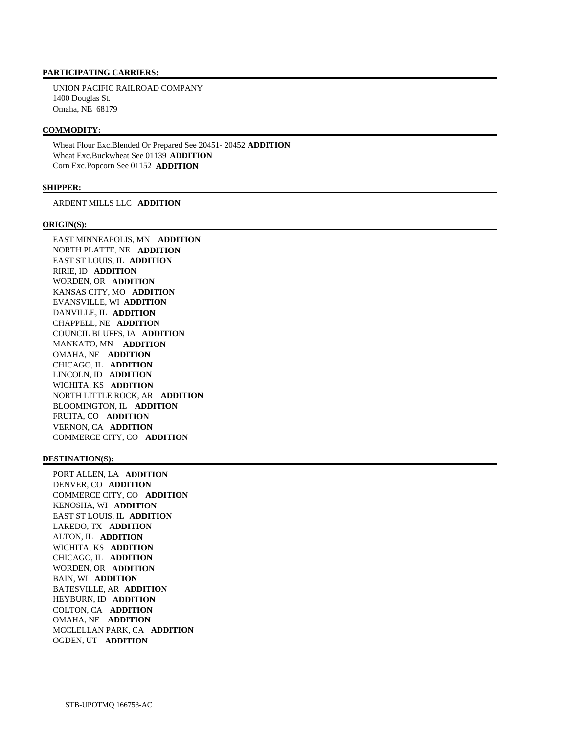**PARTICIPATING CARRIERS:**

UNION PACIFIC RAILROAD COMPANY
1400 Douglas St.
Omaha, NE 68179

**COMMODITY:**

Wheat Flour Exc.Blended Or Prepared See 20451- 20452 **ADDITION**
Wheat Exc.Buckwheat See 01139 **ADDITION**
Corn Exc.Popcorn See 01152 **ADDITION**

**SHIPPER:**

ARDENT MILLS LLC **ADDITION**

**ORIGIN(S):**

EAST MINNEAPOLIS, MN **ADDITION**
NORTH PLATTE, NE **ADDITION**
EAST ST LOUIS, IL **ADDITION**
RIRIE, ID **ADDITION**
WORDEN, OR **ADDITION**
KANSAS CITY, MO **ADDITION**
EVANSVILLE, WI **ADDITION**
DANVILLE, IL **ADDITION**
CHAPPELL, NE **ADDITION**
COUNCIL BLUFFS, IA **ADDITION**
MANKATO, MN **ADDITION**
OMAHA, NE **ADDITION**
CHICAGO, IL **ADDITION**
LINCOLN, ID **ADDITION**
WICHITA, KS **ADDITION**
NORTH LITTLE ROCK, AR **ADDITION**
BLOOMINGTON, IL **ADDITION**
FRUITA, CO **ADDITION**
VERNON, CA **ADDITION**
COMMERCE CITY, CO **ADDITION**

**DESTINATION(S):**

PORT ALLEN, LA **ADDITION**
DENVER, CO **ADDITION**
COMMERCE CITY, CO **ADDITION**
KENOSHA, WI **ADDITION**
EAST ST LOUIS, IL **ADDITION**
LAREDO, TX **ADDITION**
ALTON, IL **ADDITION**
WICHITA, KS **ADDITION**
CHICAGO, IL **ADDITION**
WORDEN, OR **ADDITION**
BAIN, WI **ADDITION**
BATESVILLE, AR **ADDITION**
HEYBURN, ID **ADDITION**
COLTON, CA **ADDITION**
OMAHA, NE **ADDITION**
MCCLELLAN PARK, CA **ADDITION**
OGDEN, UT **ADDITION**

STB-UPOTMQ 166753-AC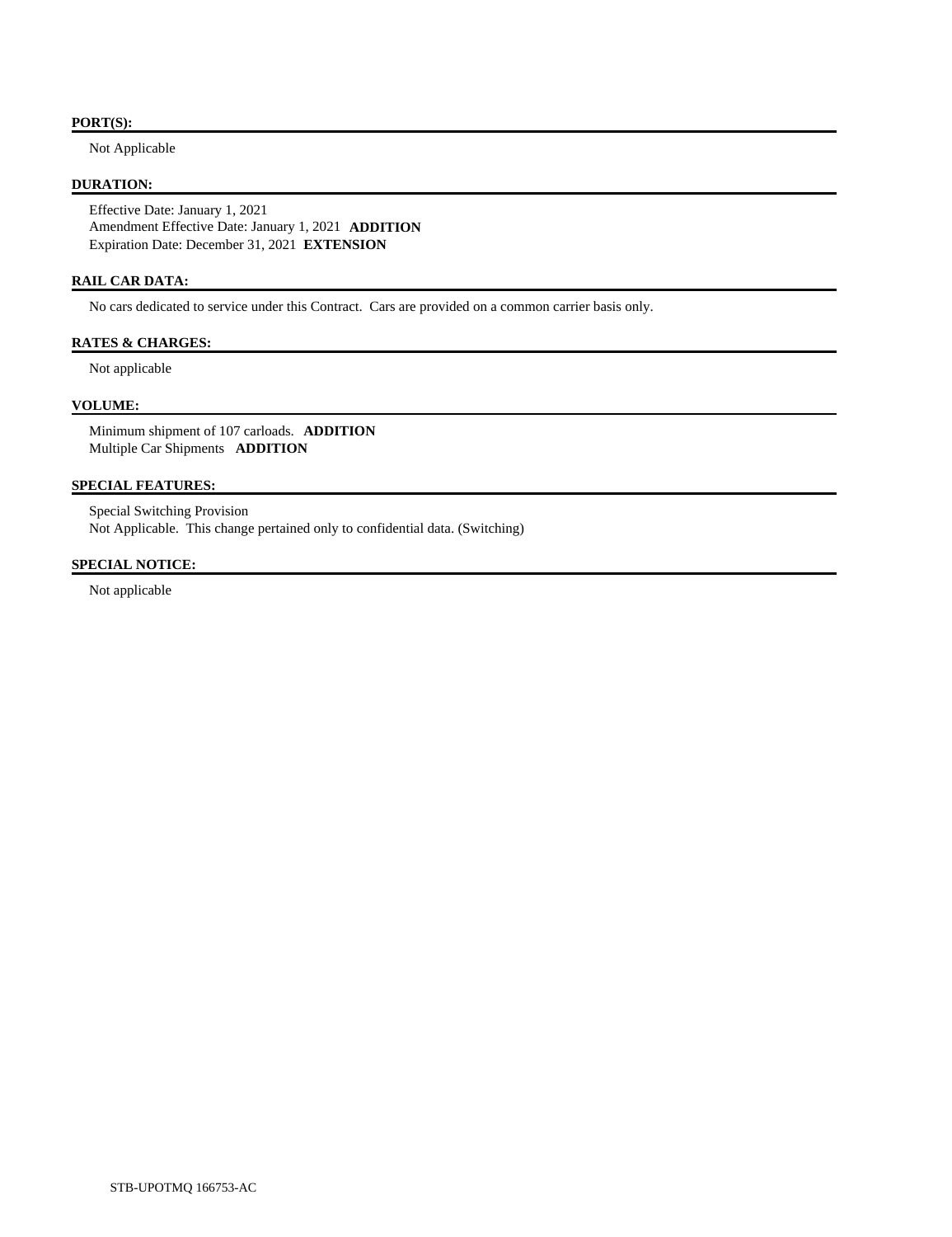**PORT(S):**

Not Applicable

**DURATION:**

Effective Date: January 1, 2021
Amendment Effective Date: January 1, 2021 **ADDITION**
Expiration Date: December 31, 2021 **EXTENSION**

**RAIL CAR DATA:**

No cars dedicated to service under this Contract. Cars are provided on a common carrier basis only.

**RATES & CHARGES:**

Not applicable

**VOLUME:**

Minimum shipment of 107 carloads. **ADDITION**
Multiple Car Shipments **ADDITION**

**SPECIAL FEATURES:**

Special Switching Provision
Not Applicable. This change pertained only to confidential data. (Switching)

**SPECIAL NOTICE:**

Not applicable

STB-UPOTMQ 166753-AC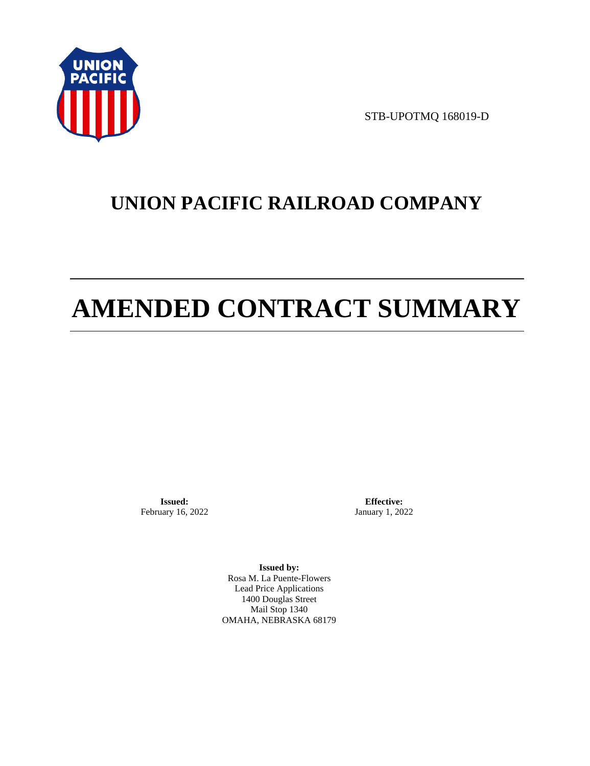STB-UPOTMQ 168019-D

# UNION PACIFIC RAILROAD COMPANY

# AMENDED CONTRACT SUMMARY

**Issued:**
February 16, 2022

**Effective:**
January 1, 2022

**Issued by:**
Rosa M. La Puente-Flowers
Lead Price Applications
1400 Douglas Street
Mail Stop 1340
OMAHA, NEBRASKA 68179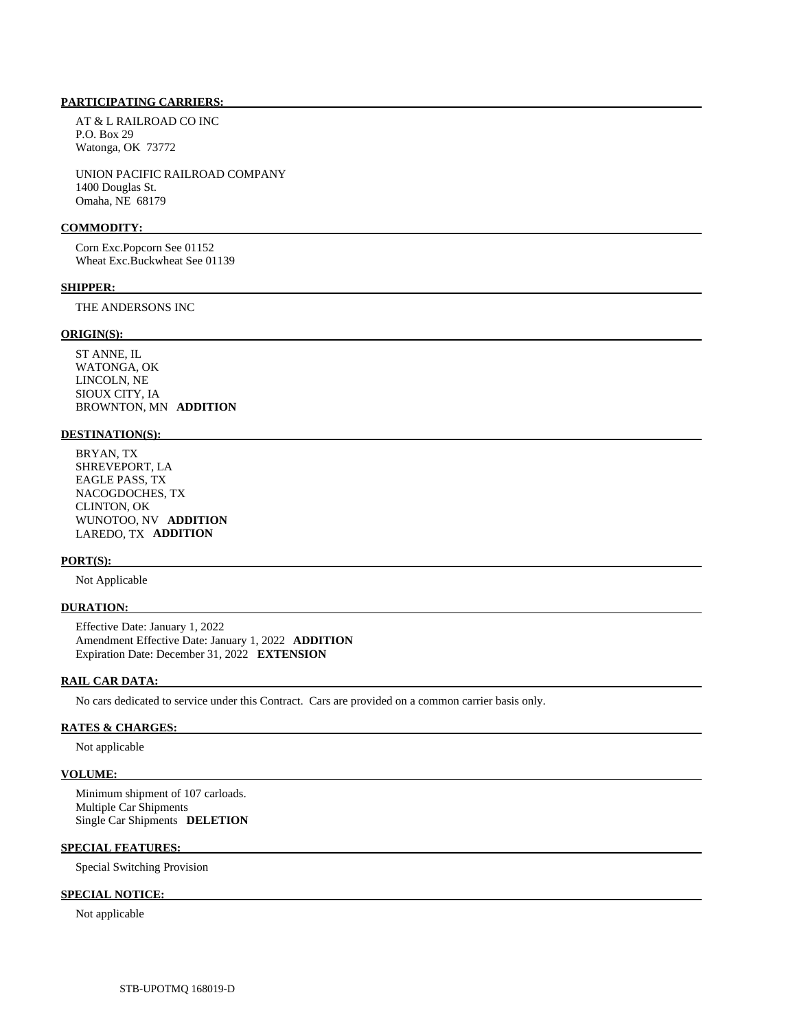**PARTICIPATING CARRIERS:**

AT & L RAILROAD CO INC
P.O. Box 29
Watonga, OK 73772

UNION PACIFIC RAILROAD COMPANY
1400 Douglas St.
Omaha, NE 68179

**COMMODITY:**

Corn Exc.Popcorn See 01152
Wheat Exc.Buckwheat See 01139

**SHIPPER:**

THE ANDERSONS INC

**ORIGIN(S):**

ST ANNE, IL
WATONGA, OK
LINCOLN, NE
SIOUX CITY, IA
BROWNTON, MN **ADDITION**

**DESTINATION(S):**

BRYAN, TX
SHREVEPORT, LA
EAGLE PASS, TX
NACOGDOCHES, TX
CLINTON, OK
WUNOTOO, NV **ADDITION**
LAREDO, TX **ADDITION**

**PORT(S):**

Not Applicable

**DURATION:**

Effective Date: January 1, 2022
Amendment Effective Date: January 1, 2022 **ADDITION**
Expiration Date: December 31, 2022 **EXTENSION**

**RAIL CAR DATA:**

No cars dedicated to service under this Contract. Cars are provided on a common carrier basis only.

**RATES & CHARGES:**

Not applicable

**VOLUME:**

Minimum shipment of 107 carloads.
Multiple Car Shipments
Single Car Shipments **DELETION**

**SPECIAL FEATURES:**

Special Switching Provision

**SPECIAL NOTICE:**

Not applicable

STB-UPOTMQ 168019-D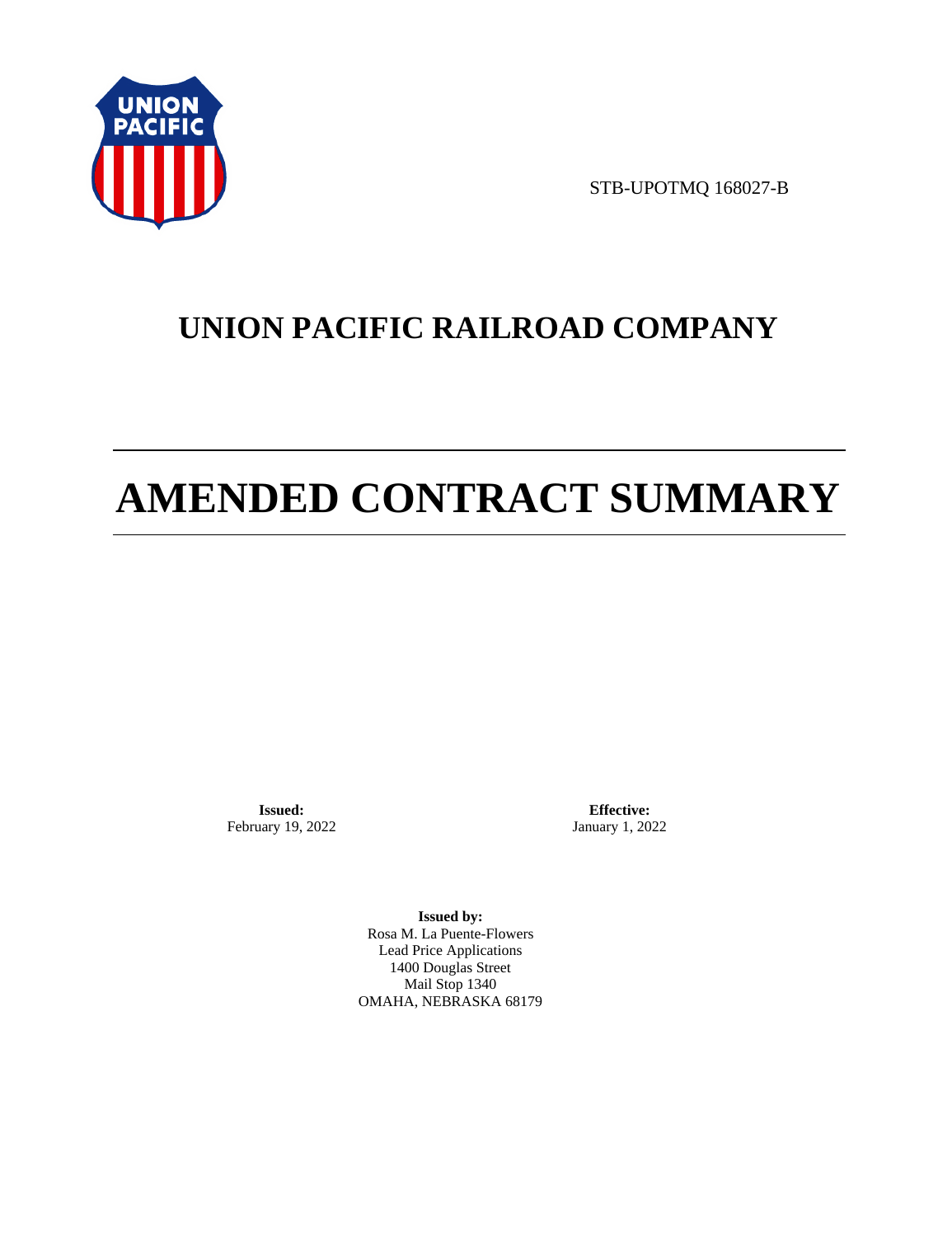STB-UPOTMQ 168027-B

# UNION PACIFIC RAILROAD COMPANY

# AMENDED CONTRACT SUMMARY

**Issued:**
February 19, 2022

**Effective:**
January 1, 2022

**Issued by:**
Rosa M. La Puente-Flowers
Lead Price Applications
1400 Douglas Street
Mail Stop 1340
OMAHA, NEBRASKA 68179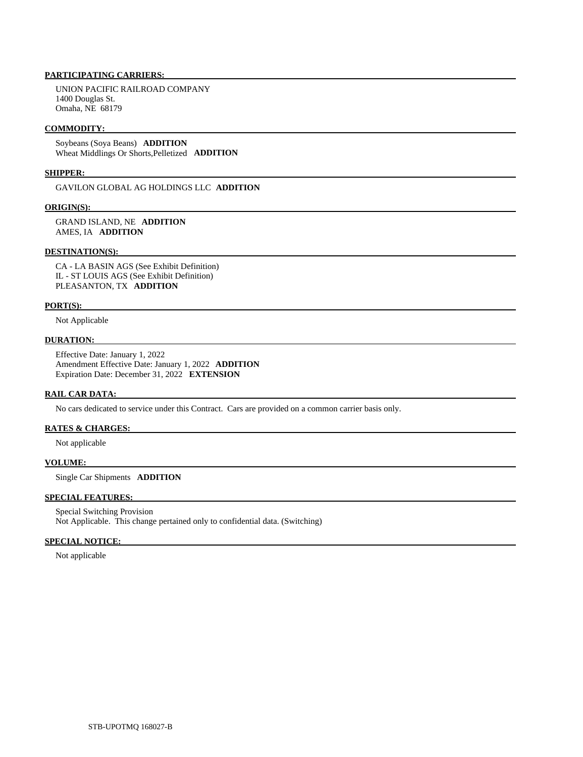**PARTICIPATING CARRIERS:**

UNION PACIFIC RAILROAD COMPANY
1400 Douglas St.
Omaha, NE 68179

**COMMODITY:**

Soybeans (Soya Beans) **ADDITION**
Wheat Middlings Or Shorts,Pelletized **ADDITION**

**SHIPPER:**

GAVILON GLOBAL AG HOLDINGS LLC **ADDITION**

**ORIGIN(S):**

GRAND ISLAND, NE **ADDITION**
AMES, IA **ADDITION**

**DESTINATION(S):**

CA - LA BASIN AGS (See Exhibit Definition)
IL - ST LOUIS AGS (See Exhibit Definition)
PLEASANTON, TX **ADDITION**

**PORT(S):**

Not Applicable

**DURATION:**

Effective Date: January 1, 2022
Amendment Effective Date: January 1, 2022 **ADDITION**
Expiration Date: December 31, 2022 **EXTENSION**

**RAIL CAR DATA:**

No cars dedicated to service under this Contract. Cars are provided on a common carrier basis only.

**RATES & CHARGES:**

Not applicable

**VOLUME:**

Single Car Shipments **ADDITION**

**SPECIAL FEATURES:**

Special Switching Provision
Not Applicable. This change pertained only to confidential data. (Switching)

**SPECIAL NOTICE:**

Not applicable

STB-UPOTMQ 168027-B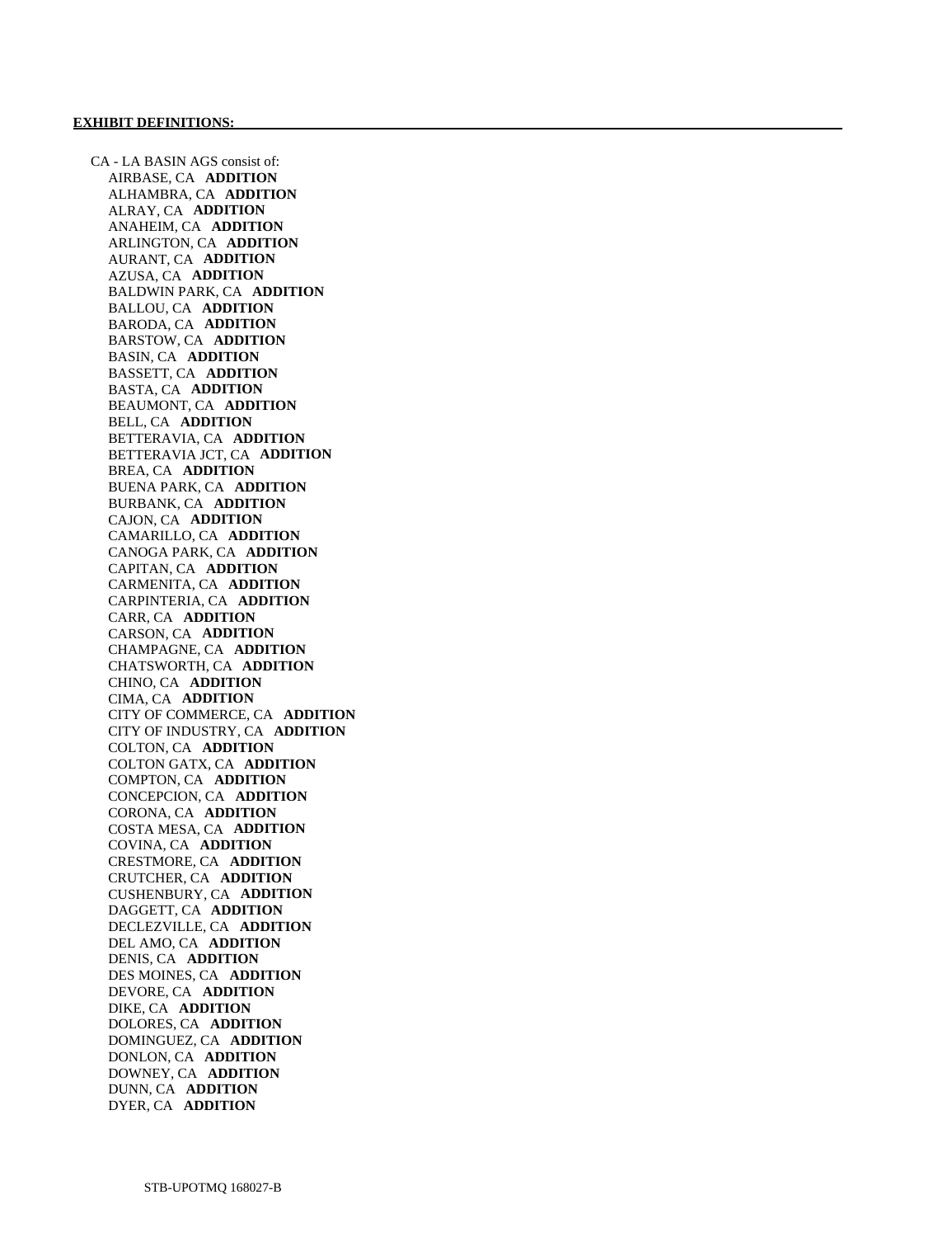**EXHIBIT DEFINITIONS:**

CA - LA BASIN AGS consist of:

- AIRBASE, CA **ADDITION**
- ALHAMBRA, CA **ADDITION**
- ALRAY, CA **ADDITION**
- ANAHEIM, CA **ADDITION**
- ARLINGTON, CA **ADDITION**
- AURANT, CA **ADDITION**
- AZUSA, CA **ADDITION**
- BALDWIN PARK, CA **ADDITION**
- BALLOU, CA **ADDITION**
- BARODA, CA **ADDITION**
- BARSTOW, CA **ADDITION**
- BASIN, CA **ADDITION**
- BASSETT, CA **ADDITION**
- BASTA, CA **ADDITION**
- BEAUMONT, CA **ADDITION**
- BELL, CA **ADDITION**
- BETTERAVIA, CA **ADDITION**
- BETTERAVIA JCT, CA **ADDITION**
- BREA, CA **ADDITION**
- BUENA PARK, CA **ADDITION**
- BURBANK, CA **ADDITION**
- CAJON, CA **ADDITION**
- CAMARILLO, CA **ADDITION**
- CANOGA PARK, CA **ADDITION**
- CAPITAN, CA **ADDITION**
- CARMENITA, CA **ADDITION**
- CARPINTERIA, CA **ADDITION**
- CARR, CA **ADDITION**
- CARSON, CA **ADDITION**
- CHAMPAGNE, CA **ADDITION**
- CHATSWORTH, CA **ADDITION**
- CHINO, CA **ADDITION**
- CIMA, CA **ADDITION**
- CITY OF COMMERCE, CA **ADDITION**
- CITY OF INDUSTRY, CA **ADDITION**
- COLTON, CA **ADDITION**
- COLTON GATX, CA **ADDITION**
- COMPTON, CA **ADDITION**
- CONCEPCION, CA **ADDITION**
- CORONA, CA **ADDITION**
- COSTA MESA, CA **ADDITION**
- COVINA, CA **ADDITION**
- CRESTMORE, CA **ADDITION**
- CRUTCHER, CA **ADDITION**
- CUSHENBURY, CA **ADDITION**
- DAGGETT, CA **ADDITION**
- DECLEZVILLE, CA **ADDITION**
- DEL AMO, CA **ADDITION**
- DENIS, CA **ADDITION**
- DES MOINES, CA **ADDITION**
- DEVORE, CA **ADDITION**
- DIKE, CA **ADDITION**
- DOLORES, CA **ADDITION**
- DOMINGUEZ, CA **ADDITION**
- DONLON, CA **ADDITION**
- DOWNEY, CA **ADDITION**
- DUNN, CA **ADDITION**
- DYER, CA **ADDITION**

STB-UPOTMQ 168027-B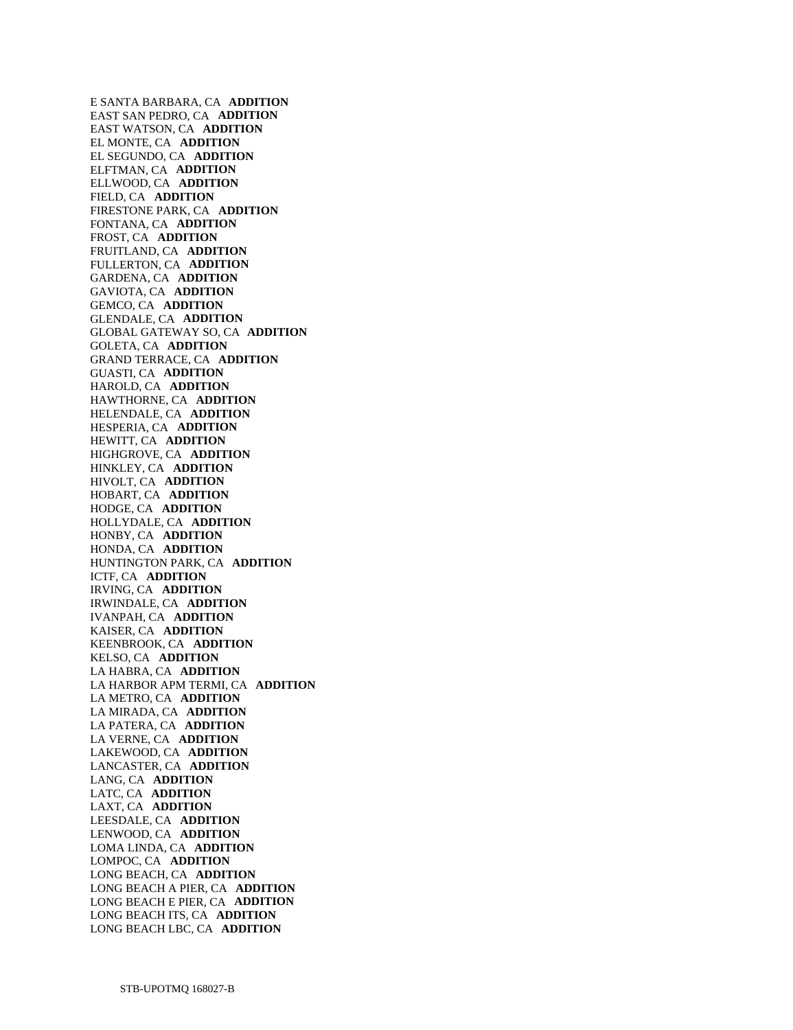E SANTA BARBARA, CA **ADDITION**
EAST SAN PEDRO, CA **ADDITION**
EAST WATSON, CA **ADDITION**
EL MONTE, CA **ADDITION**
EL SEGUNDO, CA **ADDITION**
ELFTMAN, CA **ADDITION**
ELLWOOD, CA **ADDITION**
FIELD, CA **ADDITION**
FIRESTONE PARK, CA **ADDITION**
FONTANA, CA **ADDITION**
FROST, CA **ADDITION**
FRUITLAND, CA **ADDITION**
FULLERTON, CA **ADDITION**
GARDENA, CA **ADDITION**
GAVIOTA, CA **ADDITION**
GEMCO, CA **ADDITION**
GLENDALE, CA **ADDITION**
GLOBAL GATEWAY SO, CA **ADDITION**
GOLETA, CA **ADDITION**
GRAND TERRACE, CA **ADDITION**
GUASTI, CA **ADDITION**
HAROLD, CA **ADDITION**
HAWTHORNE, CA **ADDITION**
HELENDALE, CA **ADDITION**
HESPERIA, CA **ADDITION**
HEWITT, CA **ADDITION**
HIGHGROVE, CA **ADDITION**
HINKLEY, CA **ADDITION**
HIVOLT, CA **ADDITION**
HOBART, CA **ADDITION**
HODGE, CA **ADDITION**
HOLLYDALE, CA **ADDITION**
HONBY, CA **ADDITION**
HONDA, CA **ADDITION**
HUNTINGTON PARK, CA **ADDITION**
ICTF, CA **ADDITION**
IRVING, CA **ADDITION**
IRWINDALE, CA **ADDITION**
IVANPAH, CA **ADDITION**
KAISER, CA **ADDITION**
KEENBROOK, CA **ADDITION**
KELSO, CA **ADDITION**
LA HABRA, CA **ADDITION**
LA HARBOR APM TERMI, CA **ADDITION**
LA METRO, CA **ADDITION**
LA MIRADA, CA **ADDITION**
LA PATERA, CA **ADDITION**
LA VERNE, CA **ADDITION**
LAKEWOOD, CA **ADDITION**
LANCASTER, CA **ADDITION**
LANG, CA **ADDITION**
LATC, CA **ADDITION**
LAXT, CA **ADDITION**
LEESDALE, CA **ADDITION**
LENWOOD, CA **ADDITION**
LOMA LINDA, CA **ADDITION**
LOMPOC, CA **ADDITION**
LONG BEACH, CA **ADDITION**
LONG BEACH A PIER, CA **ADDITION**
LONG BEACH E PIER, CA **ADDITION**
LONG BEACH ITS, CA **ADDITION**
LONG BEACH LBC, CA **ADDITION**

STB-UPOTMQ 168027-B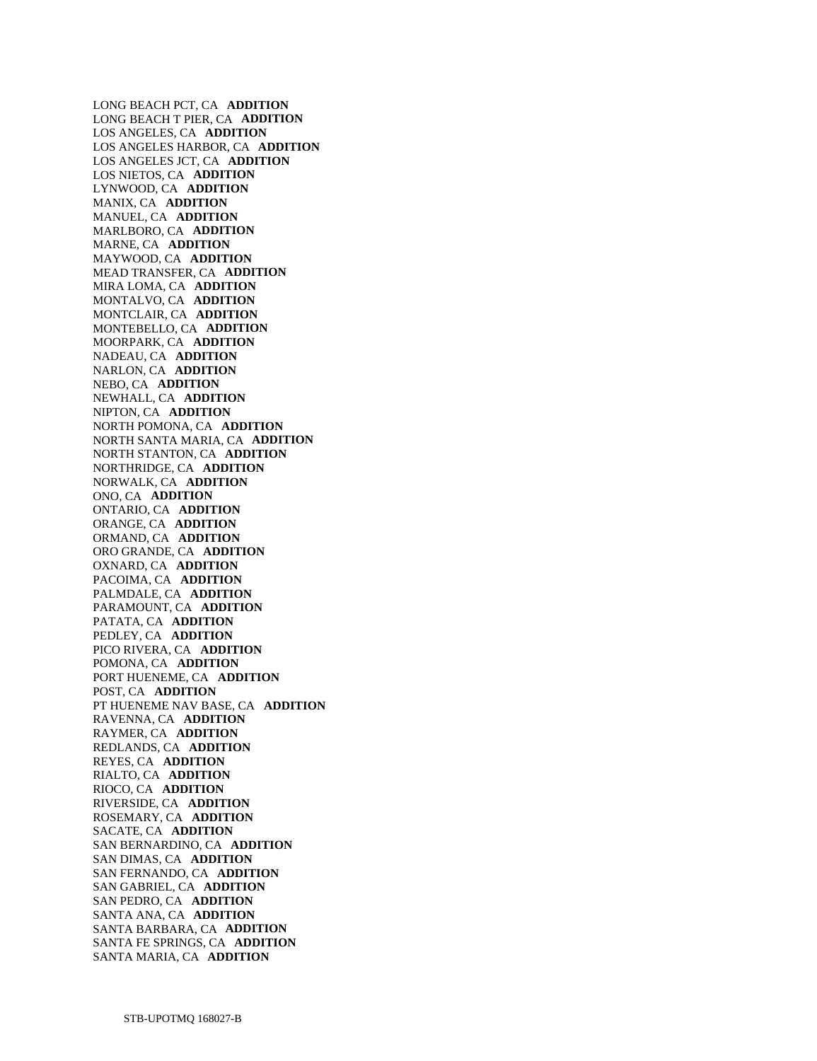LONG BEACH PCT, CA **ADDITION**
LONG BEACH T PIER, CA **ADDITION**
LOS ANGELES, CA **ADDITION**
LOS ANGELES HARBOR, CA **ADDITION**
LOS ANGELES JCT, CA **ADDITION**
LOS NIETOS, CA **ADDITION**
LYNWOOD, CA **ADDITION**
MANIX, CA **ADDITION**
MANUEL, CA **ADDITION**
MARLBORO, CA **ADDITION**
MARNE, CA **ADDITION**
MAYWOOD, CA **ADDITION**
MEAD TRANSFER, CA **ADDITION**
MIRA LOMA, CA **ADDITION**
MONTALVO, CA **ADDITION**
MONTCLAIR, CA **ADDITION**
MONTEBELLO, CA **ADDITION**
MOORPARK, CA **ADDITION**
NADEAU, CA **ADDITION**
NARLON, CA **ADDITION**
NEBO, CA **ADDITION**
NEWHALL, CA **ADDITION**
NIPTON, CA **ADDITION**
NORTH POMONA, CA **ADDITION**
NORTH SANTA MARIA, CA **ADDITION**
NORTH STANTON, CA **ADDITION**
NORTHRIDGE, CA **ADDITION**
NORWALK, CA **ADDITION**
ONO, CA **ADDITION**
ONTARIO, CA **ADDITION**
ORANGE, CA **ADDITION**
ORMAND, CA **ADDITION**
ORO GRANDE, CA **ADDITION**
OXNARD, CA **ADDITION**
PACOIMA, CA **ADDITION**
PALMDALE, CA **ADDITION**
PARAMOUNT, CA **ADDITION**
PATATA, CA **ADDITION**
PEDLEY, CA **ADDITION**
PICO RIVERA, CA **ADDITION**
POMONA, CA **ADDITION**
PORT HUENEME, CA **ADDITION**
POST, CA **ADDITION**
PT HUENEME NAV BASE, CA **ADDITION**
RAVENNA, CA **ADDITION**
RAYMER, CA **ADDITION**
REDLANDS, CA **ADDITION**
REYES, CA **ADDITION**
RIALTO, CA **ADDITION**
RIOCO, CA **ADDITION**
RIVERSIDE, CA **ADDITION**
ROSEMARY, CA **ADDITION**
SACATE, CA **ADDITION**
SAN BERNARDINO, CA **ADDITION**
SAN DIMAS, CA **ADDITION**
SAN FERNANDO, CA **ADDITION**
SAN GABRIEL, CA **ADDITION**
SAN PEDRO, CA **ADDITION**
SANTA ANA, CA **ADDITION**
SANTA BARBARA, CA **ADDITION**
SANTA FE SPRINGS, CA **ADDITION**
SANTA MARIA, CA **ADDITION**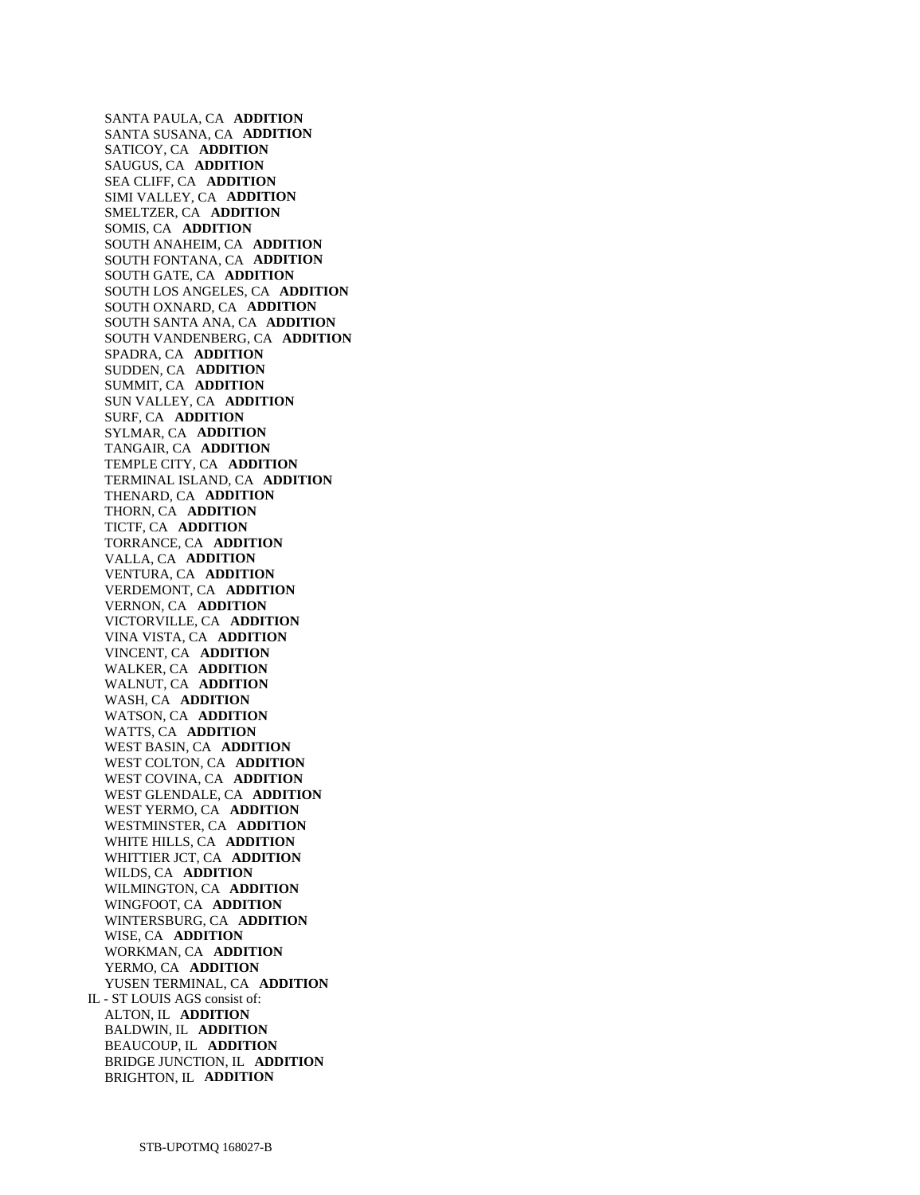SANTA PAULA, CA **ADDITION**
SANTA SUSANA, CA **ADDITION**
SATICOY, CA **ADDITION**
SAUGUS, CA **ADDITION**
SEA CLIFF, CA **ADDITION**
SIMI VALLEY, CA **ADDITION**
SMELTZER, CA **ADDITION**
SOMIS, CA **ADDITION**
SOUTH ANAHEIM, CA **ADDITION**
SOUTH FONTANA, CA **ADDITION**
SOUTH GATE, CA **ADDITION**
SOUTH LOS ANGELES, CA **ADDITION**
SOUTH OXNARD, CA **ADDITION**
SOUTH SANTA ANA, CA **ADDITION**
SOUTH VANDENBERG, CA **ADDITION**
SPADRA, CA **ADDITION**
SUDDEN, CA **ADDITION**
SUMMIT, CA **ADDITION**
SUN VALLEY, CA **ADDITION**
SURF, CA **ADDITION**
SYLMAR, CA **ADDITION**
TANGAIR, CA **ADDITION**
TEMPLE CITY, CA **ADDITION**
TERMINAL ISLAND, CA **ADDITION**
THENARD, CA **ADDITION**
THORN, CA **ADDITION**
TICTF, CA **ADDITION**
TORRANCE, CA **ADDITION**
VALLA, CA **ADDITION**
VENTURA, CA **ADDITION**
VERDEMONT, CA **ADDITION**
VERNON, CA **ADDITION**
VICTORVILLE, CA **ADDITION**
VINA VISTA, CA **ADDITION**
VINCENT, CA **ADDITION**
WALKER, CA **ADDITION**
WALNUT, CA **ADDITION**
WASH, CA **ADDITION**
WATSON, CA **ADDITION**
WATTS, CA **ADDITION**
WEST BASIN, CA **ADDITION**
WEST COLTON, CA **ADDITION**
WEST COVINA, CA **ADDITION**
WEST GLENDALE, CA **ADDITION**
WEST YERMO, CA **ADDITION**
WESTMINSTER, CA **ADDITION**
WHITE HILLS, CA **ADDITION**
WHITTIER JCT, CA **ADDITION**
WILDS, CA **ADDITION**
WILMINGTON, CA **ADDITION**
WINGFOOT, CA **ADDITION**
WINTERSBURG, CA **ADDITION**
WISE, CA **ADDITION**
WORKMAN, CA **ADDITION**
YERMO, CA **ADDITION**
YUSEN TERMINAL, CA **ADDITION**

IL - ST LOUIS AGS consist of:

ALTON, IL **ADDITION**
BALDWIN, IL **ADDITION**
BEAUCOUP, IL **ADDITION**
BRIDGE JUNCTION, IL **ADDITION**
BRIGHTON, IL **ADDITION**

STB-UPOTMQ 168027-B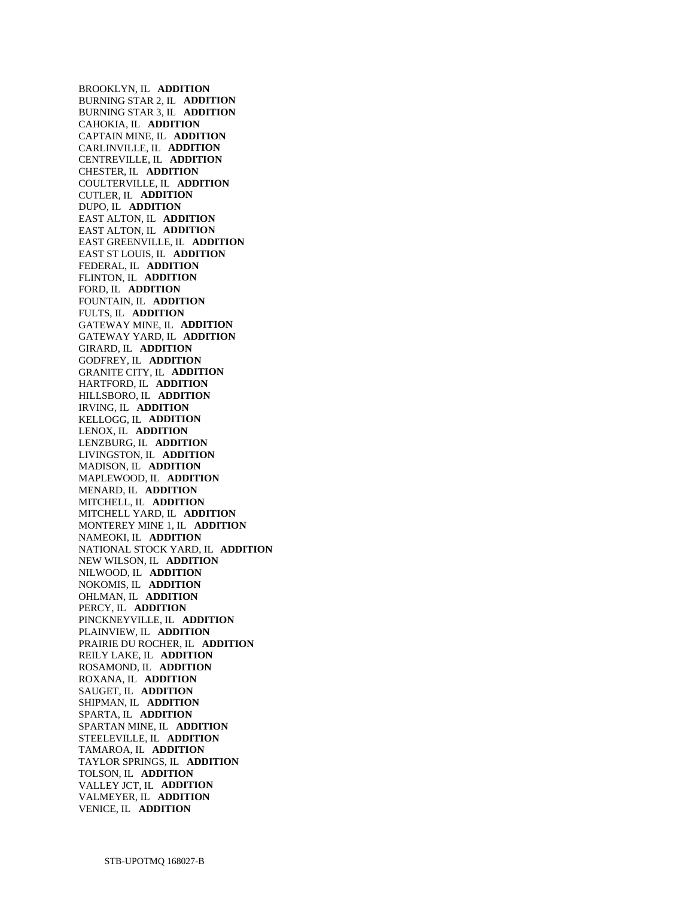BROOKLYN, IL **ADDITION**
BURNING STAR 2, IL **ADDITION**
BURNING STAR 3, IL **ADDITION**
CAHOKIA, IL **ADDITION**
CAPTAIN MINE, IL **ADDITION**
CARLINVILLE, IL **ADDITION**
CENTREVILLE, IL **ADDITION**
CHESTER, IL **ADDITION**
COULTERVILLE, IL **ADDITION**
CUTLER, IL **ADDITION**
DUPO, IL **ADDITION**
EAST ALTON, IL **ADDITION**
EAST ALTON, IL **ADDITION**
EAST GREENVILLE, IL **ADDITION**
EAST ST LOUIS, IL **ADDITION**
FEDERAL, IL **ADDITION**
FLINTON, IL **ADDITION**
FORD, IL **ADDITION**
FOUNTAIN, IL **ADDITION**
FULTS, IL **ADDITION**
GATEWAY MINE, IL **ADDITION**
GATEWAY YARD, IL **ADDITION**
GIRARD, IL **ADDITION**
GODFREY, IL **ADDITION**
GRANITE CITY, IL **ADDITION**
HARTFORD, IL **ADDITION**
HILLSBORO, IL **ADDITION**
IRVING, IL **ADDITION**
KELLOGG, IL **ADDITION**
LENOX, IL **ADDITION**
LENZBURG, IL **ADDITION**
LIVINGSTON, IL **ADDITION**
MADISON, IL **ADDITION**
MAPLEWOOD, IL **ADDITION**
MENARD, IL **ADDITION**
MITCHELL, IL **ADDITION**
MITCHELL YARD, IL **ADDITION**
MONTEREY MINE 1, IL **ADDITION**
NAMEOKI, IL **ADDITION**
NATIONAL STOCK YARD, IL **ADDITION**
NEW WILSON, IL **ADDITION**
NILWOOD, IL **ADDITION**
NOKOMIS, IL **ADDITION**
OHLMAN, IL **ADDITION**
PERCY, IL **ADDITION**
PINCKNEYVILLE, IL **ADDITION**
PLAINVIEW, IL **ADDITION**
PRAIRIE DU ROCHER, IL **ADDITION**
REILY LAKE, IL **ADDITION**
ROSAMOND, IL **ADDITION**
ROXANA, IL **ADDITION**
SAUGET, IL **ADDITION**
SHIPMAN, IL **ADDITION**
SPARTA, IL **ADDITION**
SPARTAN MINE, IL **ADDITION**
STEELEVILLE, IL **ADDITION**
TAMAROA, IL **ADDITION**
TAYLOR SPRINGS, IL **ADDITION**
TOLSON, IL **ADDITION**
VALLEY JCT, IL **ADDITION**
VALMEYER, IL **ADDITION**
VENICE, IL **ADDITION**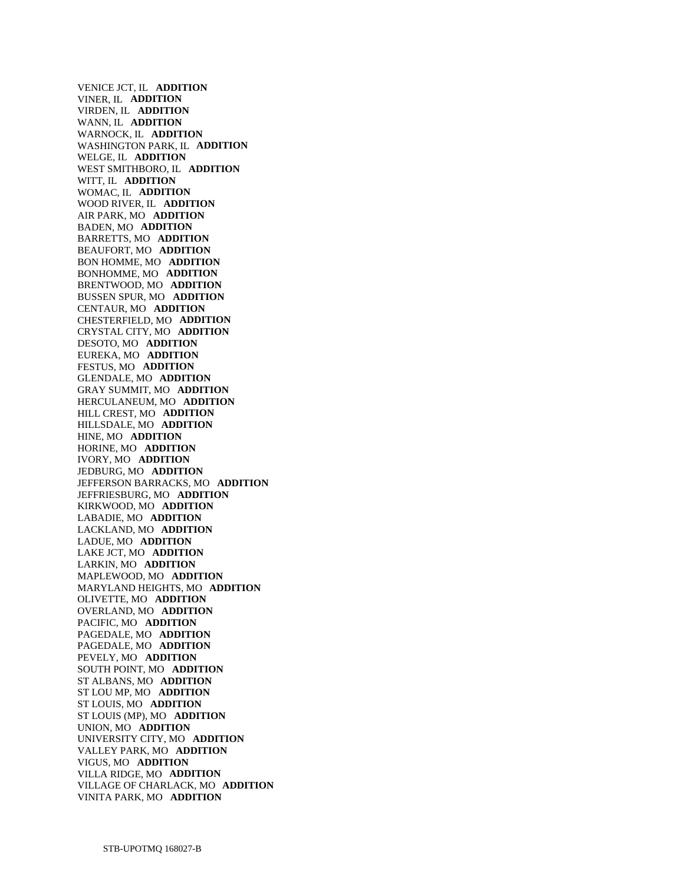VENICE JCT, IL **ADDITION**
VINER, IL **ADDITION**
VIRDEN, IL **ADDITION**
WANN, IL **ADDITION**
WARNOCK, IL **ADDITION**
WASHINGTON PARK, IL **ADDITION**
WELGE, IL **ADDITION**
WEST SMITHBORO, IL **ADDITION**
WITT, IL **ADDITION**
WOMAC, IL **ADDITION**
WOOD RIVER, IL **ADDITION**
AIR PARK, MO **ADDITION**
BADEN, MO **ADDITION**
BARRETTS, MO **ADDITION**
BEAUFORT, MO **ADDITION**
BON HOMME, MO **ADDITION**
BONHOMME, MO **ADDITION**
BRENTWOOD, MO **ADDITION**
BUSSEN SPUR, MO **ADDITION**
CENTAUR, MO **ADDITION**
CHESTERFIELD, MO **ADDITION**
CRYSTAL CITY, MO **ADDITION**
DESOTO, MO **ADDITION**
EUREKA, MO **ADDITION**
FESTUS, MO **ADDITION**
GLENDALE, MO **ADDITION**
GRAY SUMMIT, MO **ADDITION**
HERCULANEUM, MO **ADDITION**
HILL CREST, MO **ADDITION**
HILLSDALE, MO **ADDITION**
HINE, MO **ADDITION**
HORINE, MO **ADDITION**
IVORY, MO **ADDITION**
JEDBURG, MO **ADDITION**
JEFFERSON BARRACKS, MO **ADDITION**
JEFFRIESBURG, MO **ADDITION**
KIRKWOOD, MO **ADDITION**
LABADIE, MO **ADDITION**
LACKLAND, MO **ADDITION**
LADUE, MO **ADDITION**
LAKE JCT, MO **ADDITION**
LARKIN, MO **ADDITION**
MAPLEWOOD, MO **ADDITION**
MARYLAND HEIGHTS, MO **ADDITION**
OLIVETTE, MO **ADDITION**
OVERLAND, MO **ADDITION**
PACIFIC, MO **ADDITION**
PAGEDALE, MO **ADDITION**
PAGEDALE, MO **ADDITION**
PEVELY, MO **ADDITION**
SOUTH POINT, MO **ADDITION**
ST ALBANS, MO **ADDITION**
ST LOU MP, MO **ADDITION**
ST LOUIS, MO **ADDITION**
ST LOUIS (MP), MO **ADDITION**
UNION, MO **ADDITION**
UNIVERSITY CITY, MO **ADDITION**
VALLEY PARK, MO **ADDITION**
VIGUS, MO **ADDITION**
VILLA RIDGE, MO **ADDITION**
VILLAGE OF CHARLACK, MO **ADDITION**
VINITA PARK, MO **ADDITION**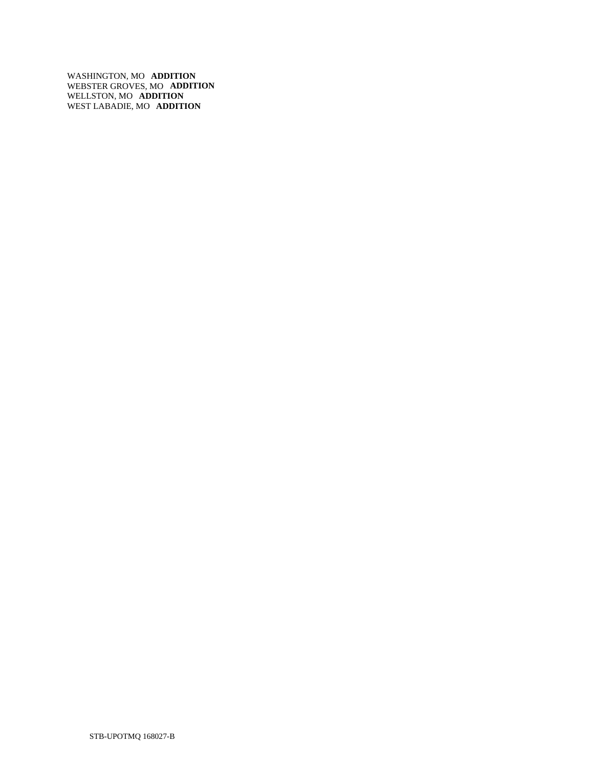WASHINGTON, MO **ADDITION**
WEBSTER GROVES, MO **ADDITION**
WELLSTON, MO **ADDITION**
WEST LABADIE, MO **ADDITION**

STB-UPOTMQ 168027-B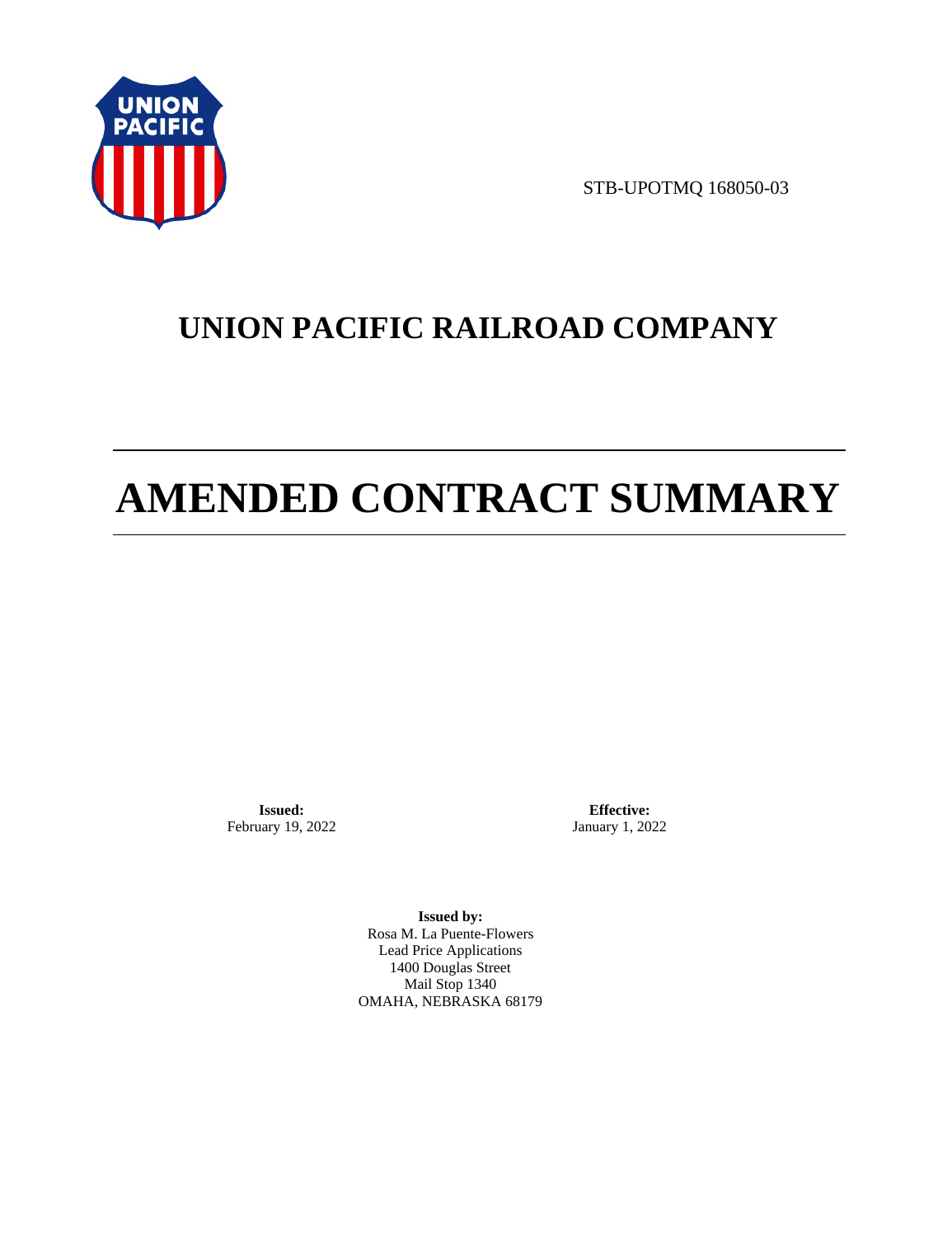STB-UPOTMQ 168050-03

# UNION PACIFIC RAILROAD COMPANY

# AMENDED CONTRACT SUMMARY

**Issued:**
February 19, 2022

**Effective:**
January 1, 2022

**Issued by:**
Rosa M. La Puente-Flowers
Lead Price Applications
1400 Douglas Street
Mail Stop 1340
OMAHA, NEBRASKA 68179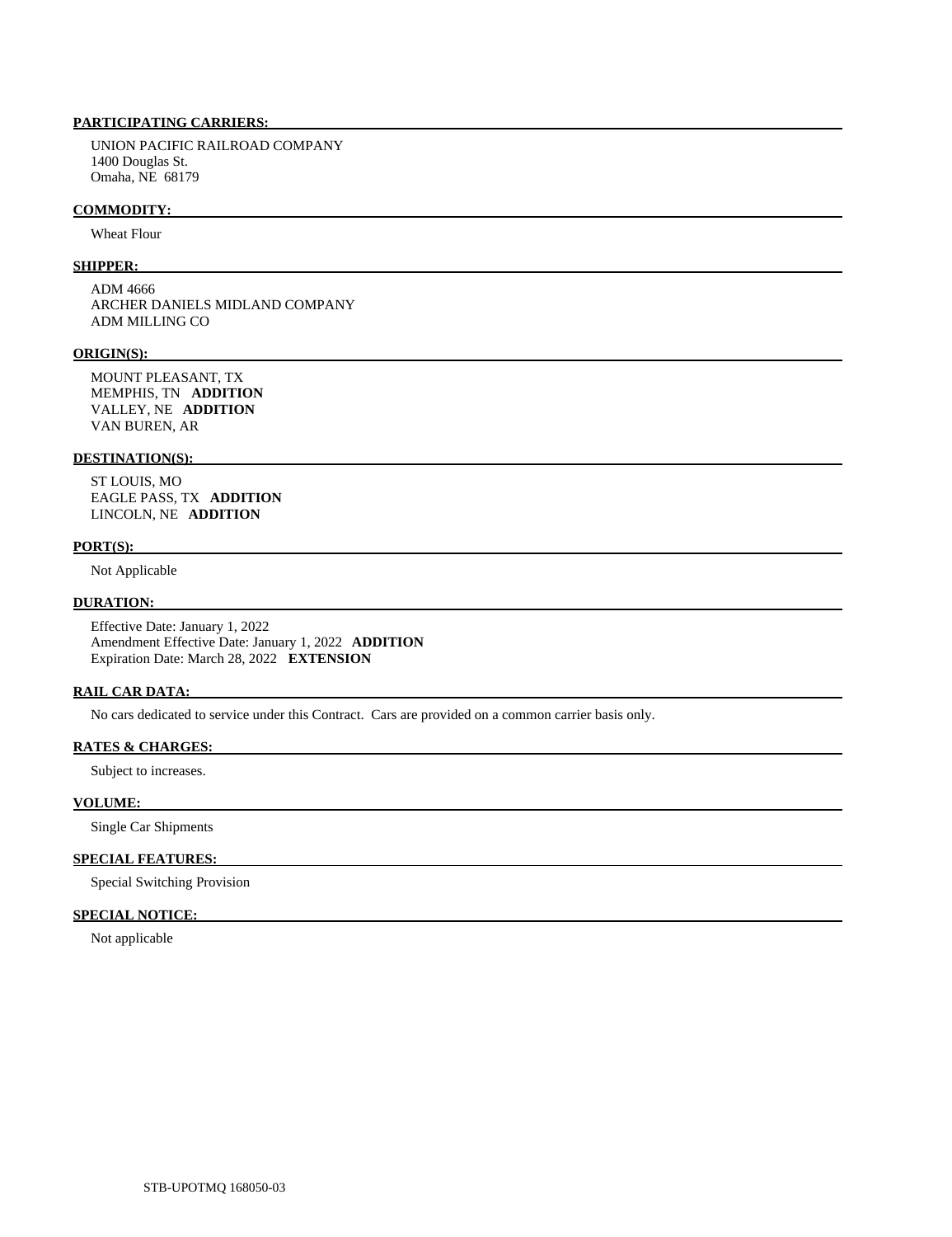**PARTICIPATING CARRIERS:**

UNION PACIFIC RAILROAD COMPANY
1400 Douglas St.
Omaha, NE 68179

**COMMODITY:**

Wheat Flour

**SHIPPER:**

ADM 4666
ARCHER DANIELS MIDLAND COMPANY
ADM MILLING CO

**ORIGIN(S):**

MOUNT PLEASANT, TX
MEMPHIS, TN **ADDITION**
VALLEY, NE **ADDITION**
VAN BUREN, AR

**DESTINATION(S):**

ST LOUIS, MO
EAGLE PASS, TX **ADDITION**
LINCOLN, NE **ADDITION**

**PORT(S):**

Not Applicable

**DURATION:**

Effective Date: January 1, 2022
Amendment Effective Date: January 1, 2022 **ADDITION**
Expiration Date: March 28, 2022 **EXTENSION**

**RAIL CAR DATA:**

No cars dedicated to service under this Contract. Cars are provided on a common carrier basis only.

**RATES & CHARGES:**

Subject to increases.

**VOLUME:**

Single Car Shipments

**SPECIAL FEATURES:**

Special Switching Provision

**SPECIAL NOTICE:**

Not applicable

STB-UPOTMQ 168050-03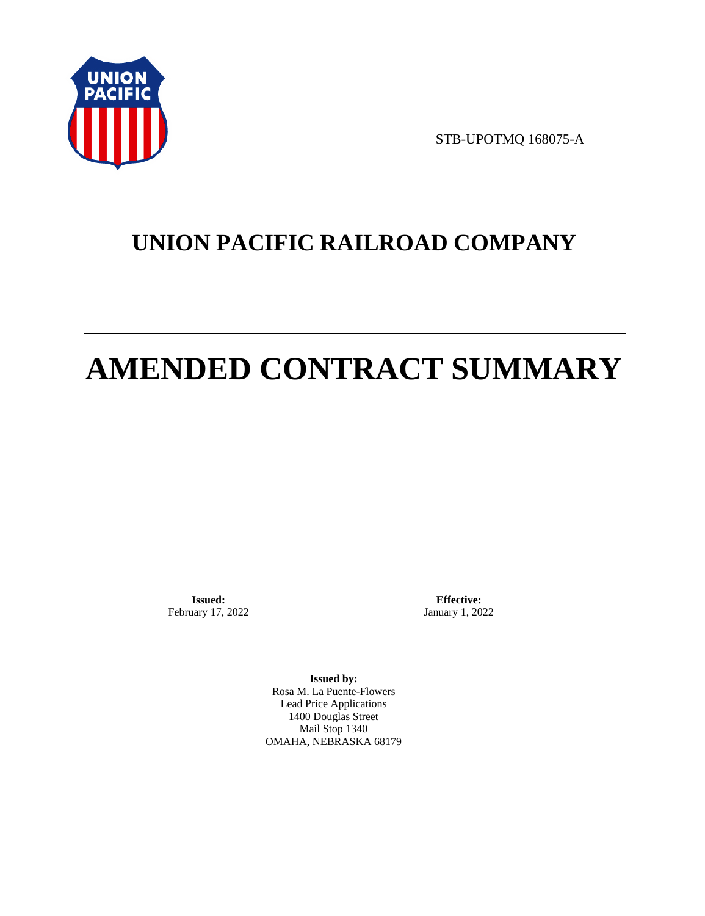STB-UPOTMQ 168075-A

# UNION PACIFIC RAILROAD COMPANY

# AMENDED CONTRACT SUMMARY

**Issued:**
February 17, 2022

**Effective:**
January 1, 2022

**Issued by:**
Rosa M. La Puente-Flowers
Lead Price Applications
1400 Douglas Street
Mail Stop 1340
OMAHA, NEBRASKA 68179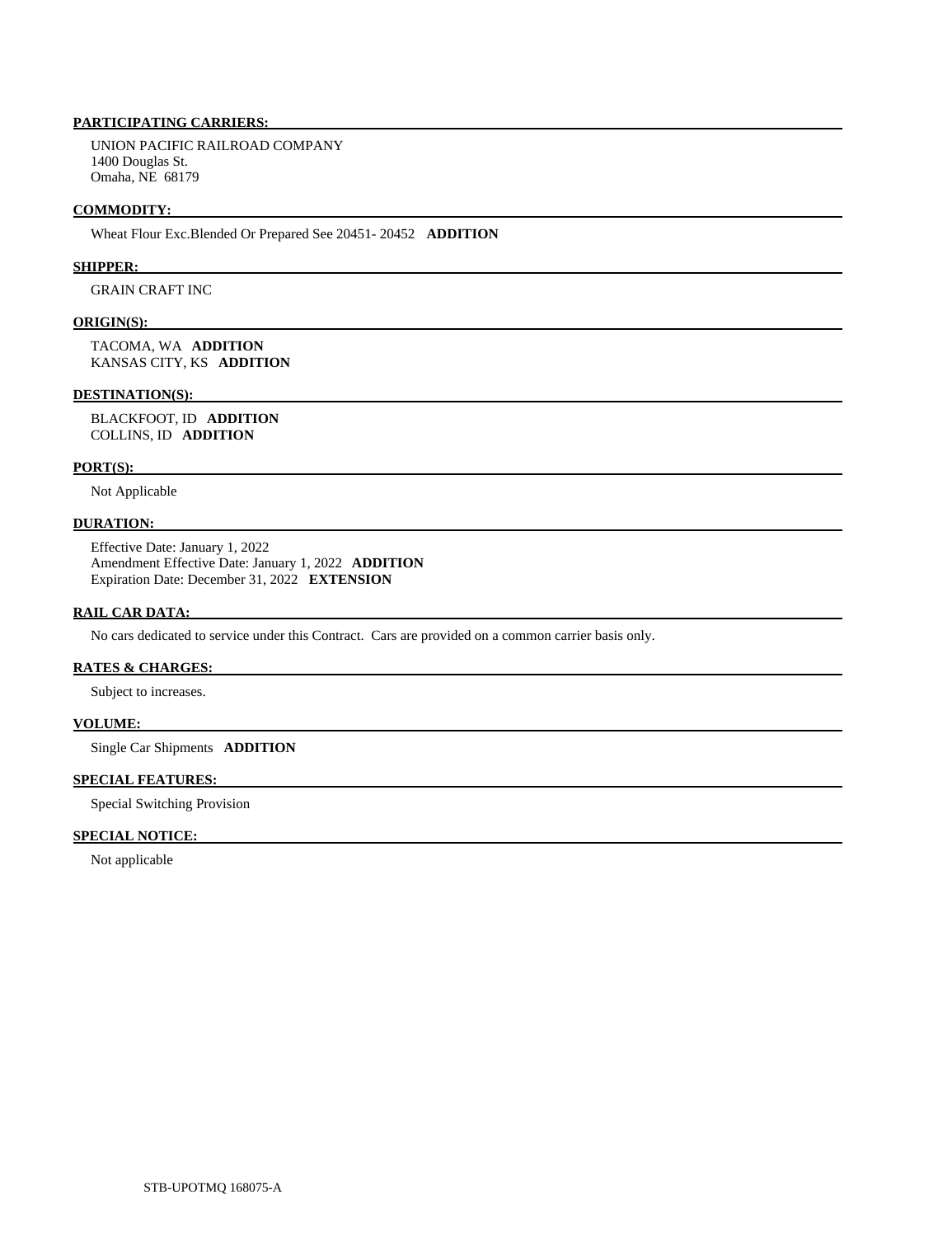**PARTICIPATING CARRIERS:**

UNION PACIFIC RAILROAD COMPANY
1400 Douglas St.
Omaha, NE 68179

**COMMODITY:**

Wheat Flour Exc.Blended Or Prepared See 20451- 20452 **ADDITION**

**SHIPPER:**

GRAIN CRAFT INC

**ORIGIN(S):**

TACOMA, WA **ADDITION**
KANSAS CITY, KS **ADDITION**

**DESTINATION(S):**

BLACKFOOT, ID **ADDITION**
COLLINS, ID **ADDITION**

**PORT(S):**

Not Applicable

**DURATION:**

Effective Date: January 1, 2022
Amendment Effective Date: January 1, 2022 **ADDITION**
Expiration Date: December 31, 2022 **EXTENSION**

**RAIL CAR DATA:**

No cars dedicated to service under this Contract. Cars are provided on a common carrier basis only.

**RATES & CHARGES:**

Subject to increases.

**VOLUME:**

Single Car Shipments **ADDITION**

**SPECIAL FEATURES:**

Special Switching Provision

**SPECIAL NOTICE:**

Not applicable

STB-UPOTMQ 168075-A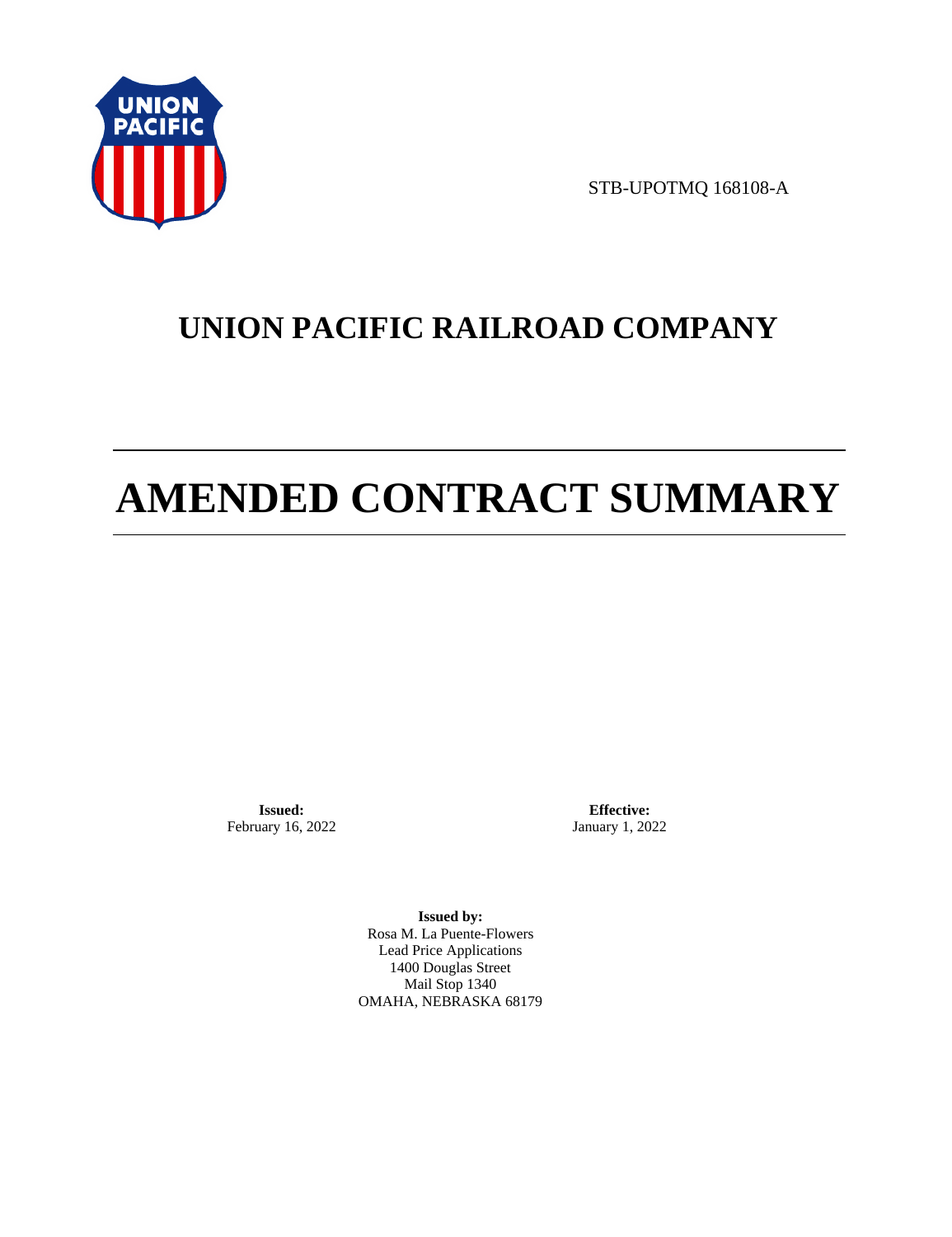STB-UPOTMQ 168108-A

# UNION PACIFIC RAILROAD COMPANY

# AMENDED CONTRACT SUMMARY

**Issued:**
February 16, 2022

**Effective:**
January 1, 2022

**Issued by:**
Rosa M. La Puente-Flowers
Lead Price Applications
1400 Douglas Street
Mail Stop 1340
OMAHA, NEBRASKA 68179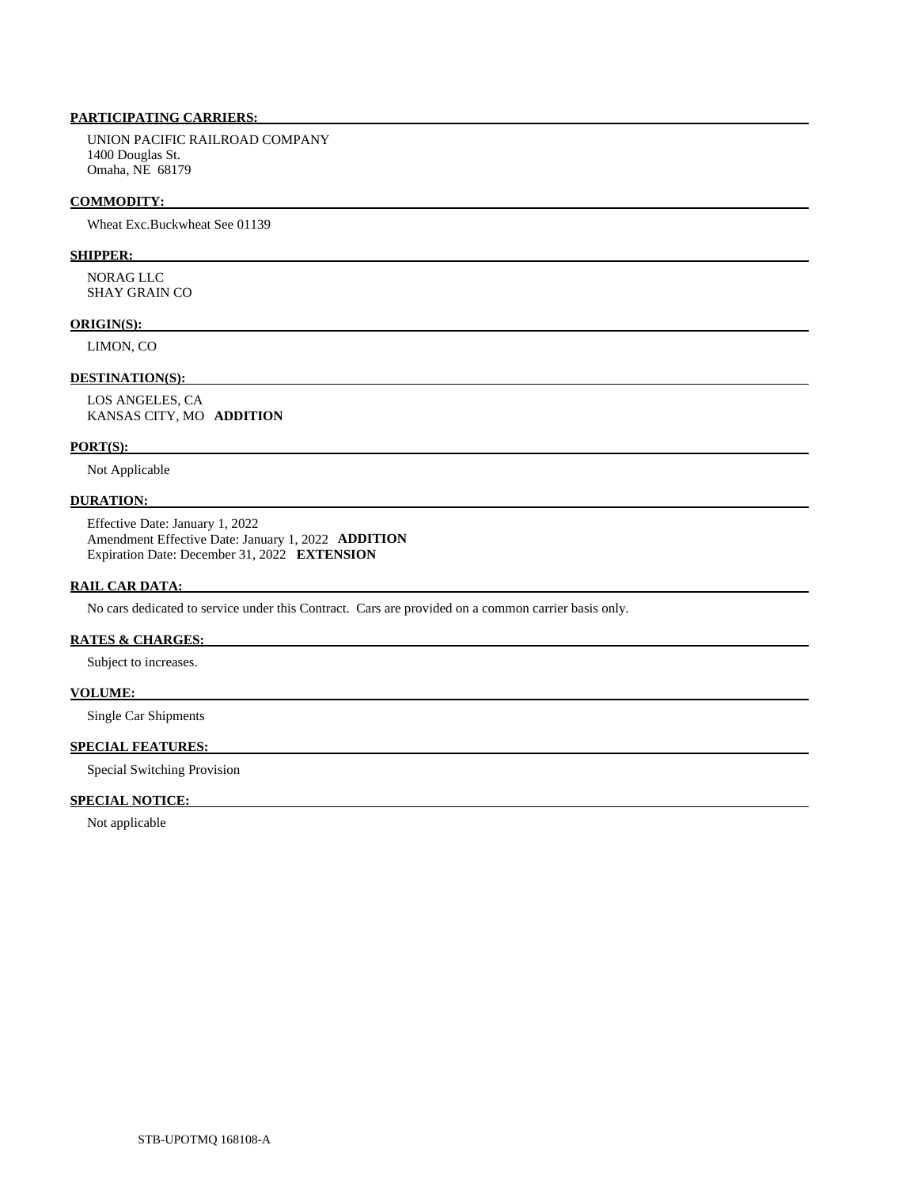**PARTICIPATING CARRIERS:**

UNION PACIFIC RAILROAD COMPANY
1400 Douglas St.
Omaha, NE 68179

**COMMODITY:**

Wheat Exc.Buckwheat See 01139

**SHIPPER:**

NORAG LLC
SHAY GRAIN CO

**ORIGIN(S):**

LIMON, CO

**DESTINATION(S):**

LOS ANGELES, CA
KANSAS CITY, MO **ADDITION**

**PORT(S):**

Not Applicable

**DURATION:**

Effective Date: January 1, 2022
Amendment Effective Date: January 1, 2022 **ADDITION**
Expiration Date: December 31, 2022 **EXTENSION**

**RAIL CAR DATA:**

No cars dedicated to service under this Contract. Cars are provided on a common carrier basis only.

**RATES & CHARGES:**

Subject to increases.

**VOLUME:**

Single Car Shipments

**SPECIAL FEATURES:**

Special Switching Provision

**SPECIAL NOTICE:**

Not applicable

STB-UPOTMQ 168108-A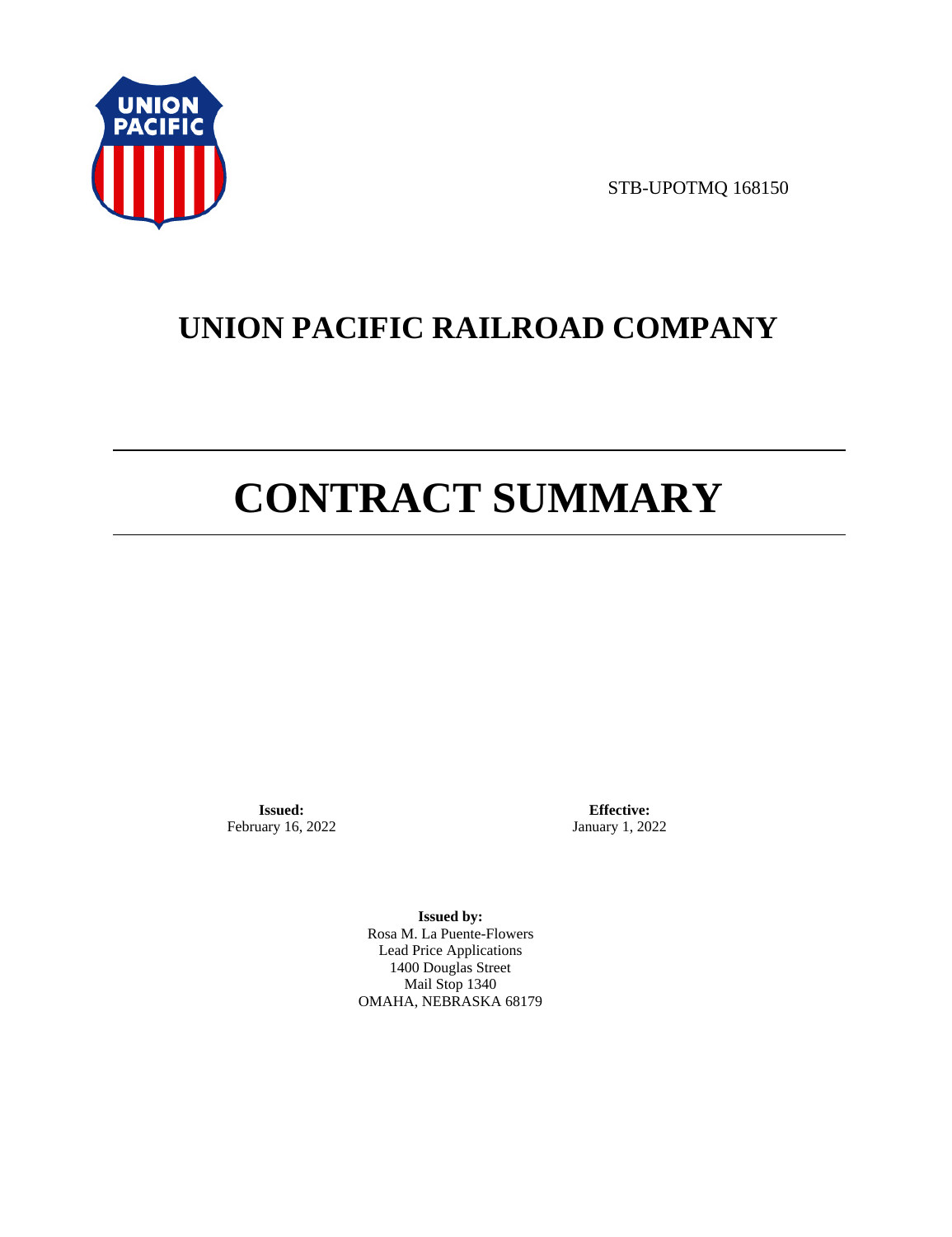STB-UPOTMQ 168150

# UNION PACIFIC RAILROAD COMPANY

# CONTRACT SUMMARY

**Issued:**
February 16, 2022

**Effective:**
January 1, 2022

**Issued by:**
Rosa M. La Puente-Flowers
Lead Price Applications
1400 Douglas Street
Mail Stop 1340
OMAHA, NEBRASKA 68179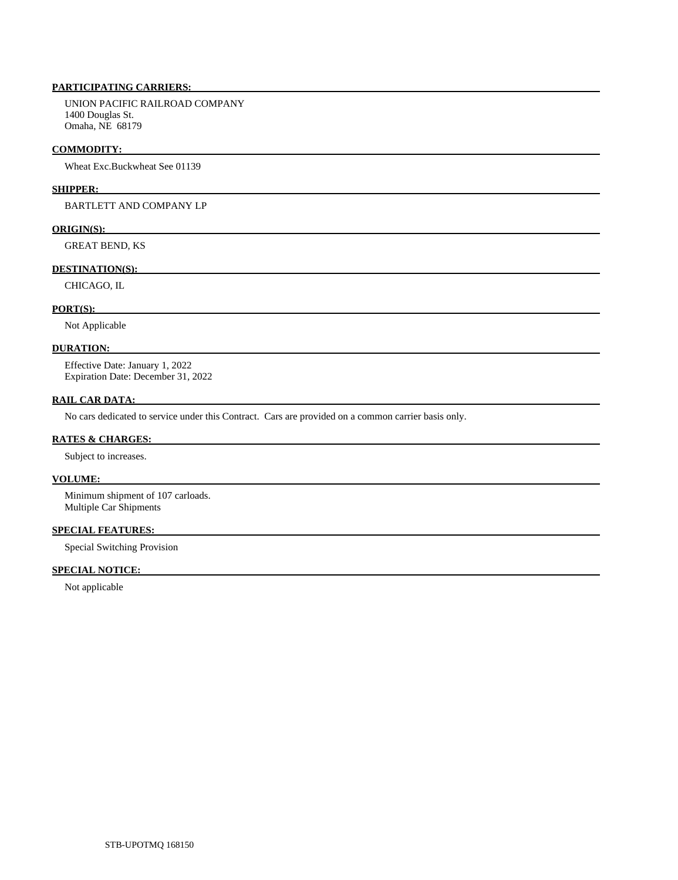**PARTICIPATING CARRIERS:**

UNION PACIFIC RAILROAD COMPANY
1400 Douglas St.
Omaha, NE 68179

**COMMODITY:**

Wheat Exc.Buckwheat See 01139

**SHIPPER:**

BARTLETT AND COMPANY LP

**ORIGIN(S):**

GREAT BEND, KS

**DESTINATION(S):**

CHICAGO, IL

**PORT(S):**

Not Applicable

**DURATION:**

Effective Date: January 1, 2022
Expiration Date: December 31, 2022

**RAIL CAR DATA:**

No cars dedicated to service under this Contract. Cars are provided on a common carrier basis only.

**RATES & CHARGES:**

Subject to increases.

**VOLUME:**

Minimum shipment of 107 carloads.
Multiple Car Shipments

**SPECIAL FEATURES:**

Special Switching Provision

**SPECIAL NOTICE:**

Not applicable

STB-UPOTMQ 168150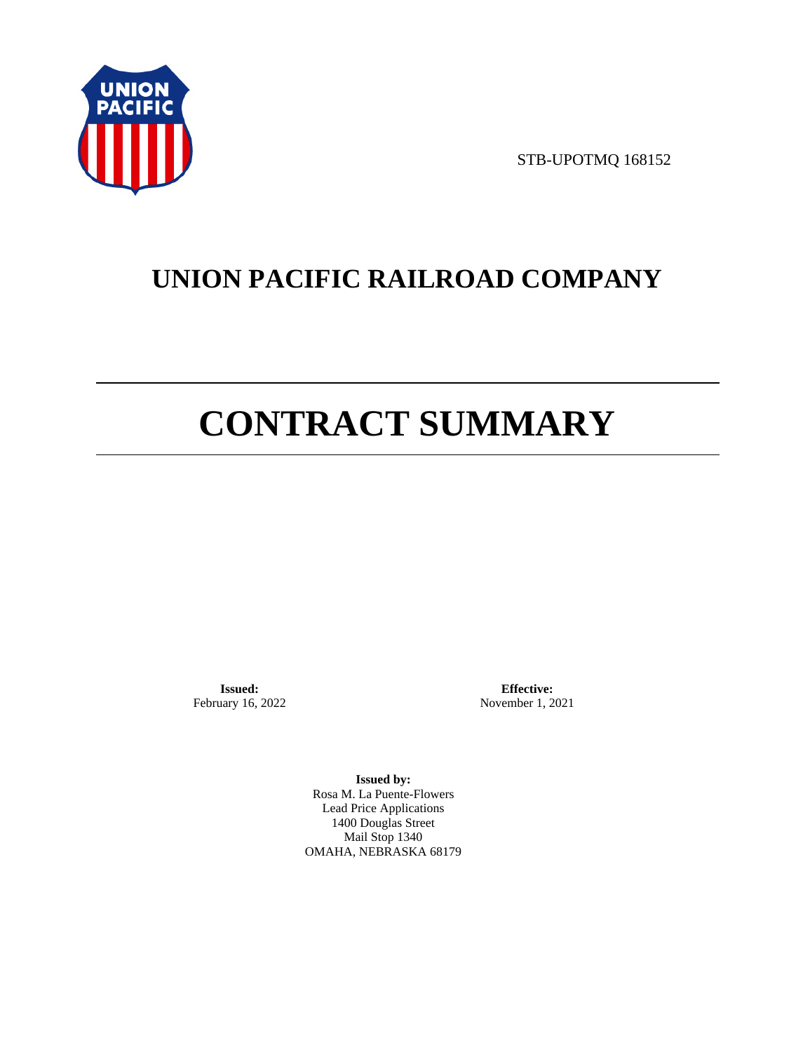STB-UPOTMQ 168152

# UNION PACIFIC RAILROAD COMPANY

# CONTRACT SUMMARY

**Issued:**
February 16, 2022

**Effective:**
November 1, 2021

**Issued by:**
Rosa M. La Puente-Flowers
Lead Price Applications
1400 Douglas Street
Mail Stop 1340
OMAHA, NEBRASKA 68179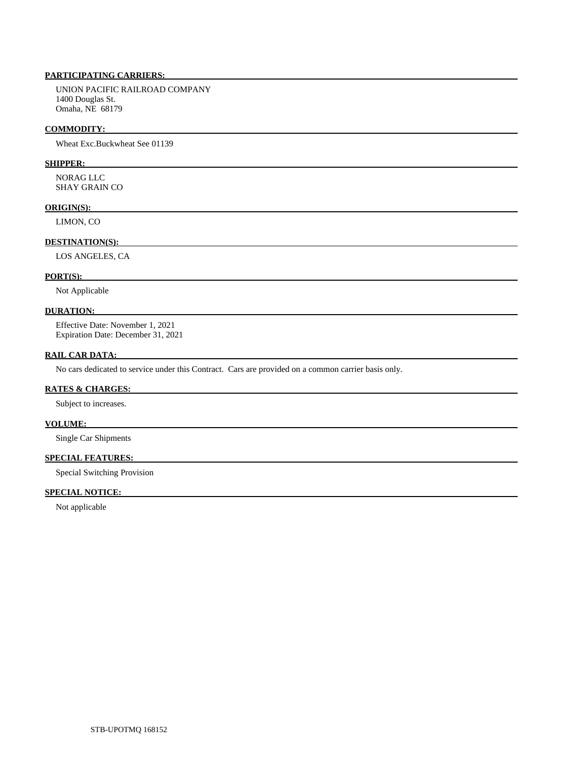**PARTICIPATING CARRIERS:**

UNION PACIFIC RAILROAD COMPANY
1400 Douglas St.
Omaha, NE 68179

**COMMODITY:**

Wheat Exc.Buckwheat See 01139

**SHIPPER:**

NORAG LLC
SHAY GRAIN CO

**ORIGIN(S):**

LIMON, CO

**DESTINATION(S):**

LOS ANGELES, CA

**PORT(S):**

Not Applicable

**DURATION:**

Effective Date: November 1, 2021
Expiration Date: December 31, 2021

**RAIL CAR DATA:**

No cars dedicated to service under this Contract. Cars are provided on a common carrier basis only.

**RATES & CHARGES:**

Subject to increases.

**VOLUME:**

Single Car Shipments

**SPECIAL FEATURES:**

Special Switching Provision

**SPECIAL NOTICE:**

Not applicable

STB-UPOTMQ 168152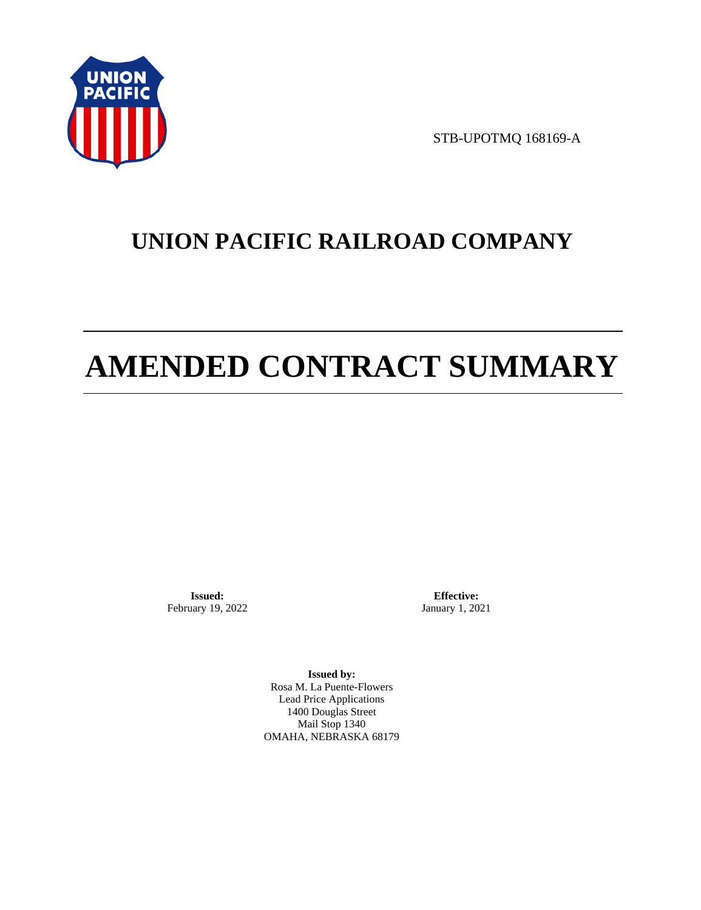STB-UPOTMQ 168169-A

# UNION PACIFIC RAILROAD COMPANY

# AMENDED CONTRACT SUMMARY

**Issued:**
February 19, 2022

**Effective:**
January 1, 2021

**Issued by:**
Rosa M. La Puente-Flowers
Lead Price Applications
1400 Douglas Street
Mail Stop 1340
OMAHA, NEBRASKA 68179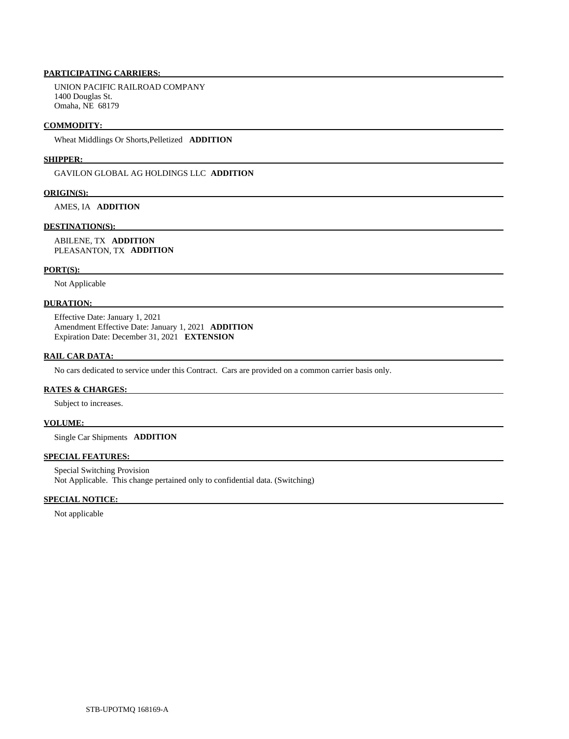**PARTICIPATING CARRIERS:**

UNION PACIFIC RAILROAD COMPANY
1400 Douglas St.
Omaha, NE 68179

**COMMODITY:**

Wheat Middlings Or Shorts,Pelletized **ADDITION**

**SHIPPER:**

GAVILON GLOBAL AG HOLDINGS LLC **ADDITION**

**ORIGIN(S):**

AMES, IA **ADDITION**

**DESTINATION(S):**

ABILENE, TX **ADDITION**
PLEASANTON, TX **ADDITION**

**PORT(S):**

Not Applicable

**DURATION:**

Effective Date: January 1, 2021
Amendment Effective Date: January 1, 2021 **ADDITION**
Expiration Date: December 31, 2021 **EXTENSION**

**RAIL CAR DATA:**

No cars dedicated to service under this Contract. Cars are provided on a common carrier basis only.

**RATES & CHARGES:**

Subject to increases.

**VOLUME:**

Single Car Shipments **ADDITION**

**SPECIAL FEATURES:**

Special Switching Provision
Not Applicable. This change pertained only to confidential data. (Switching)

**SPECIAL NOTICE:**

Not applicable

STB-UPOTMQ 168169-A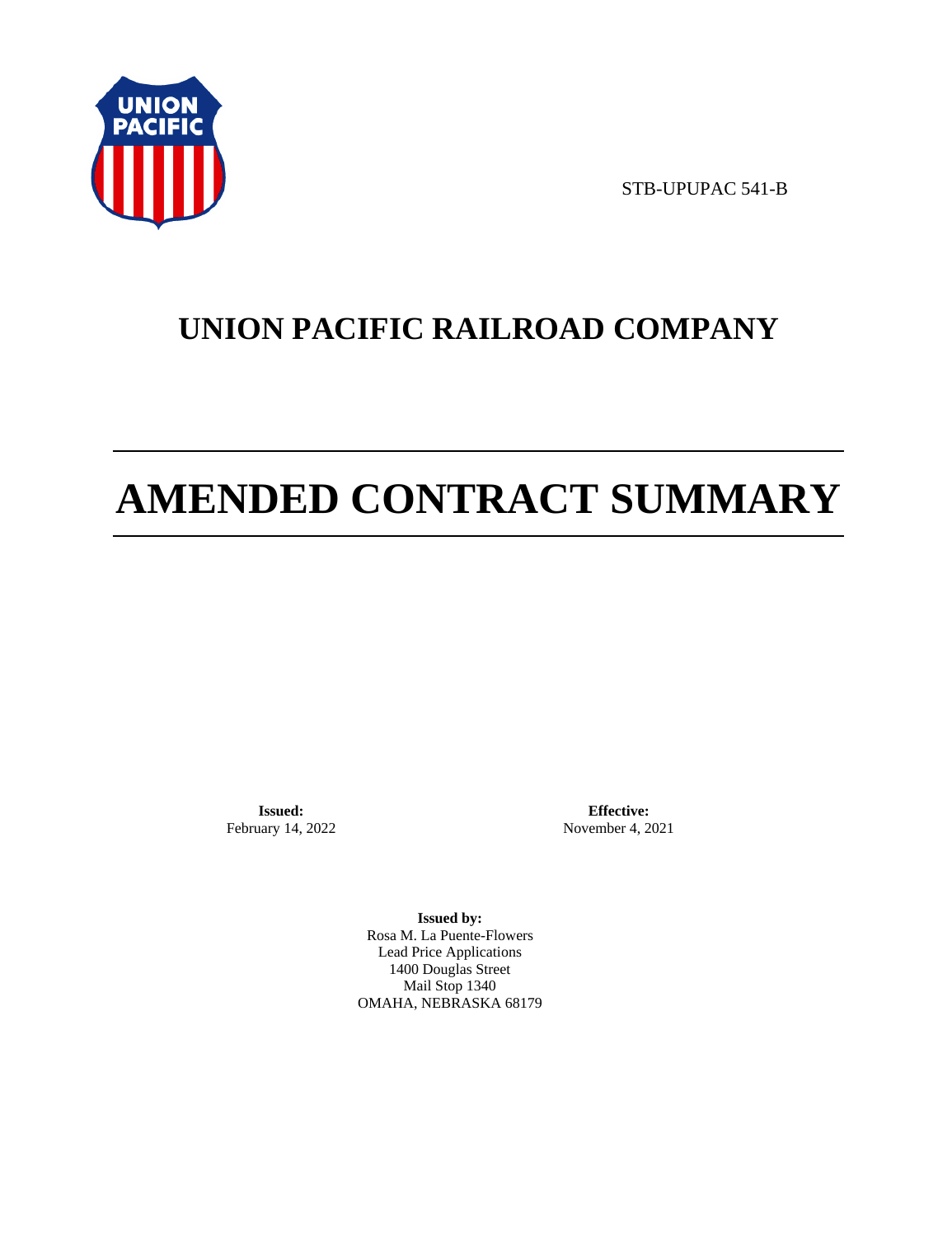STB-UPUPAC 541-B

# UNION PACIFIC RAILROAD COMPANY

# AMENDED CONTRACT SUMMARY

**Issued:**
February 14, 2022

**Effective:**
November 4, 2021

**Issued by:**
Rosa M. La Puente-Flowers
Lead Price Applications
1400 Douglas Street
Mail Stop 1340
OMAHA, NEBRASKA 68179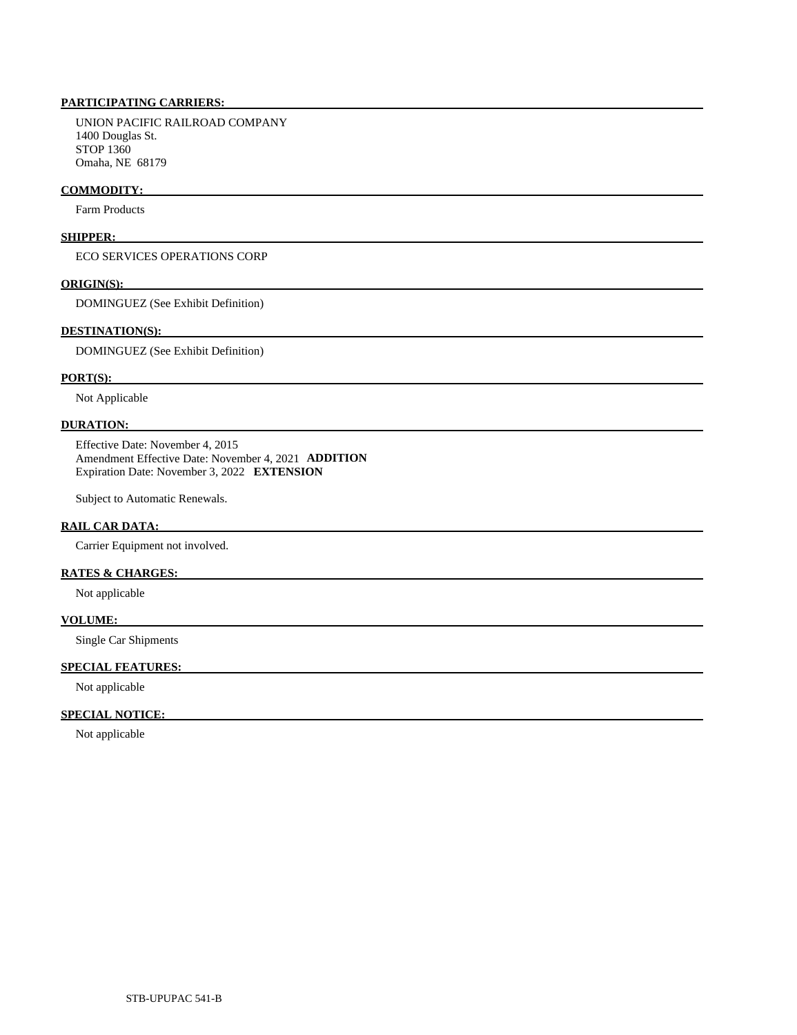**PARTICIPATING CARRIERS:**

UNION PACIFIC RAILROAD COMPANY
1400 Douglas St.
STOP 1360
Omaha, NE 68179

**COMMODITY:**

Farm Products

**SHIPPER:**

ECO SERVICES OPERATIONS CORP

**ORIGIN(S):**

DOMINGUEZ (See Exhibit Definition)

**DESTINATION(S):**

DOMINGUEZ (See Exhibit Definition)

**PORT(S):**

Not Applicable

**DURATION:**

Effective Date: November 4, 2015
Amendment Effective Date: November 4, 2021 **ADDITION**
Expiration Date: November 3, 2022 **EXTENSION**

Subject to Automatic Renewals.

**RAIL CAR DATA:**

Carrier Equipment not involved.

**RATES & CHARGES:**

Not applicable

**VOLUME:**

Single Car Shipments

**SPECIAL FEATURES:**

Not applicable

**SPECIAL NOTICE:**

Not applicable

STB-UPUPAC 541-B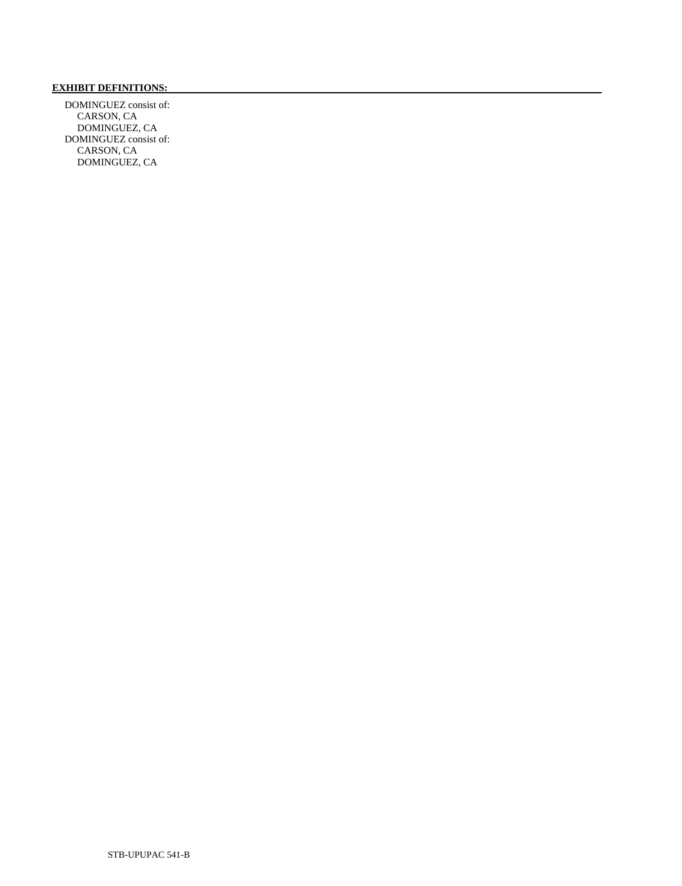**EXHIBIT DEFINITIONS:**

DOMINGUEZ consist of:
- CARSON, CA
- DOMINGUEZ, CA

DOMINGUEZ consist of:
- CARSON, CA
- DOMINGUEZ, CA

STB-UPUPAC 541-B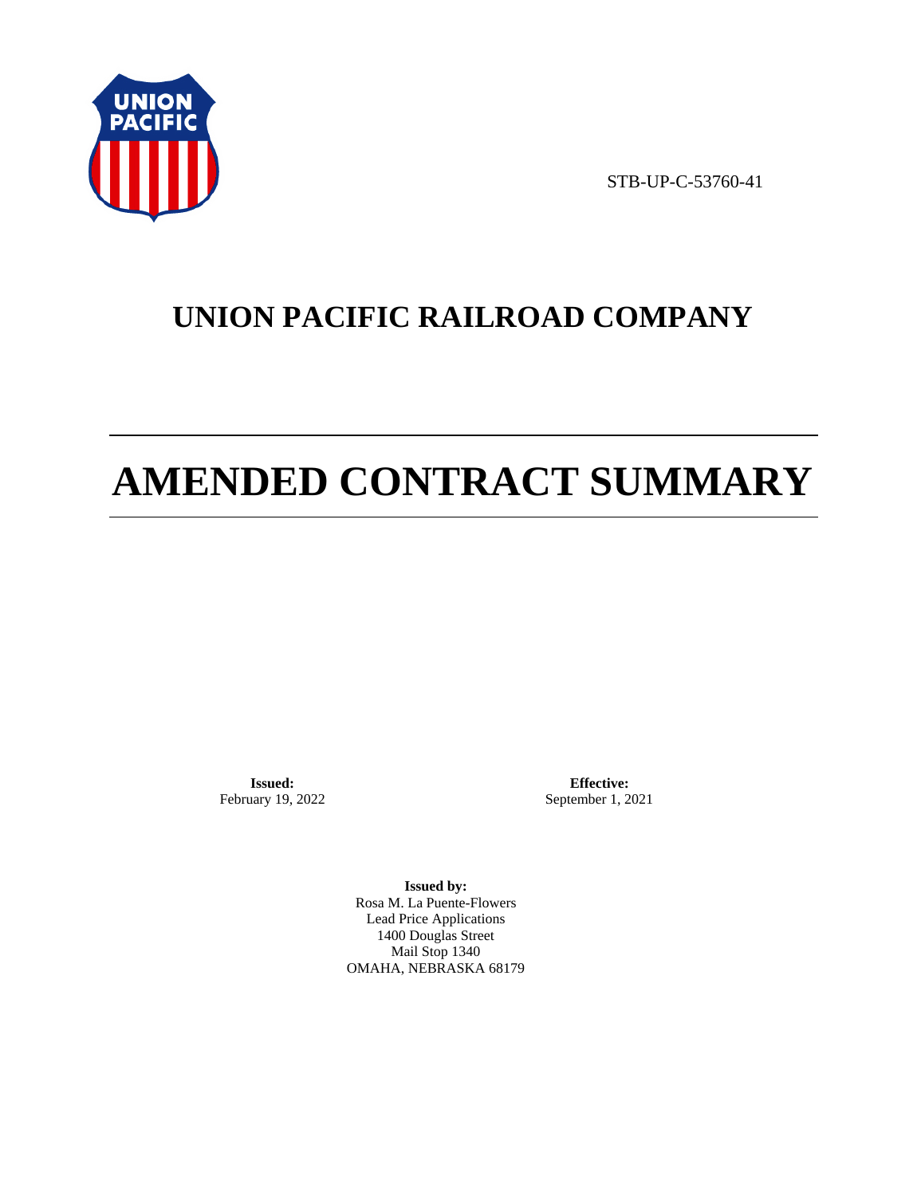STB-UP-C-53760-41

# UNION PACIFIC RAILROAD COMPANY

# AMENDED CONTRACT SUMMARY

**Issued:**
February 19, 2022

**Effective:**
September 1, 2021

**Issued by:**
Rosa M. La Puente-Flowers
Lead Price Applications
1400 Douglas Street
Mail Stop 1340
OMAHA, NEBRASKA 68179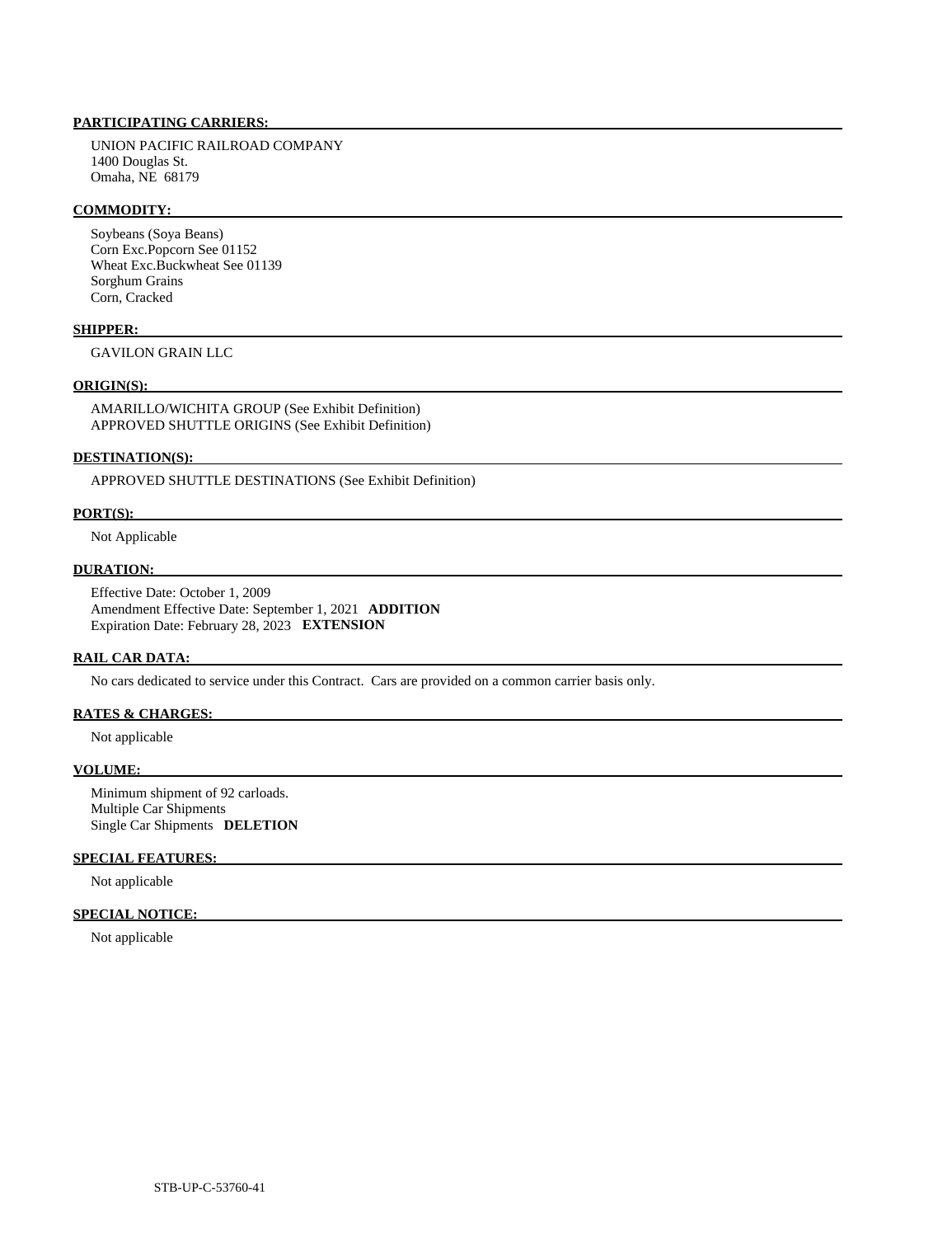**PARTICIPATING CARRIERS:**

UNION PACIFIC RAILROAD COMPANY
1400 Douglas St.
Omaha, NE 68179

**COMMODITY:**

Soybeans (Soya Beans)
Corn Exc.Popcorn See 01152
Wheat Exc.Buckwheat See 01139
Sorghum Grains
Corn, Cracked

**SHIPPER:**

GAVILON GRAIN LLC

**ORIGIN(S):**

AMARILLO/WICHITA GROUP (See Exhibit Definition)
APPROVED SHUTTLE ORIGINS (See Exhibit Definition)

**DESTINATION(S):**

APPROVED SHUTTLE DESTINATIONS (See Exhibit Definition)

**PORT(S):**

Not Applicable

**DURATION:**

Effective Date: October 1, 2009
Amendment Effective Date: September 1, 2021 **ADDITION**
Expiration Date: February 28, 2023 **EXTENSION**

**RAIL CAR DATA:**

No cars dedicated to service under this Contract. Cars are provided on a common carrier basis only.

**RATES & CHARGES:**

Not applicable

**VOLUME:**

Minimum shipment of 92 carloads.
Multiple Car Shipments
Single Car Shipments **DELETION**

**SPECIAL FEATURES:**

Not applicable

**SPECIAL NOTICE:**

Not applicable

STB-UP-C-53760-41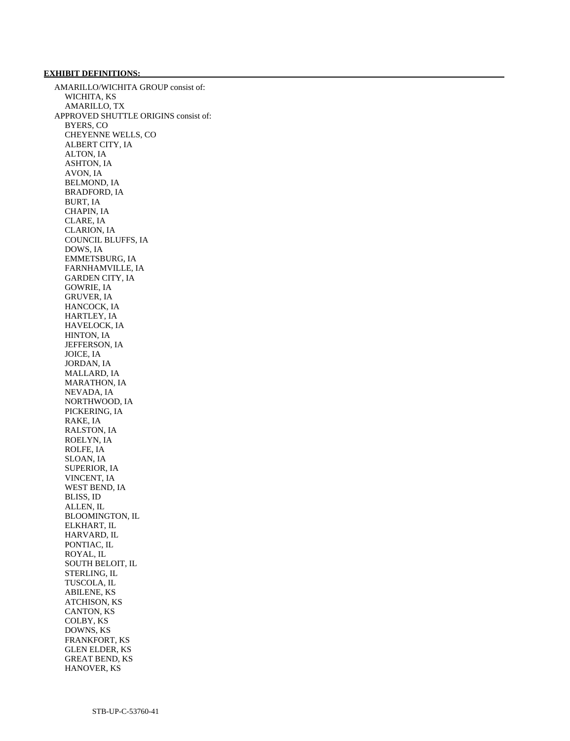**EXHIBIT DEFINITIONS:**

AMARILLO/WICHITA GROUP consist of:
- WICHITA, KS
- AMARILLO, TX

APPROVED SHUTTLE ORIGINS consist of:
- BYERS, CO
- CHEYENNE WELLS, CO
- ALBERT CITY, IA
- ALTON, IA
- ASHTON, IA
- AVON, IA
- BELMOND, IA
- BRADFORD, IA
- BURT, IA
- CHAPIN, IA
- CLARE, IA
- CLARION, IA
- COUNCIL BLUFFS, IA
- DOWS, IA
- EMMETSBURG, IA
- FARNHAMVILLE, IA
- GARDEN CITY, IA
- GOWRIE, IA
- GRUVER, IA
- HANCOCK, IA
- HARTLEY, IA
- HAVELOCK, IA
- HINTON, IA
- JEFFERSON, IA
- JOICE, IA
- JORDAN, IA
- MALLARD, IA
- MARATHON, IA
- NEVADA, IA
- NORTHWOOD, IA
- PICKERING, IA
- RAKE, IA
- RALSTON, IA
- ROELYN, IA
- ROLFE, IA
- SLOAN, IA
- SUPERIOR, IA
- VINCENT, IA
- WEST BEND, IA
- BLISS, ID
- ALLEN, IL
- BLOOMINGTON, IL
- ELKHART, IL
- HARVARD, IL
- PONTIAC, IL
- ROYAL, IL
- SOUTH BELOIT, IL
- STERLING, IL
- TUSCOLA, IL
- ABILENE, KS
- ATCHISON, KS
- CANTON, KS
- COLBY, KS
- DOWNS, KS
- FRANKFORT, KS
- GLEN ELDER, KS
- GREAT BEND, KS
- HANOVER, KS

STB-UP-C-53760-41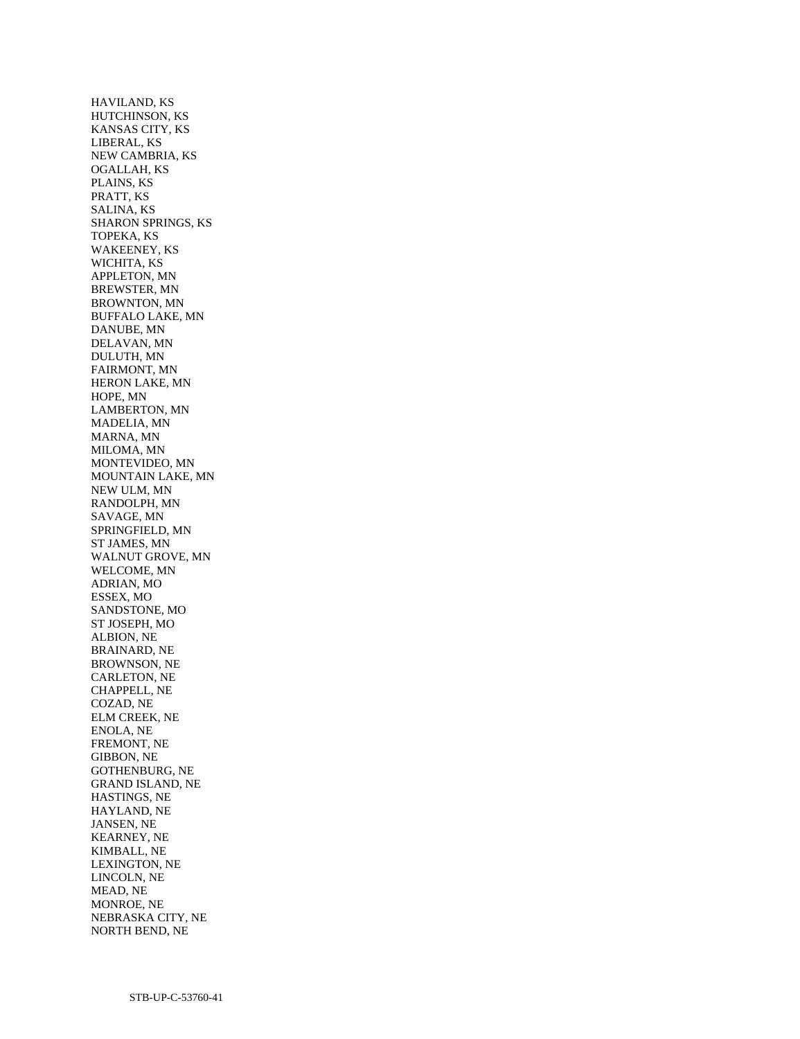HAVILAND, KS
HUTCHINSON, KS
KANSAS CITY, KS
LIBERAL, KS
NEW CAMBRIA, KS
OGALLAH, KS
PLAINS, KS
PRATT, KS
SALINA, KS
SHARON SPRINGS, KS
TOPEKA, KS
WAKEENEY, KS
WICHITA, KS
APPLETON, MN
BREWSTER, MN
BROWNTON, MN
BUFFALO LAKE, MN
DANUBE, MN
DELAVAN, MN
DULUTH, MN
FAIRMONT, MN
HERON LAKE, MN
HOPE, MN
LAMBERTON, MN
MADELIA, MN
MARNA, MN
MILOMA, MN
MONTEVIDEO, MN
MOUNTAIN LAKE, MN
NEW ULM, MN
RANDOLPH, MN
SAVAGE, MN
SPRINGFIELD, MN
ST JAMES, MN
WALNUT GROVE, MN
WELCOME, MN
ADRIAN, MO
ESSEX, MO
SANDSTONE, MO
ST JOSEPH, MO
ALBION, NE
BRAINARD, NE
BROWNSON, NE
CARLETON, NE
CHAPPELL, NE
COZAD, NE
ELM CREEK, NE
ENOLA, NE
FREMONT, NE
GIBBON, NE
GOTHENBURG, NE
GRAND ISLAND, NE
HASTINGS, NE
HAYLAND, NE
JANSEN, NE
KEARNEY, NE
KIMBALL, NE
LEXINGTON, NE
LINCOLN, NE
MEAD, NE
MONROE, NE
NEBRASKA CITY, NE
NORTH BEND, NE

STB-UP-C-53760-41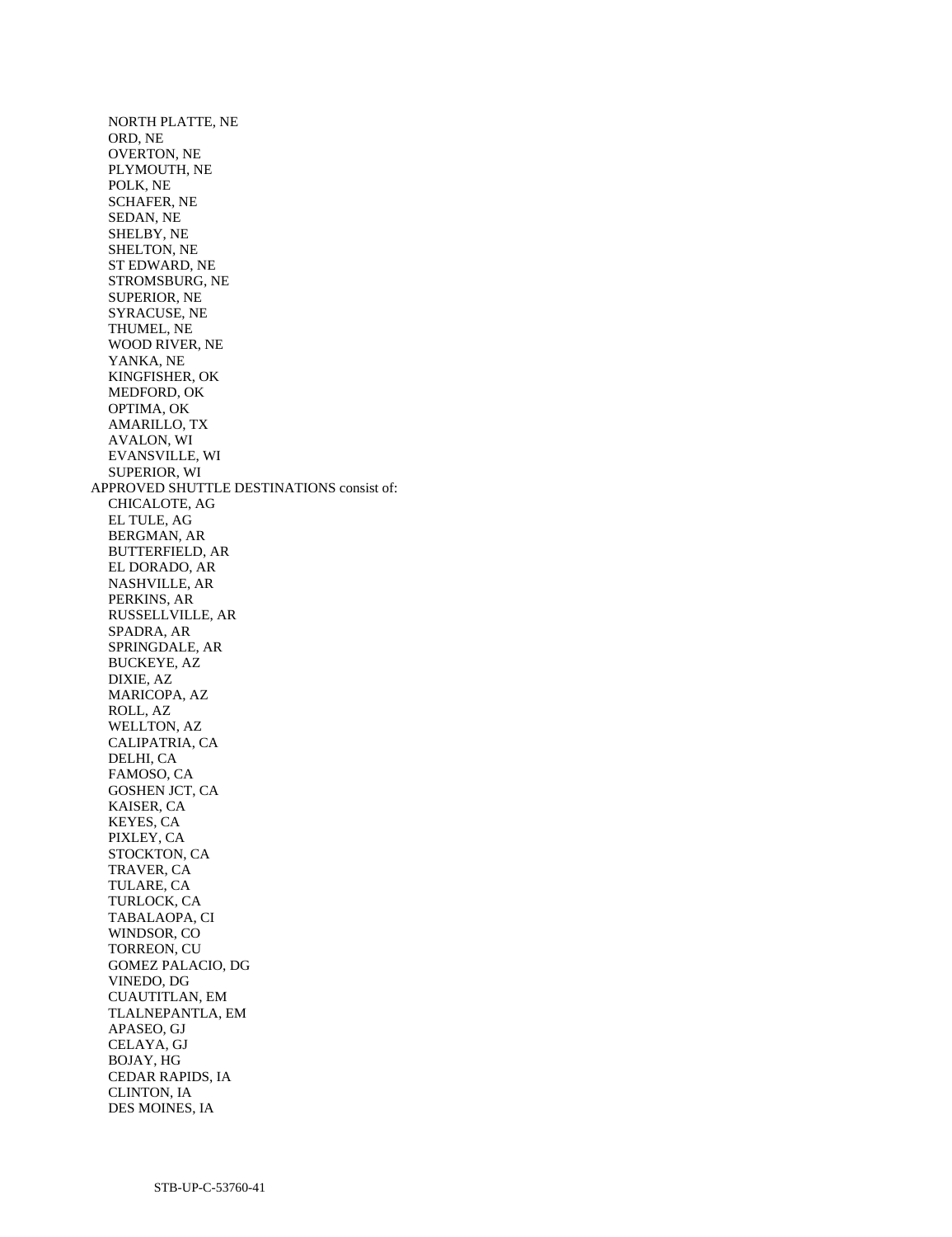NORTH PLATTE, NE
ORD, NE
OVERTON, NE
PLYMOUTH, NE
POLK, NE
SCHAFER, NE
SEDAN, NE
SHELBY, NE
SHELTON, NE
ST EDWARD, NE
STROMSBURG, NE
SUPERIOR, NE
SYRACUSE, NE
THUMEL, NE
WOOD RIVER, NE
YANKA, NE
KINGFISHER, OK
MEDFORD, OK
OPTIMA, OK
AMARILLO, TX
AVALON, WI
EVANSVILLE, WI
SUPERIOR, WI

APPROVED SHUTTLE DESTINATIONS consist of:

CHICALOTE, AG
EL TULE, AG
BERGMAN, AR
BUTTERFIELD, AR
EL DORADO, AR
NASHVILLE, AR
PERKINS, AR
RUSSELLVILLE, AR
SPADRA, AR
SPRINGDALE, AR
BUCKEYE, AZ
DIXIE, AZ
MARICOPA, AZ
ROLL, AZ
WELLTON, AZ
CALIPATRIA, CA
DELHI, CA
FAMOSO, CA
GOSHEN JCT, CA
KAISER, CA
KEYES, CA
PIXLEY, CA
STOCKTON, CA
TRAVER, CA
TULARE, CA
TURLOCK, CA
TABALAOPA, CI
WINDSOR, CO
TORREON, CU
GOMEZ PALACIO, DG
VINEDO, DG
CUAUTITLAN, EM
TLALNEPANTLA, EM
APASEO, GJ
CELAYA, GJ
BOJAY, HG
CEDAR RAPIDS, IA
CLINTON, IA
DES MOINES, IA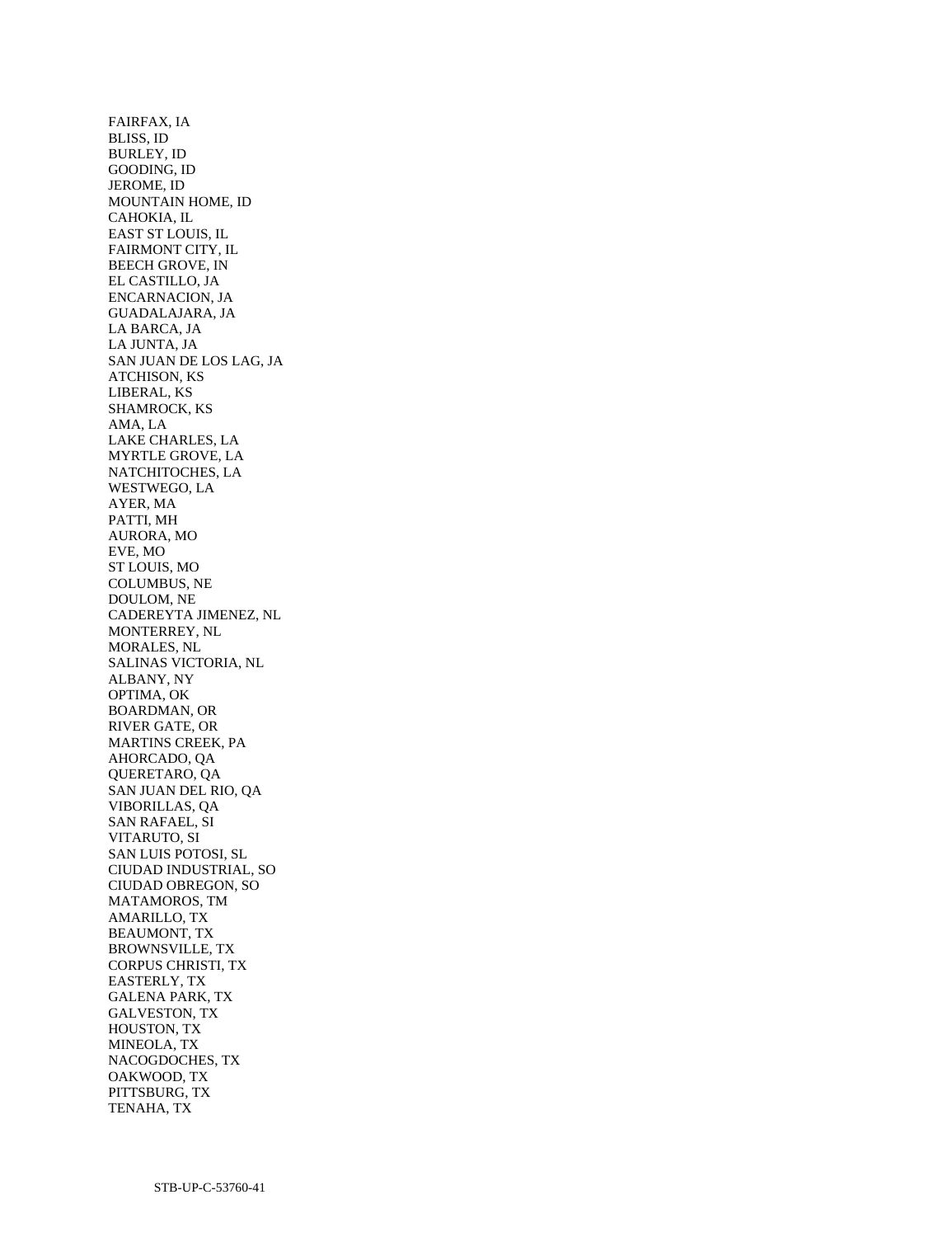FAIRFAX, IA
BLISS, ID
BURLEY, ID
GOODING, ID
JEROME, ID
MOUNTAIN HOME, ID
CAHOKIA, IL
EAST ST LOUIS, IL
FAIRMONT CITY, IL
BEECH GROVE, IN
EL CASTILLO, JA
ENCARNACION, JA
GUADALAJARA, JA
LA BARCA, JA
LA JUNTA, JA
SAN JUAN DE LOS LAG, JA
ATCHISON, KS
LIBERAL, KS
SHAMROCK, KS
AMA, LA
LAKE CHARLES, LA
MYRTLE GROVE, LA
NATCHITOCHES, LA
WESTWEGO, LA
AYER, MA
PATTI, MH
AURORA, MO
EVE, MO
ST LOUIS, MO
COLUMBUS, NE
DOULOM, NE
CADEREYTA JIMENEZ, NL
MONTERREY, NL
MORALES, NL
SALINAS VICTORIA, NL
ALBANY, NY
OPTIMA, OK
BOARDMAN, OR
RIVER GATE, OR
MARTINS CREEK, PA
AHORCADO, QA
QUERETARO, QA
SAN JUAN DEL RIO, QA
VIBORILLAS, QA
SAN RAFAEL, SI
VITARUTO, SI
SAN LUIS POTOSI, SL
CIUDAD INDUSTRIAL, SO
CIUDAD OBREGON, SO
MATAMOROS, TM
AMARILLO, TX
BEAUMONT, TX
BROWNSVILLE, TX
CORPUS CHRISTI, TX
EASTERLY, TX
GALENA PARK, TX
GALVESTON, TX
HOUSTON, TX
MINEOLA, TX
NACOGDOCHES, TX
OAKWOOD, TX
PITTSBURG, TX
TENAHA, TX

STB-UP-C-53760-41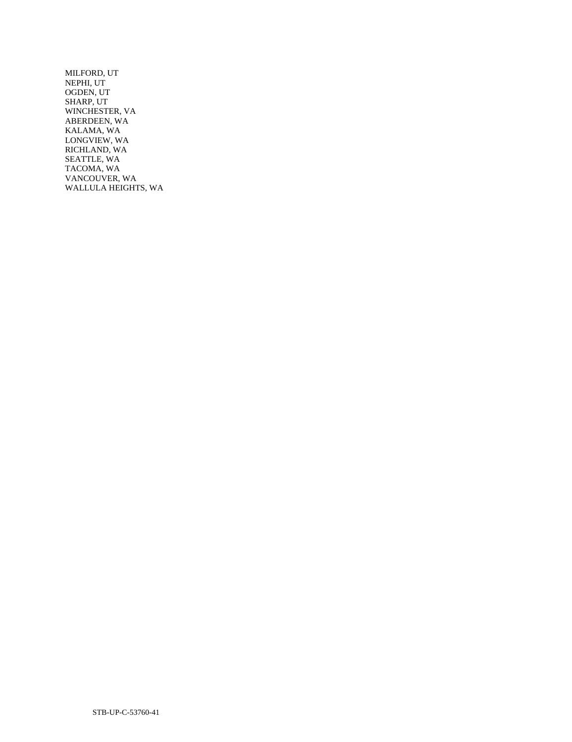MILFORD, UT
NEPHI, UT
OGDEN, UT
SHARP, UT
WINCHESTER, VA
ABERDEEN, WA
KALAMA, WA
LONGVIEW, WA
RICHLAND, WA
SEATTLE, WA
TACOMA, WA
VANCOUVER, WA
WALLULA HEIGHTS, WA

STB-UP-C-53760-41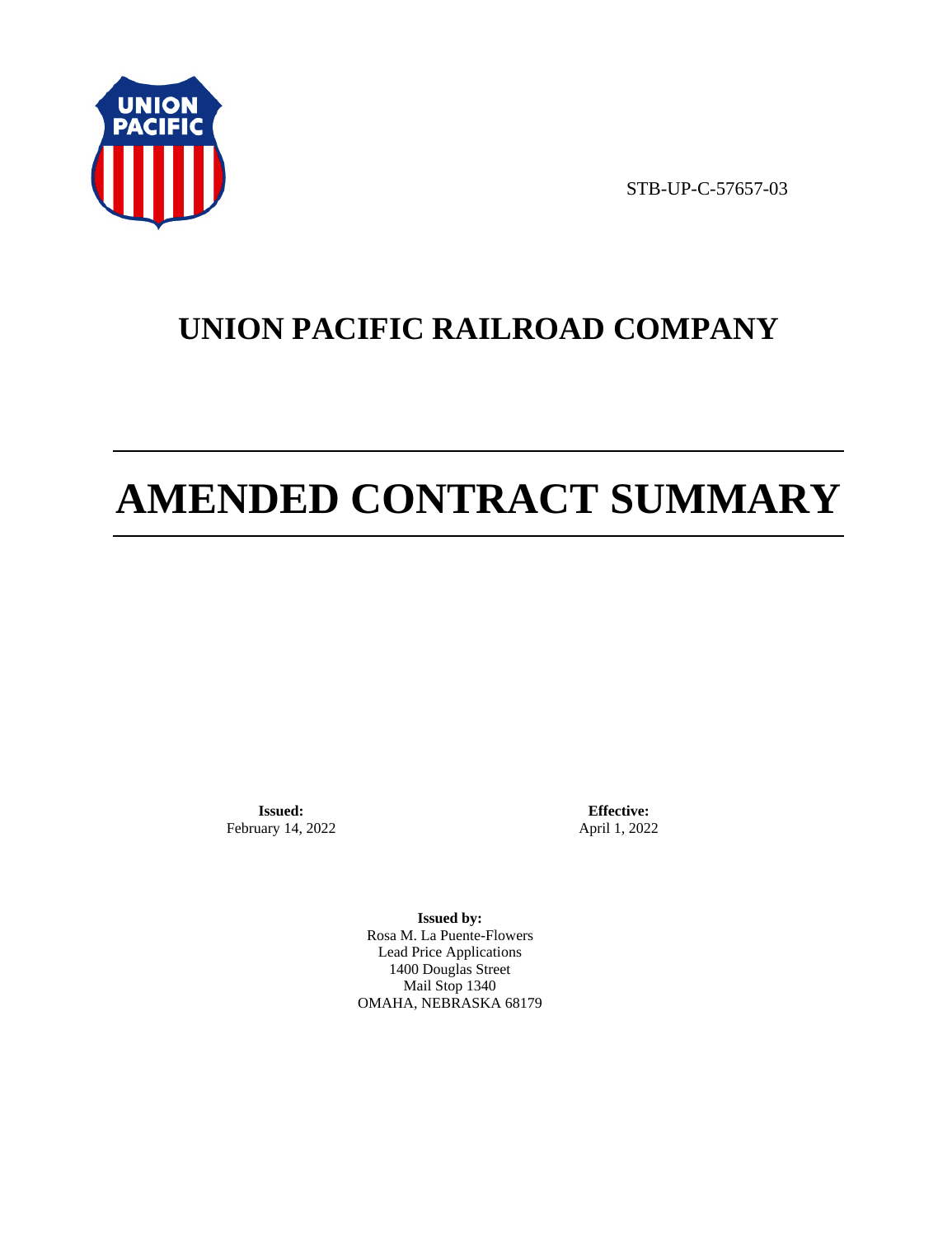STB-UP-C-57657-03

# UNION PACIFIC RAILROAD COMPANY

# AMENDED CONTRACT SUMMARY

**Issued:**
February 14, 2022

**Effective:**
April 1, 2022

**Issued by:**
Rosa M. La Puente-Flowers
Lead Price Applications
1400 Douglas Street
Mail Stop 1340
OMAHA, NEBRASKA 68179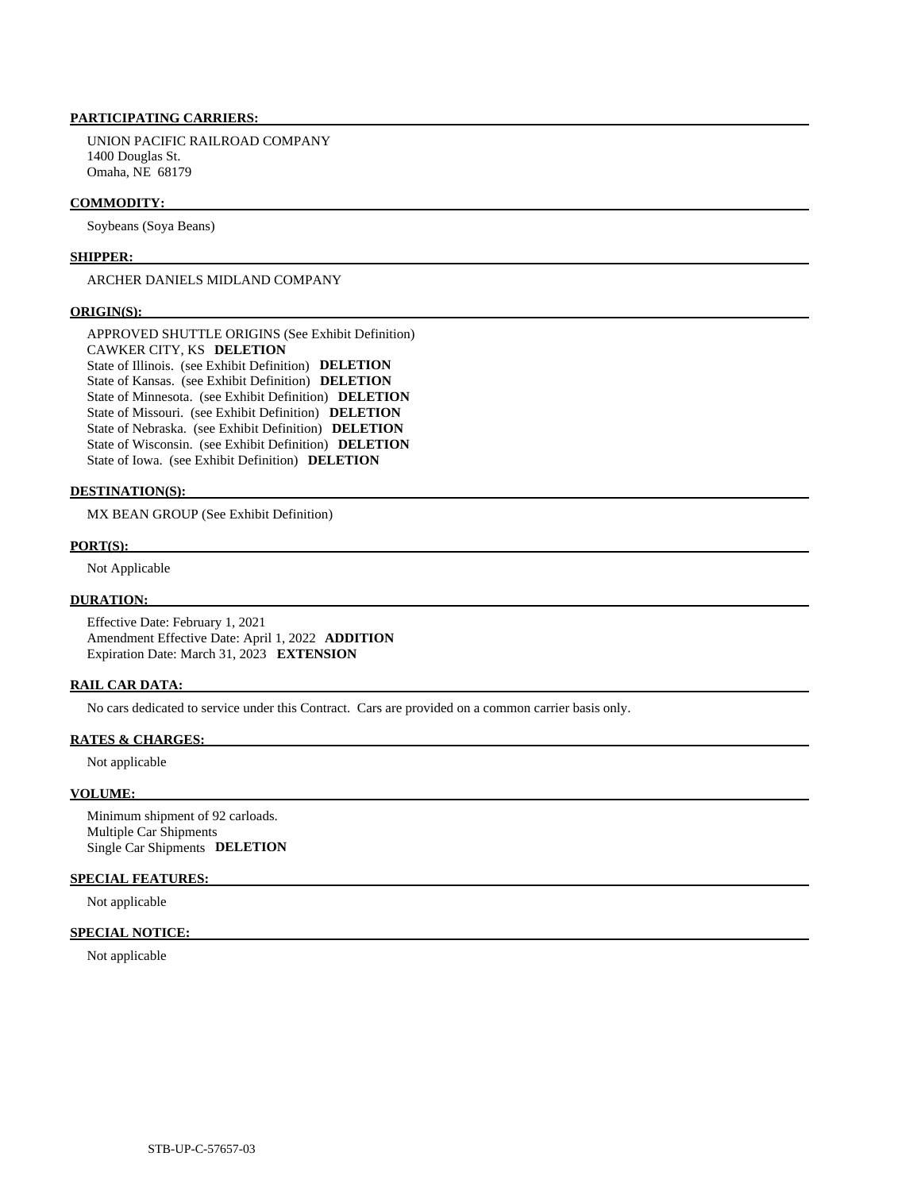**PARTICIPATING CARRIERS:**

UNION PACIFIC RAILROAD COMPANY
1400 Douglas St.
Omaha, NE 68179

**COMMODITY:**

Soybeans (Soya Beans)

**SHIPPER:**

ARCHER DANIELS MIDLAND COMPANY

**ORIGIN(S):**

APPROVED SHUTTLE ORIGINS (See Exhibit Definition)
CAWKER CITY, KS **DELETION**
State of Illinois. (see Exhibit Definition) **DELETION**
State of Kansas. (see Exhibit Definition) **DELETION**
State of Minnesota. (see Exhibit Definition) **DELETION**
State of Missouri. (see Exhibit Definition) **DELETION**
State of Nebraska. (see Exhibit Definition) **DELETION**
State of Wisconsin. (see Exhibit Definition) **DELETION**
State of Iowa. (see Exhibit Definition) **DELETION**

**DESTINATION(S):**

MX BEAN GROUP (See Exhibit Definition)

**PORT(S):**

Not Applicable

**DURATION:**

Effective Date: February 1, 2021
Amendment Effective Date: April 1, 2022 **ADDITION**
Expiration Date: March 31, 2023 **EXTENSION**

**RAIL CAR DATA:**

No cars dedicated to service under this Contract. Cars are provided on a common carrier basis only.

**RATES & CHARGES:**

Not applicable

**VOLUME:**

Minimum shipment of 92 carloads.
Multiple Car Shipments
Single Car Shipments **DELETION**

**SPECIAL FEATURES:**

Not applicable

**SPECIAL NOTICE:**

Not applicable

STB-UP-C-57657-03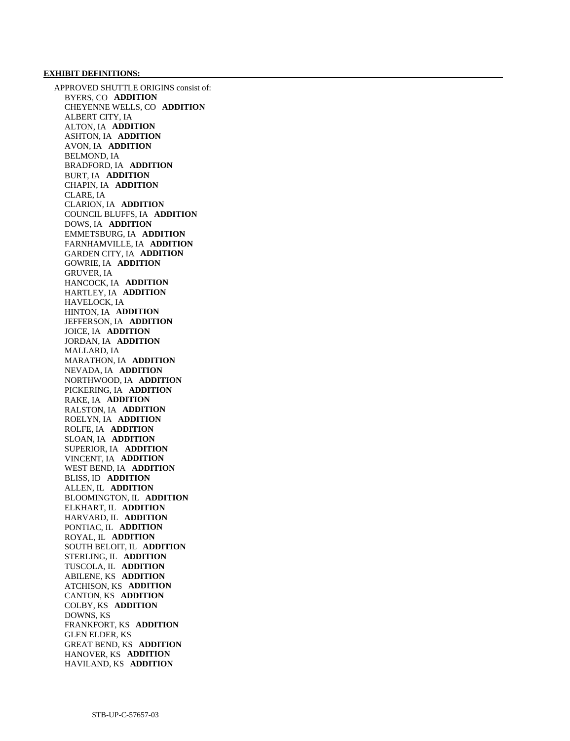**EXHIBIT DEFINITIONS:**

APPROVED SHUTTLE ORIGINS consist of:

- BYERS, CO **ADDITION**
- CHEYENNE WELLS, CO **ADDITION**
- ALBERT CITY, IA
- ALTON, IA **ADDITION**
- ASHTON, IA **ADDITION**
- AVON, IA **ADDITION**
- BELMOND, IA
- BRADFORD, IA **ADDITION**
- BURT, IA **ADDITION**
- CHAPIN, IA **ADDITION**
- CLARE, IA
- CLARION, IA **ADDITION**
- COUNCIL BLUFFS, IA **ADDITION**
- DOWS, IA **ADDITION**
- EMMETSBURG, IA **ADDITION**
- FARNHAMVILLE, IA **ADDITION**
- GARDEN CITY, IA **ADDITION**
- GOWRIE, IA **ADDITION**
- GRUVER, IA
- HANCOCK, IA **ADDITION**
- HARTLEY, IA **ADDITION**
- HAVELOCK, IA
- HINTON, IA **ADDITION**
- JEFFERSON, IA **ADDITION**
- JOICE, IA **ADDITION**
- JORDAN, IA **ADDITION**
- MALLARD, IA
- MARATHON, IA **ADDITION**
- NEVADA, IA **ADDITION**
- NORTHWOOD, IA **ADDITION**
- PICKERING, IA **ADDITION**
- RAKE, IA **ADDITION**
- RALSTON, IA **ADDITION**
- ROELYN, IA **ADDITION**
- ROLFE, IA **ADDITION**
- SLOAN, IA **ADDITION**
- SUPERIOR, IA **ADDITION**
- VINCENT, IA **ADDITION**
- WEST BEND, IA **ADDITION**
- BLISS, ID **ADDITION**
- ALLEN, IL **ADDITION**
- BLOOMINGTON, IL **ADDITION**
- ELKHART, IL **ADDITION**
- HARVARD, IL **ADDITION**
- PONTIAC, IL **ADDITION**
- ROYAL, IL **ADDITION**
- SOUTH BELOIT, IL **ADDITION**
- STERLING, IL **ADDITION**
- TUSCOLA, IL **ADDITION**
- ABILENE, KS **ADDITION**
- ATCHISON, KS **ADDITION**
- CANTON, KS **ADDITION**
- COLBY, KS **ADDITION**
- DOWNS, KS
- FRANKFORT, KS **ADDITION**
- GLEN ELDER, KS
- GREAT BEND, KS **ADDITION**
- HANOVER, KS **ADDITION**
- HAVILAND, KS **ADDITION**

STB-UP-C-57657-03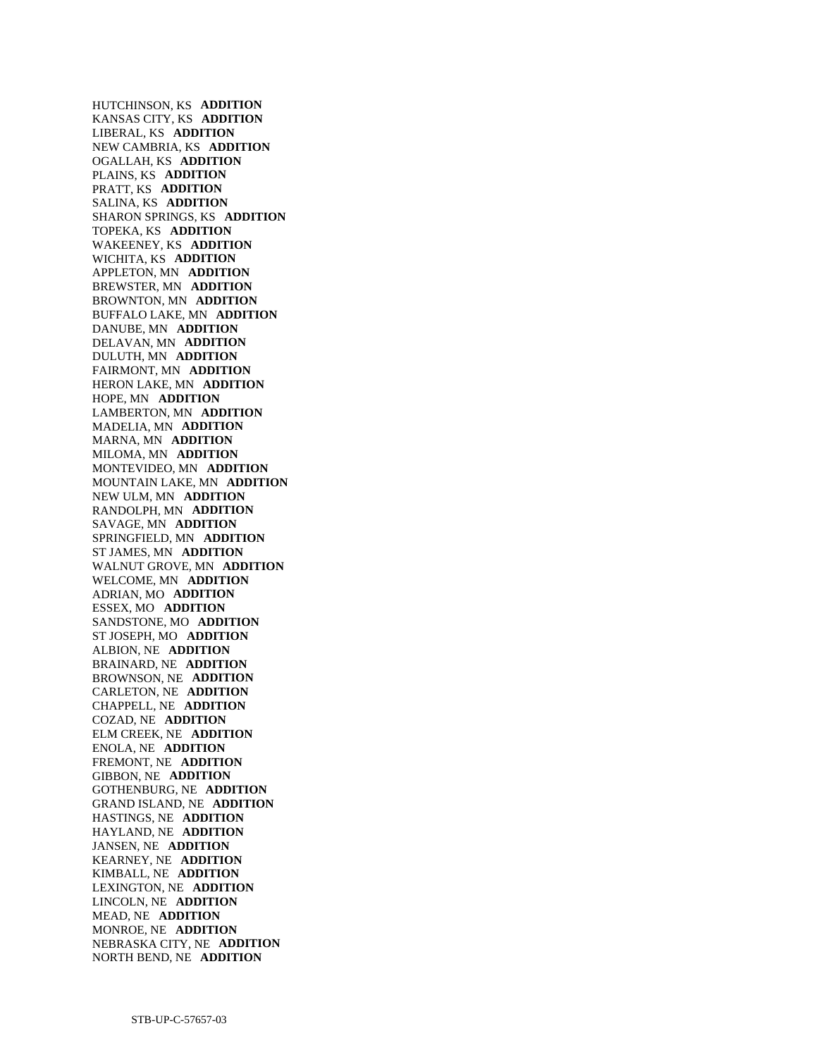HUTCHINSON, KS **ADDITION**
KANSAS CITY, KS **ADDITION**
LIBERAL, KS **ADDITION**
NEW CAMBRIA, KS **ADDITION**
OGALLAH, KS **ADDITION**
PLAINS, KS **ADDITION**
PRATT, KS **ADDITION**
SALINA, KS **ADDITION**
SHARON SPRINGS, KS **ADDITION**
TOPEKA, KS **ADDITION**
WAKEENEY, KS **ADDITION**
WICHITA, KS **ADDITION**
APPLETON, MN **ADDITION**
BREWSTER, MN **ADDITION**
BROWNTON, MN **ADDITION**
BUFFALO LAKE, MN **ADDITION**
DANUBE, MN **ADDITION**
DELAVAN, MN **ADDITION**
DULUTH, MN **ADDITION**
FAIRMONT, MN **ADDITION**
HERON LAKE, MN **ADDITION**
HOPE, MN **ADDITION**
LAMBERTON, MN **ADDITION**
MADELIA, MN **ADDITION**
MARNA, MN **ADDITION**
MILOMA, MN **ADDITION**
MONTEVIDEO, MN **ADDITION**
MOUNTAIN LAKE, MN **ADDITION**
NEW ULM, MN **ADDITION**
RANDOLPH, MN **ADDITION**
SAVAGE, MN **ADDITION**
SPRINGFIELD, MN **ADDITION**
ST JAMES, MN **ADDITION**
WALNUT GROVE, MN **ADDITION**
WELCOME, MN **ADDITION**
ADRIAN, MO **ADDITION**
ESSEX, MO **ADDITION**
SANDSTONE, MO **ADDITION**
ST JOSEPH, MO **ADDITION**
ALBION, NE **ADDITION**
BRAINARD, NE **ADDITION**
BROWNSON, NE **ADDITION**
CARLETON, NE **ADDITION**
CHAPPELL, NE **ADDITION**
COZAD, NE **ADDITION**
ELM CREEK, NE **ADDITION**
ENOLA, NE **ADDITION**
FREMONT, NE **ADDITION**
GIBBON, NE **ADDITION**
GOTHENBURG, NE **ADDITION**
GRAND ISLAND, NE **ADDITION**
HASTINGS, NE **ADDITION**
HAYLAND, NE **ADDITION**
JANSEN, NE **ADDITION**
KEARNEY, NE **ADDITION**
KIMBALL, NE **ADDITION**
LEXINGTON, NE **ADDITION**
LINCOLN, NE **ADDITION**
MEAD, NE **ADDITION**
MONROE, NE **ADDITION**
NEBRASKA CITY, NE **ADDITION**
NORTH BEND, NE **ADDITION**

STB-UP-C-57657-03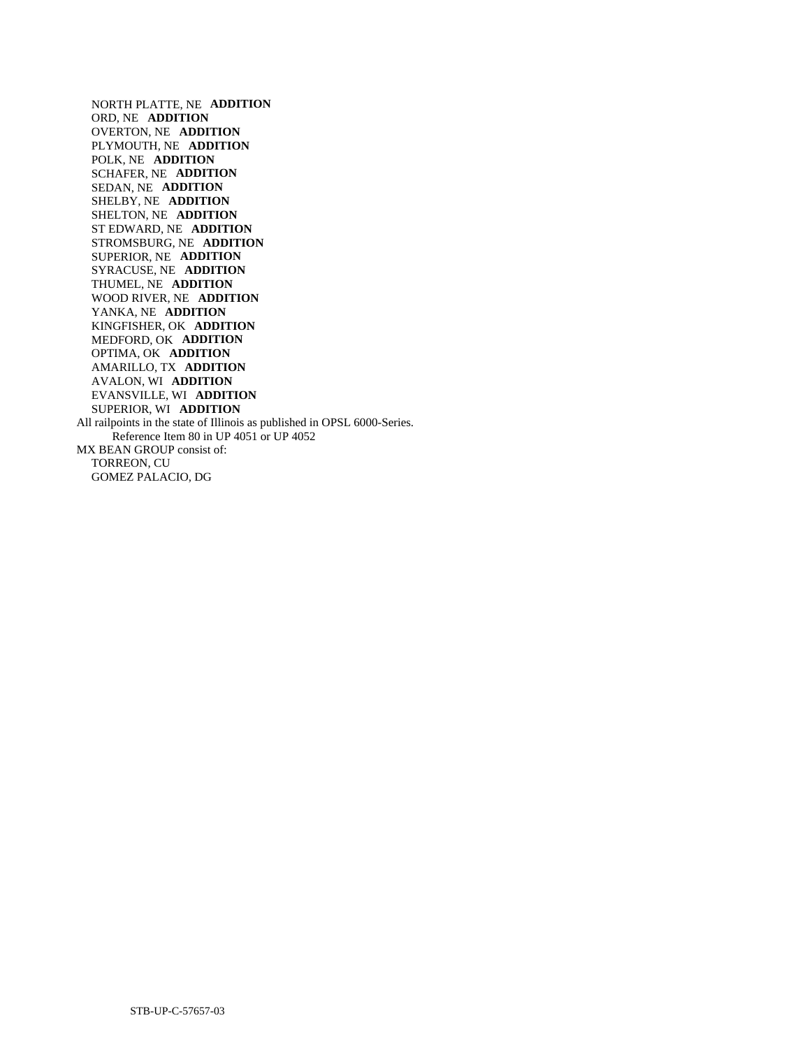NORTH PLATTE, NE **ADDITION**
ORD, NE **ADDITION**
OVERTON, NE **ADDITION**
PLYMOUTH, NE **ADDITION**
POLK, NE **ADDITION**
SCHAFER, NE **ADDITION**
SEDAN, NE **ADDITION**
SHELBY, NE **ADDITION**
SHELTON, NE **ADDITION**
ST EDWARD, NE **ADDITION**
STROMSBURG, NE **ADDITION**
SUPERIOR, NE **ADDITION**
SYRACUSE, NE **ADDITION**
THUMEL, NE **ADDITION**
WOOD RIVER, NE **ADDITION**
YANKA, NE **ADDITION**
KINGFISHER, OK **ADDITION**
MEDFORD, OK **ADDITION**
OPTIMA, OK **ADDITION**
AMARILLO, TX **ADDITION**
AVALON, WI **ADDITION**
EVANSVILLE, WI **ADDITION**
SUPERIOR, WI **ADDITION**

All railpoints in the state of Illinois as published in OPSL 6000-Series.
Reference Item 80 in UP 4051 or UP 4052

MX BEAN GROUP consist of:
TORREON, CU
GOMEZ PALACIO, DG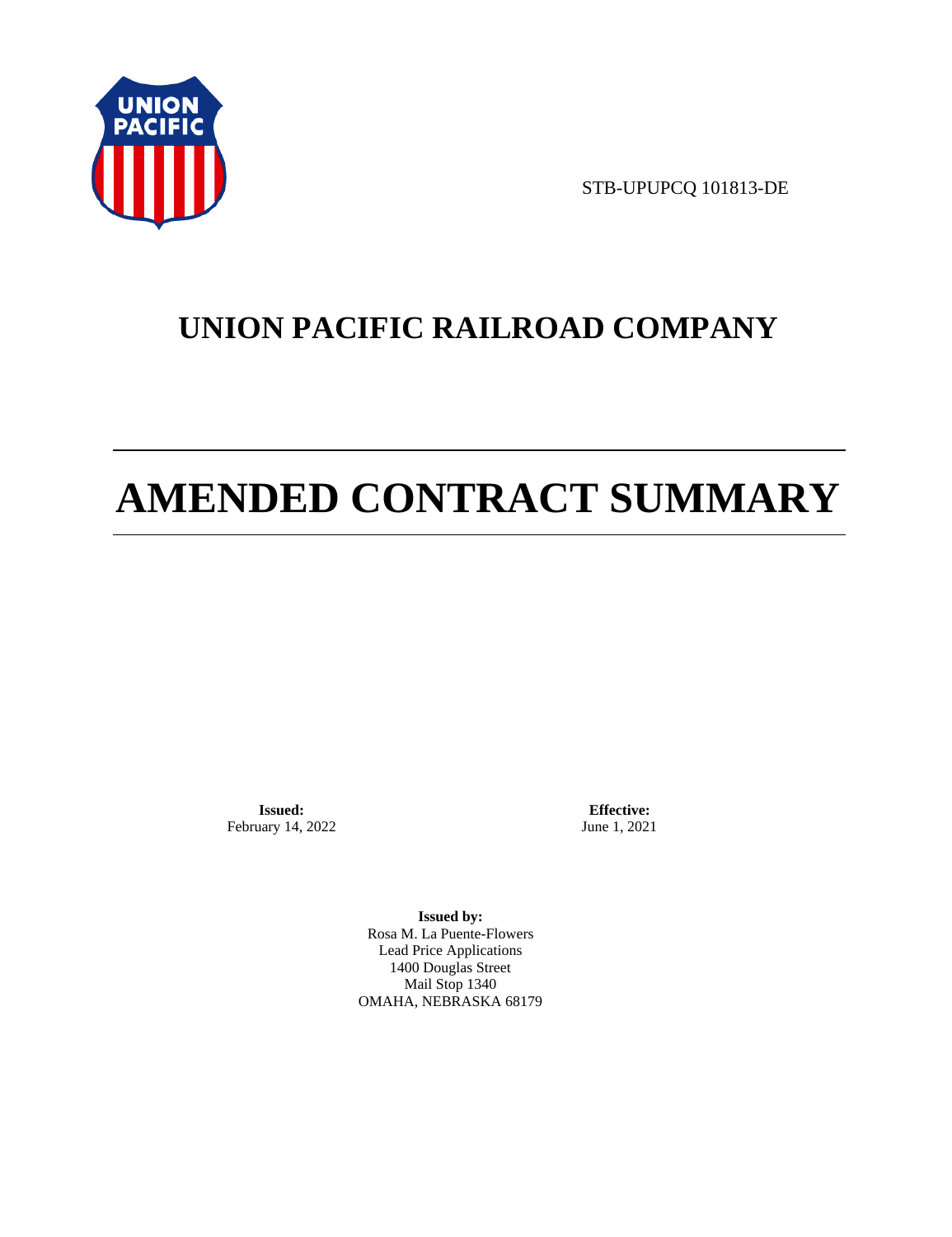STB-UPUPCQ 101813-DE

# UNION PACIFIC RAILROAD COMPANY

# AMENDED CONTRACT SUMMARY

**Issued:**
February 14, 2022

**Effective:**
June 1, 2021

**Issued by:**
Rosa M. La Puente-Flowers
Lead Price Applications
1400 Douglas Street
Mail Stop 1340
OMAHA, NEBRASKA 68179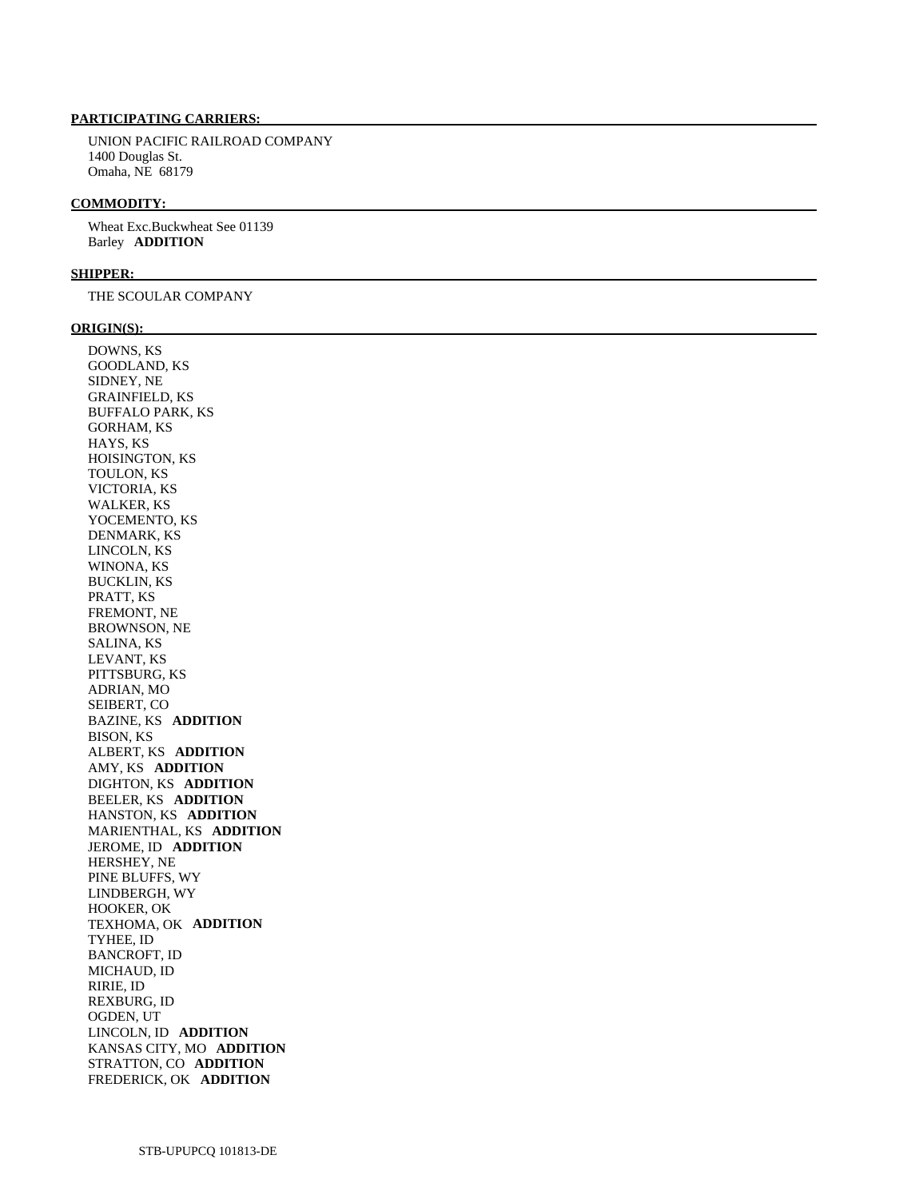**PARTICIPATING CARRIERS:**

UNION PACIFIC RAILROAD COMPANY
1400 Douglas St.
Omaha, NE 68179

**COMMODITY:**

Wheat Exc.Buckwheat See 01139
Barley **ADDITION**

**SHIPPER:**

THE SCOULAR COMPANY

**ORIGIN(S):**

DOWNS, KS
GOODLAND, KS
SIDNEY, NE
GRAINFIELD, KS
BUFFALO PARK, KS
GORHAM, KS
HAYS, KS
HOISINGTON, KS
TOULON, KS
VICTORIA, KS
WALKER, KS
YOCEMENTO, KS
DENMARK, KS
LINCOLN, KS
WINONA, KS
BUCKLIN, KS
PRATT, KS
FREMONT, NE
BROWNSON, NE
SALINA, KS
LEVANT, KS
PITTSBURG, KS
ADRIAN, MO
SEIBERT, CO
BAZINE, KS **ADDITION**
BISON, KS
ALBERT, KS **ADDITION**
AMY, KS **ADDITION**
DIGHTON, KS **ADDITION**
BEELER, KS **ADDITION**
HANSTON, KS **ADDITION**
MARIENTHAL, KS **ADDITION**
JEROME, ID **ADDITION**
HERSHEY, NE
PINE BLUFFS, WY
LINDBERGH, WY
HOOKER, OK
TEXHOMA, OK **ADDITION**
TYHEE, ID
BANCROFT, ID
MICHAUD, ID
RIRIE, ID
REXBURG, ID
OGDEN, UT
LINCOLN, ID **ADDITION**
KANSAS CITY, MO **ADDITION**
STRATTON, CO **ADDITION**
FREDERICK, OK **ADDITION**

STB-UPUPCQ 101813-DE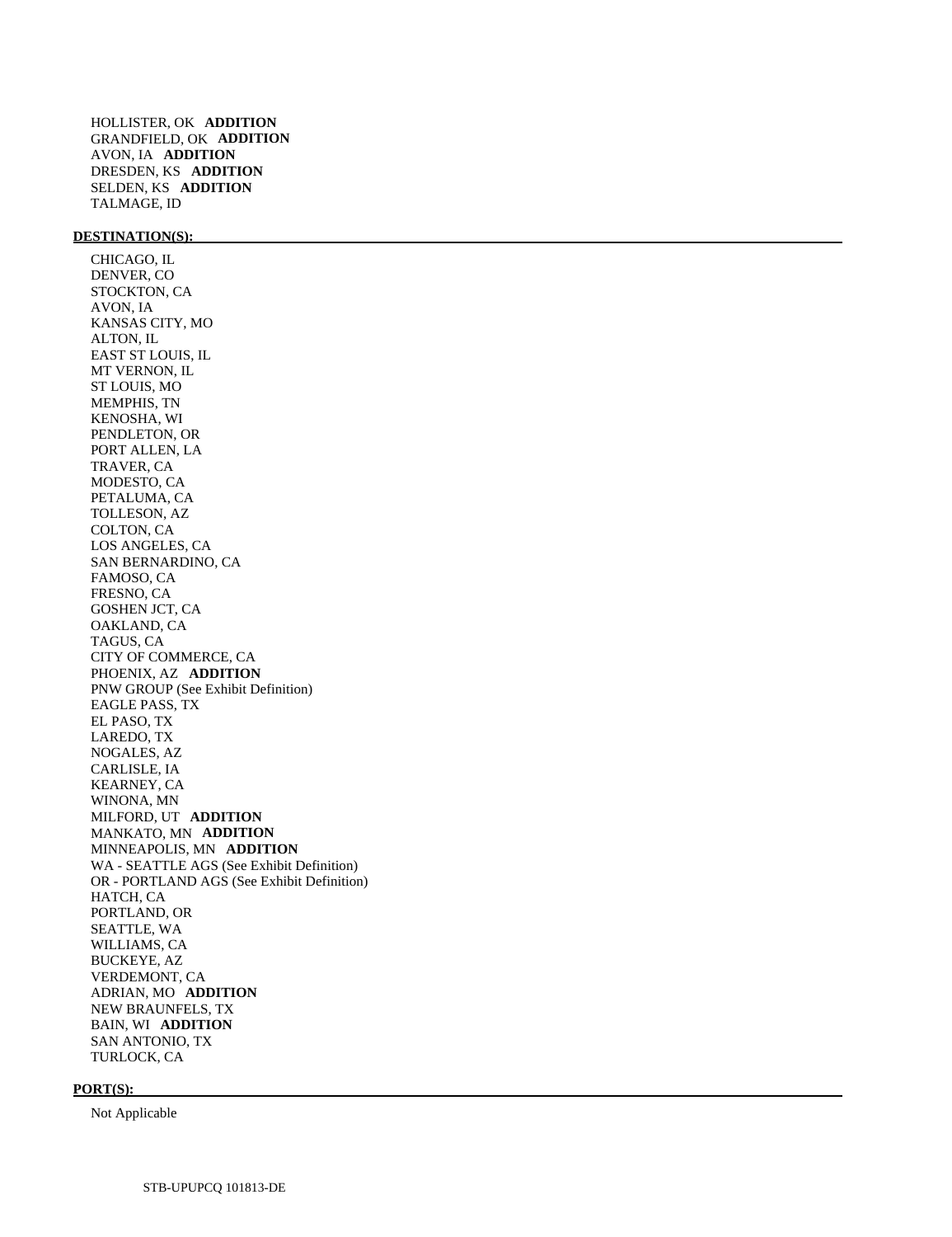HOLLISTER, OK **ADDITION**
GRANDFIELD, OK **ADDITION**
AVON, IA **ADDITION**
DRESDEN, KS **ADDITION**
SELDEN, KS **ADDITION**
TALMAGE, ID

**DESTINATION(S):**

CHICAGO, IL
DENVER, CO
STOCKTON, CA
AVON, IA
KANSAS CITY, MO
ALTON, IL
EAST ST LOUIS, IL
MT VERNON, IL
ST LOUIS, MO
MEMPHIS, TN
KENOSHA, WI
PENDLETON, OR
PORT ALLEN, LA
TRAVER, CA
MODESTO, CA
PETALUMA, CA
TOLLESON, AZ
COLTON, CA
LOS ANGELES, CA
SAN BERNARDINO, CA
FAMOSO, CA
FRESNO, CA
GOSHEN JCT, CA
OAKLAND, CA
TAGUS, CA
CITY OF COMMERCE, CA
PHOENIX, AZ **ADDITION**
PNW GROUP (See Exhibit Definition)
EAGLE PASS, TX
EL PASO, TX
LAREDO, TX
NOGALES, AZ
CARLISLE, IA
KEARNEY, CA
WINONA, MN
MILFORD, UT **ADDITION**
MANKATO, MN **ADDITION**
MINNEAPOLIS, MN **ADDITION**
WA - SEATTLE AGS (See Exhibit Definition)
OR - PORTLAND AGS (See Exhibit Definition)
HATCH, CA
PORTLAND, OR
SEATTLE, WA
WILLIAMS, CA
BUCKEYE, AZ
VERDEMONT, CA
ADRIAN, MO **ADDITION**
NEW BRAUNFELS, TX
BAIN, WI **ADDITION**
SAN ANTONIO, TX
TURLOCK, CA

**PORT(S):**

Not Applicable

STB-UPUPCQ 101813-DE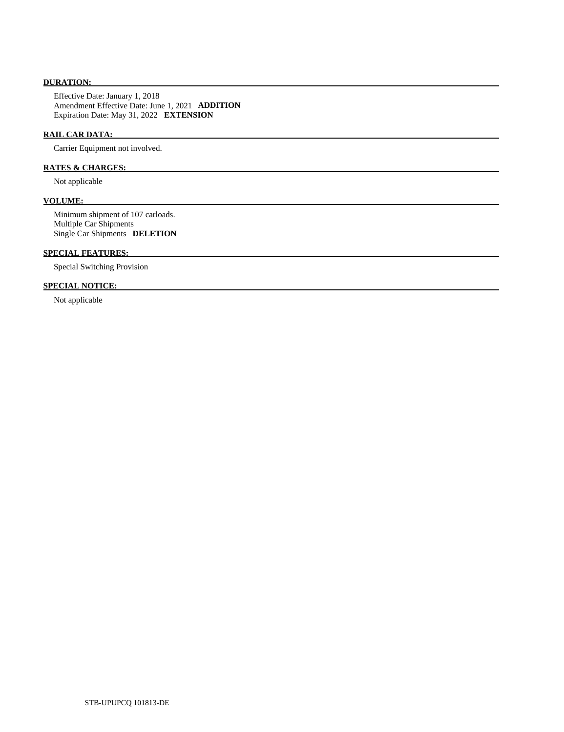**DURATION:**

Effective Date: January 1, 2018
Amendment Effective Date: June 1, 2021 **ADDITION**
Expiration Date: May 31, 2022 **EXTENSION**

**RAIL CAR DATA:**

Carrier Equipment not involved.

**RATES & CHARGES:**

Not applicable

**VOLUME:**

Minimum shipment of 107 carloads.
Multiple Car Shipments
Single Car Shipments **DELETION**

**SPECIAL FEATURES:**

Special Switching Provision

**SPECIAL NOTICE:**

Not applicable

STB-UPUPCQ 101813-DE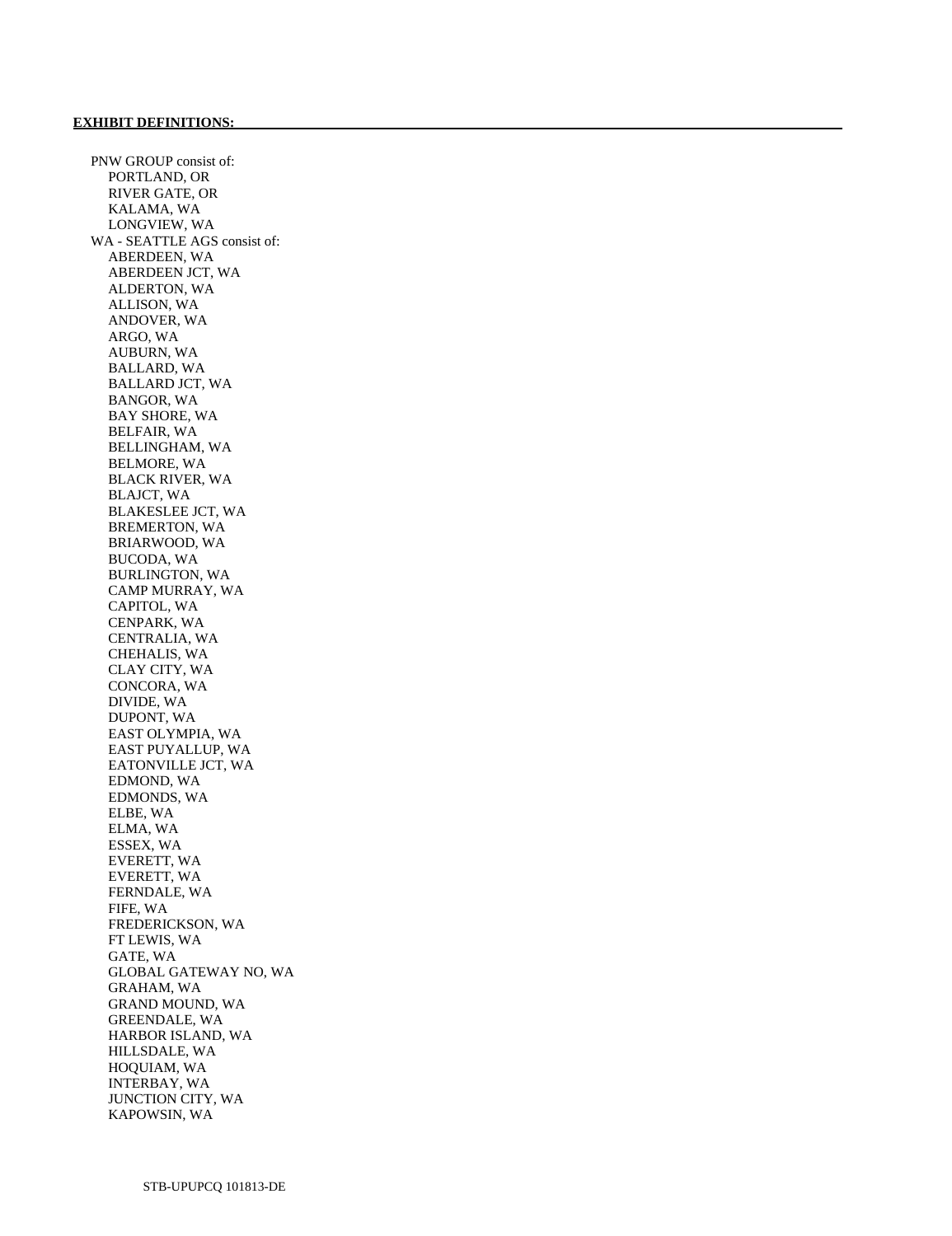**EXHIBIT DEFINITIONS:**

PNW GROUP consist of:
- PORTLAND, OR
- RIVER GATE, OR
- KALAMA, WA
- LONGVIEW, WA

WA - SEATTLE AGS consist of:
- ABERDEEN, WA
- ABERDEEN JCT, WA
- ALDERTON, WA
- ALLISON, WA
- ANDOVER, WA
- ARGO, WA
- AUBURN, WA
- BALLARD, WA
- BALLARD JCT, WA
- BANGOR, WA
- BAY SHORE, WA
- BELFAIR, WA
- BELLINGHAM, WA
- BELMORE, WA
- BLACK RIVER, WA
- BLAJCT, WA
- BLAKESLEE JCT, WA
- BREMERTON, WA
- BRIARWOOD, WA
- BUCODA, WA
- BURLINGTON, WA
- CAMP MURRAY, WA
- CAPITOL, WA
- CENPARK, WA
- CENTRALIA, WA
- CHEHALIS, WA
- CLAY CITY, WA
- CONCORA, WA
- DIVIDE, WA
- DUPONT, WA
- EAST OLYMPIA, WA
- EAST PUYALLUP, WA
- EATONVILLE JCT, WA
- EDMOND, WA
- EDMONDS, WA
- ELBE, WA
- ELMA, WA
- ESSEX, WA
- EVERETT, WA
- EVERETT, WA
- FERNDALE, WA
- FIFE, WA
- FREDERICKSON, WA
- FT LEWIS, WA
- GATE, WA
- GLOBAL GATEWAY NO, WA
- GRAHAM, WA
- GRAND MOUND, WA
- GREENDALE, WA
- HARBOR ISLAND, WA
- HILLSDALE, WA
- HOQUIAM, WA
- INTERBAY, WA
- JUNCTION CITY, WA
- KAPOWSIN, WA

STB-UPUPCQ 101813-DE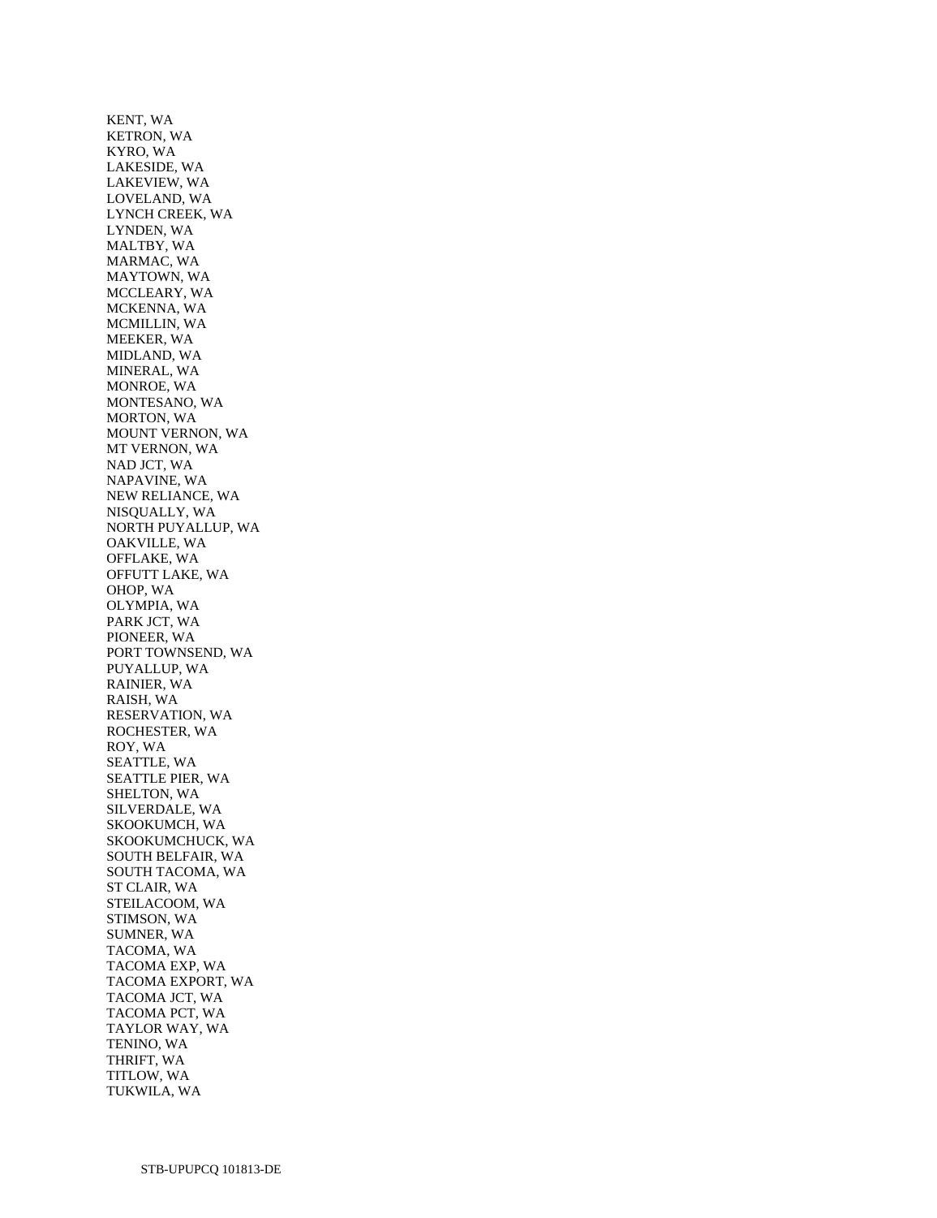KENT, WA
KETRON, WA
KYRO, WA
LAKESIDE, WA
LAKEVIEW, WA
LOVELAND, WA
LYNCH CREEK, WA
LYNDEN, WA
MALTBY, WA
MARMAC, WA
MAYTOWN, WA
MCCLEARY, WA
MCKENNA, WA
MCMILLIN, WA
MEEKER, WA
MIDLAND, WA
MINERAL, WA
MONROE, WA
MONTESANO, WA
MORTON, WA
MOUNT VERNON, WA
MT VERNON, WA
NAD JCT, WA
NAPAVINE, WA
NEW RELIANCE, WA
NISQUALLY, WA
NORTH PUYALLUP, WA
OAKVILLE, WA
OFFLAKE, WA
OFFUTT LAKE, WA
OHOP, WA
OLYMPIA, WA
PARK JCT, WA
PIONEER, WA
PORT TOWNSEND, WA
PUYALLUP, WA
RAINIER, WA
RAISH, WA
RESERVATION, WA
ROCHESTER, WA
ROY, WA
SEATTLE, WA
SEATTLE PIER, WA
SHELTON, WA
SILVERDALE, WA
SKOOKUMCH, WA
SKOOKUMCHUCK, WA
SOUTH BELFAIR, WA
SOUTH TACOMA, WA
ST CLAIR, WA
STEILACOOM, WA
STIMSON, WA
SUMNER, WA
TACOMA, WA
TACOMA EXP, WA
TACOMA EXPORT, WA
TACOMA JCT, WA
TACOMA PCT, WA
TAYLOR WAY, WA
TENINO, WA
THRIFT, WA
TITLOW, WA
TUKWILA, WA

STB-UPUPCQ 101813-DE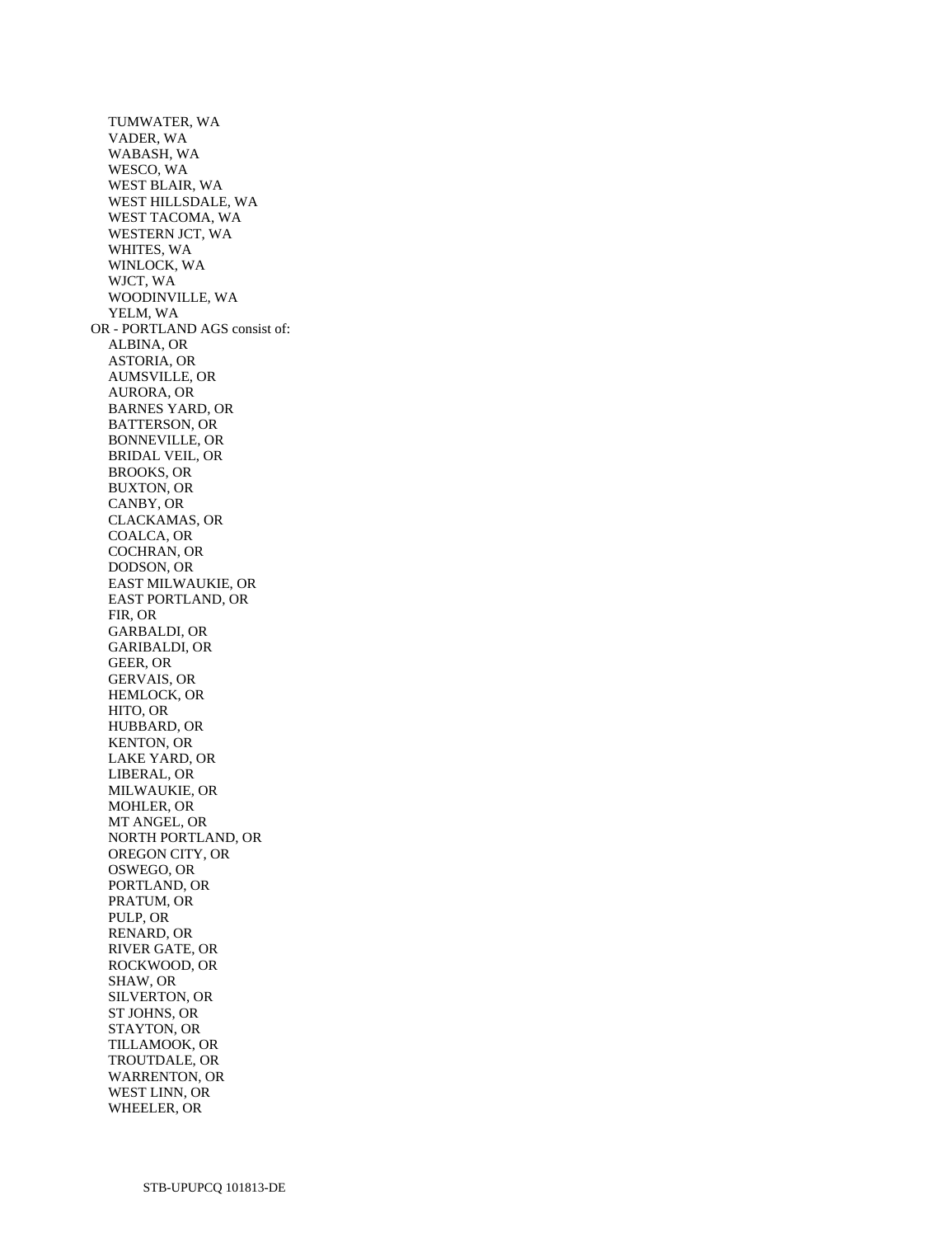TUMWATER, WA
VADER, WA
WABASH, WA
WESCO, WA
WEST BLAIR, WA
WEST HILLSDALE, WA
WEST TACOMA, WA
WESTERN JCT, WA
WHITES, WA
WINLOCK, WA
WJCT, WA
WOODINVILLE, WA
YELM, WA

OR - PORTLAND AGS consist of:

ALBINA, OR
ASTORIA, OR
AUMSVILLE, OR
AURORA, OR
BARNES YARD, OR
BATTERSON, OR
BONNEVILLE, OR
BRIDAL VEIL, OR
BROOKS, OR
BUXTON, OR
CANBY, OR
CLACKAMAS, OR
COALCA, OR
COCHRAN, OR
DODSON, OR
EAST MILWAUKIE, OR
EAST PORTLAND, OR
FIR, OR
GARBALDI, OR
GARIBALDI, OR
GEER, OR
GERVAIS, OR
HEMLOCK, OR
HITO, OR
HUBBARD, OR
KENTON, OR
LAKE YARD, OR
LIBERAL, OR
MILWAUKIE, OR
MOHLER, OR
MT ANGEL, OR
NORTH PORTLAND, OR
OREGON CITY, OR
OSWEGO, OR
PORTLAND, OR
PRATUM, OR
PULP, OR
RENARD, OR
RIVER GATE, OR
ROCKWOOD, OR
SHAW, OR
SILVERTON, OR
ST JOHNS, OR
STAYTON, OR
TILLAMOOK, OR
TROUTDALE, OR
WARRENTON, OR
WEST LINN, OR
WHEELER, OR

STB-UPUPCQ 101813-DE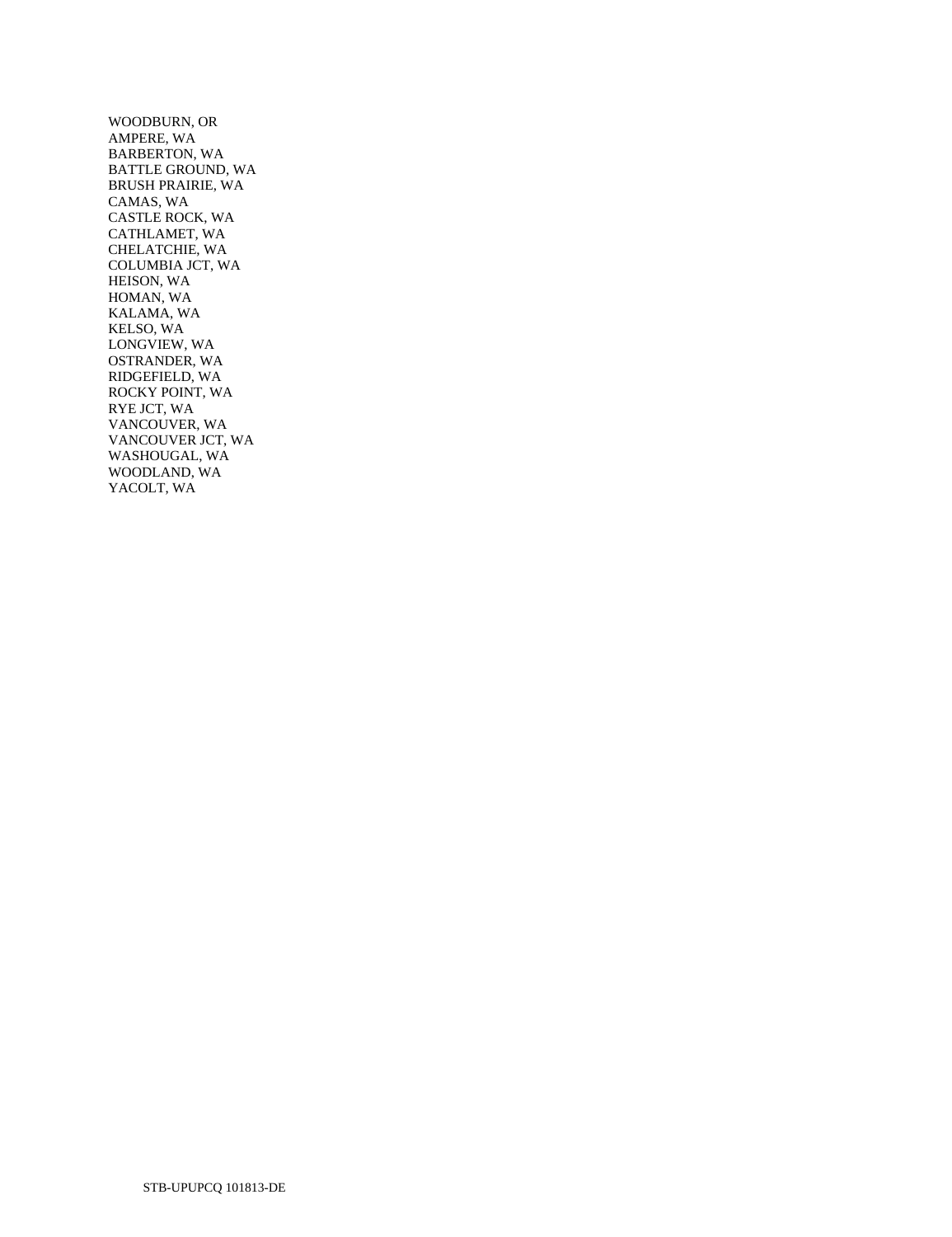WOODBURN, OR
AMPERE, WA
BARBERTON, WA
BATTLE GROUND, WA
BRUSH PRAIRIE, WA
CAMAS, WA
CASTLE ROCK, WA
CATHLAMET, WA
CHELATCHIE, WA
COLUMBIA JCT, WA
HEISON, WA
HOMAN, WA
KALAMA, WA
KELSO, WA
LONGVIEW, WA
OSTRANDER, WA
RIDGEFIELD, WA
ROCKY POINT, WA
RYE JCT, WA
VANCOUVER, WA
VANCOUVER JCT, WA
WASHOUGAL, WA
WOODLAND, WA
YACOLT, WA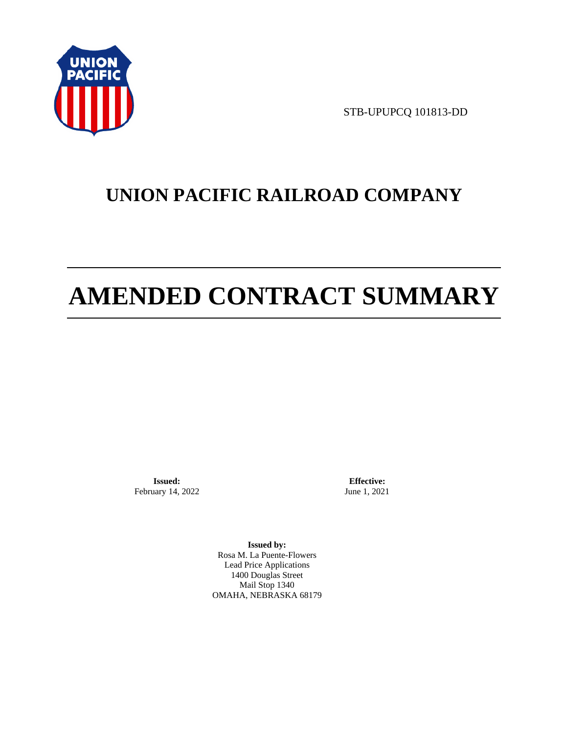STB-UPUPCQ 101813-DD

# UNION PACIFIC RAILROAD COMPANY

# AMENDED CONTRACT SUMMARY

**Issued:**
February 14, 2022

**Effective:**
June 1, 2021

**Issued by:**
Rosa M. La Puente-Flowers
Lead Price Applications
1400 Douglas Street
Mail Stop 1340
OMAHA, NEBRASKA 68179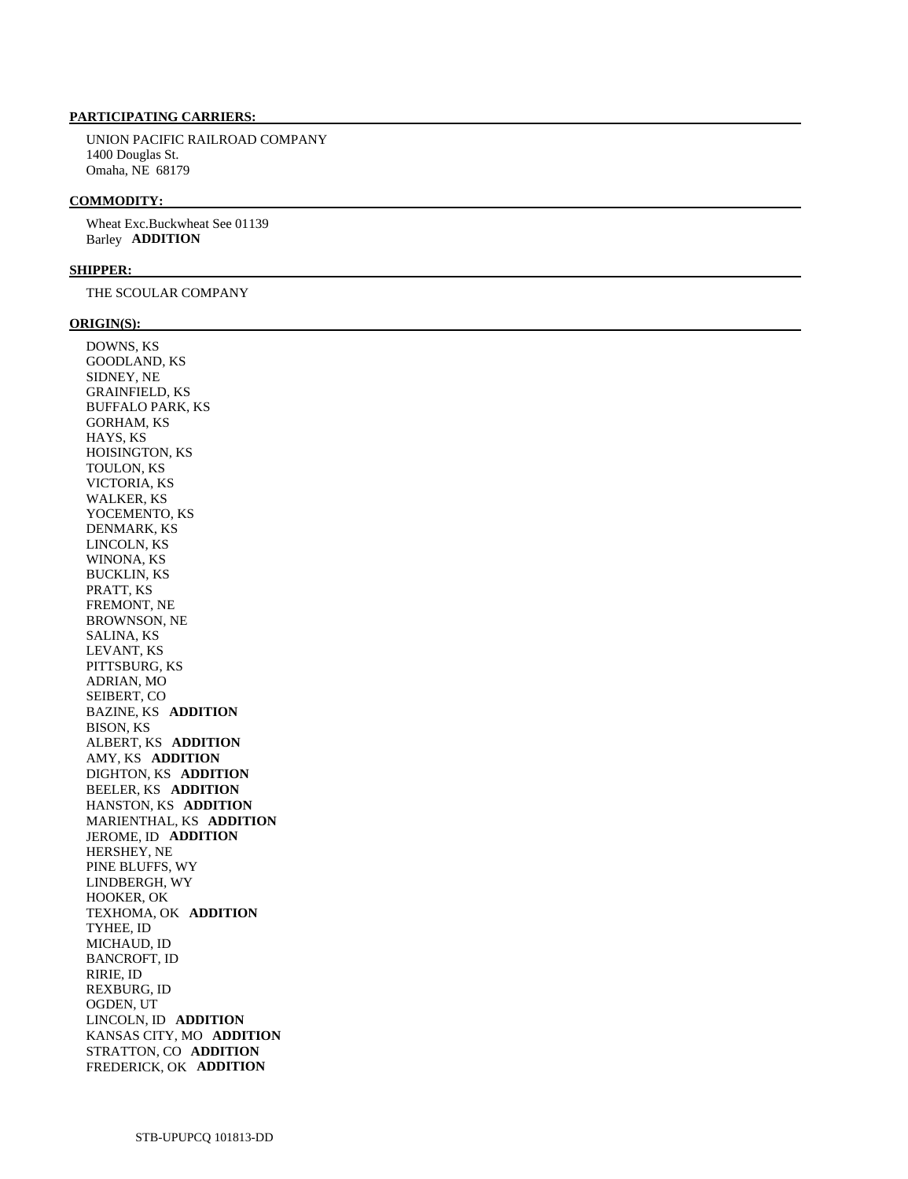**PARTICIPATING CARRIERS:**

UNION PACIFIC RAILROAD COMPANY
1400 Douglas St.
Omaha, NE 68179

**COMMODITY:**

Wheat Exc.Buckwheat See 01139
Barley **ADDITION**

**SHIPPER:**

THE SCOULAR COMPANY

**ORIGIN(S):**

DOWNS, KS
GOODLAND, KS
SIDNEY, NE
GRAINFIELD, KS
BUFFALO PARK, KS
GORHAM, KS
HAYS, KS
HOISINGTON, KS
TOULON, KS
VICTORIA, KS
WALKER, KS
YOCEMENTO, KS
DENMARK, KS
LINCOLN, KS
WINONA, KS
BUCKLIN, KS
PRATT, KS
FREMONT, NE
BROWNSON, NE
SALINA, KS
LEVANT, KS
PITTSBURG, KS
ADRIAN, MO
SEIBERT, CO
BAZINE, KS **ADDITION**
BISON, KS
ALBERT, KS **ADDITION**
AMY, KS **ADDITION**
DIGHTON, KS **ADDITION**
BEELER, KS **ADDITION**
HANSTON, KS **ADDITION**
MARIENTHAL, KS **ADDITION**
JEROME, ID **ADDITION**
HERSHEY, NE
PINE BLUFFS, WY
LINDBERGH, WY
HOOKER, OK
TEXHOMA, OK **ADDITION**
TYHEE, ID
MICHAUD, ID
BANCROFT, ID
RIRIE, ID
REXBURG, ID
OGDEN, UT
LINCOLN, ID **ADDITION**
KANSAS CITY, MO **ADDITION**
STRATTON, CO **ADDITION**
FREDERICK, OK **ADDITION**

STB-UPUPCQ 101813-DD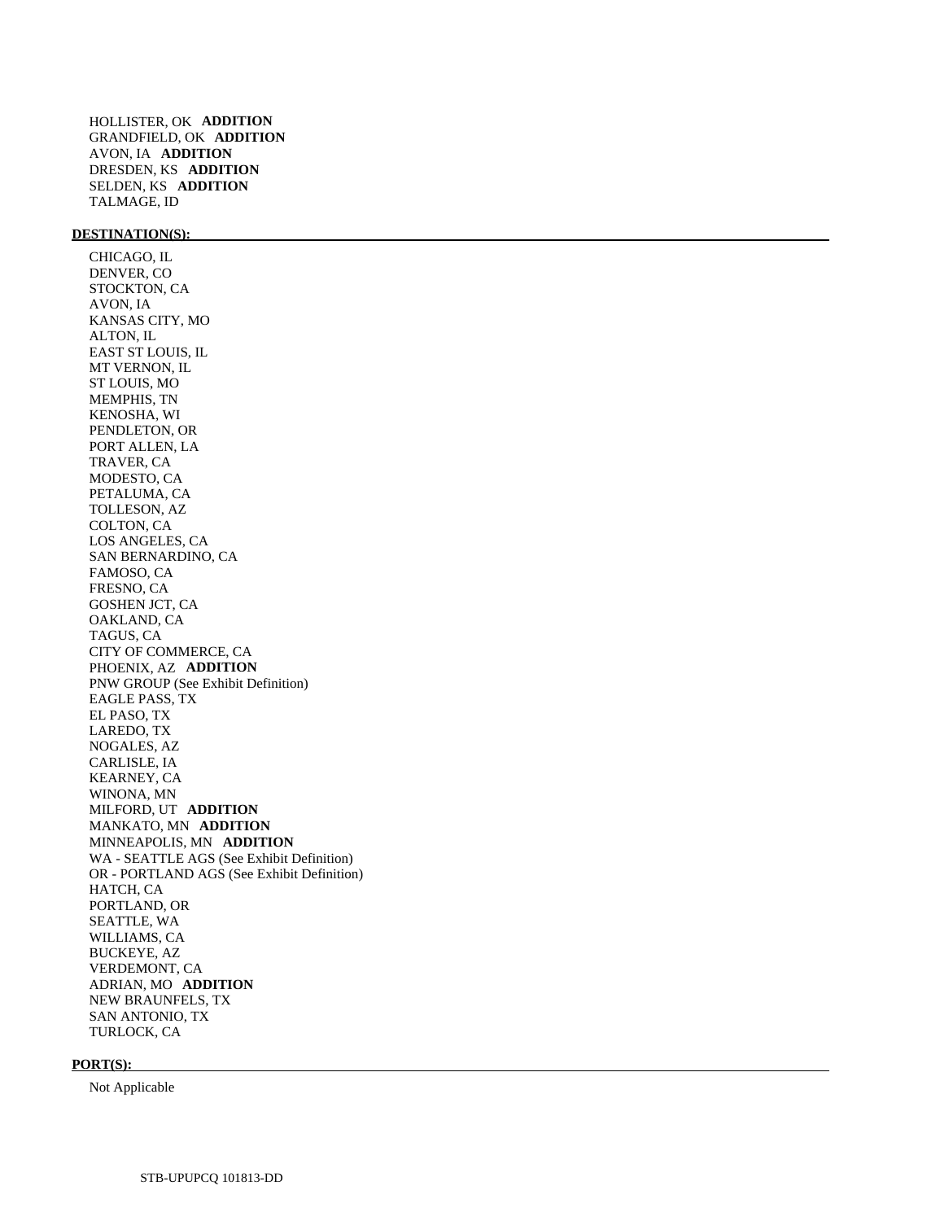HOLLISTER, OK **ADDITION**
GRANDFIELD, OK **ADDITION**
AVON, IA **ADDITION**
DRESDEN, KS **ADDITION**
SELDEN, KS **ADDITION**
TALMAGE, ID

**DESTINATION(S):**

CHICAGO, IL
DENVER, CO
STOCKTON, CA
AVON, IA
KANSAS CITY, MO
ALTON, IL
EAST ST LOUIS, IL
MT VERNON, IL
ST LOUIS, MO
MEMPHIS, TN
KENOSHA, WI
PENDLETON, OR
PORT ALLEN, LA
TRAVER, CA
MODESTO, CA
PETALUMA, CA
TOLLESON, AZ
COLTON, CA
LOS ANGELES, CA
SAN BERNARDINO, CA
FAMOSO, CA
FRESNO, CA
GOSHEN JCT, CA
OAKLAND, CA
TAGUS, CA
CITY OF COMMERCE, CA
PHOENIX, AZ **ADDITION**
PNW GROUP (See Exhibit Definition)
EAGLE PASS, TX
EL PASO, TX
LAREDO, TX
NOGALES, AZ
CARLISLE, IA
KEARNEY, CA
WINONA, MN
MILFORD, UT **ADDITION**
MANKATO, MN **ADDITION**
MINNEAPOLIS, MN **ADDITION**
WA - SEATTLE AGS (See Exhibit Definition)
OR - PORTLAND AGS (See Exhibit Definition)
HATCH, CA
PORTLAND, OR
SEATTLE, WA
WILLIAMS, CA
BUCKEYE, AZ
VERDEMONT, CA
ADRIAN, MO **ADDITION**
NEW BRAUNFELS, TX
SAN ANTONIO, TX
TURLOCK, CA

**PORT(S):**

Not Applicable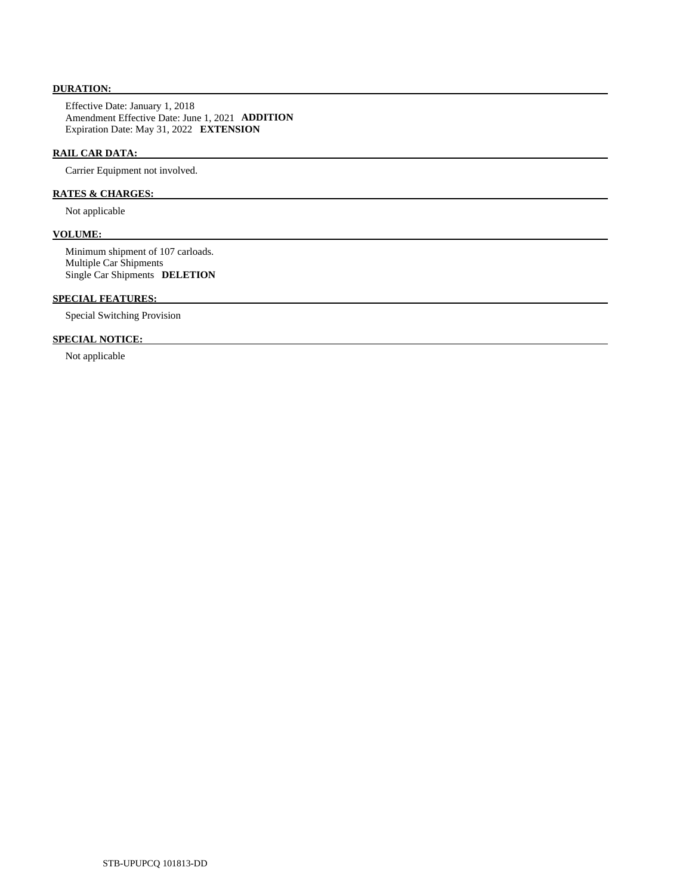**DURATION:**

Effective Date: January 1, 2018
Amendment Effective Date: June 1, 2021 **ADDITION**
Expiration Date: May 31, 2022 **EXTENSION**

**RAIL CAR DATA:**

Carrier Equipment not involved.

**RATES & CHARGES:**

Not applicable

**VOLUME:**

Minimum shipment of 107 carloads.
Multiple Car Shipments
Single Car Shipments **DELETION**

**SPECIAL FEATURES:**

Special Switching Provision

**SPECIAL NOTICE:**

Not applicable

STB-UPUPCQ 101813-DD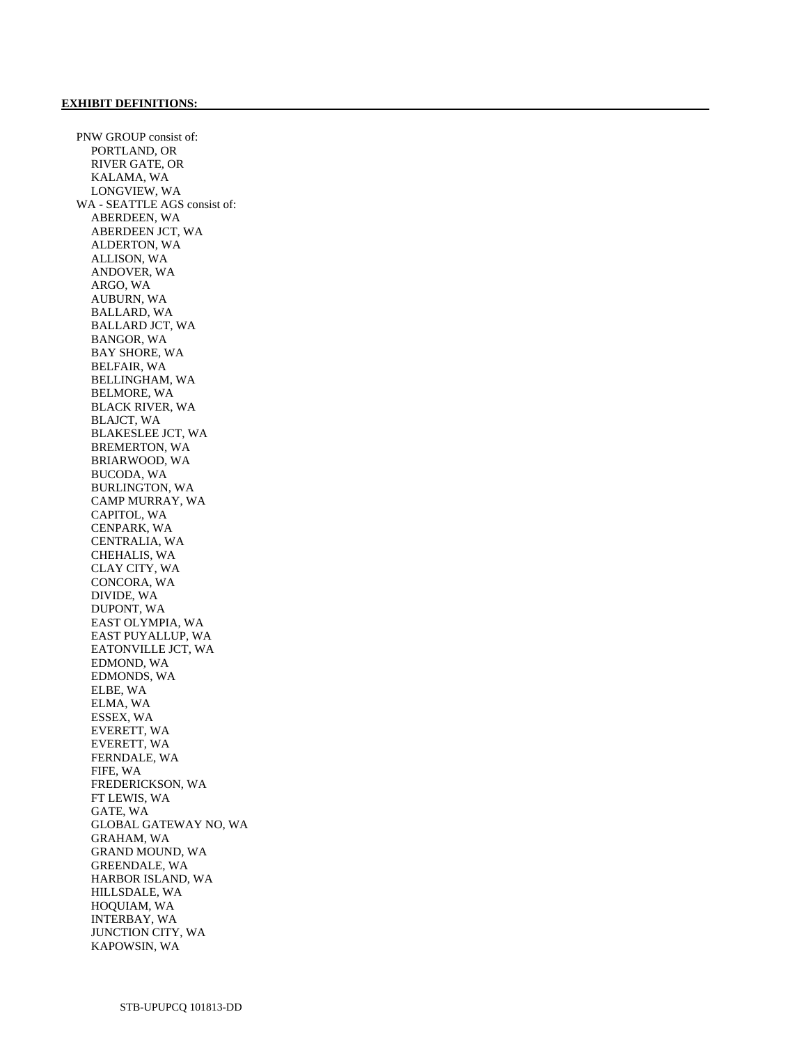**EXHIBIT DEFINITIONS:**

PNW GROUP consist of:
- PORTLAND, OR
- RIVER GATE, OR
- KALAMA, WA
- LONGVIEW, WA

WA - SEATTLE AGS consist of:
- ABERDEEN, WA
- ABERDEEN JCT, WA
- ALDERTON, WA
- ALLISON, WA
- ANDOVER, WA
- ARGO, WA
- AUBURN, WA
- BALLARD, WA
- BALLARD JCT, WA
- BANGOR, WA
- BAY SHORE, WA
- BELFAIR, WA
- BELLINGHAM, WA
- BELMORE, WA
- BLACK RIVER, WA
- BLAJCT, WA
- BLAKESLEE JCT, WA
- BREMERTON, WA
- BRIARWOOD, WA
- BUCODA, WA
- BURLINGTON, WA
- CAMP MURRAY, WA
- CAPITOL, WA
- CENPARK, WA
- CENTRALIA, WA
- CHEHALIS, WA
- CLAY CITY, WA
- CONCORA, WA
- DIVIDE, WA
- DUPONT, WA
- EAST OLYMPIA, WA
- EAST PUYALLUP, WA
- EATONVILLE JCT, WA
- EDMOND, WA
- EDMONDS, WA
- ELBE, WA
- ELMA, WA
- ESSEX, WA
- EVERETT, WA
- EVERETT, WA
- FERNDALE, WA
- FIFE, WA
- FREDERICKSON, WA
- FT LEWIS, WA
- GATE, WA
- GLOBAL GATEWAY NO, WA
- GRAHAM, WA
- GRAND MOUND, WA
- GREENDALE, WA
- HARBOR ISLAND, WA
- HILLSDALE, WA
- HOQUIAM, WA
- INTERBAY, WA
- JUNCTION CITY, WA
- KAPOWSIN, WA

STB-UPUPCQ 101813-DD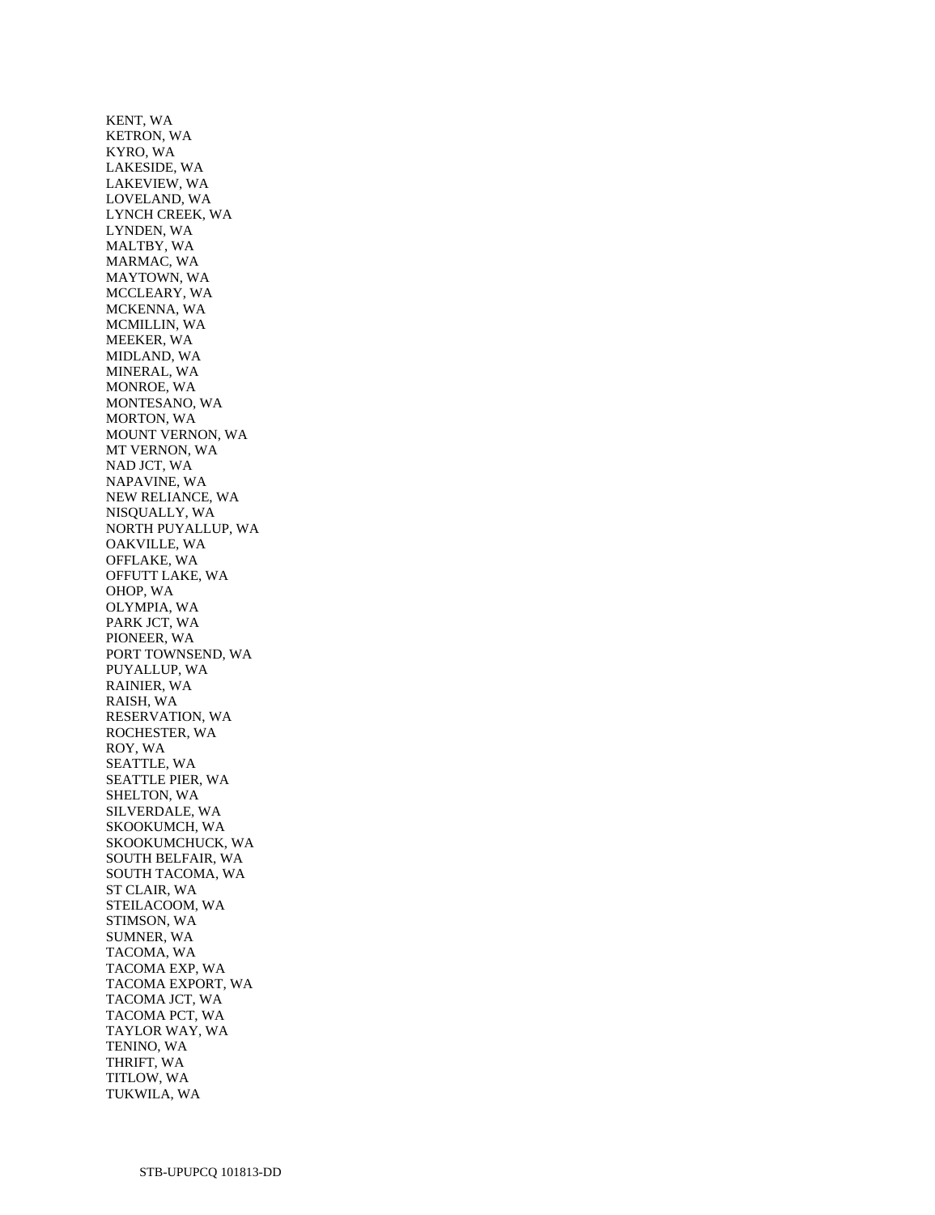KENT, WA
KETRON, WA
KYRO, WA
LAKESIDE, WA
LAKEVIEW, WA
LOVELAND, WA
LYNCH CREEK, WA
LYNDEN, WA
MALTBY, WA
MARMAC, WA
MAYTOWN, WA
MCCLEARY, WA
MCKENNA, WA
MCMILLIN, WA
MEEKER, WA
MIDLAND, WA
MINERAL, WA
MONROE, WA
MONTESANO, WA
MORTON, WA
MOUNT VERNON, WA
MT VERNON, WA
NAD JCT, WA
NAPAVINE, WA
NEW RELIANCE, WA
NISQUALLY, WA
NORTH PUYALLUP, WA
OAKVILLE, WA
OFFLAKE, WA
OFFUTT LAKE, WA
OHOP, WA
OLYMPIA, WA
PARK JCT, WA
PIONEER, WA
PORT TOWNSEND, WA
PUYALLUP, WA
RAINIER, WA
RAISH, WA
RESERVATION, WA
ROCHESTER, WA
ROY, WA
SEATTLE, WA
SEATTLE PIER, WA
SHELTON, WA
SILVERDALE, WA
SKOOKUMCH, WA
SKOOKUMCHUCK, WA
SOUTH BELFAIR, WA
SOUTH TACOMA, WA
ST CLAIR, WA
STEILACOOM, WA
STIMSON, WA
SUMNER, WA
TACOMA, WA
TACOMA EXP, WA
TACOMA EXPORT, WA
TACOMA JCT, WA
TACOMA PCT, WA
TAYLOR WAY, WA
TENINO, WA
THRIFT, WA
TITLOW, WA
TUKWILA, WA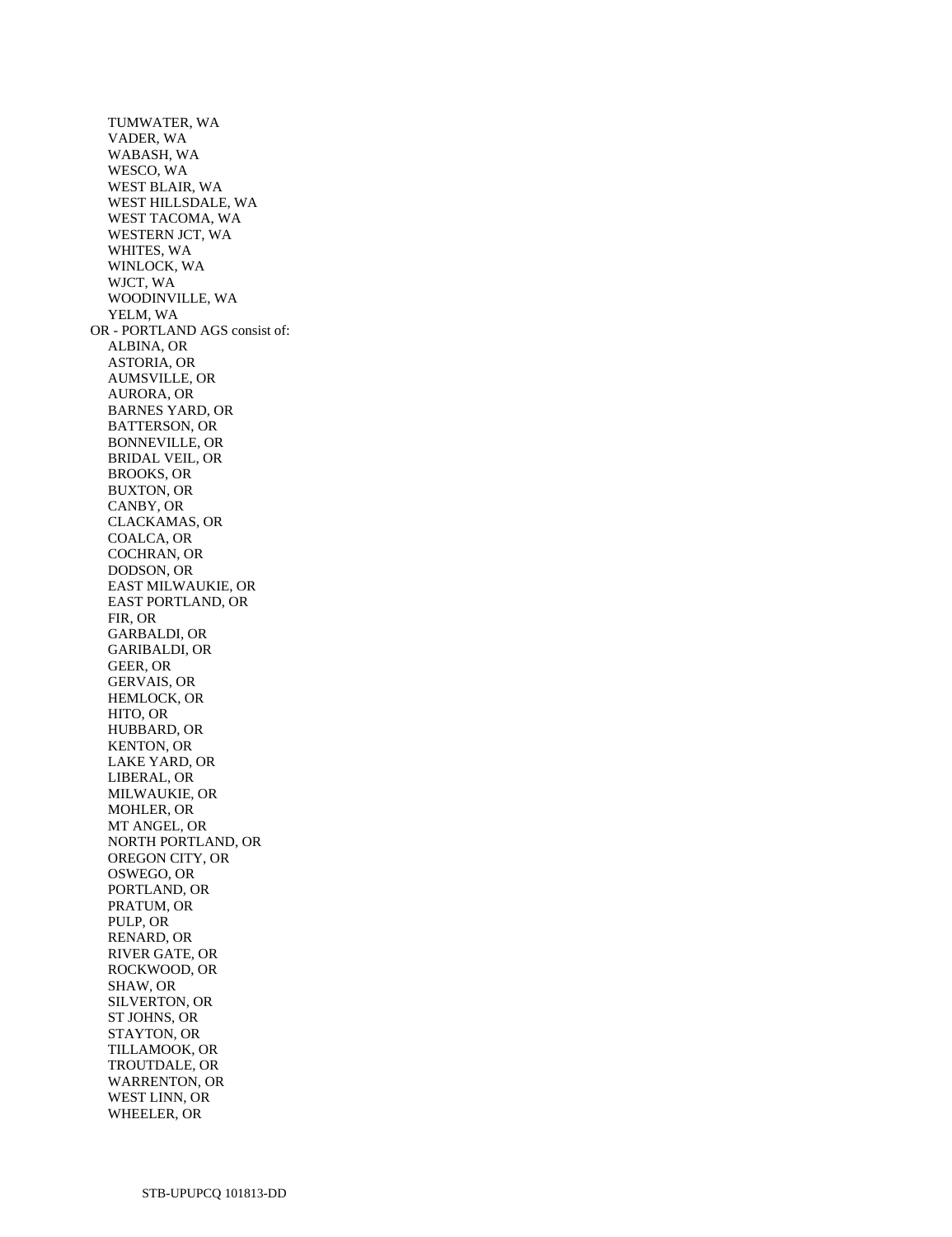TUMWATER, WA
VADER, WA
WABASH, WA
WESCO, WA
WEST BLAIR, WA
WEST HILLSDALE, WA
WEST TACOMA, WA
WESTERN JCT, WA
WHITES, WA
WINLOCK, WA
WJCT, WA
WOODINVILLE, WA
YELM, WA

OR - PORTLAND AGS consist of:

ALBINA, OR
ASTORIA, OR
AUMSVILLE, OR
AURORA, OR
BARNES YARD, OR
BATTERSON, OR
BONNEVILLE, OR
BRIDAL VEIL, OR
BROOKS, OR
BUXTON, OR
CANBY, OR
CLACKAMAS, OR
COALCA, OR
COCHRAN, OR
DODSON, OR
EAST MILWAUKIE, OR
EAST PORTLAND, OR
FIR, OR
GARBALDI, OR
GARIBALDI, OR
GEER, OR
GERVAIS, OR
HEMLOCK, OR
HITO, OR
HUBBARD, OR
KENTON, OR
LAKE YARD, OR
LIBERAL, OR
MILWAUKIE, OR
MOHLER, OR
MT ANGEL, OR
NORTH PORTLAND, OR
OREGON CITY, OR
OSWEGO, OR
PORTLAND, OR
PRATUM, OR
PULP, OR
RENARD, OR
RIVER GATE, OR
ROCKWOOD, OR
SHAW, OR
SILVERTON, OR
ST JOHNS, OR
STAYTON, OR
TILLAMOOK, OR
TROUTDALE, OR
WARRENTON, OR
WEST LINN, OR
WHEELER, OR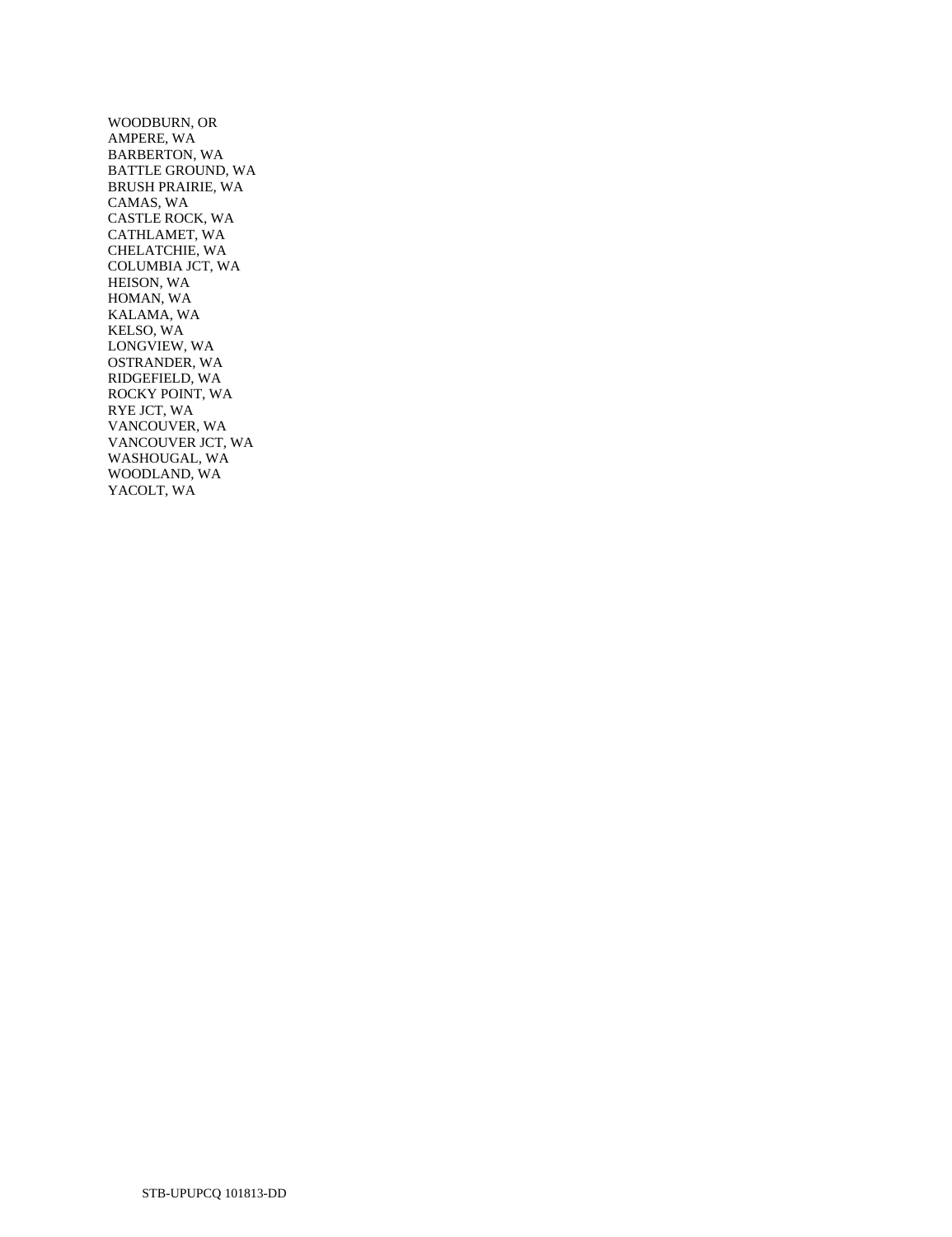WOODBURN, OR
AMPERE, WA
BARBERTON, WA
BATTLE GROUND, WA
BRUSH PRAIRIE, WA
CAMAS, WA
CASTLE ROCK, WA
CATHLAMET, WA
CHELATCHIE, WA
COLUMBIA JCT, WA
HEISON, WA
HOMAN, WA
KALAMA, WA
KELSO, WA
LONGVIEW, WA
OSTRANDER, WA
RIDGEFIELD, WA
ROCKY POINT, WA
RYE JCT, WA
VANCOUVER, WA
VANCOUVER JCT, WA
WASHOUGAL, WA
WOODLAND, WA
YACOLT, WA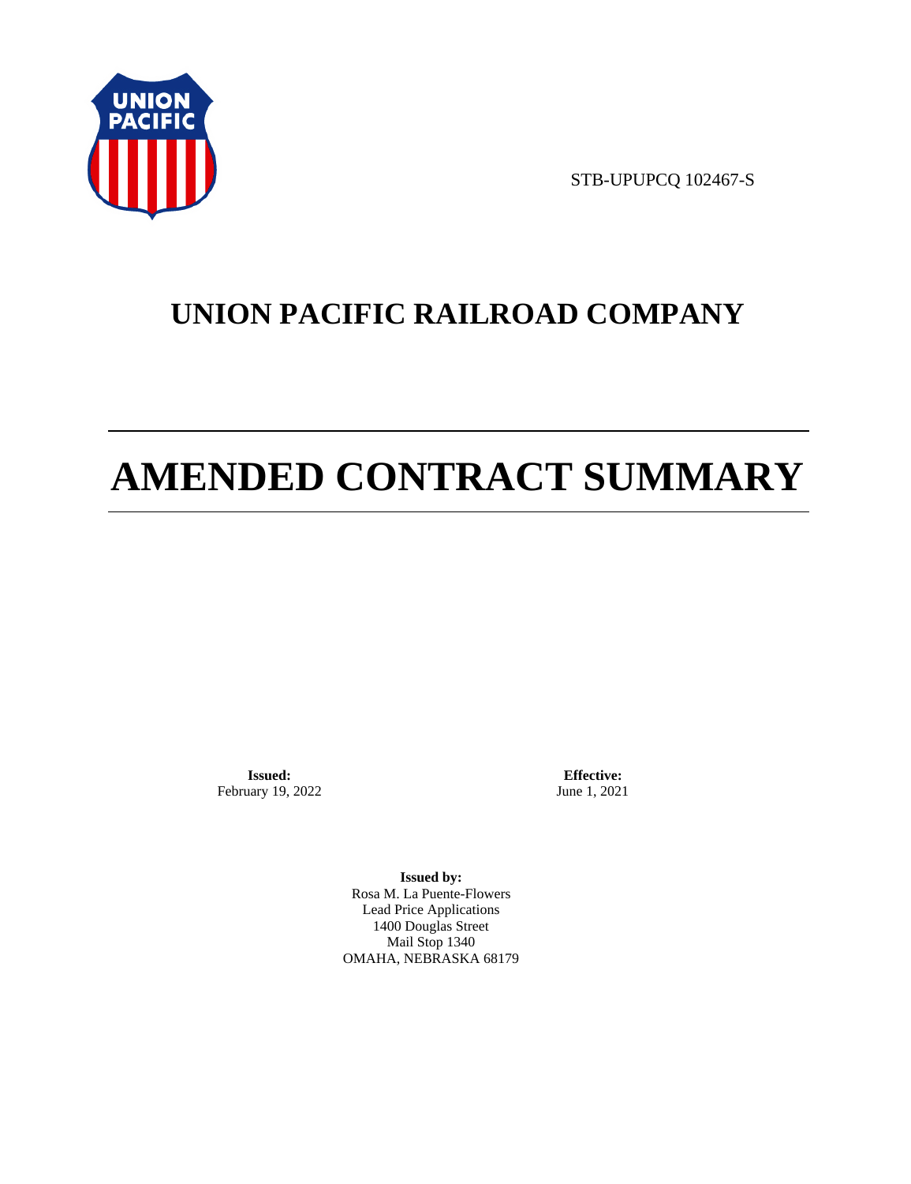STB-UPUPCQ 102467-S

# UNION PACIFIC RAILROAD COMPANY

# AMENDED CONTRACT SUMMARY

**Issued:**
February 19, 2022

**Effective:**
June 1, 2021

**Issued by:**
Rosa M. La Puente-Flowers
Lead Price Applications
1400 Douglas Street
Mail Stop 1340
OMAHA, NEBRASKA 68179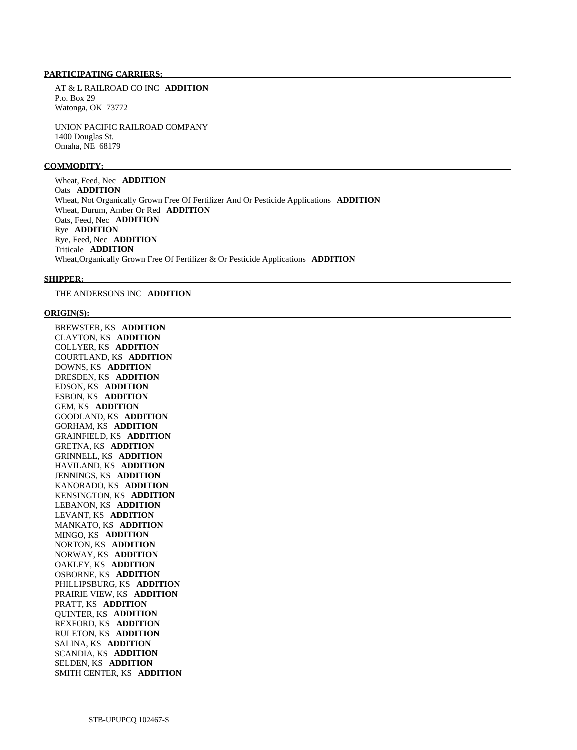**PARTICIPATING CARRIERS:**

AT & L RAILROAD CO INC **ADDITION**
P.o. Box 29
Watonga, OK 73772

UNION PACIFIC RAILROAD COMPANY
1400 Douglas St.
Omaha, NE 68179

**COMMODITY:**

Wheat, Feed, Nec **ADDITION**
Oats **ADDITION**
Wheat, Not Organically Grown Free Of Fertilizer And Or Pesticide Applications **ADDITION**
Wheat, Durum, Amber Or Red **ADDITION**
Oats, Feed, Nec **ADDITION**
Rye **ADDITION**
Rye, Feed, Nec **ADDITION**
Triticale **ADDITION**
Wheat,Organically Grown Free Of Fertilizer & Or Pesticide Applications **ADDITION**

**SHIPPER:**

THE ANDERSONS INC **ADDITION**

**ORIGIN(S):**

BREWSTER, KS **ADDITION**
CLAYTON, KS **ADDITION**
COLLYER, KS **ADDITION**
COURTLAND, KS **ADDITION**
DOWNS, KS **ADDITION**
DRESDEN, KS **ADDITION**
EDSON, KS **ADDITION**
ESBON, KS **ADDITION**
GEM, KS **ADDITION**
GOODLAND, KS **ADDITION**
GORHAM, KS **ADDITION**
GRAINFIELD, KS **ADDITION**
GRETNA, KS **ADDITION**
GRINNELL, KS **ADDITION**
HAVILAND, KS **ADDITION**
JENNINGS, KS **ADDITION**
KANORADO, KS **ADDITION**
KENSINGTON, KS **ADDITION**
LEBANON, KS **ADDITION**
LEVANT, KS **ADDITION**
MANKATO, KS **ADDITION**
MINGO, KS **ADDITION**
NORTON, KS **ADDITION**
NORWAY, KS **ADDITION**
OAKLEY, KS **ADDITION**
OSBORNE, KS **ADDITION**
PHILLIPSBURG, KS **ADDITION**
PRAIRIE VIEW, KS **ADDITION**
PRATT, KS **ADDITION**
QUINTER, KS **ADDITION**
REXFORD, KS **ADDITION**
RULETON, KS **ADDITION**
SALINA, KS **ADDITION**
SCANDIA, KS **ADDITION**
SELDEN, KS **ADDITION**
SMITH CENTER, KS **ADDITION**

STB-UPUPCQ 102467-S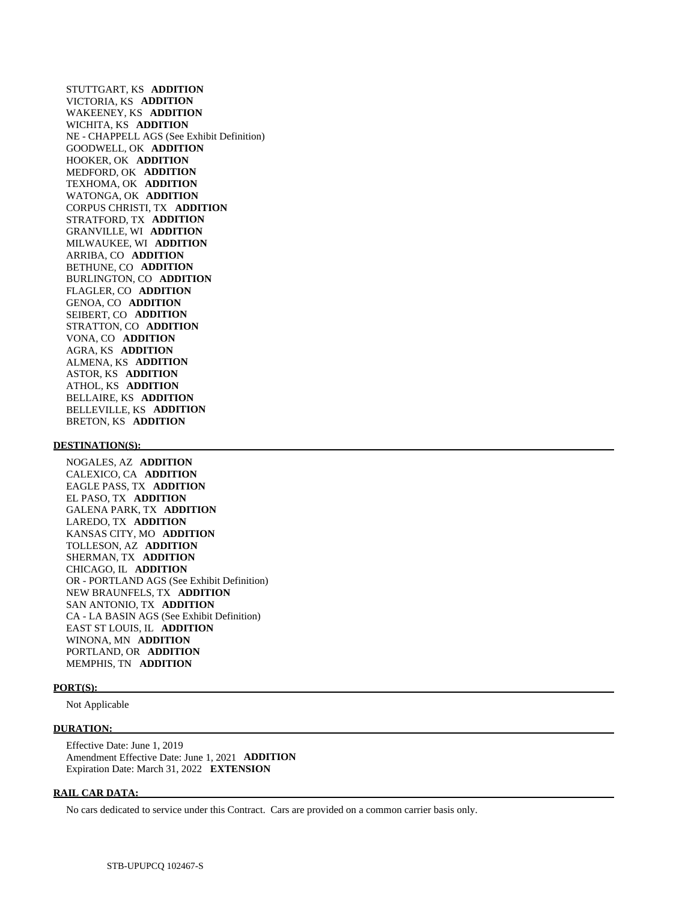STUTTGART, KS **ADDITION**
VICTORIA, KS **ADDITION**
WAKEENEY, KS **ADDITION**
WICHITA, KS **ADDITION**
NE - CHAPPELL AGS (See Exhibit Definition)
GOODWELL, OK **ADDITION**
HOOKER, OK **ADDITION**
MEDFORD, OK **ADDITION**
TEXHOMA, OK **ADDITION**
WATONGA, OK **ADDITION**
CORPUS CHRISTI, TX **ADDITION**
STRATFORD, TX **ADDITION**
GRANVILLE, WI **ADDITION**
MILWAUKEE, WI **ADDITION**
ARRIBA, CO **ADDITION**
BETHUNE, CO **ADDITION**
BURLINGTON, CO **ADDITION**
FLAGLER, CO **ADDITION**
GENOA, CO **ADDITION**
SEIBERT, CO **ADDITION**
STRATTON, CO **ADDITION**
VONA, CO **ADDITION**
AGRA, KS **ADDITION**
ALMENA, KS **ADDITION**
ASTOR, KS **ADDITION**
ATHOL, KS **ADDITION**
BELLAIRE, KS **ADDITION**
BELLEVILLE, KS **ADDITION**
BRETON, KS **ADDITION**

**DESTINATION(S):**

NOGALES, AZ **ADDITION**
CALEXICO, CA **ADDITION**
EAGLE PASS, TX **ADDITION**
EL PASO, TX **ADDITION**
GALENA PARK, TX **ADDITION**
LAREDO, TX **ADDITION**
KANSAS CITY, MO **ADDITION**
TOLLESON, AZ **ADDITION**
SHERMAN, TX **ADDITION**
CHICAGO, IL **ADDITION**
OR - PORTLAND AGS (See Exhibit Definition)
NEW BRAUNFELS, TX **ADDITION**
SAN ANTONIO, TX **ADDITION**
CA - LA BASIN AGS (See Exhibit Definition)
EAST ST LOUIS, IL **ADDITION**
WINONA, MN **ADDITION**
PORTLAND, OR **ADDITION**
MEMPHIS, TN **ADDITION**

**PORT(S):**

Not Applicable

**DURATION:**

Effective Date: June 1, 2019
Amendment Effective Date: June 1, 2021 **ADDITION**
Expiration Date: March 31, 2022 **EXTENSION**

**RAIL CAR DATA:**

No cars dedicated to service under this Contract. Cars are provided on a common carrier basis only.

STB-UPUPCQ 102467-S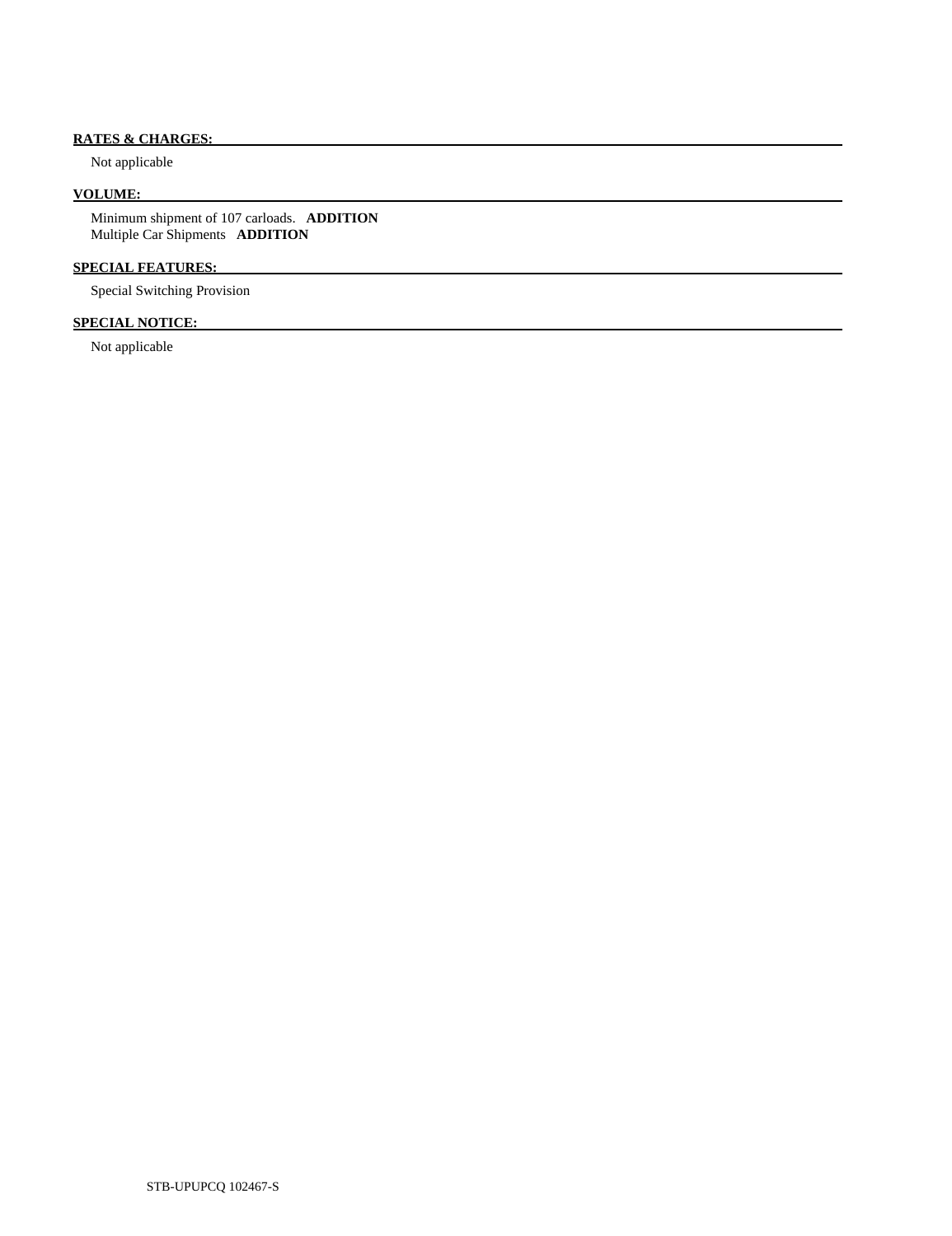**RATES & CHARGES:**

Not applicable

**VOLUME:**

Minimum shipment of 107 carloads. **ADDITION**
Multiple Car Shipments **ADDITION**

**SPECIAL FEATURES:**

Special Switching Provision

**SPECIAL NOTICE:**

Not applicable

STB-UPUPCQ 102467-S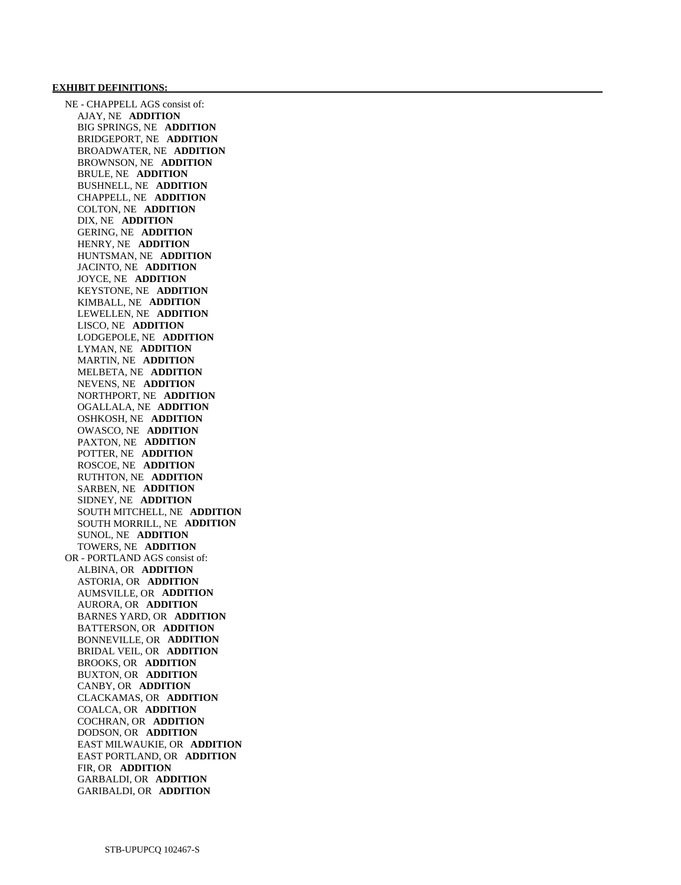**EXHIBIT DEFINITIONS:**

- NE - CHAPPELL AGS consist of:
  - AJAY, NE **ADDITION**
  - BIG SPRINGS, NE **ADDITION**
  - BRIDGEPORT, NE **ADDITION**
  - BROADWATER, NE **ADDITION**
  - BROWNSON, NE **ADDITION**
  - BRULE, NE **ADDITION**
  - BUSHNELL, NE **ADDITION**
  - CHAPPELL, NE **ADDITION**
  - COLTON, NE **ADDITION**
  - DIX, NE **ADDITION**
  - GERING, NE **ADDITION**
  - HENRY, NE **ADDITION**
  - HUNTSMAN, NE **ADDITION**
  - JACINTO, NE **ADDITION**
  - JOYCE, NE **ADDITION**
  - KEYSTONE, NE **ADDITION**
  - KIMBALL, NE **ADDITION**
  - LEWELLEN, NE **ADDITION**
  - LISCO, NE **ADDITION**
  - LODGEPOLE, NE **ADDITION**
  - LYMAN, NE **ADDITION**
  - MARTIN, NE **ADDITION**
  - MELBETA, NE **ADDITION**
  - NEVENS, NE **ADDITION**
  - NORTHPORT, NE **ADDITION**
  - OGALLALA, NE **ADDITION**
  - OSHKOSH, NE **ADDITION**
  - OWASCO, NE **ADDITION**
  - PAXTON, NE **ADDITION**
  - POTTER, NE **ADDITION**
  - ROSCOE, NE **ADDITION**
  - RUTHTON, NE **ADDITION**
  - SARBEN, NE **ADDITION**
  - SIDNEY, NE **ADDITION**
  - SOUTH MITCHELL, NE **ADDITION**
  - SOUTH MORRILL, NE **ADDITION**
  - SUNOL, NE **ADDITION**
  - TOWERS, NE **ADDITION**
- OR - PORTLAND AGS consist of:
  - ALBINA, OR **ADDITION**
  - ASTORIA, OR **ADDITION**
  - AUMSVILLE, OR **ADDITION**
  - AURORA, OR **ADDITION**
  - BARNES YARD, OR **ADDITION**
  - BATTERSON, OR **ADDITION**
  - BONNEVILLE, OR **ADDITION**
  - BRIDAL VEIL, OR **ADDITION**
  - BROOKS, OR **ADDITION**
  - BUXTON, OR **ADDITION**
  - CANBY, OR **ADDITION**
  - CLACKAMAS, OR **ADDITION**
  - COALCA, OR **ADDITION**
  - COCHRAN, OR **ADDITION**
  - DODSON, OR **ADDITION**
  - EAST MILWAUKIE, OR **ADDITION**
  - EAST PORTLAND, OR **ADDITION**
  - FIR, OR **ADDITION**
  - GARBALDI, OR **ADDITION**
  - GARIBALDI, OR **ADDITION**

STB-UPUPCQ 102467-S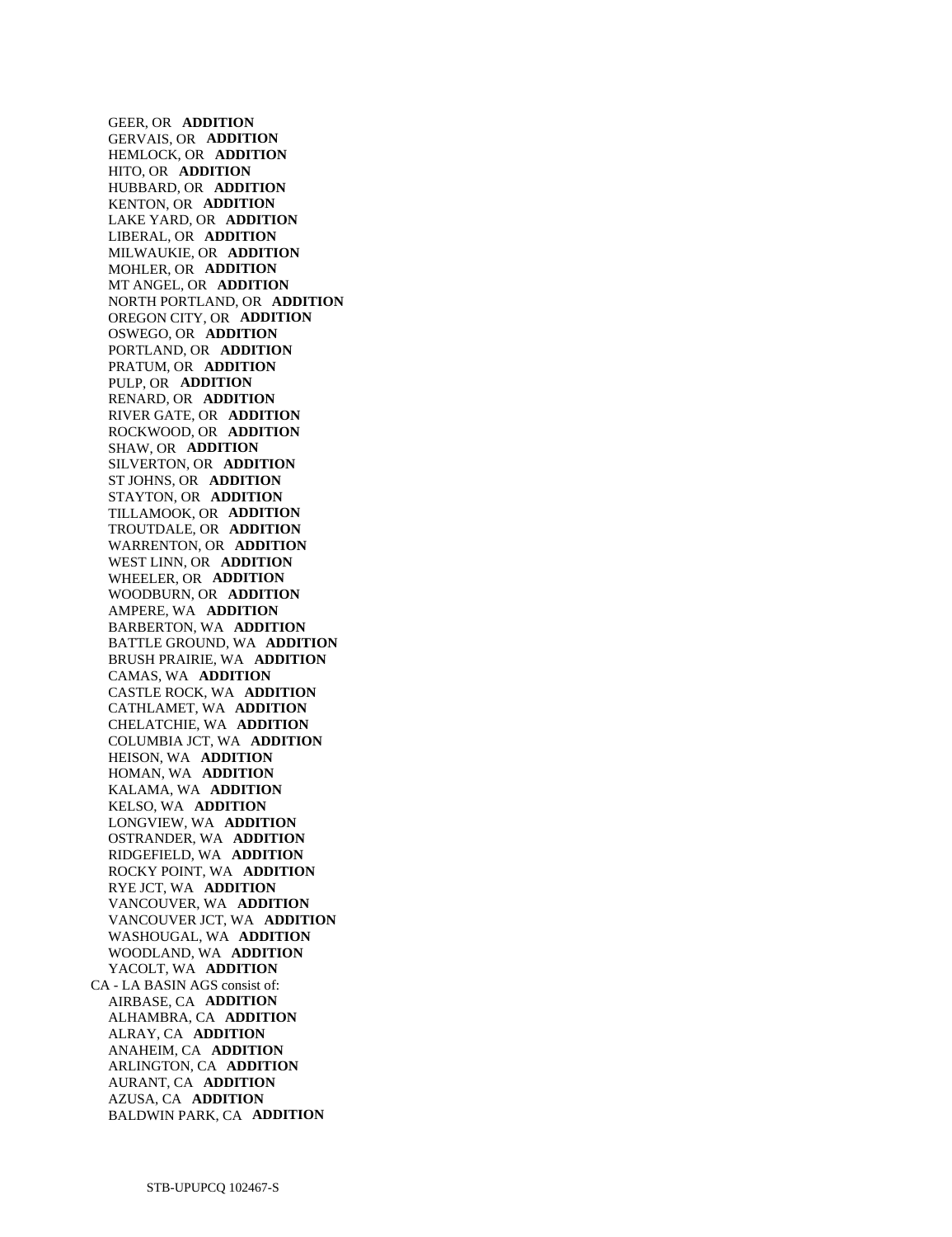GEER, OR **ADDITION**
GERVAIS, OR **ADDITION**
HEMLOCK, OR **ADDITION**
HITO, OR **ADDITION**
HUBBARD, OR **ADDITION**
KENTON, OR **ADDITION**
LAKE YARD, OR **ADDITION**
LIBERAL, OR **ADDITION**
MILWAUKIE, OR **ADDITION**
MOHLER, OR **ADDITION**
MT ANGEL, OR **ADDITION**
NORTH PORTLAND, OR **ADDITION**
OREGON CITY, OR **ADDITION**
OSWEGO, OR **ADDITION**
PORTLAND, OR **ADDITION**
PRATUM, OR **ADDITION**
PULP, OR **ADDITION**
RENARD, OR **ADDITION**
RIVER GATE, OR **ADDITION**
ROCKWOOD, OR **ADDITION**
SHAW, OR **ADDITION**
SILVERTON, OR **ADDITION**
ST JOHNS, OR **ADDITION**
STAYTON, OR **ADDITION**
TILLAMOOK, OR **ADDITION**
TROUTDALE, OR **ADDITION**
WARRENTON, OR **ADDITION**
WEST LINN, OR **ADDITION**
WHEELER, OR **ADDITION**
WOODBURN, OR **ADDITION**
AMPERE, WA **ADDITION**
BARBERTON, WA **ADDITION**
BATTLE GROUND, WA **ADDITION**
BRUSH PRAIRIE, WA **ADDITION**
CAMAS, WA **ADDITION**
CASTLE ROCK, WA **ADDITION**
CATHLAMET, WA **ADDITION**
CHELATCHIE, WA **ADDITION**
COLUMBIA JCT, WA **ADDITION**
HEISON, WA **ADDITION**
HOMAN, WA **ADDITION**
KALAMA, WA **ADDITION**
KELSO, WA **ADDITION**
LONGVIEW, WA **ADDITION**
OSTRANDER, WA **ADDITION**
RIDGEFIELD, WA **ADDITION**
ROCKY POINT, WA **ADDITION**
RYE JCT, WA **ADDITION**
VANCOUVER, WA **ADDITION**
VANCOUVER JCT, WA **ADDITION**
WASHOUGAL, WA **ADDITION**
WOODLAND, WA **ADDITION**
YACOLT, WA **ADDITION**

CA - LA BASIN AGS consist of:

AIRBASE, CA **ADDITION**
ALHAMBRA, CA **ADDITION**
ALRAY, CA **ADDITION**
ANAHEIM, CA **ADDITION**
ARLINGTON, CA **ADDITION**
AURANT, CA **ADDITION**
AZUSA, CA **ADDITION**
BALDWIN PARK, CA **ADDITION**

STB-UPUPCQ 102467-S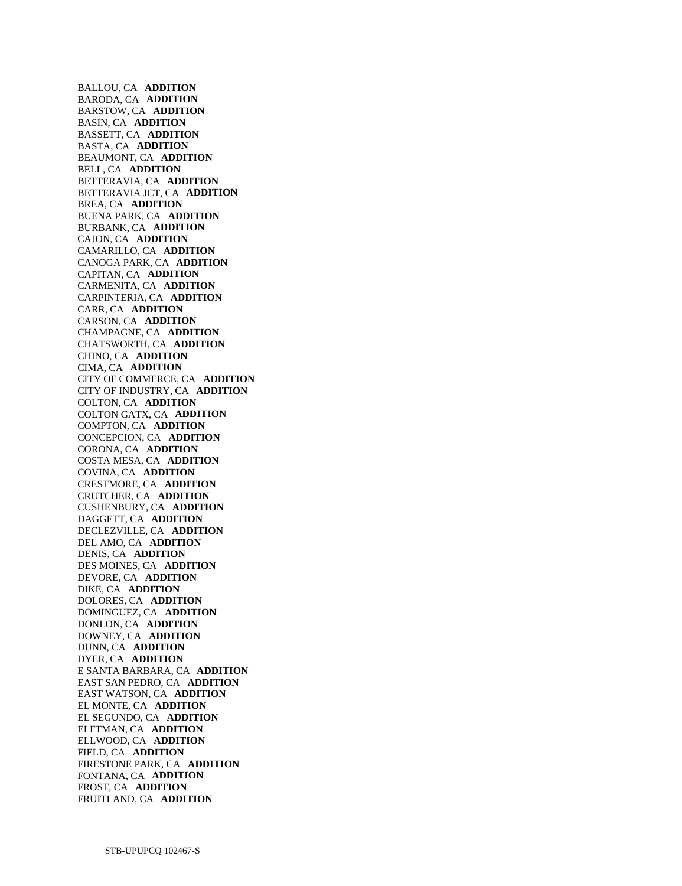BALLOU, CA **ADDITION**
BARODA, CA **ADDITION**
BARSTOW, CA **ADDITION**
BASIN, CA **ADDITION**
BASSETT, CA **ADDITION**
BASTA, CA **ADDITION**
BEAUMONT, CA **ADDITION**
BELL, CA **ADDITION**
BETTERAVIA, CA **ADDITION**
BETTERAVIA JCT, CA **ADDITION**
BREA, CA **ADDITION**
BUENA PARK, CA **ADDITION**
BURBANK, CA **ADDITION**
CAJON, CA **ADDITION**
CAMARILLO, CA **ADDITION**
CANOGA PARK, CA **ADDITION**
CAPITAN, CA **ADDITION**
CARMENITA, CA **ADDITION**
CARPINTERIA, CA **ADDITION**
CARR, CA **ADDITION**
CARSON, CA **ADDITION**
CHAMPAGNE, CA **ADDITION**
CHATSWORTH, CA **ADDITION**
CHINO, CA **ADDITION**
CIMA, CA **ADDITION**
CITY OF COMMERCE, CA **ADDITION**
CITY OF INDUSTRY, CA **ADDITION**
COLTON, CA **ADDITION**
COLTON GATX, CA **ADDITION**
COMPTON, CA **ADDITION**
CONCEPCION, CA **ADDITION**
CORONA, CA **ADDITION**
COSTA MESA, CA **ADDITION**
COVINA, CA **ADDITION**
CRESTMORE, CA **ADDITION**
CRUTCHER, CA **ADDITION**
CUSHENBURY, CA **ADDITION**
DAGGETT, CA **ADDITION**
DECLEZVILLE, CA **ADDITION**
DEL AMO, CA **ADDITION**
DENIS, CA **ADDITION**
DES MOINES, CA **ADDITION**
DEVORE, CA **ADDITION**
DIKE, CA **ADDITION**
DOLORES, CA **ADDITION**
DOMINGUEZ, CA **ADDITION**
DONLON, CA **ADDITION**
DOWNEY, CA **ADDITION**
DUNN, CA **ADDITION**
DYER, CA **ADDITION**
E SANTA BARBARA, CA **ADDITION**
EAST SAN PEDRO, CA **ADDITION**
EAST WATSON, CA **ADDITION**
EL MONTE, CA **ADDITION**
EL SEGUNDO, CA **ADDITION**
ELFTMAN, CA **ADDITION**
ELLWOOD, CA **ADDITION**
FIELD, CA **ADDITION**
FIRESTONE PARK, CA **ADDITION**
FONTANA, CA **ADDITION**
FROST, CA **ADDITION**
FRUITLAND, CA **ADDITION**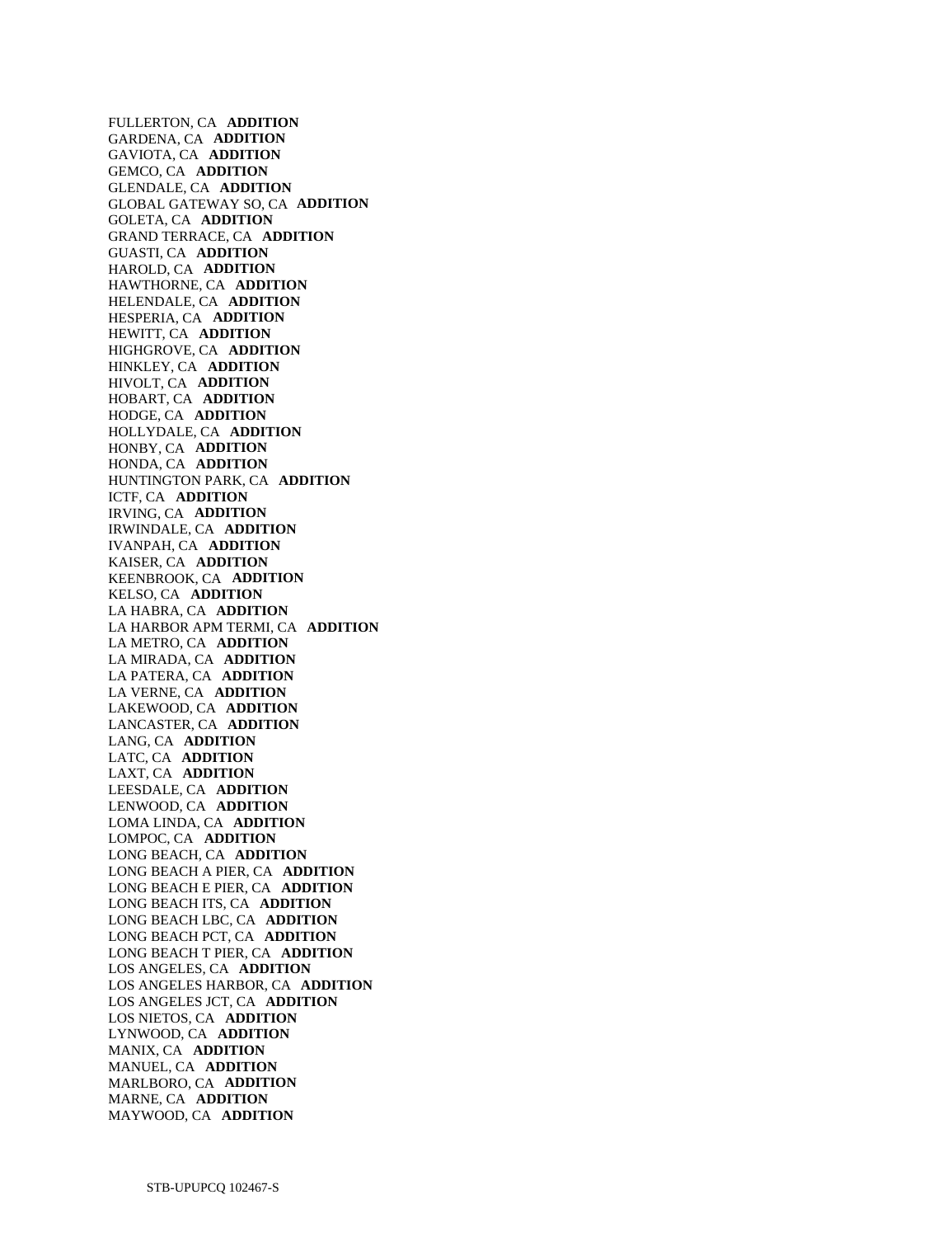FULLERTON, CA **ADDITION**
GARDENA, CA **ADDITION**
GAVIOTA, CA **ADDITION**
GEMCO, CA **ADDITION**
GLENDALE, CA **ADDITION**
GLOBAL GATEWAY SO, CA **ADDITION**
GOLETA, CA **ADDITION**
GRAND TERRACE, CA **ADDITION**
GUASTI, CA **ADDITION**
HAROLD, CA **ADDITION**
HAWTHORNE, CA **ADDITION**
HELENDALE, CA **ADDITION**
HESPERIA, CA **ADDITION**
HEWITT, CA **ADDITION**
HIGHGROVE, CA **ADDITION**
HINKLEY, CA **ADDITION**
HIVOLT, CA **ADDITION**
HOBART, CA **ADDITION**
HODGE, CA **ADDITION**
HOLLYDALE, CA **ADDITION**
HONBY, CA **ADDITION**
HONDA, CA **ADDITION**
HUNTINGTON PARK, CA **ADDITION**
ICTF, CA **ADDITION**
IRVING, CA **ADDITION**
IRWINDALE, CA **ADDITION**
IVANPAH, CA **ADDITION**
KAISER, CA **ADDITION**
KEENBROOK, CA **ADDITION**
KELSO, CA **ADDITION**
LA HABRA, CA **ADDITION**
LA HARBOR APM TERMI, CA **ADDITION**
LA METRO, CA **ADDITION**
LA MIRADA, CA **ADDITION**
LA PATERA, CA **ADDITION**
LA VERNE, CA **ADDITION**
LAKEWOOD, CA **ADDITION**
LANCASTER, CA **ADDITION**
LANG, CA **ADDITION**
LATC, CA **ADDITION**
LAXT, CA **ADDITION**
LEESDALE, CA **ADDITION**
LENWOOD, CA **ADDITION**
LOMA LINDA, CA **ADDITION**
LOMPOC, CA **ADDITION**
LONG BEACH, CA **ADDITION**
LONG BEACH A PIER, CA **ADDITION**
LONG BEACH E PIER, CA **ADDITION**
LONG BEACH ITS, CA **ADDITION**
LONG BEACH LBC, CA **ADDITION**
LONG BEACH PCT, CA **ADDITION**
LONG BEACH T PIER, CA **ADDITION**
LOS ANGELES, CA **ADDITION**
LOS ANGELES HARBOR, CA **ADDITION**
LOS ANGELES JCT, CA **ADDITION**
LOS NIETOS, CA **ADDITION**
LYNWOOD, CA **ADDITION**
MANIX, CA **ADDITION**
MANUEL, CA **ADDITION**
MARLBORO, CA **ADDITION**
MARNE, CA **ADDITION**
MAYWOOD, CA **ADDITION**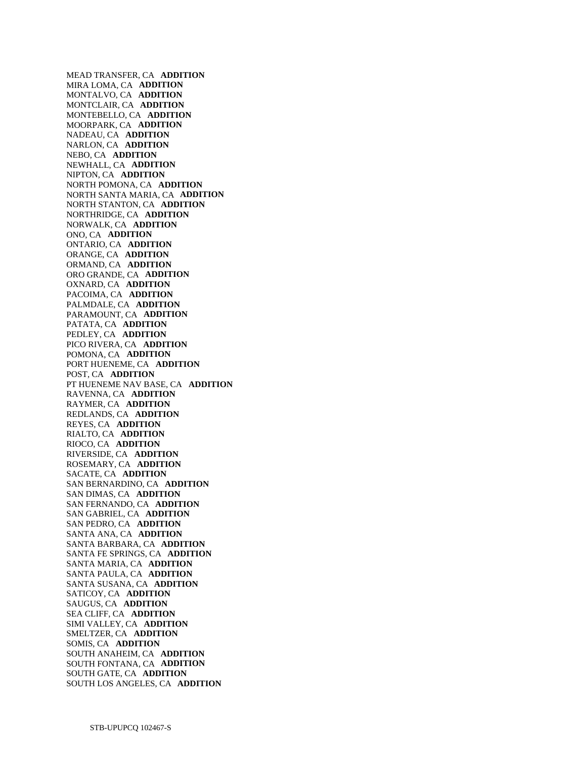MEAD TRANSFER, CA **ADDITION**
MIRA LOMA, CA **ADDITION**
MONTALVO, CA **ADDITION**
MONTCLAIR, CA **ADDITION**
MONTEBELLO, CA **ADDITION**
MOORPARK, CA **ADDITION**
NADEAU, CA **ADDITION**
NARLON, CA **ADDITION**
NEBO, CA **ADDITION**
NEWHALL, CA **ADDITION**
NIPTON, CA **ADDITION**
NORTH POMONA, CA **ADDITION**
NORTH SANTA MARIA, CA **ADDITION**
NORTH STANTON, CA **ADDITION**
NORTHRIDGE, CA **ADDITION**
NORWALK, CA **ADDITION**
ONO, CA **ADDITION**
ONTARIO, CA **ADDITION**
ORANGE, CA **ADDITION**
ORMAND, CA **ADDITION**
ORO GRANDE, CA **ADDITION**
OXNARD, CA **ADDITION**
PACOIMA, CA **ADDITION**
PALMDALE, CA **ADDITION**
PARAMOUNT, CA **ADDITION**
PATATA, CA **ADDITION**
PEDLEY, CA **ADDITION**
PICO RIVERA, CA **ADDITION**
POMONA, CA **ADDITION**
PORT HUENEME, CA **ADDITION**
POST, CA **ADDITION**
PT HUENEME NAV BASE, CA **ADDITION**
RAVENNA, CA **ADDITION**
RAYMER, CA **ADDITION**
REDLANDS, CA **ADDITION**
REYES, CA **ADDITION**
RIALTO, CA **ADDITION**
RIOCO, CA **ADDITION**
RIVERSIDE, CA **ADDITION**
ROSEMARY, CA **ADDITION**
SACATE, CA **ADDITION**
SAN BERNARDINO, CA **ADDITION**
SAN DIMAS, CA **ADDITION**
SAN FERNANDO, CA **ADDITION**
SAN GABRIEL, CA **ADDITION**
SAN PEDRO, CA **ADDITION**
SANTA ANA, CA **ADDITION**
SANTA BARBARA, CA **ADDITION**
SANTA FE SPRINGS, CA **ADDITION**
SANTA MARIA, CA **ADDITION**
SANTA PAULA, CA **ADDITION**
SANTA SUSANA, CA **ADDITION**
SATICOY, CA **ADDITION**
SAUGUS, CA **ADDITION**
SEA CLIFF, CA **ADDITION**
SIMI VALLEY, CA **ADDITION**
SMELTZER, CA **ADDITION**
SOMIS, CA **ADDITION**
SOUTH ANAHEIM, CA **ADDITION**
SOUTH FONTANA, CA **ADDITION**
SOUTH GATE, CA **ADDITION**
SOUTH LOS ANGELES, CA **ADDITION**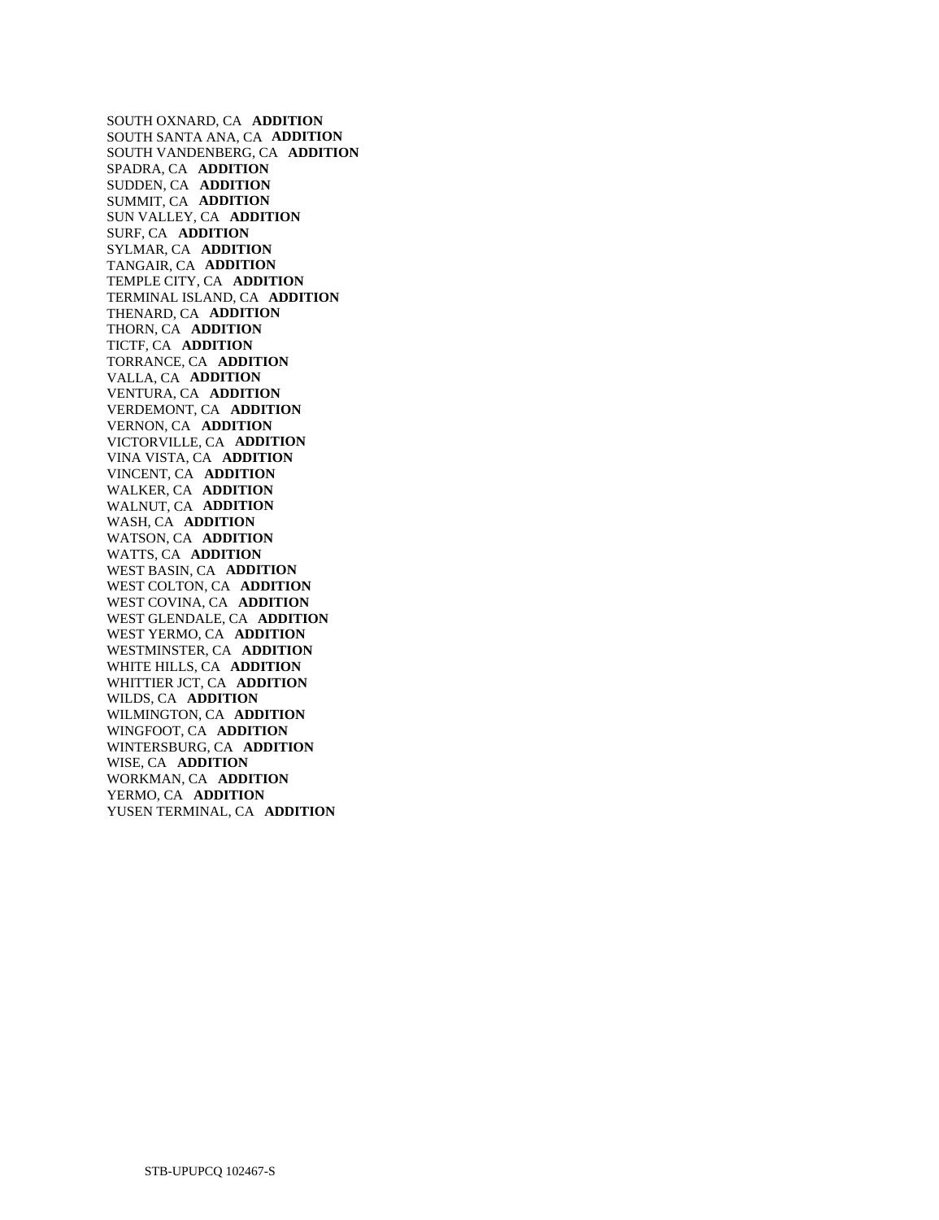SOUTH OXNARD, CA **ADDITION**
SOUTH SANTA ANA, CA **ADDITION**
SOUTH VANDENBERG, CA **ADDITION**
SPADRA, CA **ADDITION**
SUDDEN, CA **ADDITION**
SUMMIT, CA **ADDITION**
SUN VALLEY, CA **ADDITION**
SURF, CA **ADDITION**
SYLMAR, CA **ADDITION**
TANGAIR, CA **ADDITION**
TEMPLE CITY, CA **ADDITION**
TERMINAL ISLAND, CA **ADDITION**
THENARD, CA **ADDITION**
THORN, CA **ADDITION**
TICTF, CA **ADDITION**
TORRANCE, CA **ADDITION**
VALLA, CA **ADDITION**
VENTURA, CA **ADDITION**
VERDEMONT, CA **ADDITION**
VERNON, CA **ADDITION**
VICTORVILLE, CA **ADDITION**
VINA VISTA, CA **ADDITION**
VINCENT, CA **ADDITION**
WALKER, CA **ADDITION**
WALNUT, CA **ADDITION**
WASH, CA **ADDITION**
WATSON, CA **ADDITION**
WATTS, CA **ADDITION**
WEST BASIN, CA **ADDITION**
WEST COLTON, CA **ADDITION**
WEST COVINA, CA **ADDITION**
WEST GLENDALE, CA **ADDITION**
WEST YERMO, CA **ADDITION**
WESTMINSTER, CA **ADDITION**
WHITE HILLS, CA **ADDITION**
WHITTIER JCT, CA **ADDITION**
WILDS, CA **ADDITION**
WILMINGTON, CA **ADDITION**
WINGFOOT, CA **ADDITION**
WINTERSBURG, CA **ADDITION**
WISE, CA **ADDITION**
WORKMAN, CA **ADDITION**
YERMO, CA **ADDITION**
YUSEN TERMINAL, CA **ADDITION**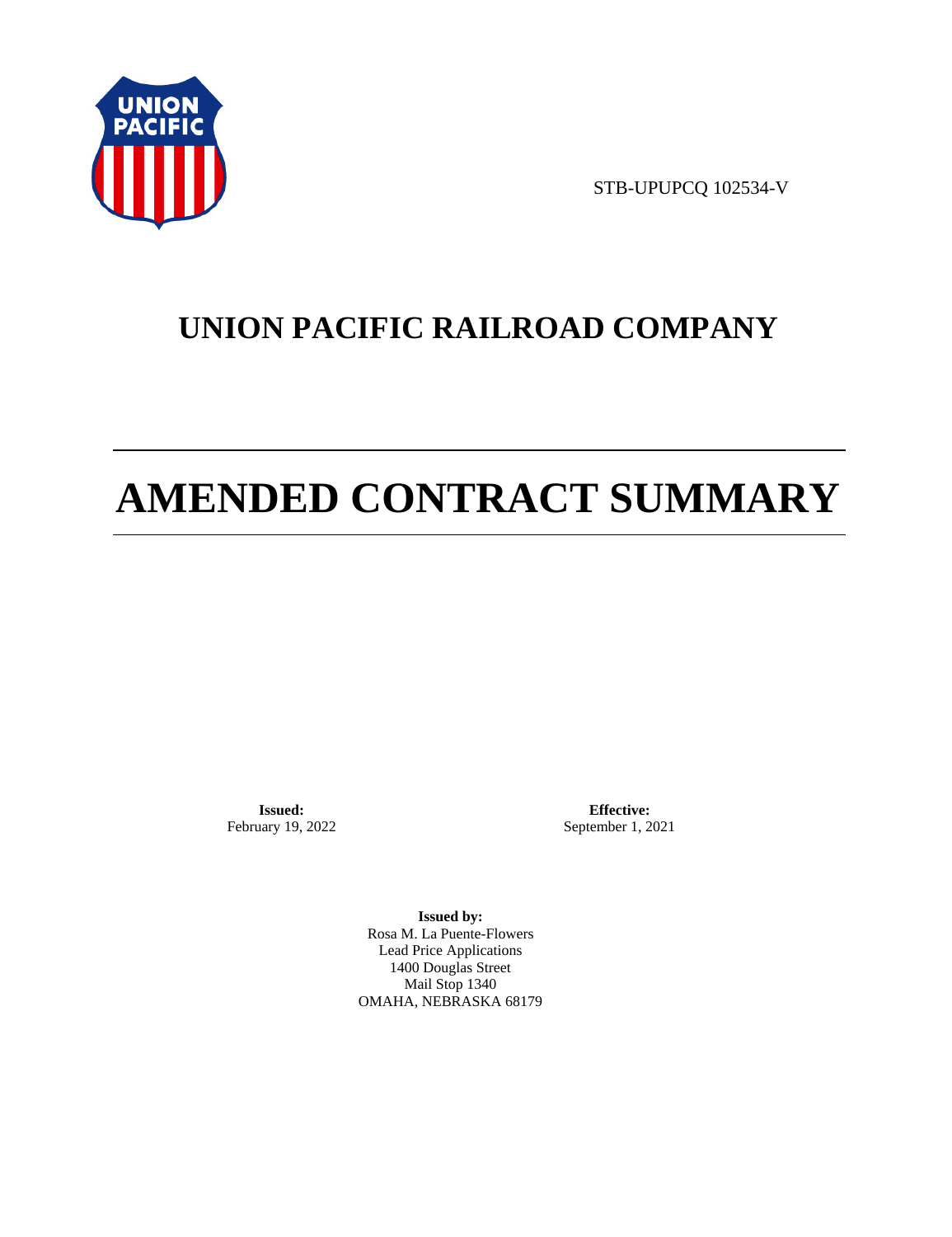STB-UPUPCQ 102534-V

# UNION PACIFIC RAILROAD COMPANY

# AMENDED CONTRACT SUMMARY

**Issued:**
February 19, 2022

**Effective:**
September 1, 2021

**Issued by:**
Rosa M. La Puente-Flowers
Lead Price Applications
1400 Douglas Street
Mail Stop 1340
OMAHA, NEBRASKA 68179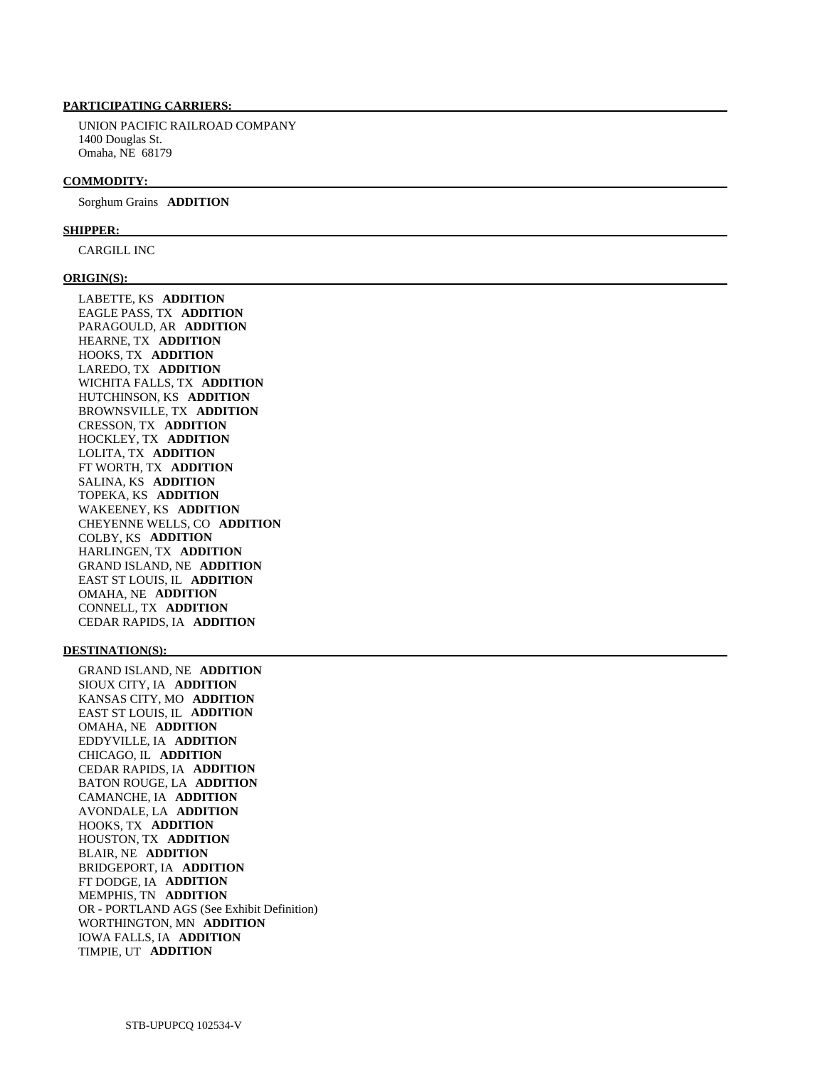**PARTICIPATING CARRIERS:**

UNION PACIFIC RAILROAD COMPANY
1400 Douglas St.
Omaha, NE 68179

**COMMODITY:**

Sorghum Grains **ADDITION**

**SHIPPER:**

CARGILL INC

**ORIGIN(S):**

LABETTE, KS **ADDITION**
EAGLE PASS, TX **ADDITION**
PARAGOULD, AR **ADDITION**
HEARNE, TX **ADDITION**
HOOKS, TX **ADDITION**
LAREDO, TX **ADDITION**
WICHITA FALLS, TX **ADDITION**
HUTCHINSON, KS **ADDITION**
BROWNSVILLE, TX **ADDITION**
CRESSON, TX **ADDITION**
HOCKLEY, TX **ADDITION**
LOLITA, TX **ADDITION**
FT WORTH, TX **ADDITION**
SALINA, KS **ADDITION**
TOPEKA, KS **ADDITION**
WAKEENEY, KS **ADDITION**
CHEYENNE WELLS, CO **ADDITION**
COLBY, KS **ADDITION**
HARLINGEN, TX **ADDITION**
GRAND ISLAND, NE **ADDITION**
EAST ST LOUIS, IL **ADDITION**
OMAHA, NE **ADDITION**
CONNELL, TX **ADDITION**
CEDAR RAPIDS, IA **ADDITION**

**DESTINATION(S):**

GRAND ISLAND, NE **ADDITION**
SIOUX CITY, IA **ADDITION**
KANSAS CITY, MO **ADDITION**
EAST ST LOUIS, IL **ADDITION**
OMAHA, NE **ADDITION**
EDDYVILLE, IA **ADDITION**
CHICAGO, IL **ADDITION**
CEDAR RAPIDS, IA **ADDITION**
BATON ROUGE, LA **ADDITION**
CAMANCHE, IA **ADDITION**
AVONDALE, LA **ADDITION**
HOOKS, TX **ADDITION**
HOUSTON, TX **ADDITION**
BLAIR, NE **ADDITION**
BRIDGEPORT, IA **ADDITION**
FT DODGE, IA **ADDITION**
MEMPHIS, TN **ADDITION**
OR - PORTLAND AGS (See Exhibit Definition)
WORTHINGTON, MN **ADDITION**
IOWA FALLS, IA **ADDITION**
TIMPIE, UT **ADDITION**

STB-UPUPCQ 102534-V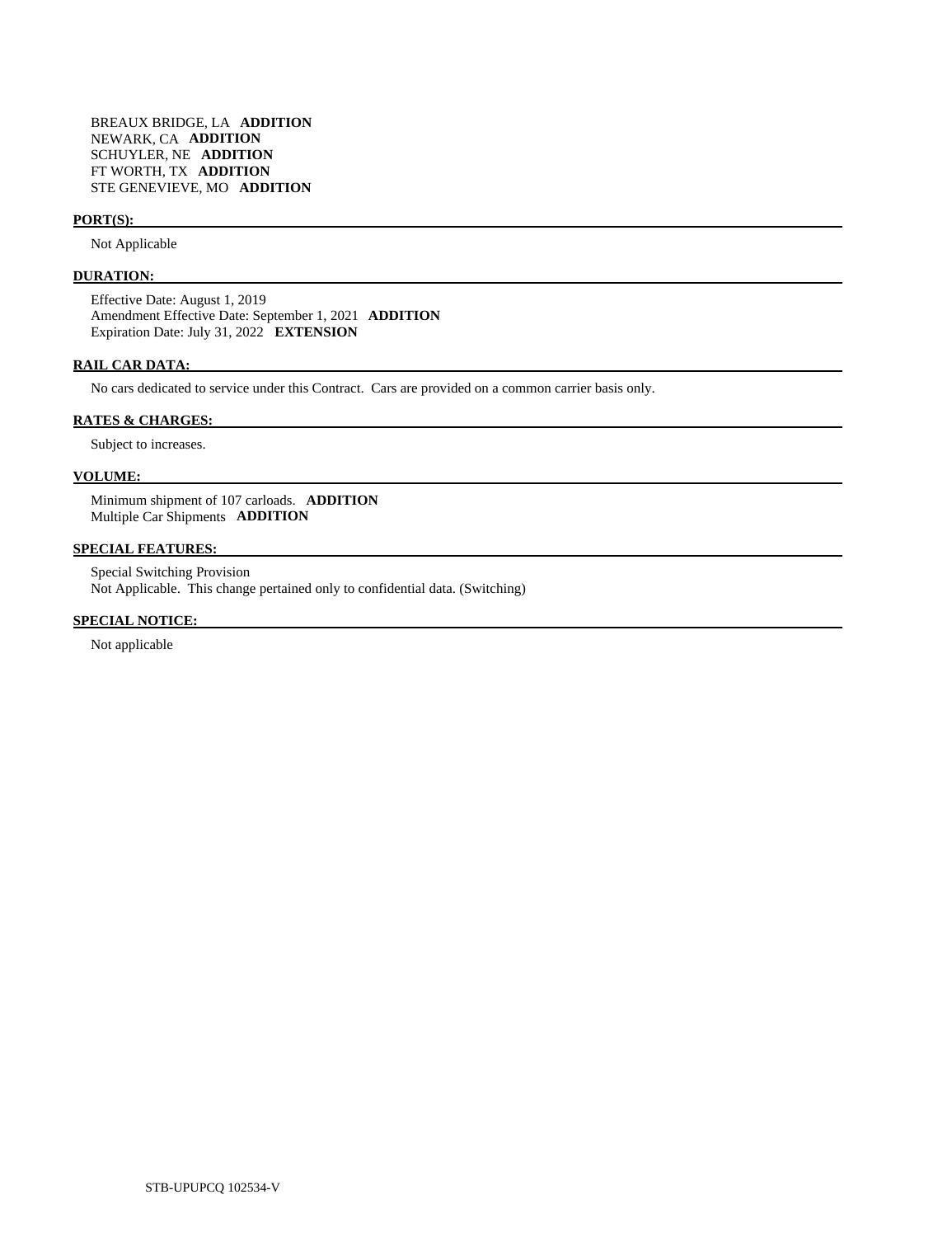BREAUX BRIDGE, LA **ADDITION**
NEWARK, CA **ADDITION**
SCHUYLER, NE **ADDITION**
FT WORTH, TX **ADDITION**
STE GENEVIEVE, MO **ADDITION**

**PORT(S):**

Not Applicable

**DURATION:**

Effective Date: August 1, 2019
Amendment Effective Date: September 1, 2021 **ADDITION**
Expiration Date: July 31, 2022 **EXTENSION**

**RAIL CAR DATA:**

No cars dedicated to service under this Contract. Cars are provided on a common carrier basis only.

**RATES & CHARGES:**

Subject to increases.

**VOLUME:**

Minimum shipment of 107 carloads. **ADDITION**
Multiple Car Shipments **ADDITION**

**SPECIAL FEATURES:**

Special Switching Provision
Not Applicable. This change pertained only to confidential data. (Switching)

**SPECIAL NOTICE:**

Not applicable

STB-UPUPCQ 102534-V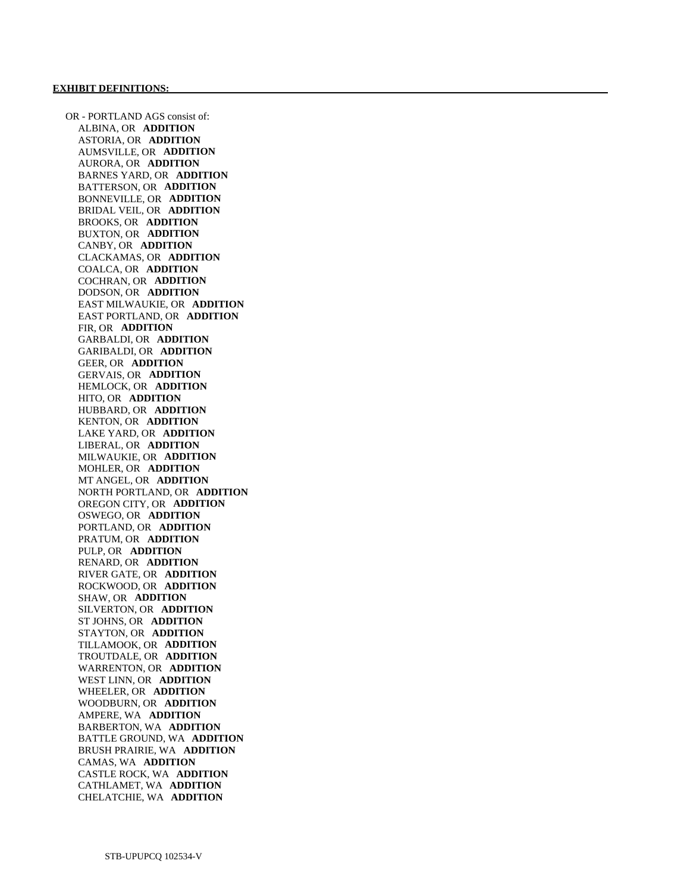**EXHIBIT DEFINITIONS:**

OR - PORTLAND AGS consist of:

- ALBINA, OR **ADDITION**
- ASTORIA, OR **ADDITION**
- AUMSVILLE, OR **ADDITION**
- AURORA, OR **ADDITION**
- BARNES YARD, OR **ADDITION**
- BATTERSON, OR **ADDITION**
- BONNEVILLE, OR **ADDITION**
- BRIDAL VEIL, OR **ADDITION**
- BROOKS, OR **ADDITION**
- BUXTON, OR **ADDITION**
- CANBY, OR **ADDITION**
- CLACKAMAS, OR **ADDITION**
- COALCA, OR **ADDITION**
- COCHRAN, OR **ADDITION**
- DODSON, OR **ADDITION**
- EAST MILWAUKIE, OR **ADDITION**
- EAST PORTLAND, OR **ADDITION**
- FIR, OR **ADDITION**
- GARBALDI, OR **ADDITION**
- GARIBALDI, OR **ADDITION**
- GEER, OR **ADDITION**
- GERVAIS, OR **ADDITION**
- HEMLOCK, OR **ADDITION**
- HITO, OR **ADDITION**
- HUBBARD, OR **ADDITION**
- KENTON, OR **ADDITION**
- LAKE YARD, OR **ADDITION**
- LIBERAL, OR **ADDITION**
- MILWAUKIE, OR **ADDITION**
- MOHLER, OR **ADDITION**
- MT ANGEL, OR **ADDITION**
- NORTH PORTLAND, OR **ADDITION**
- OREGON CITY, OR **ADDITION**
- OSWEGO, OR **ADDITION**
- PORTLAND, OR **ADDITION**
- PRATUM, OR **ADDITION**
- PULP, OR **ADDITION**
- RENARD, OR **ADDITION**
- RIVER GATE, OR **ADDITION**
- ROCKWOOD, OR **ADDITION**
- SHAW, OR **ADDITION**
- SILVERTON, OR **ADDITION**
- ST JOHNS, OR **ADDITION**
- STAYTON, OR **ADDITION**
- TILLAMOOK, OR **ADDITION**
- TROUTDALE, OR **ADDITION**
- WARRENTON, OR **ADDITION**
- WEST LINN, OR **ADDITION**
- WHEELER, OR **ADDITION**
- WOODBURN, OR **ADDITION**
- AMPERE, WA **ADDITION**
- BARBERTON, WA **ADDITION**
- BATTLE GROUND, WA **ADDITION**
- BRUSH PRAIRIE, WA **ADDITION**
- CAMAS, WA **ADDITION**
- CASTLE ROCK, WA **ADDITION**
- CATHLAMET, WA **ADDITION**
- CHELATCHIE, WA **ADDITION**

STB-UPUPCQ 102534-V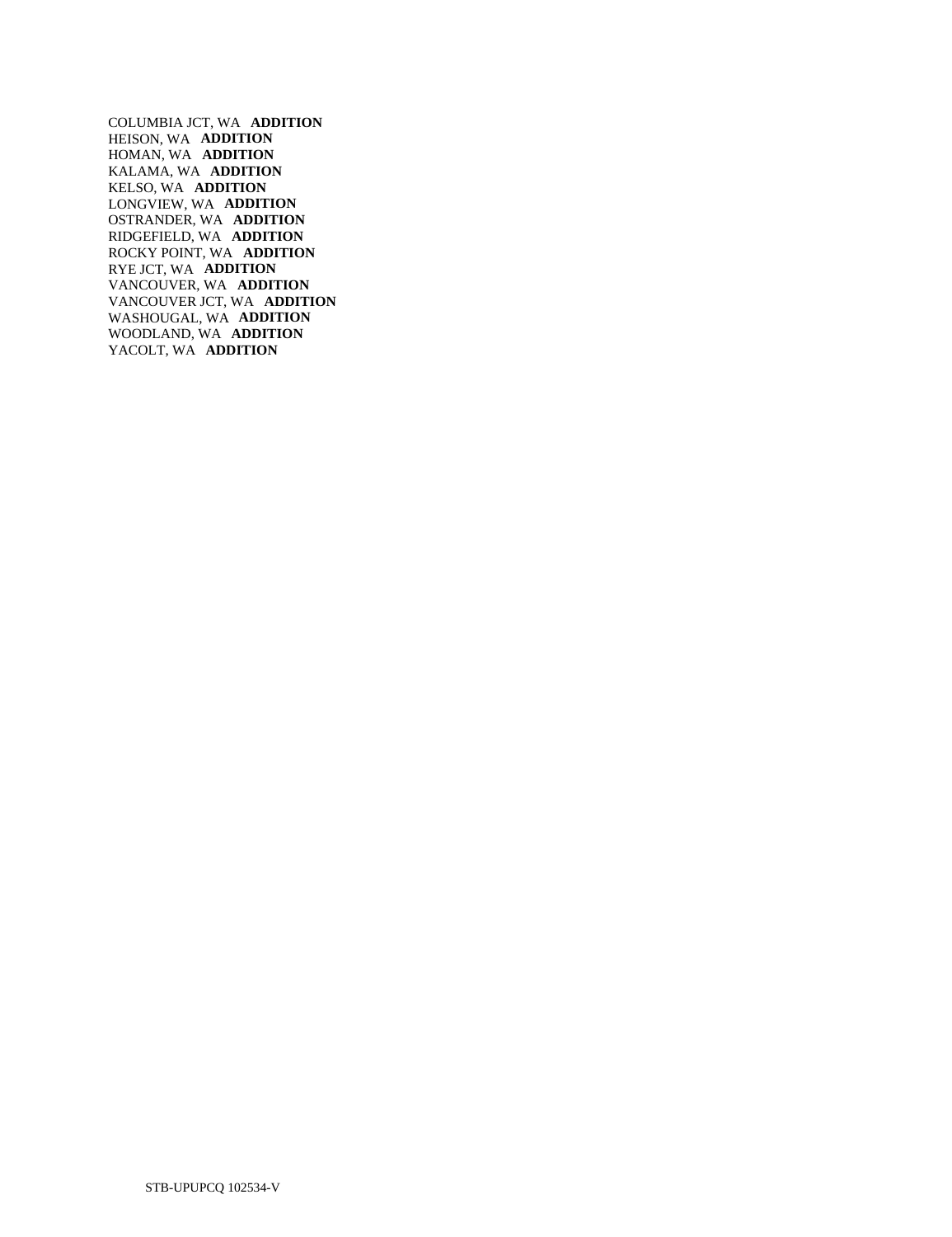COLUMBIA JCT, WA **ADDITION**
HEISON, WA **ADDITION**
HOMAN, WA **ADDITION**
KALAMA, WA **ADDITION**
KELSO, WA **ADDITION**
LONGVIEW, WA **ADDITION**
OSTRANDER, WA **ADDITION**
RIDGEFIELD, WA **ADDITION**
ROCKY POINT, WA **ADDITION**
RYE JCT, WA **ADDITION**
VANCOUVER, WA **ADDITION**
VANCOUVER JCT, WA **ADDITION**
WASHOUGAL, WA **ADDITION**
WOODLAND, WA **ADDITION**
YACOLT, WA **ADDITION**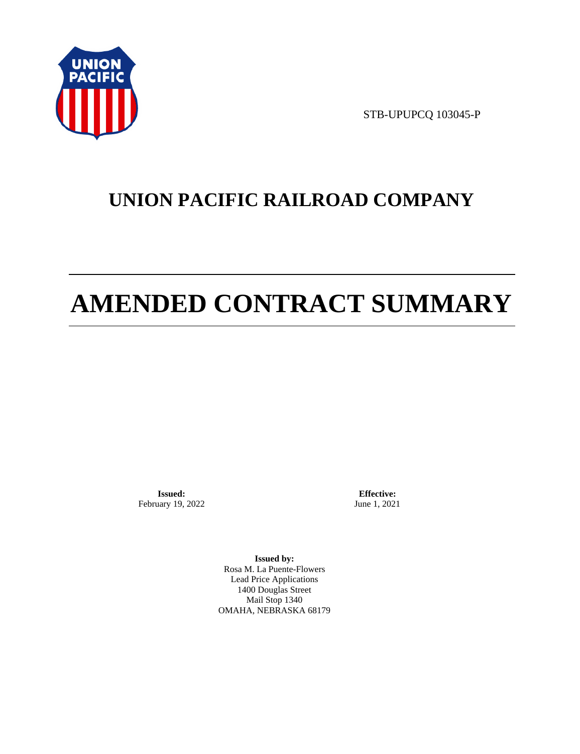STB-UPUPCQ 103045-P

# UNION PACIFIC RAILROAD COMPANY

# AMENDED CONTRACT SUMMARY

**Issued:**
February 19, 2022

**Effective:**
June 1, 2021

**Issued by:**
Rosa M. La Puente-Flowers
Lead Price Applications
1400 Douglas Street
Mail Stop 1340
OMAHA, NEBRASKA 68179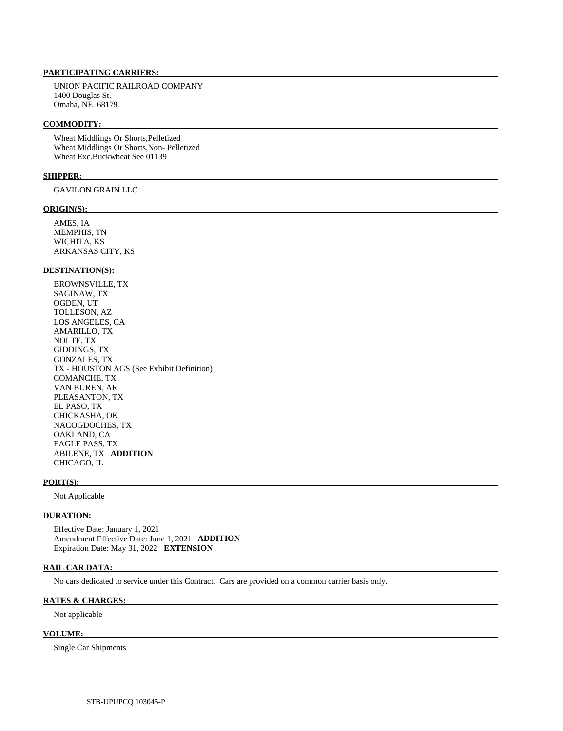**PARTICIPATING CARRIERS:**

UNION PACIFIC RAILROAD COMPANY
1400 Douglas St.
Omaha, NE 68179

**COMMODITY:**

Wheat Middlings Or Shorts,Pelletized
Wheat Middlings Or Shorts,Non- Pelletized
Wheat Exc.Buckwheat See 01139

**SHIPPER:**

GAVILON GRAIN LLC

**ORIGIN(S):**

AMES, IA
MEMPHIS, TN
WICHITA, KS
ARKANSAS CITY, KS

**DESTINATION(S):**

BROWNSVILLE, TX
SAGINAW, TX
OGDEN, UT
TOLLESON, AZ
LOS ANGELES, CA
AMARILLO, TX
NOLTE, TX
GIDDINGS, TX
GONZALES, TX
TX - HOUSTON AGS (See Exhibit Definition)
COMANCHE, TX
VAN BUREN, AR
PLEASANTON, TX
EL PASO, TX
CHICKASHA, OK
NACOGDOCHES, TX
OAKLAND, CA
EAGLE PASS, TX
ABILENE, TX **ADDITION**
CHICAGO, IL

**PORT(S):**

Not Applicable

**DURATION:**

Effective Date: January 1, 2021
Amendment Effective Date: June 1, 2021 **ADDITION**
Expiration Date: May 31, 2022 **EXTENSION**

**RAIL CAR DATA:**

No cars dedicated to service under this Contract. Cars are provided on a common carrier basis only.

**RATES & CHARGES:**

Not applicable

**VOLUME:**

Single Car Shipments

STB-UPUPCQ 103045-P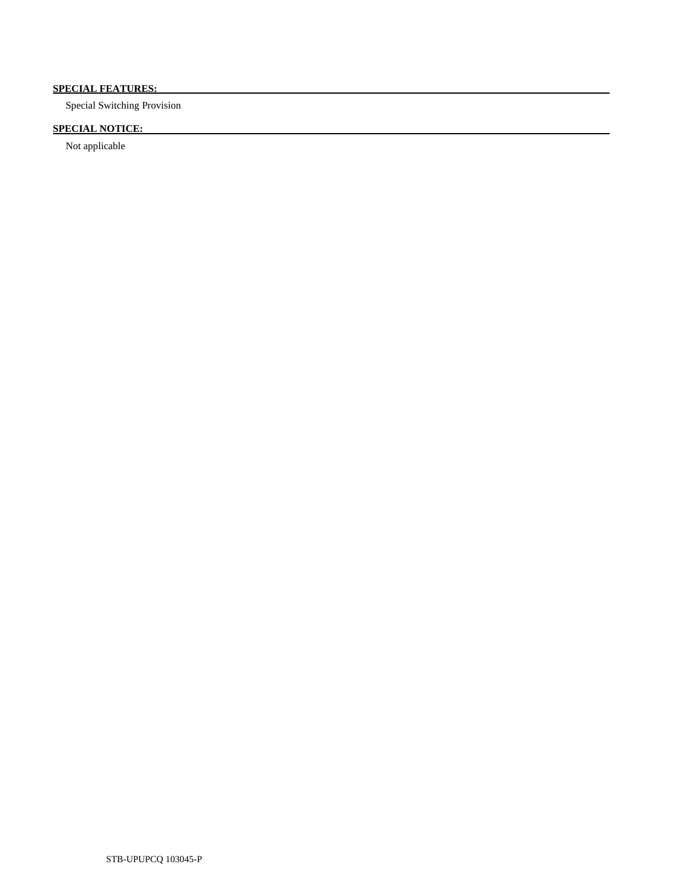**SPECIAL FEATURES:**

Special Switching Provision

**SPECIAL NOTICE:**

Not applicable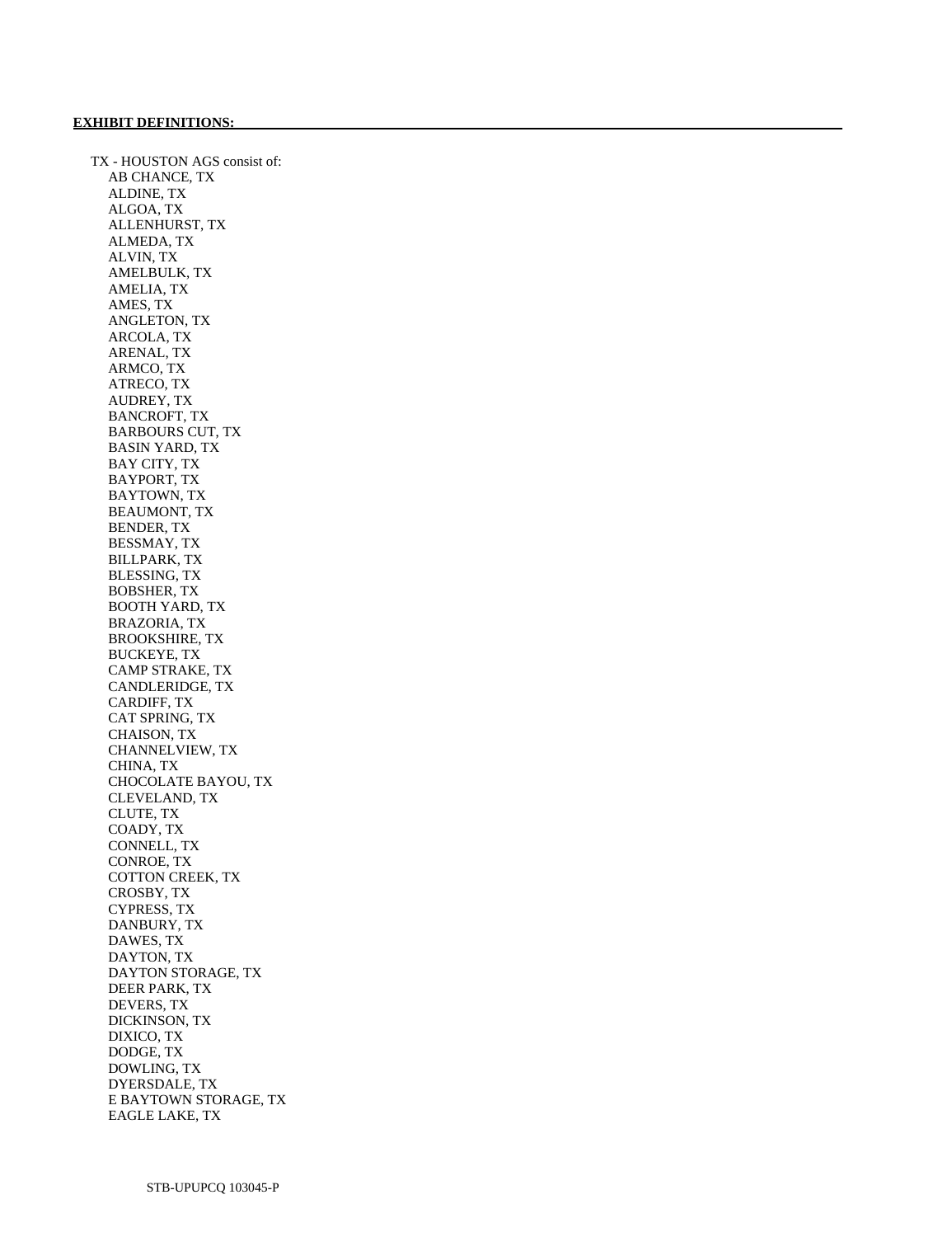**EXHIBIT DEFINITIONS:**

TX - HOUSTON AGS consist of:

- AB CHANCE, TX
- ALDINE, TX
- ALGOA, TX
- ALLENHURST, TX
- ALMEDA, TX
- ALVIN, TX
- AMELBULK, TX
- AMELIA, TX
- AMES, TX
- ANGLETON, TX
- ARCOLA, TX
- ARENAL, TX
- ARMCO, TX
- ATRECO, TX
- AUDREY, TX
- BANCROFT, TX
- BARBOURS CUT, TX
- BASIN YARD, TX
- BAY CITY, TX
- BAYPORT, TX
- BAYTOWN, TX
- BEAUMONT, TX
- BENDER, TX
- BESSMAY, TX
- BILLPARK, TX
- BLESSING, TX
- BOBSHER, TX
- BOOTH YARD, TX
- BRAZORIA, TX
- BROOKSHIRE, TX
- BUCKEYE, TX
- CAMP STRAKE, TX
- CANDLERIDGE, TX
- CARDIFF, TX
- CAT SPRING, TX
- CHAISON, TX
- CHANNELVIEW, TX
- CHINA, TX
- CHOCOLATE BAYOU, TX
- CLEVELAND, TX
- CLUTE, TX
- COADY, TX
- CONNELL, TX
- CONROE, TX
- COTTON CREEK, TX
- CROSBY, TX
- CYPRESS, TX
- DANBURY, TX
- DAWES, TX
- DAYTON, TX
- DAYTON STORAGE, TX
- DEER PARK, TX
- DEVERS, TX
- DICKINSON, TX
- DIXICO, TX
- DODGE, TX
- DOWLING, TX
- DYERSDALE, TX
- E BAYTOWN STORAGE, TX
- EAGLE LAKE, TX

STB-UPUPCQ 103045-P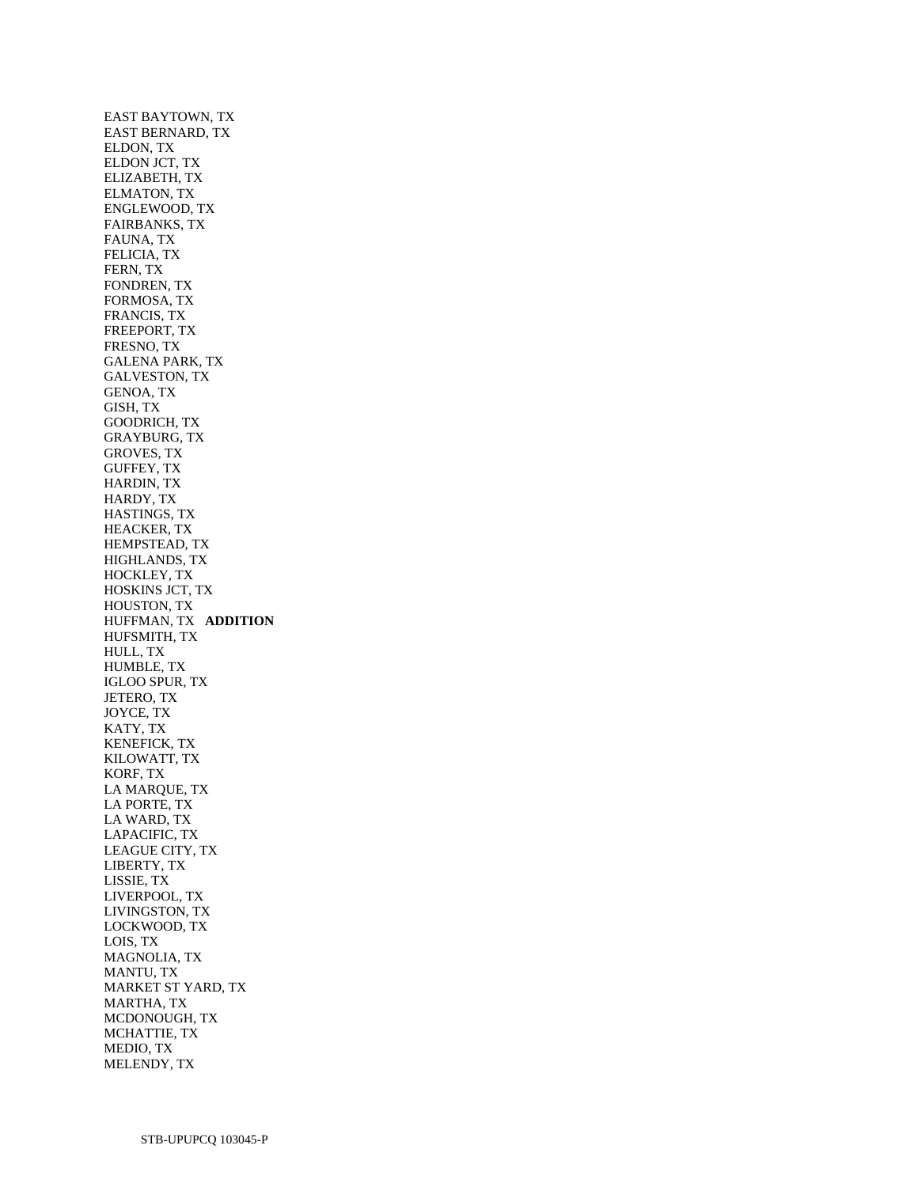EAST BAYTOWN, TX
EAST BERNARD, TX
ELDON, TX
ELDON JCT, TX
ELIZABETH, TX
ELMATON, TX
ENGLEWOOD, TX
FAIRBANKS, TX
FAUNA, TX
FELICIA, TX
FERN, TX
FONDREN, TX
FORMOSA, TX
FRANCIS, TX
FREEPORT, TX
FRESNO, TX
GALENA PARK, TX
GALVESTON, TX
GENOA, TX
GISH, TX
GOODRICH, TX
GRAYBURG, TX
GROVES, TX
GUFFEY, TX
HARDIN, TX
HARDY, TX
HASTINGS, TX
HEACKER, TX
HEMPSTEAD, TX
HIGHLANDS, TX
HOCKLEY, TX
HOSKINS JCT, TX
HOUSTON, TX
HUFFMAN, TX **ADDITION**
HUFSMITH, TX
HULL, TX
HUMBLE, TX
IGLOO SPUR, TX
JETERO, TX
JOYCE, TX
KATY, TX
KENEFICK, TX
KILOWATT, TX
KORF, TX
LA MARQUE, TX
LA PORTE, TX
LA WARD, TX
LAPACIFIC, TX
LEAGUE CITY, TX
LIBERTY, TX
LISSIE, TX
LIVERPOOL, TX
LIVINGSTON, TX
LOCKWOOD, TX
LOIS, TX
MAGNOLIA, TX
MANTU, TX
MARKET ST YARD, TX
MARTHA, TX
MCDONOUGH, TX
MCHATTIE, TX
MEDIO, TX
MELENDY, TX

STB-UPUPCQ 103045-P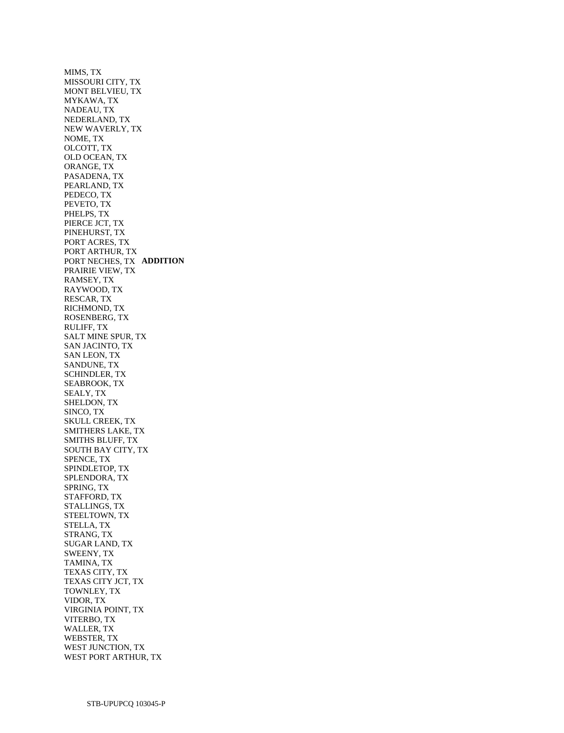MIMS, TX
MISSOURI CITY, TX
MONT BELVIEU, TX
MYKAWA, TX
NADEAU, TX
NEDERLAND, TX
NEW WAVERLY, TX
NOME, TX
OLCOTT, TX
OLD OCEAN, TX
ORANGE, TX
PASADENA, TX
PEARLAND, TX
PEDECO, TX
PEVETO, TX
PHELPS, TX
PIERCE JCT, TX
PINEHURST, TX
PORT ACRES, TX
PORT ARTHUR, TX
PORT NECHES, TX **ADDITION**
PRAIRIE VIEW, TX
RAMSEY, TX
RAYWOOD, TX
RESCAR, TX
RICHMOND, TX
ROSENBERG, TX
RULIFF, TX
SALT MINE SPUR, TX
SAN JACINTO, TX
SAN LEON, TX
SANDUNE, TX
SCHINDLER, TX
SEABROOK, TX
SEALY, TX
SHELDON, TX
SINCO, TX
SKULL CREEK, TX
SMITHERS LAKE, TX
SMITHS BLUFF, TX
SOUTH BAY CITY, TX
SPENCE, TX
SPINDLETOP, TX
SPLENDORA, TX
SPRING, TX
STAFFORD, TX
STALLINGS, TX
STEELTOWN, TX
STELLA, TX
STRANG, TX
SUGAR LAND, TX
SWEENY, TX
TAMINA, TX
TEXAS CITY, TX
TEXAS CITY JCT, TX
TOWNLEY, TX
VIDOR, TX
VIRGINIA POINT, TX
VITERBO, TX
WALLER, TX
WEBSTER, TX
WEST JUNCTION, TX
WEST PORT ARTHUR, TX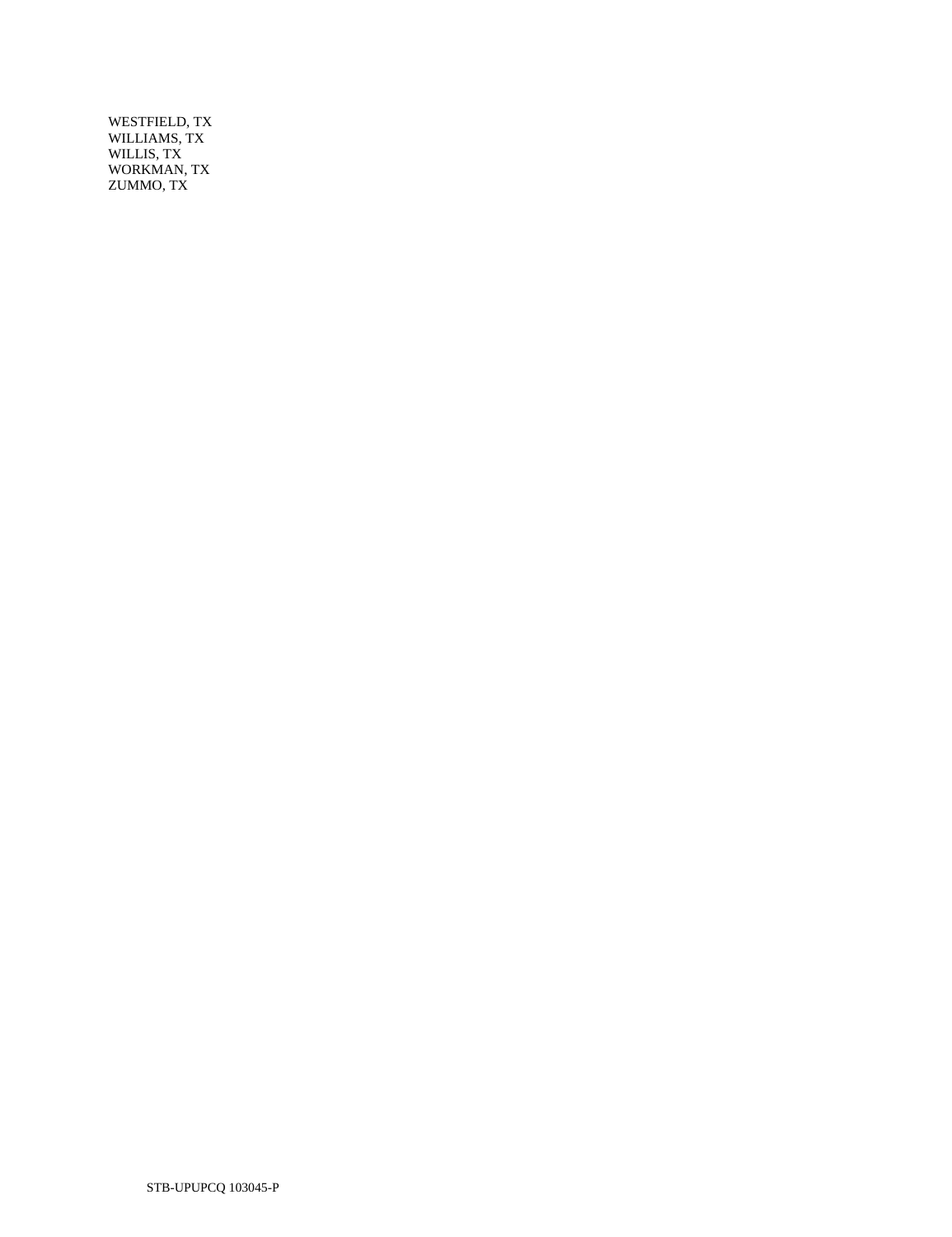WESTFIELD, TX
WILLIAMS, TX
WILLIS, TX
WORKMAN, TX
ZUMMO, TX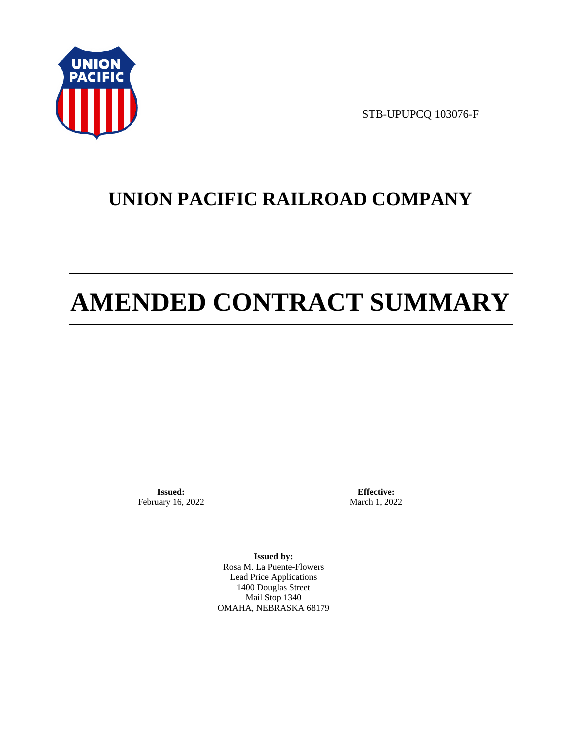STB-UPUPCQ 103076-F

# UNION PACIFIC RAILROAD COMPANY

# AMENDED CONTRACT SUMMARY

**Issued:**
February 16, 2022

**Effective:**
March 1, 2022

**Issued by:**
Rosa M. La Puente-Flowers
Lead Price Applications
1400 Douglas Street
Mail Stop 1340
OMAHA, NEBRASKA 68179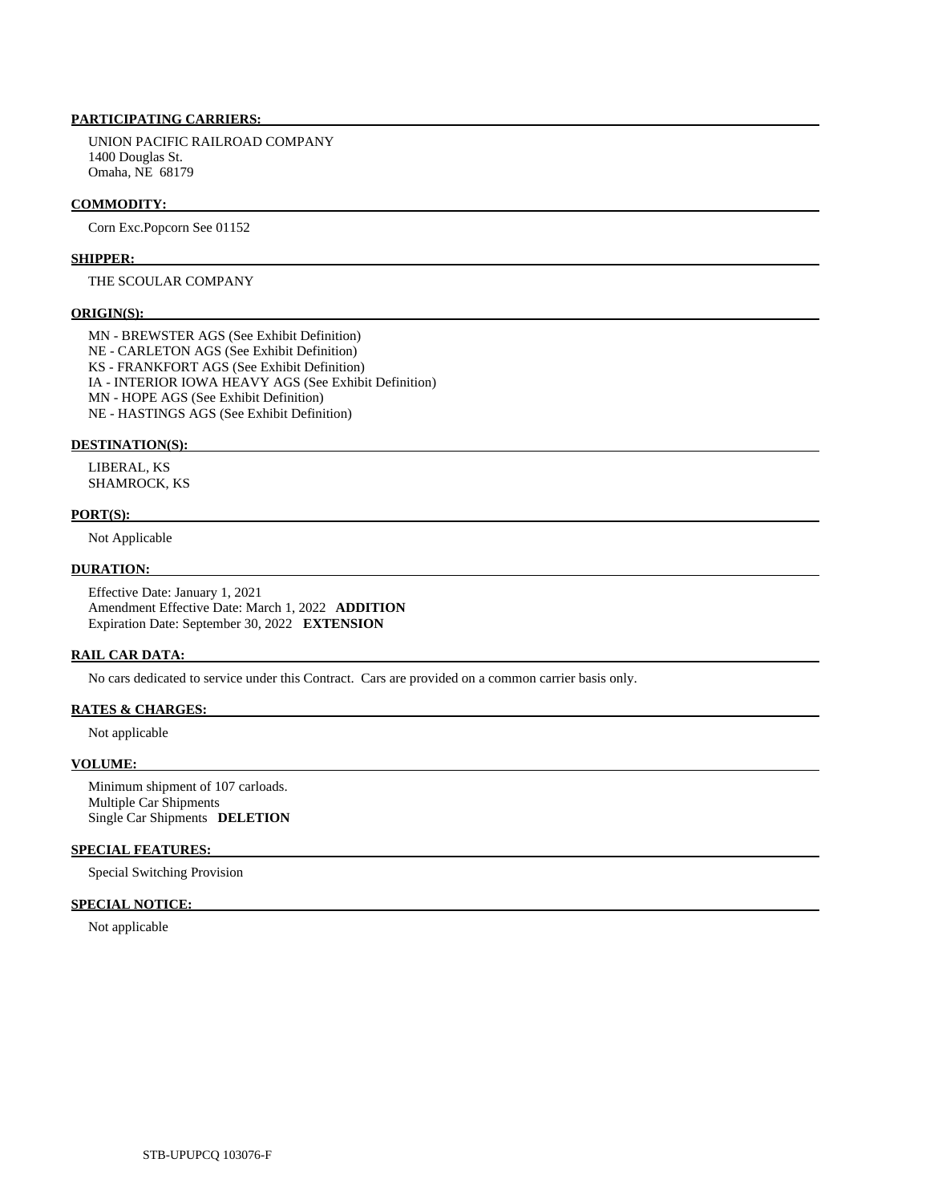**PARTICIPATING CARRIERS:**

UNION PACIFIC RAILROAD COMPANY
1400 Douglas St.
Omaha, NE 68179

**COMMODITY:**

Corn Exc.Popcorn See 01152

**SHIPPER:**

THE SCOULAR COMPANY

**ORIGIN(S):**

MN - BREWSTER AGS (See Exhibit Definition)
NE - CARLETON AGS (See Exhibit Definition)
KS - FRANKFORT AGS (See Exhibit Definition)
IA - INTERIOR IOWA HEAVY AGS (See Exhibit Definition)
MN - HOPE AGS (See Exhibit Definition)
NE - HASTINGS AGS (See Exhibit Definition)

**DESTINATION(S):**

LIBERAL, KS
SHAMROCK, KS

**PORT(S):**

Not Applicable

**DURATION:**

Effective Date: January 1, 2021
Amendment Effective Date: March 1, 2022 **ADDITION**
Expiration Date: September 30, 2022 **EXTENSION**

**RAIL CAR DATA:**

No cars dedicated to service under this Contract. Cars are provided on a common carrier basis only.

**RATES & CHARGES:**

Not applicable

**VOLUME:**

Minimum shipment of 107 carloads.
Multiple Car Shipments
Single Car Shipments **DELETION**

**SPECIAL FEATURES:**

Special Switching Provision

**SPECIAL NOTICE:**

Not applicable

STB-UPUPCQ 103076-F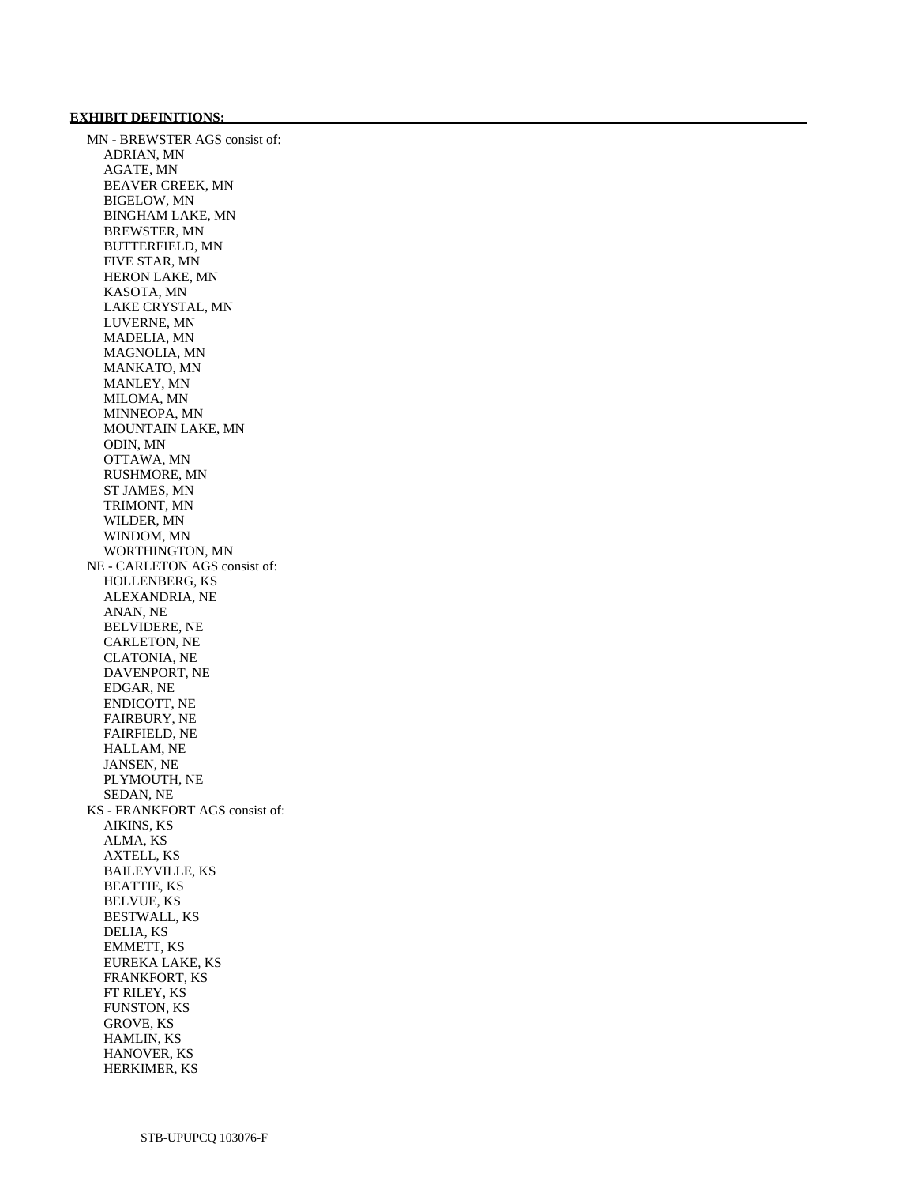**EXHIBIT DEFINITIONS:**

MN - BREWSTER AGS consist of:
- ADRIAN, MN
- AGATE, MN
- BEAVER CREEK, MN
- BIGELOW, MN
- BINGHAM LAKE, MN
- BREWSTER, MN
- BUTTERFIELD, MN
- FIVE STAR, MN
- HERON LAKE, MN
- KASOTA, MN
- LAKE CRYSTAL, MN
- LUVERNE, MN
- MADELIA, MN
- MAGNOLIA, MN
- MANKATO, MN
- MANLEY, MN
- MILOMA, MN
- MINNEOPA, MN
- MOUNTAIN LAKE, MN
- ODIN, MN
- OTTAWA, MN
- RUSHMORE, MN
- ST JAMES, MN
- TRIMONT, MN
- WILDER, MN
- WINDOM, MN
- WORTHINGTON, MN

NE - CARLETON AGS consist of:
- HOLLENBERG, KS
- ALEXANDRIA, NE
- ANAN, NE
- BELVIDERE, NE
- CARLETON, NE
- CLATONIA, NE
- DAVENPORT, NE
- EDGAR, NE
- ENDICOTT, NE
- FAIRBURY, NE
- FAIRFIELD, NE
- HALLAM, NE
- JANSEN, NE
- PLYMOUTH, NE
- SEDAN, NE

KS - FRANKFORT AGS consist of:
- AIKINS, KS
- ALMA, KS
- AXTELL, KS
- BAILEYVILLE, KS
- BEATTIE, KS
- BELVUE, KS
- BESTWALL, KS
- DELIA, KS
- EMMETT, KS
- EUREKA LAKE, KS
- FRANKFORT, KS
- FT RILEY, KS
- FUNSTON, KS
- GROVE, KS
- HAMLIN, KS
- HANOVER, KS
- HERKIMER, KS

STB-UPUPCQ 103076-F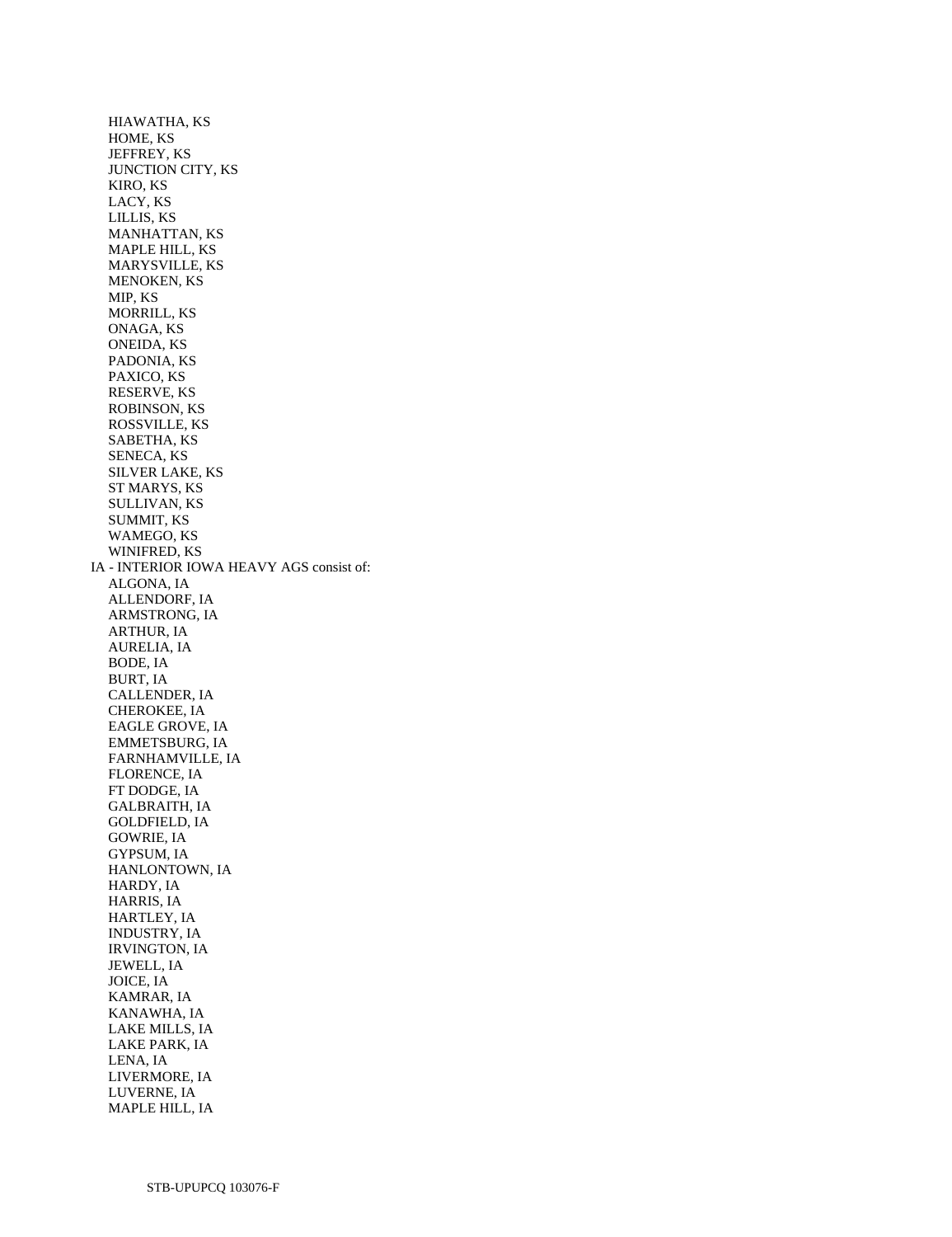HIAWATHA, KS
HOME, KS
JEFFREY, KS
JUNCTION CITY, KS
KIRO, KS
LACY, KS
LILLIS, KS
MANHATTAN, KS
MAPLE HILL, KS
MARYSVILLE, KS
MENOKEN, KS
MIP, KS
MORRILL, KS
ONAGA, KS
ONEIDA, KS
PADONIA, KS
PAXICO, KS
RESERVE, KS
ROBINSON, KS
ROSSVILLE, KS
SABETHA, KS
SENECA, KS
SILVER LAKE, KS
ST MARYS, KS
SULLIVAN, KS
SUMMIT, KS
WAMEGO, KS
WINIFRED, KS

IA - INTERIOR IOWA HEAVY AGS consist of:

ALGONA, IA
ALLENDORF, IA
ARMSTRONG, IA
ARTHUR, IA
AURELIA, IA
BODE, IA
BURT, IA
CALLENDER, IA
CHEROKEE, IA
EAGLE GROVE, IA
EMMETSBURG, IA
FARNHAMVILLE, IA
FLORENCE, IA
FT DODGE, IA
GALBRAITH, IA
GOLDFIELD, IA
GOWRIE, IA
GYPSUM, IA
HANLONTOWN, IA
HARDY, IA
HARRIS, IA
HARTLEY, IA
INDUSTRY, IA
IRVINGTON, IA
JEWELL, IA
JOICE, IA
KAMRAR, IA
KANAWHA, IA
LAKE MILLS, IA
LAKE PARK, IA
LENA, IA
LIVERMORE, IA
LUVERNE, IA
MAPLE HILL, IA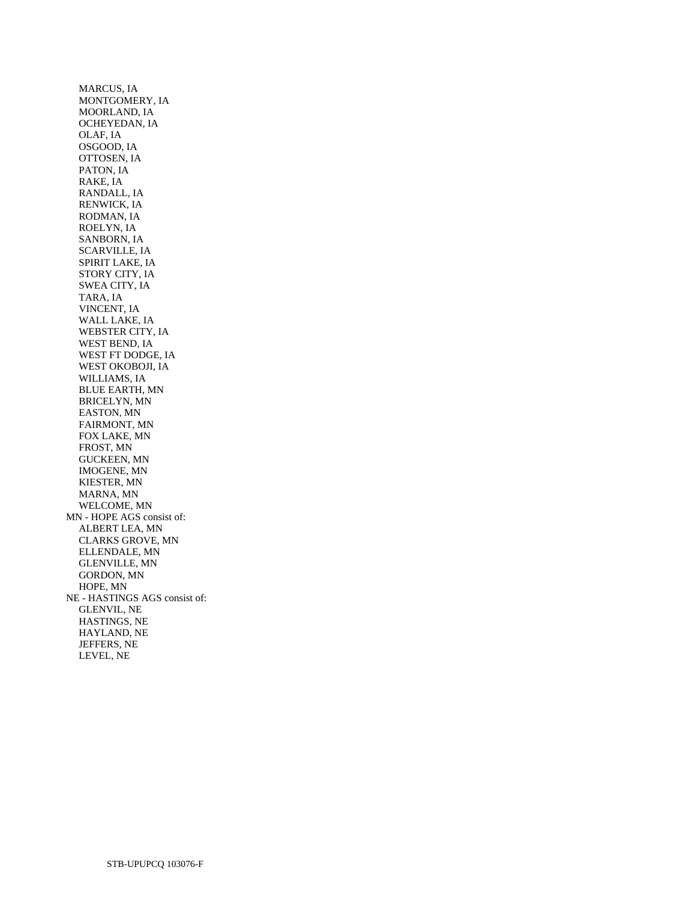MARCUS, IA
MONTGOMERY, IA
MOORLAND, IA
OCHEYEDAN, IA
OLAF, IA
OSGOOD, IA
OTTOSEN, IA
PATON, IA
RAKE, IA
RANDALL, IA
RENWICK, IA
RODMAN, IA
ROELYN, IA
SANBORN, IA
SCARVILLE, IA
SPIRIT LAKE, IA
STORY CITY, IA
SWEA CITY, IA
TARA, IA
VINCENT, IA
WALL LAKE, IA
WEBSTER CITY, IA
WEST BEND, IA
WEST FT DODGE, IA
WEST OKOBOJI, IA
WILLIAMS, IA
BLUE EARTH, MN
BRICELYN, MN
EASTON, MN
FAIRMONT, MN
FOX LAKE, MN
FROST, MN
GUCKEEN, MN
IMOGENE, MN
KIESTER, MN
MARNA, MN
WELCOME, MN

MN - HOPE AGS consist of:

ALBERT LEA, MN
CLARKS GROVE, MN
ELLENDALE, MN
GLENVILLE, MN
GORDON, MN
HOPE, MN

NE - HASTINGS AGS consist of:

GLENVIL, NE
HASTINGS, NE
HAYLAND, NE
JEFFERS, NE
LEVEL, NE

STB-UPUPCQ 103076-F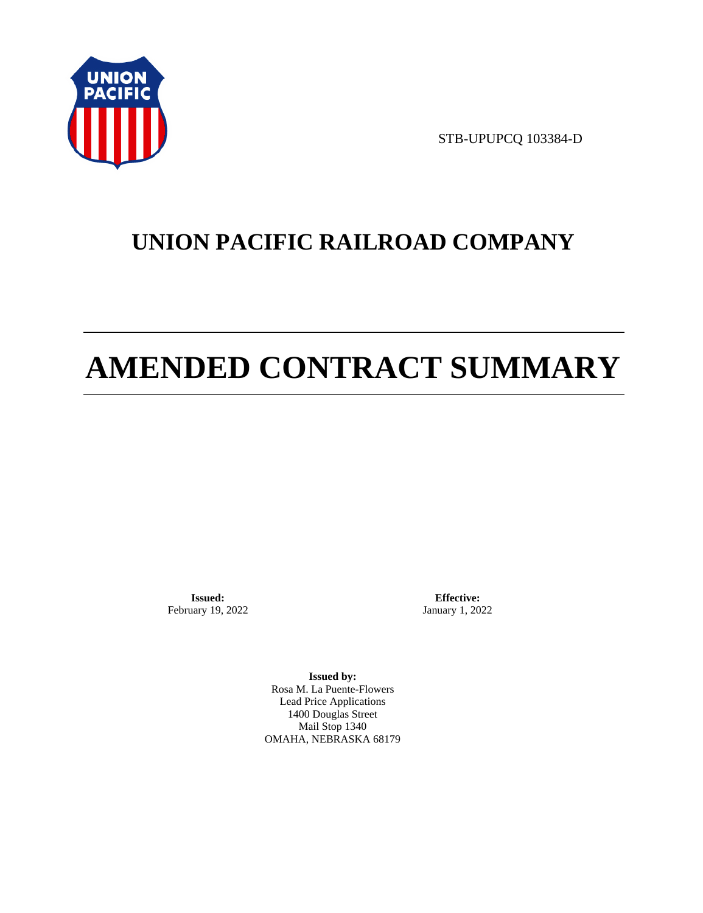STB-UPUPCQ 103384-D

# UNION PACIFIC RAILROAD COMPANY

# AMENDED CONTRACT SUMMARY

**Issued:**
February 19, 2022

**Effective:**
January 1, 2022

**Issued by:**
Rosa M. La Puente-Flowers
Lead Price Applications
1400 Douglas Street
Mail Stop 1340
OMAHA, NEBRASKA 68179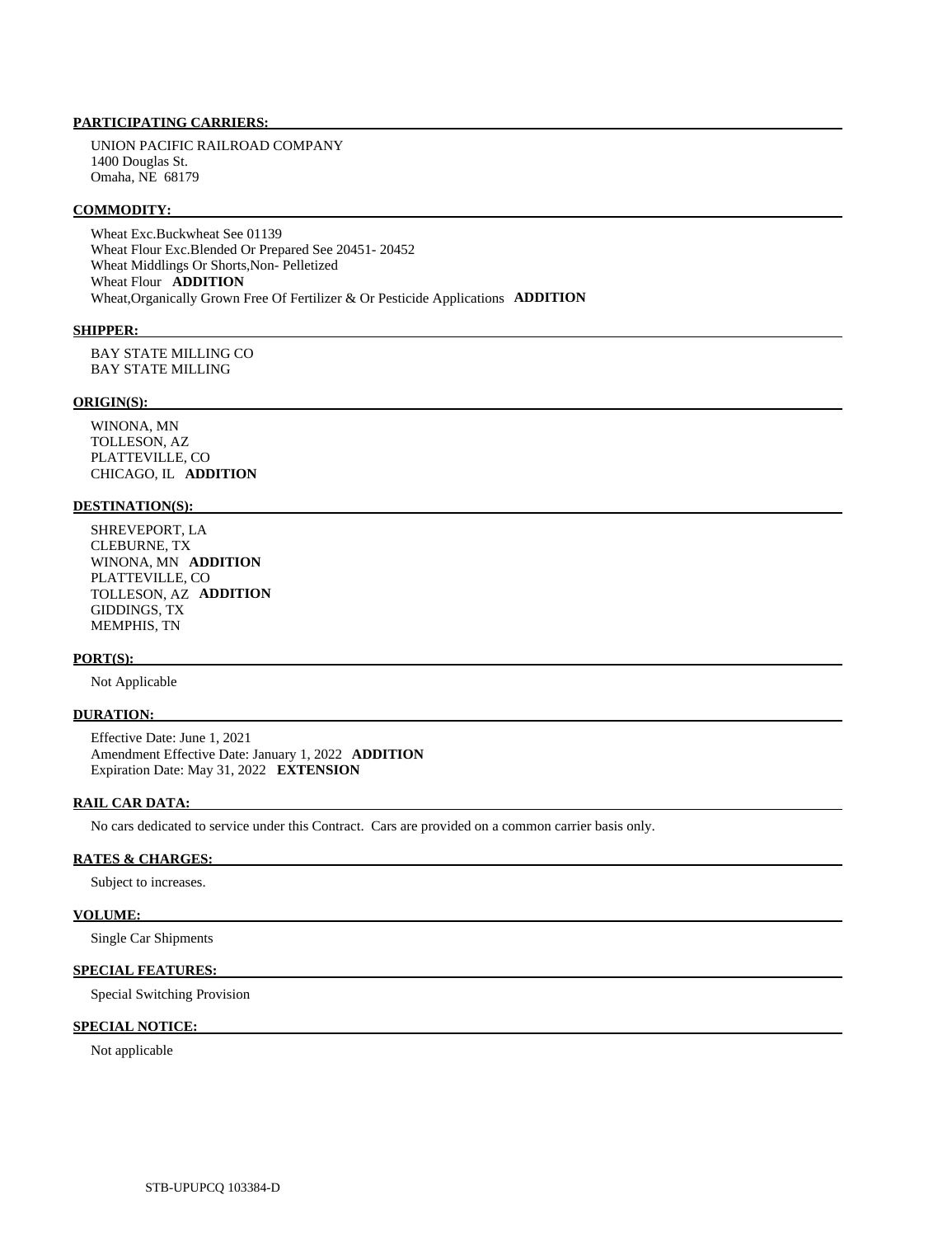**PARTICIPATING CARRIERS:**

UNION PACIFIC RAILROAD COMPANY
1400 Douglas St.
Omaha, NE 68179

**COMMODITY:**

Wheat Exc.Buckwheat See 01139
Wheat Flour Exc.Blended Or Prepared See 20451- 20452
Wheat Middlings Or Shorts,Non- Pelletized
Wheat Flour **ADDITION**
Wheat,Organically Grown Free Of Fertilizer & Or Pesticide Applications **ADDITION**

**SHIPPER:**

BAY STATE MILLING CO
BAY STATE MILLING

**ORIGIN(S):**

WINONA, MN
TOLLESON, AZ
PLATTEVILLE, CO
CHICAGO, IL **ADDITION**

**DESTINATION(S):**

SHREVEPORT, LA
CLEBURNE, TX
WINONA, MN **ADDITION**
PLATTEVILLE, CO
TOLLESON, AZ **ADDITION**
GIDDINGS, TX
MEMPHIS, TN

**PORT(S):**

Not Applicable

**DURATION:**

Effective Date: June 1, 2021
Amendment Effective Date: January 1, 2022 **ADDITION**
Expiration Date: May 31, 2022 **EXTENSION**

**RAIL CAR DATA:**

No cars dedicated to service under this Contract. Cars are provided on a common carrier basis only.

**RATES & CHARGES:**

Subject to increases.

**VOLUME:**

Single Car Shipments

**SPECIAL FEATURES:**

Special Switching Provision

**SPECIAL NOTICE:**

Not applicable

STB-UPUPCQ 103384-D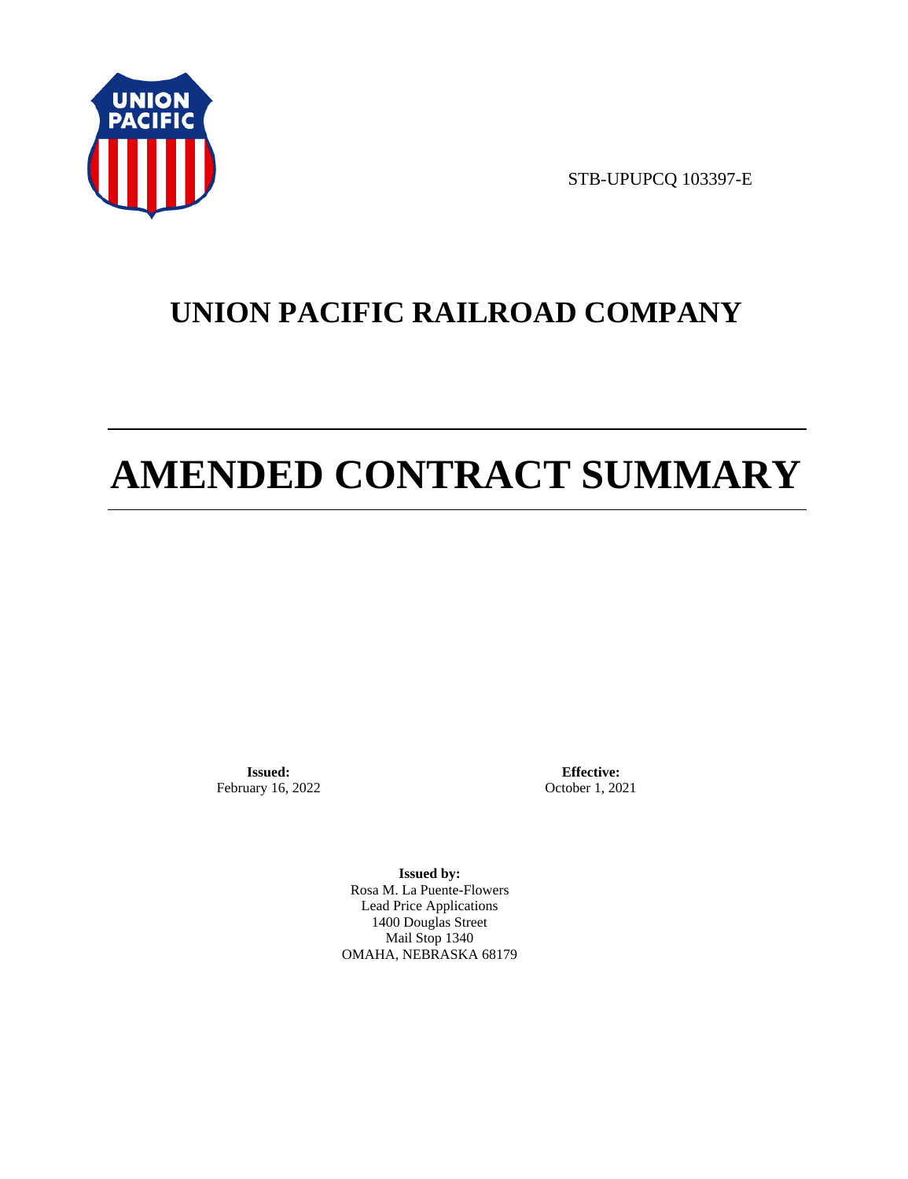STB-UPUPCQ 103397-E

# UNION PACIFIC RAILROAD COMPANY

# AMENDED CONTRACT SUMMARY

**Issued:**
February 16, 2022

**Effective:**
October 1, 2021

**Issued by:**
Rosa M. La Puente-Flowers
Lead Price Applications
1400 Douglas Street
Mail Stop 1340
OMAHA, NEBRASKA 68179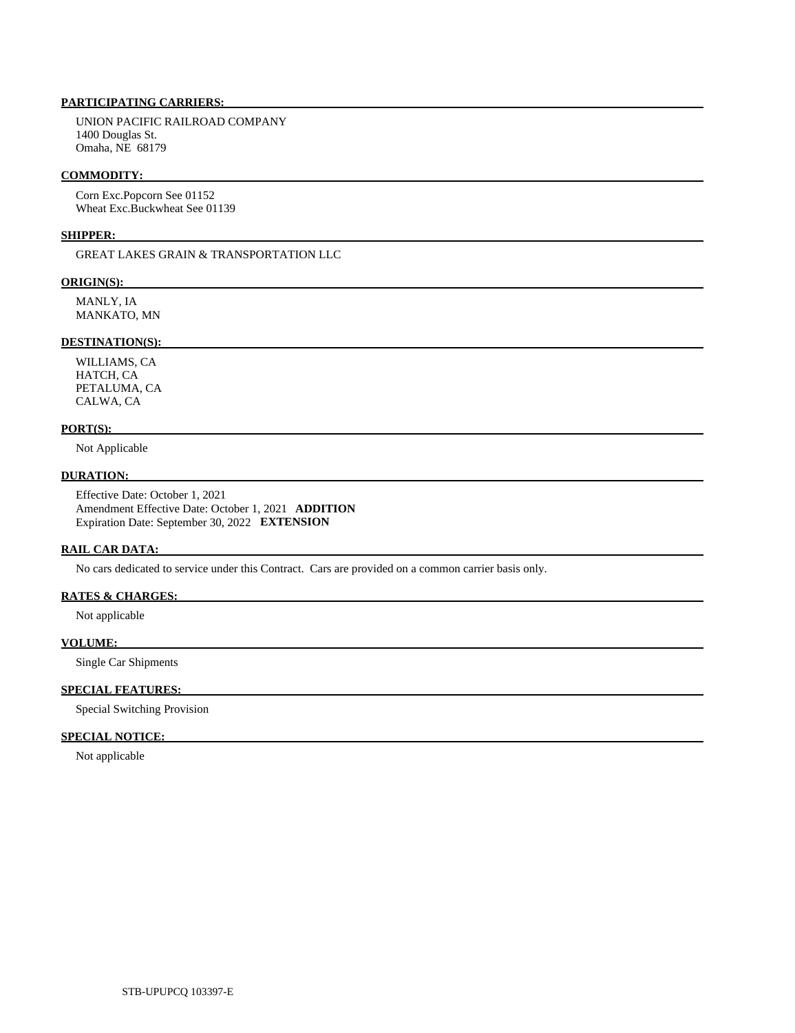**PARTICIPATING CARRIERS:**

UNION PACIFIC RAILROAD COMPANY
1400 Douglas St.
Omaha, NE 68179

**COMMODITY:**

Corn Exc.Popcorn See 01152
Wheat Exc.Buckwheat See 01139

**SHIPPER:**

GREAT LAKES GRAIN & TRANSPORTATION LLC

**ORIGIN(S):**

MANLY, IA
MANKATO, MN

**DESTINATION(S):**

WILLIAMS, CA
HATCH, CA
PETALUMA, CA
CALWA, CA

**PORT(S):**

Not Applicable

**DURATION:**

Effective Date: October 1, 2021
Amendment Effective Date: October 1, 2021 **ADDITION**
Expiration Date: September 30, 2022 **EXTENSION**

**RAIL CAR DATA:**

No cars dedicated to service under this Contract. Cars are provided on a common carrier basis only.

**RATES & CHARGES:**

Not applicable

**VOLUME:**

Single Car Shipments

**SPECIAL FEATURES:**

Special Switching Provision

**SPECIAL NOTICE:**

Not applicable

STB-UPUPCQ 103397-E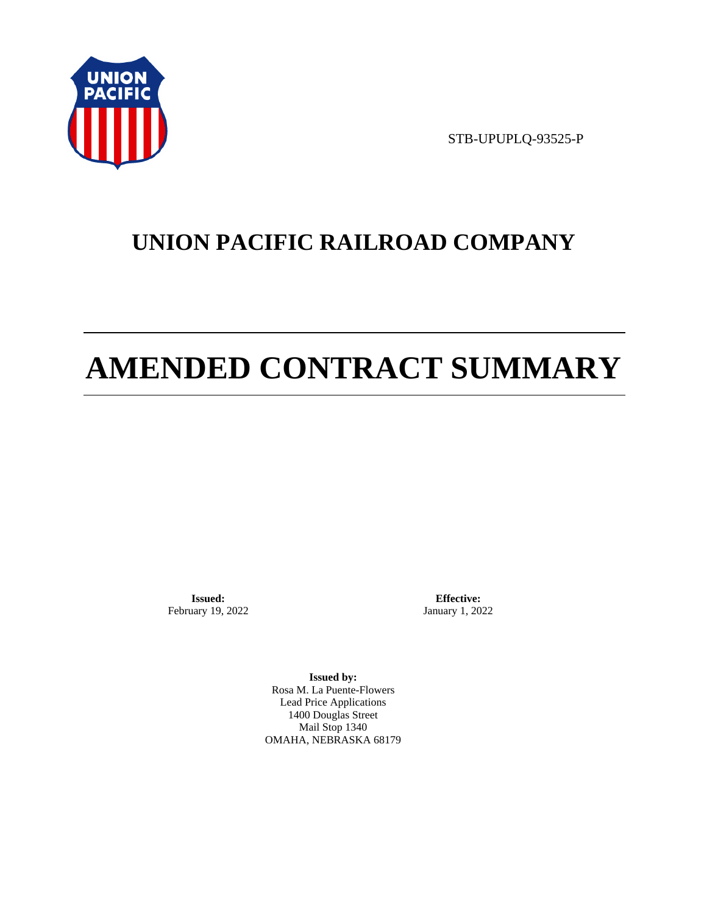STB-UPUPLQ-93525-P

# UNION PACIFIC RAILROAD COMPANY

# AMENDED CONTRACT SUMMARY

**Issued:**
February 19, 2022

**Effective:**
January 1, 2022

**Issued by:**
Rosa M. La Puente-Flowers
Lead Price Applications
1400 Douglas Street
Mail Stop 1340
OMAHA, NEBRASKA 68179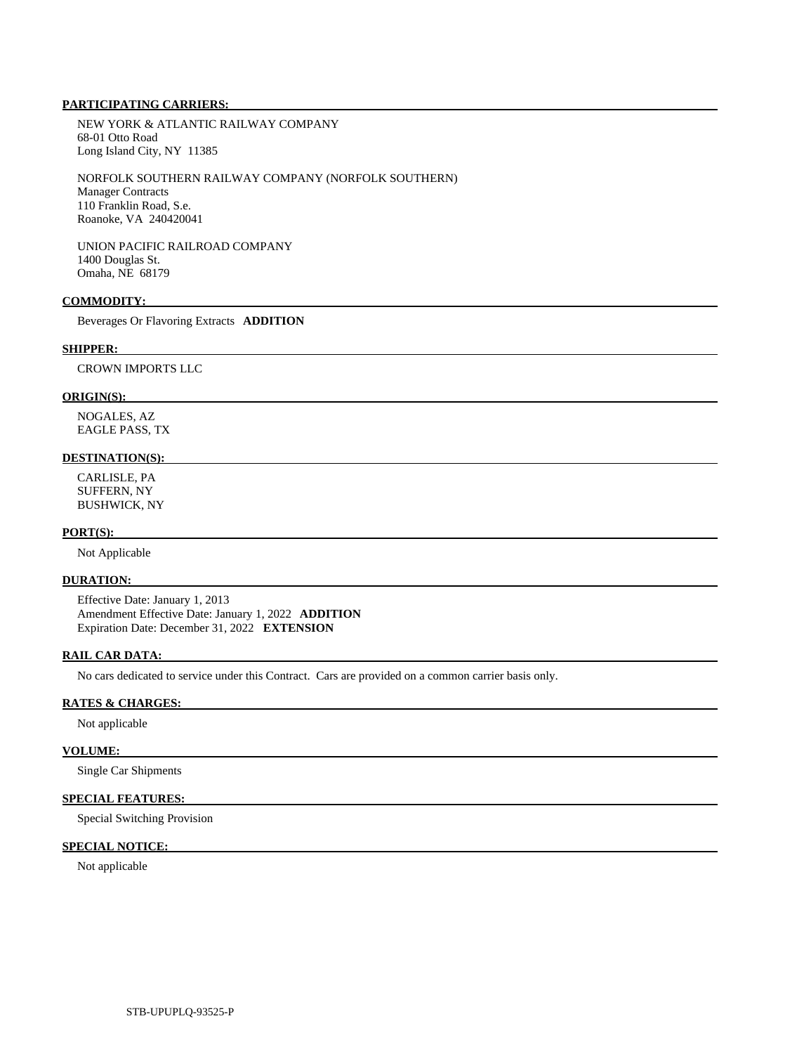**PARTICIPATING CARRIERS:**

NEW YORK & ATLANTIC RAILWAY COMPANY
68-01 Otto Road
Long Island City, NY 11385

NORFOLK SOUTHERN RAILWAY COMPANY (NORFOLK SOUTHERN)
Manager Contracts
110 Franklin Road, S.e.
Roanoke, VA 240420041

UNION PACIFIC RAILROAD COMPANY
1400 Douglas St.
Omaha, NE 68179

**COMMODITY:**

Beverages Or Flavoring Extracts **ADDITION**

**SHIPPER:**

CROWN IMPORTS LLC

**ORIGIN(S):**

NOGALES, AZ
EAGLE PASS, TX

**DESTINATION(S):**

CARLISLE, PA
SUFFERN, NY
BUSHWICK, NY

**PORT(S):**

Not Applicable

**DURATION:**

Effective Date: January 1, 2013
Amendment Effective Date: January 1, 2022 **ADDITION**
Expiration Date: December 31, 2022 **EXTENSION**

**RAIL CAR DATA:**

No cars dedicated to service under this Contract. Cars are provided on a common carrier basis only.

**RATES & CHARGES:**

Not applicable

**VOLUME:**

Single Car Shipments

**SPECIAL FEATURES:**

Special Switching Provision

**SPECIAL NOTICE:**

Not applicable

STB-UPUPLQ-93525-P